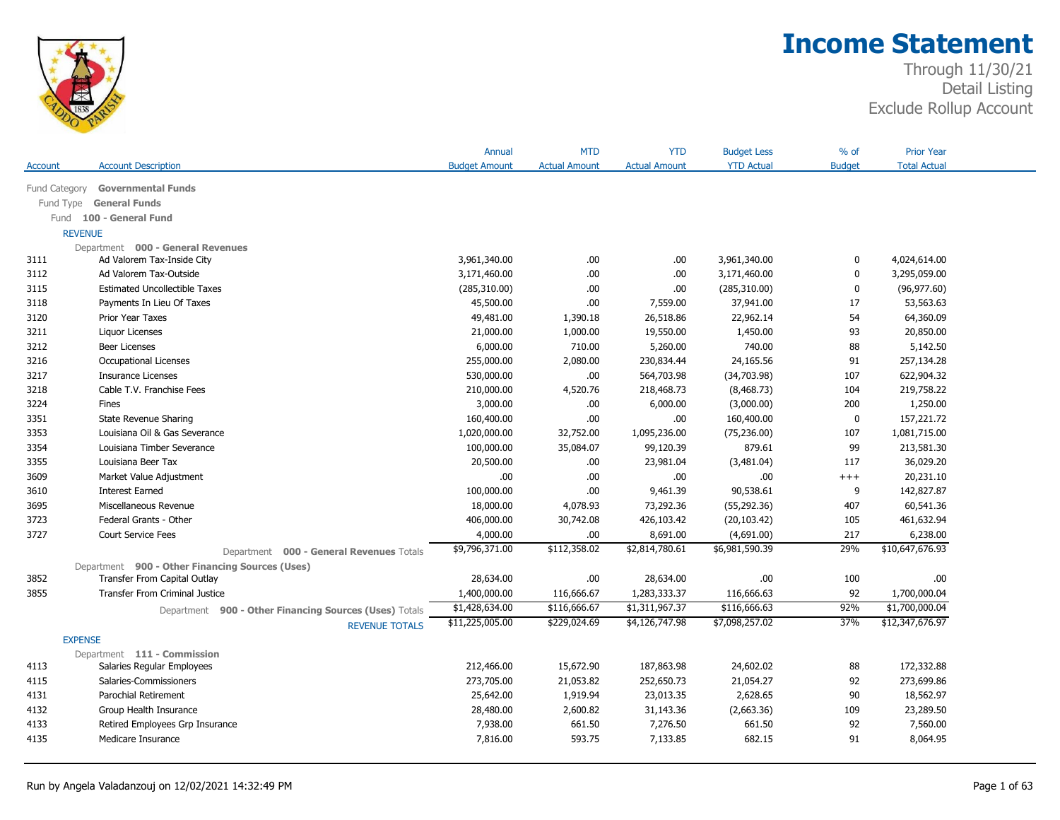# Income Statement

Through 11/30/21
Detail Listing
Exclude Rollup Account

| Account | Account Description | Annual Budget Amount | MTD Actual Amount | YTD Actual Amount | Budget Less YTD Actual | % of Budget | Prior Year Total Actual |
|---|---|---|---|---|---|---|---|
| Fund Category | **Governmental Funds** | | | | | | |
| Fund Type | **General Funds** | | | | | | |
| Fund | **100 - General Fund** | | | | | | |
| REVENUE | | | | | | | |
| Department | **000 - General Revenues** | | | | | | |
| 3111 | Ad Valorem Tax-Inside City | 3,961,340.00 | .00 | .00 | 3,961,340.00 | 0 | 4,024,614.00 |
| 3112 | Ad Valorem Tax-Outside | 3,171,460.00 | .00 | .00 | 3,171,460.00 | 0 | 3,295,059.00 |
| 3115 | Estimated Uncollectible Taxes | (285,310.00) | .00 | .00 | (285,310.00) | 0 | (96,977.60) |
| 3118 | Payments In Lieu Of Taxes | 45,500.00 | .00 | 7,559.00 | 37,941.00 | 17 | 53,563.63 |
| 3120 | Prior Year Taxes | 49,481.00 | 1,390.18 | 26,518.86 | 22,962.14 | 54 | 64,360.09 |
| 3211 | Liquor Licenses | 21,000.00 | 1,000.00 | 19,550.00 | 1,450.00 | 93 | 20,850.00 |
| 3212 | Beer Licenses | 6,000.00 | 710.00 | 5,260.00 | 740.00 | 88 | 5,142.50 |
| 3216 | Occupational Licenses | 255,000.00 | 2,080.00 | 230,834.44 | 24,165.56 | 91 | 257,134.28 |
| 3217 | Insurance Licenses | 530,000.00 | .00 | 564,703.98 | (34,703.98) | 107 | 622,904.32 |
| 3218 | Cable T.V. Franchise Fees | 210,000.00 | 4,520.76 | 218,468.73 | (8,468.73) | 104 | 219,758.22 |
| 3224 | Fines | 3,000.00 | .00 | 6,000.00 | (3,000.00) | 200 | 1,250.00 |
| 3351 | State Revenue Sharing | 160,400.00 | .00 | .00 | 160,400.00 | 0 | 157,221.72 |
| 3353 | Louisiana Oil & Gas Severance | 1,020,000.00 | 32,752.00 | 1,095,236.00 | (75,236.00) | 107 | 1,081,715.00 |
| 3354 | Louisiana Timber Severance | 100,000.00 | 35,084.07 | 99,120.39 | 879.61 | 99 | 213,581.30 |
| 3355 | Louisiana Beer Tax | 20,500.00 | .00 | 23,981.04 | (3,481.04) | 117 | 36,029.20 |
| 3609 | Market Value Adjustment | .00 | .00 | .00 | .00 | +++ | 20,231.10 |
| 3610 | Interest Earned | 100,000.00 | .00 | 9,461.39 | 90,538.61 | 9 | 142,827.87 |
| 3695 | Miscellaneous Revenue | 18,000.00 | 4,078.93 | 73,292.36 | (55,292.36) | 407 | 60,541.36 |
| 3723 | Federal Grants - Other | 406,000.00 | 30,742.08 | 426,103.42 | (20,103.42) | 105 | 461,632.94 |
| 3727 | Court Service Fees | 4,000.00 | .00 | 8,691.00 | (4,691.00) | 217 | 6,238.00 |
| | Department **000 - General Revenues** Totals | $9,796,371.00 | $112,358.02 | $2,814,780.61 | $6,981,590.39 | 29% | $10,647,676.93 |
| Department | **900 - Other Financing Sources (Uses)** | | | | | | |
| 3852 | Transfer From Capital Outlay | 28,634.00 | .00 | 28,634.00 | .00 | 100 | .00 |
| 3855 | Transfer From Criminal Justice | 1,400,000.00 | 116,666.67 | 1,283,333.37 | 116,666.63 | 92 | 1,700,000.04 |
| | Department **900 - Other Financing Sources (Uses)** Totals | $1,428,634.00 | $116,666.67 | $1,311,967.37 | $116,666.63 | 92% | $1,700,000.04 |
| | REVENUE TOTALS | $11,225,005.00 | $229,024.69 | $4,126,747.98 | $7,098,257.02 | 37% | $12,347,676.97 |
| EXPENSE | | | | | | | |
| Department | **111 - Commission** | | | | | | |
| 4113 | Salaries Regular Employees | 212,466.00 | 15,672.90 | 187,863.98 | 24,602.02 | 88 | 172,332.88 |
| 4115 | Salaries-Commissioners | 273,705.00 | 21,053.82 | 252,650.73 | 21,054.27 | 92 | 273,699.86 |
| 4131 | Parochial Retirement | 25,642.00 | 1,919.94 | 23,013.35 | 2,628.65 | 90 | 18,562.97 |
| 4132 | Group Health Insurance | 28,480.00 | 2,600.82 | 31,143.36 | (2,663.36) | 109 | 23,289.50 |
| 4133 | Retired Employees Grp Insurance | 7,938.00 | 661.50 | 7,276.50 | 661.50 | 92 | 7,560.00 |
| 4135 | Medicare Insurance | 7,816.00 | 593.75 | 7,133.85 | 682.15 | 91 | 8,064.95 |

Run by Angela Valadanzouj on 12/02/2021 14:32:49 PM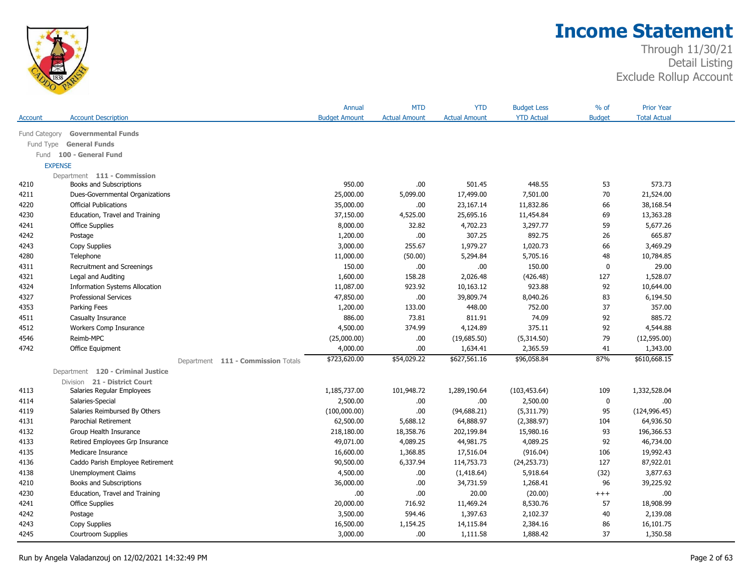# Income Statement

Through 11/30/21
Detail Listing
Exclude Rollup Account

| Account | Account Description | Annual Budget Amount | MTD Actual Amount | YTD Actual Amount | Budget Less YTD Actual | % of Budget | Prior Year Total Actual |
|---|---|---|---|---|---|---|---|
| Fund Category | **Governmental Funds** | | | | | | |
| Fund Type | **General Funds** | | | | | | |
| Fund | **100 - General Fund** | | | | | | |
| EXPENSE | | | | | | | |
| Department | **111 - Commission** | | | | | | |
| 4210 | Books and Subscriptions | 950.00 | .00 | 501.45 | 448.55 | 53 | 573.73 |
| 4211 | Dues-Governmental Organizations | 25,000.00 | 5,099.00 | 17,499.00 | 7,501.00 | 70 | 21,524.00 |
| 4220 | Official Publications | 35,000.00 | .00 | 23,167.14 | 11,832.86 | 66 | 38,168.54 |
| 4230 | Education, Travel and Training | 37,150.00 | 4,525.00 | 25,695.16 | 11,454.84 | 69 | 13,363.28 |
| 4241 | Office Supplies | 8,000.00 | 32.82 | 4,702.23 | 3,297.77 | 59 | 5,677.26 |
| 4242 | Postage | 1,200.00 | .00 | 307.25 | 892.75 | 26 | 665.87 |
| 4243 | Copy Supplies | 3,000.00 | 255.67 | 1,979.27 | 1,020.73 | 66 | 3,469.29 |
| 4280 | Telephone | 11,000.00 | (50.00) | 5,294.84 | 5,705.16 | 48 | 10,784.85 |
| 4311 | Recruitment and Screenings | 150.00 | .00 | .00 | 150.00 | 0 | 29.00 |
| 4321 | Legal and Auditing | 1,600.00 | 158.28 | 2,026.48 | (426.48) | 127 | 1,528.07 |
| 4324 | Information Systems Allocation | 11,087.00 | 923.92 | 10,163.12 | 923.88 | 92 | 10,644.00 |
| 4327 | Professional Services | 47,850.00 | .00 | 39,809.74 | 8,040.26 | 83 | 6,194.50 |
| 4353 | Parking Fees | 1,200.00 | 133.00 | 448.00 | 752.00 | 37 | 357.00 |
| 4511 | Casualty Insurance | 886.00 | 73.81 | 811.91 | 74.09 | 92 | 885.72 |
| 4512 | Workers Comp Insurance | 4,500.00 | 374.99 | 4,124.89 | 375.11 | 92 | 4,544.88 |
| 4546 | Reimb-MPC | (25,000.00) | .00 | (19,685.50) | (5,314.50) | 79 | (12,595.00) |
| 4742 | Office Equipment | 4,000.00 | .00 | 1,634.41 | 2,365.59 | 41 | 1,343.00 |
| | Department **111 - Commission** Totals | $723,620.00 | $54,029.22 | $627,561.16 | $96,058.84 | 87% | $610,668.15 |
| Department | **120 - Criminal Justice** | | | | | | |
| Division | **21 - District Court** | | | | | | |
| 4113 | Salaries Regular Employees | 1,185,737.00 | 101,948.72 | 1,289,190.64 | (103,453.64) | 109 | 1,332,528.04 |
| 4114 | Salaries-Special | 2,500.00 | .00 | .00 | 2,500.00 | 0 | .00 |
| 4119 | Salaries Reimbursed By Others | (100,000.00) | .00 | (94,688.21) | (5,311.79) | 95 | (124,996.45) |
| 4131 | Parochial Retirement | 62,500.00 | 5,688.12 | 64,888.97 | (2,388.97) | 104 | 64,936.50 |
| 4132 | Group Health Insurance | 218,180.00 | 18,358.76 | 202,199.84 | 15,980.16 | 93 | 196,366.53 |
| 4133 | Retired Employees Grp Insurance | 49,071.00 | 4,089.25 | 44,981.75 | 4,089.25 | 92 | 46,734.00 |
| 4135 | Medicare Insurance | 16,600.00 | 1,368.85 | 17,516.04 | (916.04) | 106 | 19,992.43 |
| 4136 | Caddo Parish Employee Retirement | 90,500.00 | 6,337.94 | 114,753.73 | (24,253.73) | 127 | 87,922.01 |
| 4138 | Unemployment Claims | 4,500.00 | .00 | (1,418.64) | 5,918.64 | (32) | 3,877.63 |
| 4210 | Books and Subscriptions | 36,000.00 | .00 | 34,731.59 | 1,268.41 | 96 | 39,225.92 |
| 4230 | Education, Travel and Training | .00 | .00 | 20.00 | (20.00) | +++ | .00 |
| 4241 | Office Supplies | 20,000.00 | 716.92 | 11,469.24 | 8,530.76 | 57 | 18,908.99 |
| 4242 | Postage | 3,500.00 | 594.46 | 1,397.63 | 2,102.37 | 40 | 2,139.08 |
| 4243 | Copy Supplies | 16,500.00 | 1,154.25 | 14,115.84 | 2,384.16 | 86 | 16,101.75 |
| 4245 | Courtroom Supplies | 3,000.00 | .00 | 1,111.58 | 1,888.42 | 37 | 1,350.58 |

Run by Angela Valadanzouj on 12/02/2021 14:32:49 PM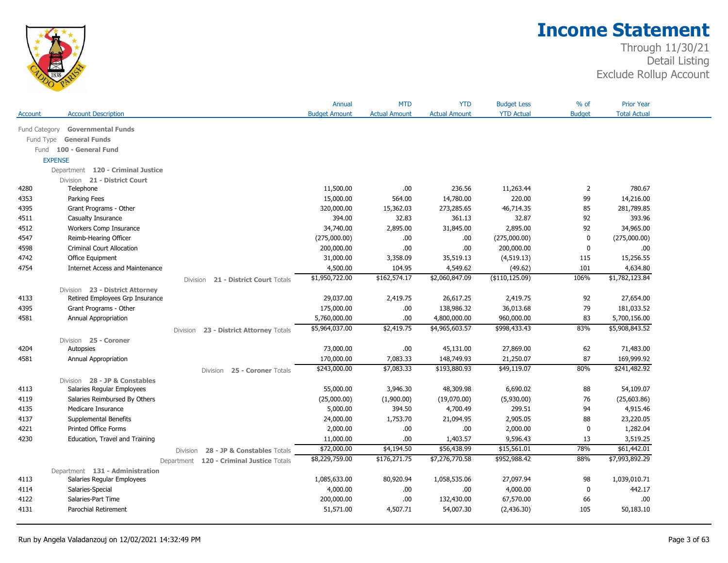# Income Statement

Through 11/30/21
Detail Listing
Exclude Rollup Account

| Account | Account Description | Annual Budget Amount | MTD Actual Amount | YTD Actual Amount | Budget Less YTD Actual | % of Budget | Prior Year Total Actual |
|---|---|---|---|---|---|---|---|
| Fund Category | **Governmental Funds** | | | | | | |
| Fund Type | **General Funds** | | | | | | |
| Fund | **100 - General Fund** | | | | | | |
| EXPENSE | | | | | | | |
| Department | **120 - Criminal Justice** | | | | | | |
| Division | **21 - District Court** | | | | | | |
| 4280 | Telephone | 11,500.00 | .00 | 236.56 | 11,263.44 | 2 | 780.67 |
| 4353 | Parking Fees | 15,000.00 | 564.00 | 14,780.00 | 220.00 | 99 | 14,216.00 |
| 4395 | Grant Programs - Other | 320,000.00 | 15,362.03 | 273,285.65 | 46,714.35 | 85 | 281,789.85 |
| 4511 | Casualty Insurance | 394.00 | 32.83 | 361.13 | 32.87 | 92 | 393.96 |
| 4512 | Workers Comp Insurance | 34,740.00 | 2,895.00 | 31,845.00 | 2,895.00 | 92 | 34,965.00 |
| 4547 | Reimb-Hearing Officer | (275,000.00) | .00 | .00 | (275,000.00) | 0 | (275,000.00) |
| 4598 | Criminal Court Allocation | 200,000.00 | .00 | .00 | 200,000.00 | 0 | .00 |
| 4742 | Office Equipment | 31,000.00 | 3,358.09 | 35,519.13 | (4,519.13) | 115 | 15,256.55 |
| 4754 | Internet Access and Maintenance | 4,500.00 | 104.95 | 4,549.62 | (49.62) | 101 | 4,634.80 |
| | Division **21 - District Court** Totals | $1,950,722.00 | $162,574.17 | $2,060,847.09 | ($110,125.09) | 106% | $1,782,123.84 |
| Division | **23 - District Attorney** | | | | | | |
| 4133 | Retired Employees Grp Insurance | 29,037.00 | 2,419.75 | 26,617.25 | 2,419.75 | 92 | 27,654.00 |
| 4395 | Grant Programs - Other | 175,000.00 | .00 | 138,986.32 | 36,013.68 | 79 | 181,033.52 |
| 4581 | Annual Appropriation | 5,760,000.00 | .00 | 4,800,000.00 | 960,000.00 | 83 | 5,700,156.00 |
| | Division **23 - District Attorney** Totals | $5,964,037.00 | $2,419.75 | $4,965,603.57 | $998,433.43 | 83% | $5,908,843.52 |
| Division | **25 - Coroner** | | | | | | |
| 4204 | Autopsies | 73,000.00 | .00 | 45,131.00 | 27,869.00 | 62 | 71,483.00 |
| 4581 | Annual Appropriation | 170,000.00 | 7,083.33 | 148,749.93 | 21,250.07 | 87 | 169,999.92 |
| | Division **25 - Coroner** Totals | $243,000.00 | $7,083.33 | $193,880.93 | $49,119.07 | 80% | $241,482.92 |
| Division | **28 - JP & Constables** | | | | | | |
| 4113 | Salaries Regular Employees | 55,000.00 | 3,946.30 | 48,309.98 | 6,690.02 | 88 | 54,109.07 |
| 4119 | Salaries Reimbursed By Others | (25,000.00) | (1,900.00) | (19,070.00) | (5,930.00) | 76 | (25,603.86) |
| 4135 | Medicare Insurance | 5,000.00 | 394.50 | 4,700.49 | 299.51 | 94 | 4,915.46 |
| 4137 | Supplemental Benefits | 24,000.00 | 1,753.70 | 21,094.95 | 2,905.05 | 88 | 23,220.05 |
| 4221 | Printed Office Forms | 2,000.00 | .00 | .00 | 2,000.00 | 0 | 1,282.04 |
| 4230 | Education, Travel and Training | 11,000.00 | .00 | 1,403.57 | 9,596.43 | 13 | 3,519.25 |
| | Division **28 - JP & Constables** Totals | $72,000.00 | $4,194.50 | $56,438.99 | $15,561.01 | 78% | $61,442.01 |
| | Department **120 - Criminal Justice** Totals | $8,229,759.00 | $176,271.75 | $7,276,770.58 | $952,988.42 | 88% | $7,993,892.29 |
| Department | **131 - Administration** | | | | | | |
| 4113 | Salaries Regular Employees | 1,085,633.00 | 80,920.94 | 1,058,535.06 | 27,097.94 | 98 | 1,039,010.71 |
| 4114 | Salaries-Special | 4,000.00 | .00 | .00 | 4,000.00 | 0 | 442.17 |
| 4122 | Salaries-Part Time | 200,000.00 | .00 | 132,430.00 | 67,570.00 | 66 | .00 |
| 4131 | Parochial Retirement | 51,571.00 | 4,507.71 | 54,007.30 | (2,436.30) | 105 | 50,183.10 |

Run by Angela Valadanzouj on 12/02/2021 14:32:49 PM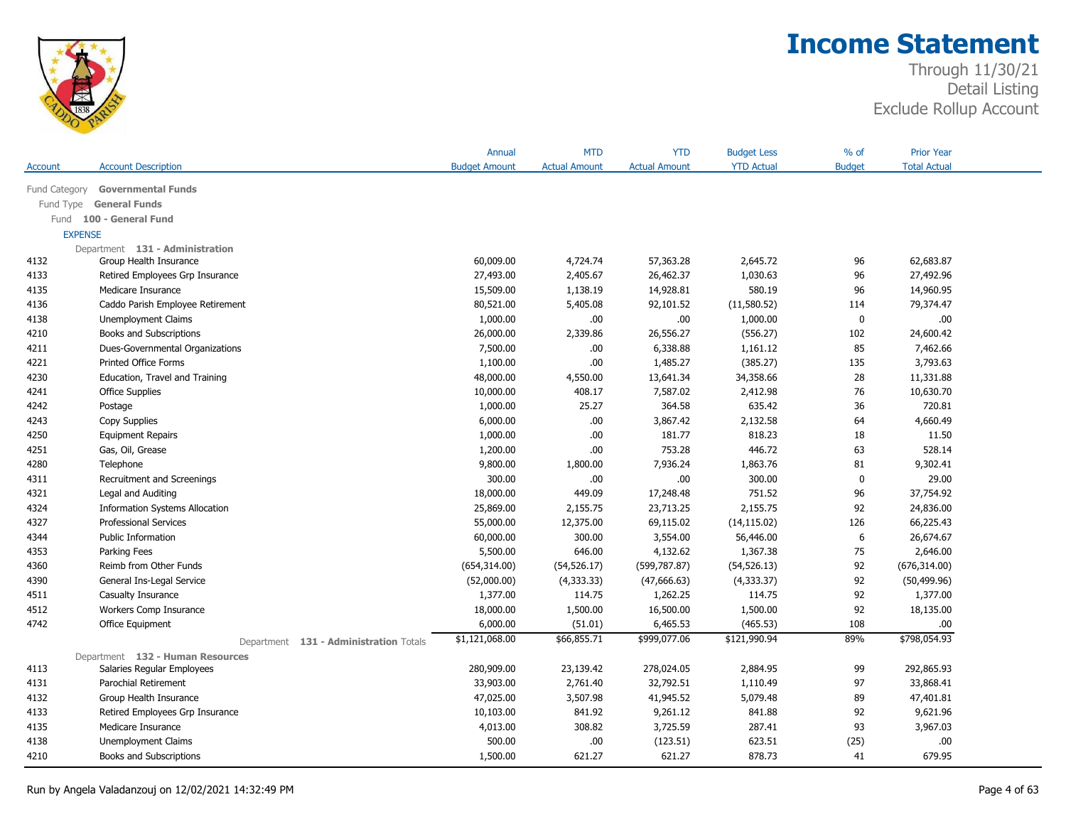# Income Statement

Through 11/30/21
Detail Listing
Exclude Rollup Account

| Account | Account Description | Annual Budget Amount | MTD Actual Amount | YTD Actual Amount | Budget Less YTD Actual | % of Budget | Prior Year Total Actual |
|---|---|---|---|---|---|---|---|
| Fund Category | **Governmental Funds** | | | | | | |
| Fund Type | **General Funds** | | | | | | |
| Fund | **100 - General Fund** | | | | | | |
| EXPENSE | | | | | | | |
| Department | **131 - Administration** | | | | | | |
| 4132 | Group Health Insurance | 60,009.00 | 4,724.74 | 57,363.28 | 2,645.72 | 96 | 62,683.87 |
| 4133 | Retired Employees Grp Insurance | 27,493.00 | 2,405.67 | 26,462.37 | 1,030.63 | 96 | 27,492.96 |
| 4135 | Medicare Insurance | 15,509.00 | 1,138.19 | 14,928.81 | 580.19 | 96 | 14,960.95 |
| 4136 | Caddo Parish Employee Retirement | 80,521.00 | 5,405.08 | 92,101.52 | (11,580.52) | 114 | 79,374.47 |
| 4138 | Unemployment Claims | 1,000.00 | .00 | .00 | 1,000.00 | 0 | .00 |
| 4210 | Books and Subscriptions | 26,000.00 | 2,339.86 | 26,556.27 | (556.27) | 102 | 24,600.42 |
| 4211 | Dues-Governmental Organizations | 7,500.00 | .00 | 6,338.88 | 1,161.12 | 85 | 7,462.66 |
| 4221 | Printed Office Forms | 1,100.00 | .00 | 1,485.27 | (385.27) | 135 | 3,793.63 |
| 4230 | Education, Travel and Training | 48,000.00 | 4,550.00 | 13,641.34 | 34,358.66 | 28 | 11,331.88 |
| 4241 | Office Supplies | 10,000.00 | 408.17 | 7,587.02 | 2,412.98 | 76 | 10,630.70 |
| 4242 | Postage | 1,000.00 | 25.27 | 364.58 | 635.42 | 36 | 720.81 |
| 4243 | Copy Supplies | 6,000.00 | .00 | 3,867.42 | 2,132.58 | 64 | 4,660.49 |
| 4250 | Equipment Repairs | 1,000.00 | .00 | 181.77 | 818.23 | 18 | 11.50 |
| 4251 | Gas, Oil, Grease | 1,200.00 | .00 | 753.28 | 446.72 | 63 | 528.14 |
| 4280 | Telephone | 9,800.00 | 1,800.00 | 7,936.24 | 1,863.76 | 81 | 9,302.41 |
| 4311 | Recruitment and Screenings | 300.00 | .00 | .00 | 300.00 | 0 | 29.00 |
| 4321 | Legal and Auditing | 18,000.00 | 449.09 | 17,248.48 | 751.52 | 96 | 37,754.92 |
| 4324 | Information Systems Allocation | 25,869.00 | 2,155.75 | 23,713.25 | 2,155.75 | 92 | 24,836.00 |
| 4327 | Professional Services | 55,000.00 | 12,375.00 | 69,115.02 | (14,115.02) | 126 | 66,225.43 |
| 4344 | Public Information | 60,000.00 | 300.00 | 3,554.00 | 56,446.00 | 6 | 26,674.67 |
| 4353 | Parking Fees | 5,500.00 | 646.00 | 4,132.62 | 1,367.38 | 75 | 2,646.00 |
| 4360 | Reimb from Other Funds | (654,314.00) | (54,526.17) | (599,787.87) | (54,526.13) | 92 | (676,314.00) |
| 4390 | General Ins-Legal Service | (52,000.00) | (4,333.33) | (47,666.63) | (4,333.37) | 92 | (50,499.96) |
| 4511 | Casualty Insurance | 1,377.00 | 114.75 | 1,262.25 | 114.75 | 92 | 1,377.00 |
| 4512 | Workers Comp Insurance | 18,000.00 | 1,500.00 | 16,500.00 | 1,500.00 | 92 | 18,135.00 |
| 4742 | Office Equipment | 6,000.00 | (51.01) | 6,465.53 | (465.53) | 108 | .00 |
| | Department **131 - Administration** Totals | $1,121,068.00 | $66,855.71 | $999,077.06 | $121,990.94 | 89% | $798,054.93 |
| Department | **132 - Human Resources** | | | | | | |
| 4113 | Salaries Regular Employees | 280,909.00 | 23,139.42 | 278,024.05 | 2,884.95 | 99 | 292,865.93 |
| 4131 | Parochial Retirement | 33,903.00 | 2,761.40 | 32,792.51 | 1,110.49 | 97 | 33,868.41 |
| 4132 | Group Health Insurance | 47,025.00 | 3,507.98 | 41,945.52 | 5,079.48 | 89 | 47,401.81 |
| 4133 | Retired Employees Grp Insurance | 10,103.00 | 841.92 | 9,261.12 | 841.88 | 92 | 9,621.96 |
| 4135 | Medicare Insurance | 4,013.00 | 308.82 | 3,725.59 | 287.41 | 93 | 3,967.03 |
| 4138 | Unemployment Claims | 500.00 | .00 | (123.51) | 623.51 | (25) | .00 |
| 4210 | Books and Subscriptions | 1,500.00 | 621.27 | 621.27 | 878.73 | 41 | 679.95 |

Run by Angela Valadanzouj on 12/02/2021 14:32:49 PM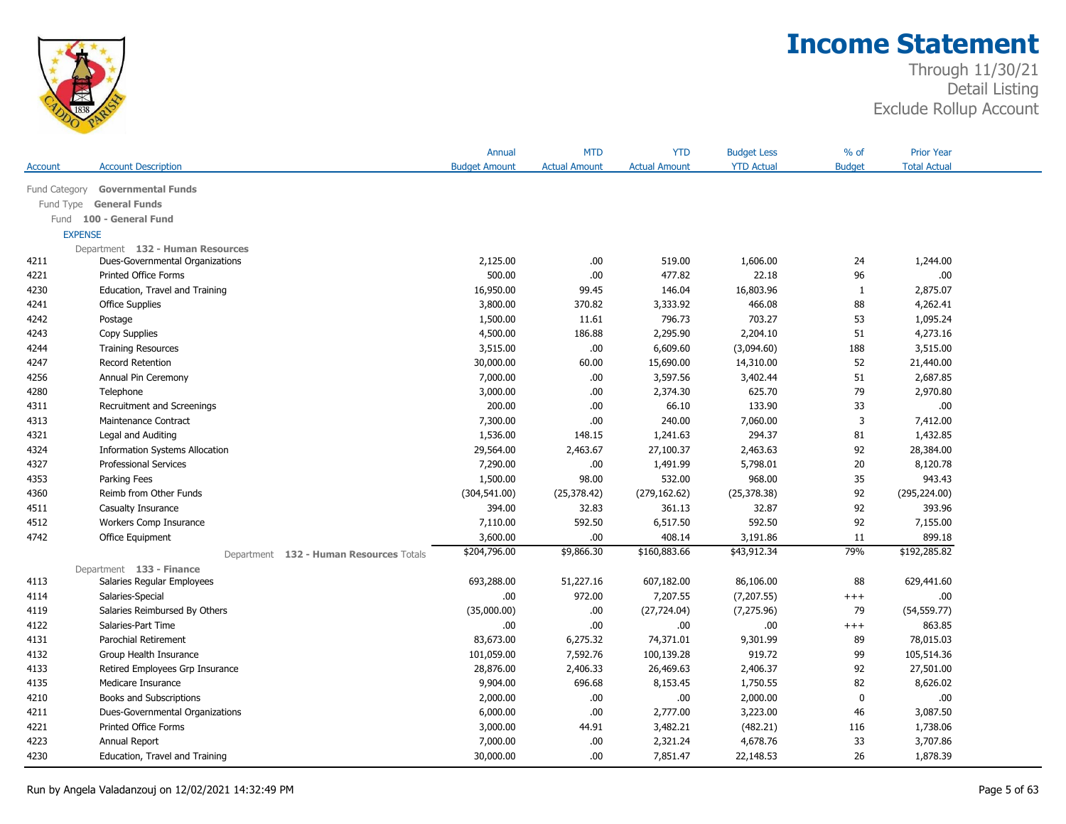# Income Statement

Through 11/30/21
Detail Listing
Exclude Rollup Account

| Account | Account Description | Annual Budget Amount | MTD Actual Amount | YTD Actual Amount | Budget Less YTD Actual | % of Budget | Prior Year Total Actual |
|---|---|---|---|---|---|---|---|
| Fund Category | **Governmental Funds** | | | | | | |
| Fund Type | **General Funds** | | | | | | |
| Fund | **100 - General Fund** | | | | | | |
| EXPENSE | | | | | | | |
| Department | **132 - Human Resources** | | | | | | |
| 4211 | Dues-Governmental Organizations | 2,125.00 | .00 | 519.00 | 1,606.00 | 24 | 1,244.00 |
| 4221 | Printed Office Forms | 500.00 | .00 | 477.82 | 22.18 | 96 | .00 |
| 4230 | Education, Travel and Training | 16,950.00 | 99.45 | 146.04 | 16,803.96 | 1 | 2,875.07 |
| 4241 | Office Supplies | 3,800.00 | 370.82 | 3,333.92 | 466.08 | 88 | 4,262.41 |
| 4242 | Postage | 1,500.00 | 11.61 | 796.73 | 703.27 | 53 | 1,095.24 |
| 4243 | Copy Supplies | 4,500.00 | 186.88 | 2,295.90 | 2,204.10 | 51 | 4,273.16 |
| 4244 | Training Resources | 3,515.00 | .00 | 6,609.60 | (3,094.60) | 188 | 3,515.00 |
| 4247 | Record Retention | 30,000.00 | 60.00 | 15,690.00 | 14,310.00 | 52 | 21,440.00 |
| 4256 | Annual Pin Ceremony | 7,000.00 | .00 | 3,597.56 | 3,402.44 | 51 | 2,687.85 |
| 4280 | Telephone | 3,000.00 | .00 | 2,374.30 | 625.70 | 79 | 2,970.80 |
| 4311 | Recruitment and Screenings | 200.00 | .00 | 66.10 | 133.90 | 33 | .00 |
| 4313 | Maintenance Contract | 7,300.00 | .00 | 240.00 | 7,060.00 | 3 | 7,412.00 |
| 4321 | Legal and Auditing | 1,536.00 | 148.15 | 1,241.63 | 294.37 | 81 | 1,432.85 |
| 4324 | Information Systems Allocation | 29,564.00 | 2,463.67 | 27,100.37 | 2,463.63 | 92 | 28,384.00 |
| 4327 | Professional Services | 7,290.00 | .00 | 1,491.99 | 5,798.01 | 20 | 8,120.78 |
| 4353 | Parking Fees | 1,500.00 | 98.00 | 532.00 | 968.00 | 35 | 943.43 |
| 4360 | Reimb from Other Funds | (304,541.00) | (25,378.42) | (279,162.62) | (25,378.38) | 92 | (295,224.00) |
| 4511 | Casualty Insurance | 394.00 | 32.83 | 361.13 | 32.87 | 92 | 393.96 |
| 4512 | Workers Comp Insurance | 7,110.00 | 592.50 | 6,517.50 | 592.50 | 92 | 7,155.00 |
| 4742 | Office Equipment | 3,600.00 | .00 | 408.14 | 3,191.86 | 11 | 899.18 |
| | Department **132 - Human Resources** Totals | $204,796.00 | $9,866.30 | $160,883.66 | $43,912.34 | 79% | $192,285.82 |
| Department | **133 - Finance** | | | | | | |
| 4113 | Salaries Regular Employees | 693,288.00 | 51,227.16 | 607,182.00 | 86,106.00 | 88 | 629,441.60 |
| 4114 | Salaries-Special | .00 | 972.00 | 7,207.55 | (7,207.55) | +++ | .00 |
| 4119 | Salaries Reimbursed By Others | (35,000.00) | .00 | (27,724.04) | (7,275.96) | 79 | (54,559.77) |
| 4122 | Salaries-Part Time | .00 | .00 | .00 | .00 | +++ | 863.85 |
| 4131 | Parochial Retirement | 83,673.00 | 6,275.32 | 74,371.01 | 9,301.99 | 89 | 78,015.03 |
| 4132 | Group Health Insurance | 101,059.00 | 7,592.76 | 100,139.28 | 919.72 | 99 | 105,514.36 |
| 4133 | Retired Employees Grp Insurance | 28,876.00 | 2,406.33 | 26,469.63 | 2,406.37 | 92 | 27,501.00 |
| 4135 | Medicare Insurance | 9,904.00 | 696.68 | 8,153.45 | 1,750.55 | 82 | 8,626.02 |
| 4210 | Books and Subscriptions | 2,000.00 | .00 | .00 | 2,000.00 | 0 | .00 |
| 4211 | Dues-Governmental Organizations | 6,000.00 | .00 | 2,777.00 | 3,223.00 | 46 | 3,087.50 |
| 4221 | Printed Office Forms | 3,000.00 | 44.91 | 3,482.21 | (482.21) | 116 | 1,738.06 |
| 4223 | Annual Report | 7,000.00 | .00 | 2,321.24 | 4,678.76 | 33 | 3,707.86 |
| 4230 | Education, Travel and Training | 30,000.00 | .00 | 7,851.47 | 22,148.53 | 26 | 1,878.39 |

Run by Angela Valadanzouj on 12/02/2021 14:32:49 PM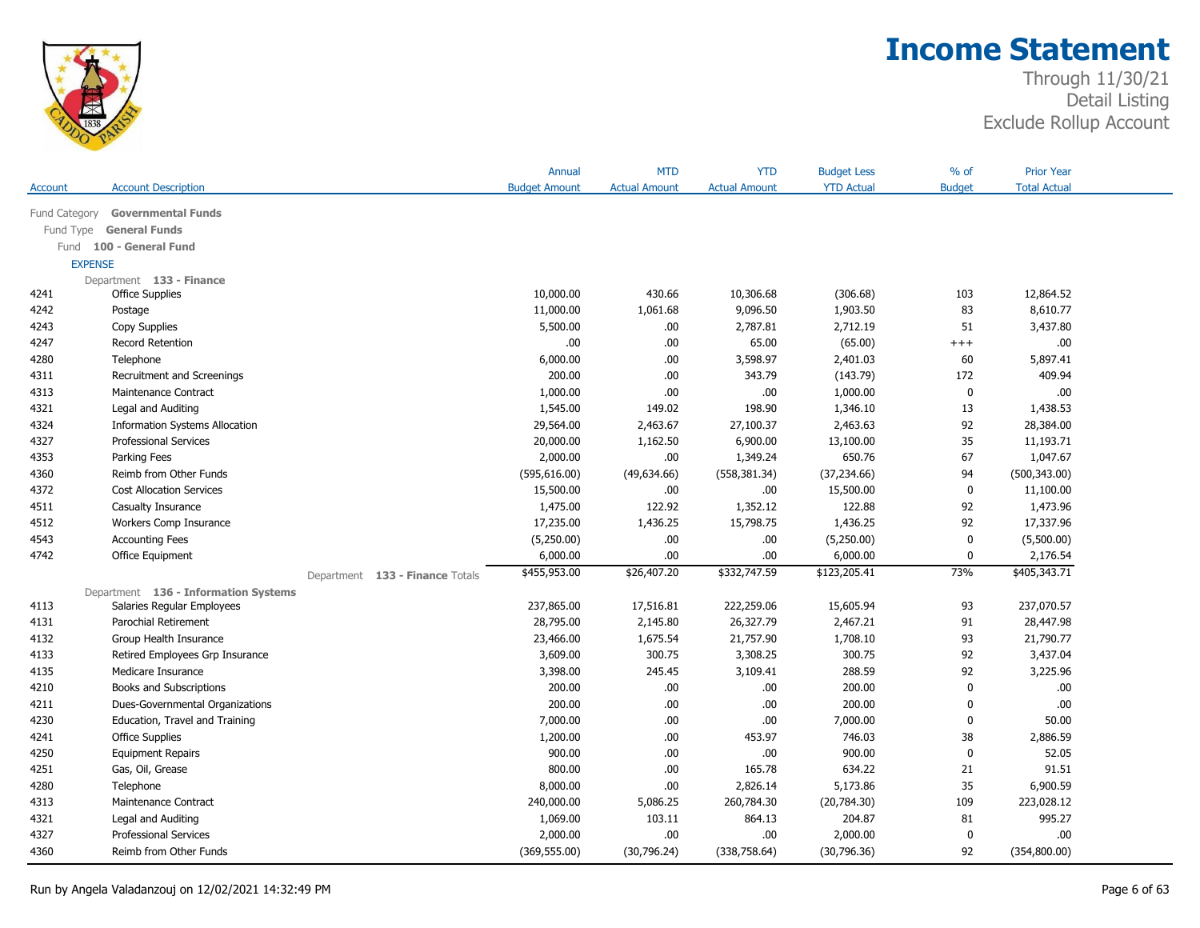# Income Statement

Through 11/30/21
Detail Listing
Exclude Rollup Account

| Account | Account Description | Annual Budget Amount | MTD Actual Amount | YTD Actual Amount | Budget Less YTD Actual | % of Budget | Prior Year Total Actual |
|---|---|---|---|---|---|---|---|
| Fund Category | **Governmental Funds** | | | | | | |
| Fund Type | **General Funds** | | | | | | |
| Fund | **100 - General Fund** | | | | | | |
| EXPENSE | | | | | | | |
| Department | **133 - Finance** | | | | | | |
| 4241 | Office Supplies | 10,000.00 | 430.66 | 10,306.68 | (306.68) | 103 | 12,864.52 |
| 4242 | Postage | 11,000.00 | 1,061.68 | 9,096.50 | 1,903.50 | 83 | 8,610.77 |
| 4243 | Copy Supplies | 5,500.00 | .00 | 2,787.81 | 2,712.19 | 51 | 3,437.80 |
| 4247 | Record Retention | .00 | .00 | 65.00 | (65.00) | +++ | .00 |
| 4280 | Telephone | 6,000.00 | .00 | 3,598.97 | 2,401.03 | 60 | 5,897.41 |
| 4311 | Recruitment and Screenings | 200.00 | .00 | 343.79 | (143.79) | 172 | 409.94 |
| 4313 | Maintenance Contract | 1,000.00 | .00 | .00 | 1,000.00 | 0 | .00 |
| 4321 | Legal and Auditing | 1,545.00 | 149.02 | 198.90 | 1,346.10 | 13 | 1,438.53 |
| 4324 | Information Systems Allocation | 29,564.00 | 2,463.67 | 27,100.37 | 2,463.63 | 92 | 28,384.00 |
| 4327 | Professional Services | 20,000.00 | 1,162.50 | 6,900.00 | 13,100.00 | 35 | 11,193.71 |
| 4353 | Parking Fees | 2,000.00 | .00 | 1,349.24 | 650.76 | 67 | 1,047.67 |
| 4360 | Reimb from Other Funds | (595,616.00) | (49,634.66) | (558,381.34) | (37,234.66) | 94 | (500,343.00) |
| 4372 | Cost Allocation Services | 15,500.00 | .00 | .00 | 15,500.00 | 0 | 11,100.00 |
| 4511 | Casualty Insurance | 1,475.00 | 122.92 | 1,352.12 | 122.88 | 92 | 1,473.96 |
| 4512 | Workers Comp Insurance | 17,235.00 | 1,436.25 | 15,798.75 | 1,436.25 | 92 | 17,337.96 |
| 4543 | Accounting Fees | (5,250.00) | .00 | .00 | (5,250.00) | 0 | (5,500.00) |
| 4742 | Office Equipment | 6,000.00 | .00 | .00 | 6,000.00 | 0 | 2,176.54 |
| | Department **133 - Finance** Totals | $455,953.00 | $26,407.20 | $332,747.59 | $123,205.41 | 73% | $405,343.71 |
| Department | **136 - Information Systems** | | | | | | |
| 4113 | Salaries Regular Employees | 237,865.00 | 17,516.81 | 222,259.06 | 15,605.94 | 93 | 237,070.57 |
| 4131 | Parochial Retirement | 28,795.00 | 2,145.80 | 26,327.79 | 2,467.21 | 91 | 28,447.98 |
| 4132 | Group Health Insurance | 23,466.00 | 1,675.54 | 21,757.90 | 1,708.10 | 93 | 21,790.77 |
| 4133 | Retired Employees Grp Insurance | 3,609.00 | 300.75 | 3,308.25 | 300.75 | 92 | 3,437.04 |
| 4135 | Medicare Insurance | 3,398.00 | 245.45 | 3,109.41 | 288.59 | 92 | 3,225.96 |
| 4210 | Books and Subscriptions | 200.00 | .00 | .00 | 200.00 | 0 | .00 |
| 4211 | Dues-Governmental Organizations | 200.00 | .00 | .00 | 200.00 | 0 | .00 |
| 4230 | Education, Travel and Training | 7,000.00 | .00 | .00 | 7,000.00 | 0 | 50.00 |
| 4241 | Office Supplies | 1,200.00 | .00 | 453.97 | 746.03 | 38 | 2,886.59 |
| 4250 | Equipment Repairs | 900.00 | .00 | .00 | 900.00 | 0 | 52.05 |
| 4251 | Gas, Oil, Grease | 800.00 | .00 | 165.78 | 634.22 | 21 | 91.51 |
| 4280 | Telephone | 8,000.00 | .00 | 2,826.14 | 5,173.86 | 35 | 6,900.59 |
| 4313 | Maintenance Contract | 240,000.00 | 5,086.25 | 260,784.30 | (20,784.30) | 109 | 223,028.12 |
| 4321 | Legal and Auditing | 1,069.00 | 103.11 | 864.13 | 204.87 | 81 | 995.27 |
| 4327 | Professional Services | 2,000.00 | .00 | .00 | 2,000.00 | 0 | .00 |
| 4360 | Reimb from Other Funds | (369,555.00) | (30,796.24) | (338,758.64) | (30,796.36) | 92 | (354,800.00) |

Run by Angela Valadanzouj on 12/02/2021 14:32:49 PM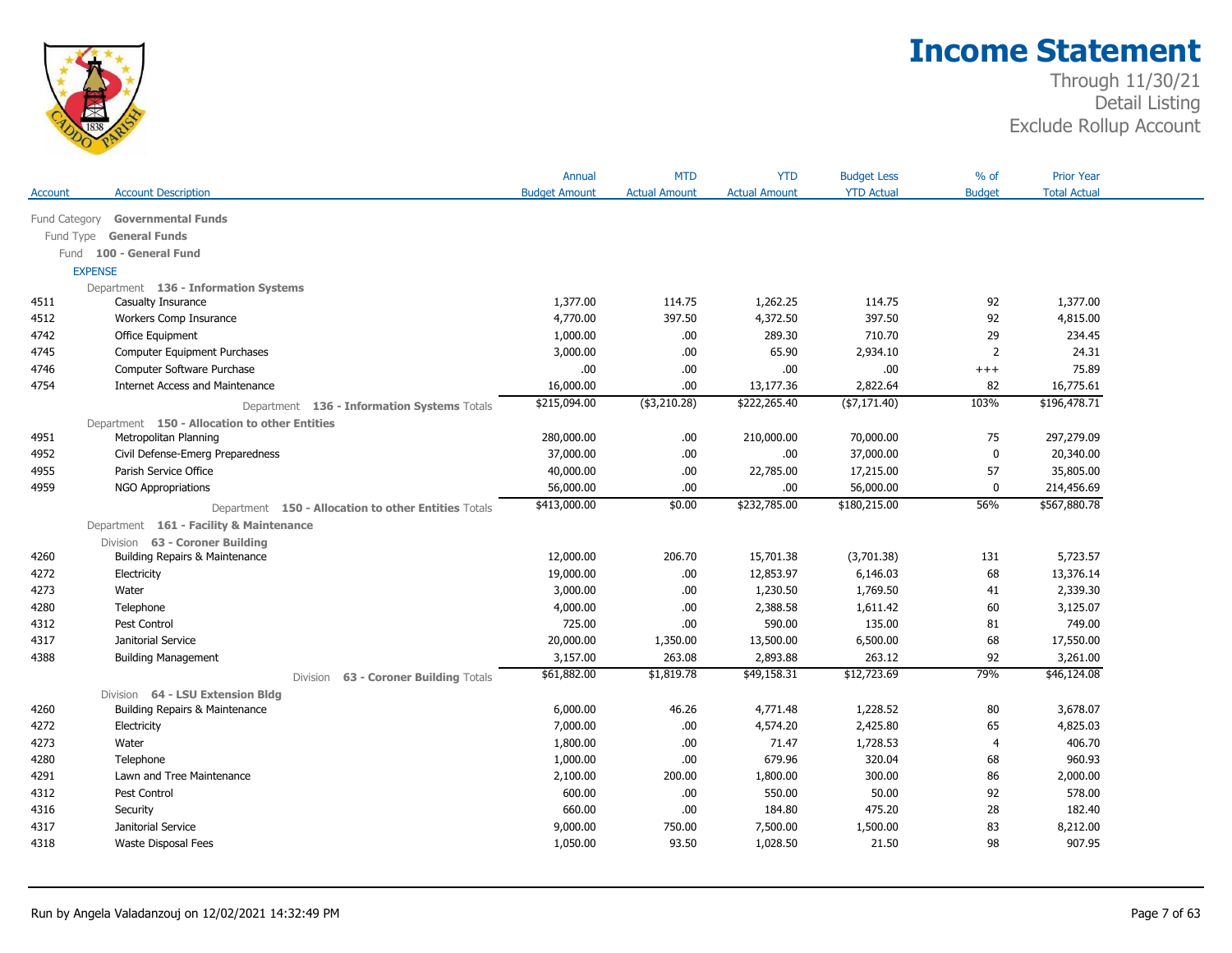# Income Statement

Through 11/30/21
Detail Listing
Exclude Rollup Account

| Account | Account Description | Annual Budget Amount | MTD Actual Amount | YTD Actual Amount | Budget Less YTD Actual | % of Budget | Prior Year Total Actual |
|---|---|---|---|---|---|---|---|
| Fund Category | **Governmental Funds** | | | | | | |
| Fund Type | **General Funds** | | | | | | |
| Fund | **100 - General Fund** | | | | | | |
| EXPENSE | | | | | | | |
| Department | **136 - Information Systems** | | | | | | |
| 4511 | Casualty Insurance | 1,377.00 | 114.75 | 1,262.25 | 114.75 | 92 | 1,377.00 |
| 4512 | Workers Comp Insurance | 4,770.00 | 397.50 | 4,372.50 | 397.50 | 92 | 4,815.00 |
| 4742 | Office Equipment | 1,000.00 | .00 | 289.30 | 710.70 | 29 | 234.45 |
| 4745 | Computer Equipment Purchases | 3,000.00 | .00 | 65.90 | 2,934.10 | 2 | 24.31 |
| 4746 | Computer Software Purchase | .00 | .00 | .00 | .00 | +++ | 75.89 |
| 4754 | Internet Access and Maintenance | 16,000.00 | .00 | 13,177.36 | 2,822.64 | 82 | 16,775.61 |
| | Department **136 - Information Systems** Totals | $215,094.00 | ($3,210.28) | $222,265.40 | ($7,171.40) | 103% | $196,478.71 |
| Department | **150 - Allocation to other Entities** | | | | | | |
| 4951 | Metropolitan Planning | 280,000.00 | .00 | 210,000.00 | 70,000.00 | 75 | 297,279.09 |
| 4952 | Civil Defense-Emerg Preparedness | 37,000.00 | .00 | .00 | 37,000.00 | 0 | 20,340.00 |
| 4955 | Parish Service Office | 40,000.00 | .00 | 22,785.00 | 17,215.00 | 57 | 35,805.00 |
| 4959 | NGO Appropriations | 56,000.00 | .00 | .00 | 56,000.00 | 0 | 214,456.69 |
| | Department **150 - Allocation to other Entities** Totals | $413,000.00 | $0.00 | $232,785.00 | $180,215.00 | 56% | $567,880.78 |
| Department | **161 - Facility & Maintenance** | | | | | | |
| Division | **63 - Coroner Building** | | | | | | |
| 4260 | Building Repairs & Maintenance | 12,000.00 | 206.70 | 15,701.38 | (3,701.38) | 131 | 5,723.57 |
| 4272 | Electricity | 19,000.00 | .00 | 12,853.97 | 6,146.03 | 68 | 13,376.14 |
| 4273 | Water | 3,000.00 | .00 | 1,230.50 | 1,769.50 | 41 | 2,339.30 |
| 4280 | Telephone | 4,000.00 | .00 | 2,388.58 | 1,611.42 | 60 | 3,125.07 |
| 4312 | Pest Control | 725.00 | .00 | 590.00 | 135.00 | 81 | 749.00 |
| 4317 | Janitorial Service | 20,000.00 | 1,350.00 | 13,500.00 | 6,500.00 | 68 | 17,550.00 |
| 4388 | Building Management | 3,157.00 | 263.08 | 2,893.88 | 263.12 | 92 | 3,261.00 |
| | Division **63 - Coroner Building** Totals | $61,882.00 | $1,819.78 | $49,158.31 | $12,723.69 | 79% | $46,124.08 |
| Division | **64 - LSU Extension Bldg** | | | | | | |
| 4260 | Building Repairs & Maintenance | 6,000.00 | 46.26 | 4,771.48 | 1,228.52 | 80 | 3,678.07 |
| 4272 | Electricity | 7,000.00 | .00 | 4,574.20 | 2,425.80 | 65 | 4,825.03 |
| 4273 | Water | 1,800.00 | .00 | 71.47 | 1,728.53 | 4 | 406.70 |
| 4280 | Telephone | 1,000.00 | .00 | 679.96 | 320.04 | 68 | 960.93 |
| 4291 | Lawn and Tree Maintenance | 2,100.00 | 200.00 | 1,800.00 | 300.00 | 86 | 2,000.00 |
| 4312 | Pest Control | 600.00 | .00 | 550.00 | 50.00 | 92 | 578.00 |
| 4316 | Security | 660.00 | .00 | 184.80 | 475.20 | 28 | 182.40 |
| 4317 | Janitorial Service | 9,000.00 | 750.00 | 7,500.00 | 1,500.00 | 83 | 8,212.00 |
| 4318 | Waste Disposal Fees | 1,050.00 | 93.50 | 1,028.50 | 21.50 | 98 | 907.95 |

Run by Angela Valadanzouj on 12/02/2021 14:32:49 PM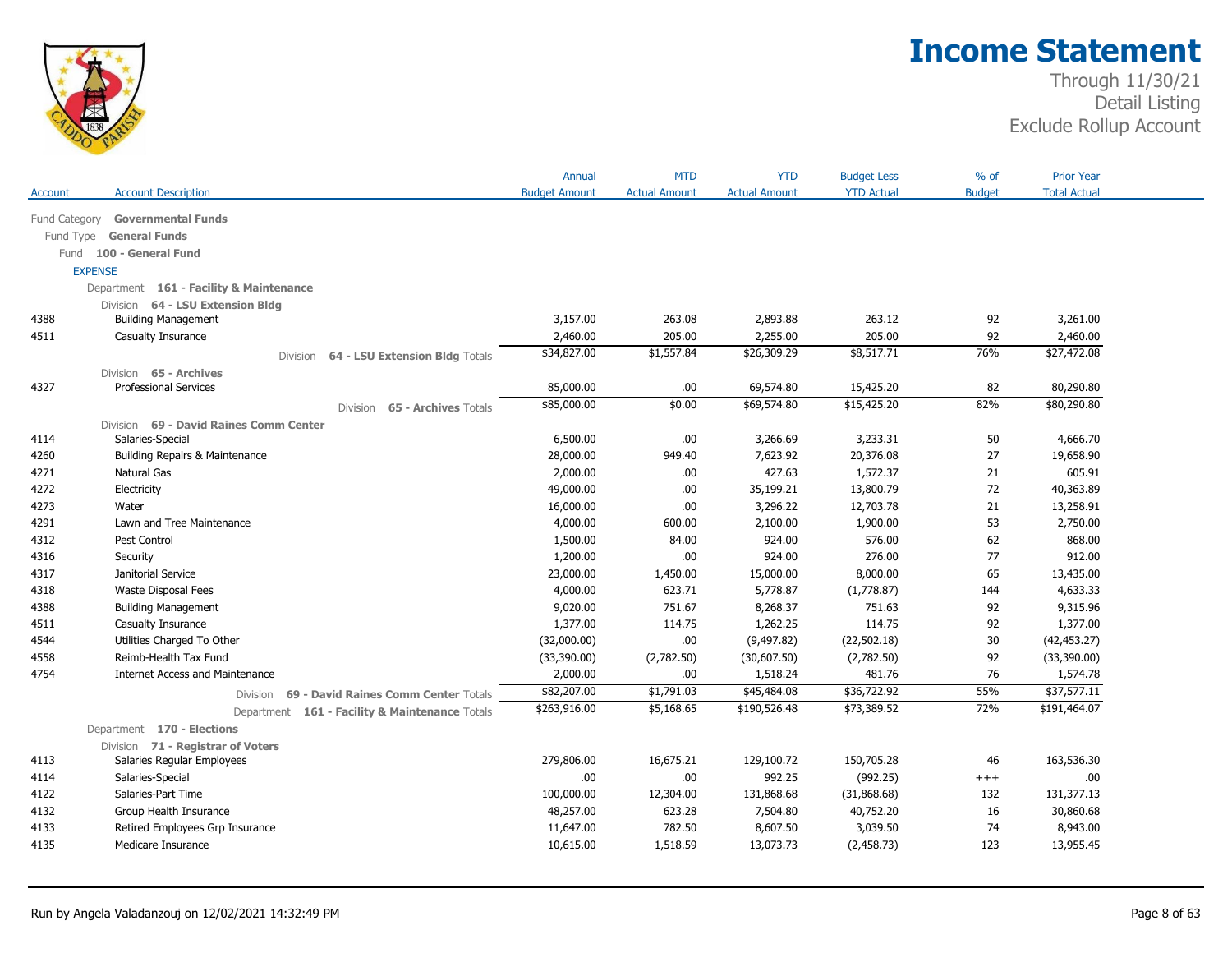# Income Statement

Through 11/30/21
Detail Listing
Exclude Rollup Account

| Account | Account Description | Annual Budget Amount | MTD Actual Amount | YTD Actual Amount | Budget Less YTD Actual | % of Budget | Prior Year Total Actual |
|---|---|---|---|---|---|---|---|
| Fund Category | **Governmental Funds** | | | | | | |
| Fund Type | **General Funds** | | | | | | |
| Fund | **100 - General Fund** | | | | | | |
| EXPENSE | | | | | | | |
| Department | **161 - Facility & Maintenance** | | | | | | |
| Division | **64 - LSU Extension Bldg** | | | | | | |
| 4388 | Building Management | 3,157.00 | 263.08 | 2,893.88 | 263.12 | 92 | 3,261.00 |
| 4511 | Casualty Insurance | 2,460.00 | 205.00 | 2,255.00 | 205.00 | 92 | 2,460.00 |
| | Division **64 - LSU Extension Bldg** Totals | $34,827.00 | $1,557.84 | $26,309.29 | $8,517.71 | 76% | $27,472.08 |
| Division | **65 - Archives** | | | | | | |
| 4327 | Professional Services | 85,000.00 | .00 | 69,574.80 | 15,425.20 | 82 | 80,290.80 |
| | Division **65 - Archives** Totals | $85,000.00 | $0.00 | $69,574.80 | $15,425.20 | 82% | $80,290.80 |
| Division | **69 - David Raines Comm Center** | | | | | | |
| 4114 | Salaries-Special | 6,500.00 | .00 | 3,266.69 | 3,233.31 | 50 | 4,666.70 |
| 4260 | Building Repairs & Maintenance | 28,000.00 | 949.40 | 7,623.92 | 20,376.08 | 27 | 19,658.90 |
| 4271 | Natural Gas | 2,000.00 | .00 | 427.63 | 1,572.37 | 21 | 605.91 |
| 4272 | Electricity | 49,000.00 | .00 | 35,199.21 | 13,800.79 | 72 | 40,363.89 |
| 4273 | Water | 16,000.00 | .00 | 3,296.22 | 12,703.78 | 21 | 13,258.91 |
| 4291 | Lawn and Tree Maintenance | 4,000.00 | 600.00 | 2,100.00 | 1,900.00 | 53 | 2,750.00 |
| 4312 | Pest Control | 1,500.00 | 84.00 | 924.00 | 576.00 | 62 | 868.00 |
| 4316 | Security | 1,200.00 | .00 | 924.00 | 276.00 | 77 | 912.00 |
| 4317 | Janitorial Service | 23,000.00 | 1,450.00 | 15,000.00 | 8,000.00 | 65 | 13,435.00 |
| 4318 | Waste Disposal Fees | 4,000.00 | 623.71 | 5,778.87 | (1,778.87) | 144 | 4,633.33 |
| 4388 | Building Management | 9,020.00 | 751.67 | 8,268.37 | 751.63 | 92 | 9,315.96 |
| 4511 | Casualty Insurance | 1,377.00 | 114.75 | 1,262.25 | 114.75 | 92 | 1,377.00 |
| 4544 | Utilities Charged To Other | (32,000.00) | .00 | (9,497.82) | (22,502.18) | 30 | (42,453.27) |
| 4558 | Reimb-Health Tax Fund | (33,390.00) | (2,782.50) | (30,607.50) | (2,782.50) | 92 | (33,390.00) |
| 4754 | Internet Access and Maintenance | 2,000.00 | .00 | 1,518.24 | 481.76 | 76 | 1,574.78 |
| | Division **69 - David Raines Comm Center** Totals | $82,207.00 | $1,791.03 | $45,484.08 | $36,722.92 | 55% | $37,577.11 |
| | Department **161 - Facility & Maintenance** Totals | $263,916.00 | $5,168.65 | $190,526.48 | $73,389.52 | 72% | $191,464.07 |
| Department | **170 - Elections** | | | | | | |
| Division | **71 - Registrar of Voters** | | | | | | |
| 4113 | Salaries Regular Employees | 279,806.00 | 16,675.21 | 129,100.72 | 150,705.28 | 46 | 163,536.30 |
| 4114 | Salaries-Special | .00 | .00 | 992.25 | (992.25) | +++ | .00 |
| 4122 | Salaries-Part Time | 100,000.00 | 12,304.00 | 131,868.68 | (31,868.68) | 132 | 131,377.13 |
| 4132 | Group Health Insurance | 48,257.00 | 623.28 | 7,504.80 | 40,752.20 | 16 | 30,860.68 |
| 4133 | Retired Employees Grp Insurance | 11,647.00 | 782.50 | 8,607.50 | 3,039.50 | 74 | 8,943.00 |
| 4135 | Medicare Insurance | 10,615.00 | 1,518.59 | 13,073.73 | (2,458.73) | 123 | 13,955.45 |

Run by Angela Valadanzouj on 12/02/2021 14:32:49 PM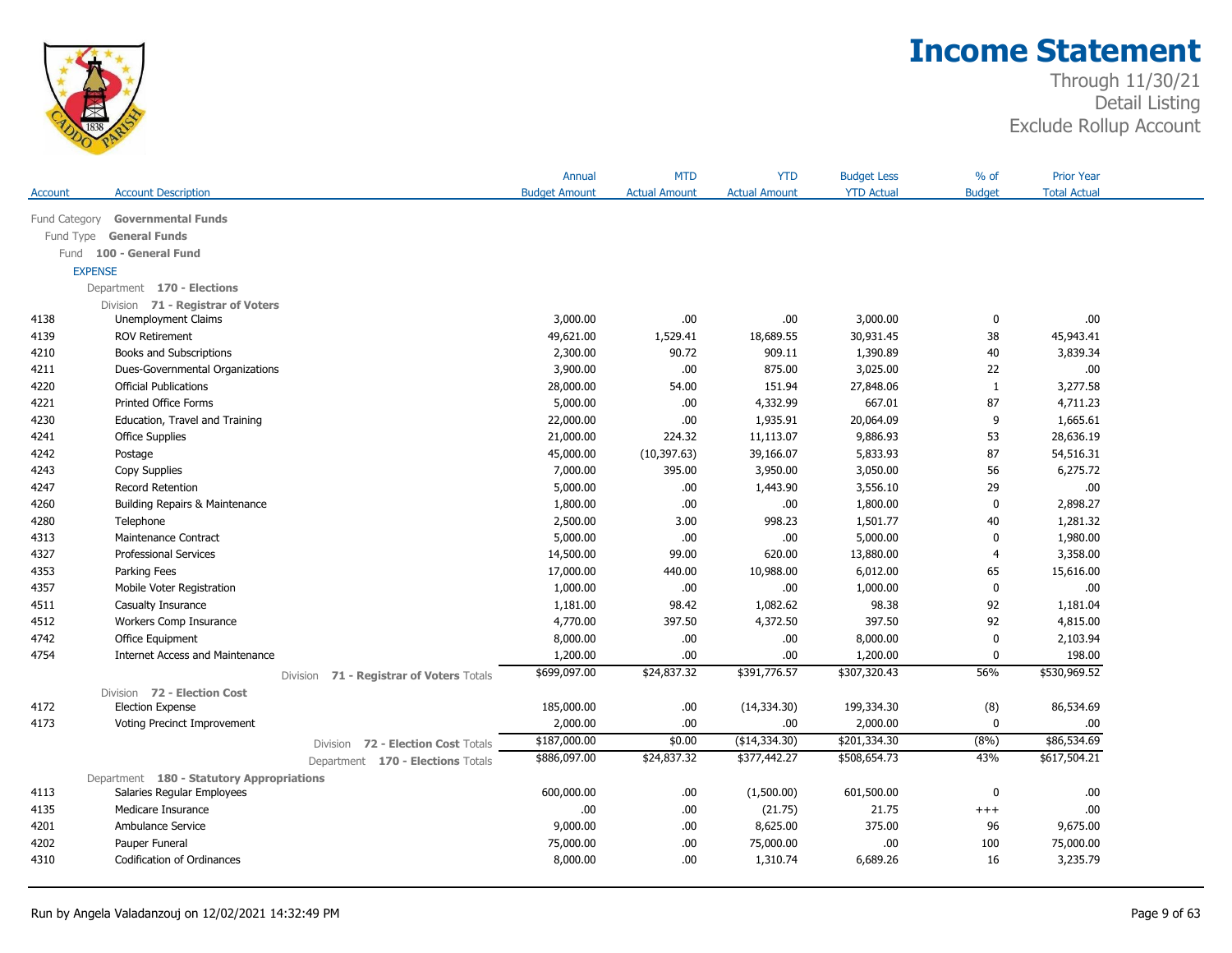# Income Statement

Through 11/30/21
Detail Listing
Exclude Rollup Account

| Account | Account Description | Annual Budget Amount | MTD Actual Amount | YTD Actual Amount | Budget Less YTD Actual | % of Budget | Prior Year Total Actual |
|---|---|---|---|---|---|---|---|
| Fund Category | **Governmental Funds** | | | | | | |
| Fund Type | **General Funds** | | | | | | |
| Fund | **100 - General Fund** | | | | | | |
| EXPENSE | | | | | | | |
| Department | **170 - Elections** | | | | | | |
| Division | **71 - Registrar of Voters** | | | | | | |
| 4138 | Unemployment Claims | 3,000.00 | .00 | .00 | 3,000.00 | 0 | .00 |
| 4139 | ROV Retirement | 49,621.00 | 1,529.41 | 18,689.55 | 30,931.45 | 38 | 45,943.41 |
| 4210 | Books and Subscriptions | 2,300.00 | 90.72 | 909.11 | 1,390.89 | 40 | 3,839.34 |
| 4211 | Dues-Governmental Organizations | 3,900.00 | .00 | 875.00 | 3,025.00 | 22 | .00 |
| 4220 | Official Publications | 28,000.00 | 54.00 | 151.94 | 27,848.06 | 1 | 3,277.58 |
| 4221 | Printed Office Forms | 5,000.00 | .00 | 4,332.99 | 667.01 | 87 | 4,711.23 |
| 4230 | Education, Travel and Training | 22,000.00 | .00 | 1,935.91 | 20,064.09 | 9 | 1,665.61 |
| 4241 | Office Supplies | 21,000.00 | 224.32 | 11,113.07 | 9,886.93 | 53 | 28,636.19 |
| 4242 | Postage | 45,000.00 | (10,397.63) | 39,166.07 | 5,833.93 | 87 | 54,516.31 |
| 4243 | Copy Supplies | 7,000.00 | 395.00 | 3,950.00 | 3,050.00 | 56 | 6,275.72 |
| 4247 | Record Retention | 5,000.00 | .00 | 1,443.90 | 3,556.10 | 29 | .00 |
| 4260 | Building Repairs & Maintenance | 1,800.00 | .00 | .00 | 1,800.00 | 0 | 2,898.27 |
| 4280 | Telephone | 2,500.00 | 3.00 | 998.23 | 1,501.77 | 40 | 1,281.32 |
| 4313 | Maintenance Contract | 5,000.00 | .00 | .00 | 5,000.00 | 0 | 1,980.00 |
| 4327 | Professional Services | 14,500.00 | 99.00 | 620.00 | 13,880.00 | 4 | 3,358.00 |
| 4353 | Parking Fees | 17,000.00 | 440.00 | 10,988.00 | 6,012.00 | 65 | 15,616.00 |
| 4357 | Mobile Voter Registration | 1,000.00 | .00 | .00 | 1,000.00 | 0 | .00 |
| 4511 | Casualty Insurance | 1,181.00 | 98.42 | 1,082.62 | 98.38 | 92 | 1,181.04 |
| 4512 | Workers Comp Insurance | 4,770.00 | 397.50 | 4,372.50 | 397.50 | 92 | 4,815.00 |
| 4742 | Office Equipment | 8,000.00 | .00 | .00 | 8,000.00 | 0 | 2,103.94 |
| 4754 | Internet Access and Maintenance | 1,200.00 | .00 | .00 | 1,200.00 | 0 | 198.00 |
| | Division **71 - Registrar of Voters** Totals | $699,097.00 | $24,837.32 | $391,776.57 | $307,320.43 | 56% | $530,969.52 |
| Division | **72 - Election Cost** | | | | | | |
| 4172 | Election Expense | 185,000.00 | .00 | (14,334.30) | 199,334.30 | (8) | 86,534.69 |
| 4173 | Voting Precinct Improvement | 2,000.00 | .00 | .00 | 2,000.00 | 0 | .00 |
| | Division **72 - Election Cost** Totals | $187,000.00 | $0.00 | ($14,334.30) | $201,334.30 | (8%) | $86,534.69 |
| | Department **170 - Elections** Totals | $886,097.00 | $24,837.32 | $377,442.27 | $508,654.73 | 43% | $617,504.21 |
| Department | **180 - Statutory Appropriations** | | | | | | |
| 4113 | Salaries Regular Employees | 600,000.00 | .00 | (1,500.00) | 601,500.00 | 0 | .00 |
| 4135 | Medicare Insurance | .00 | .00 | (21.75) | 21.75 | +++ | .00 |
| 4201 | Ambulance Service | 9,000.00 | .00 | 8,625.00 | 375.00 | 96 | 9,675.00 |
| 4202 | Pauper Funeral | 75,000.00 | .00 | 75,000.00 | .00 | 100 | 75,000.00 |
| 4310 | Codification of Ordinances | 8,000.00 | .00 | 1,310.74 | 6,689.26 | 16 | 3,235.79 |

Run by Angela Valadanzouj on 12/02/2021 14:32:49 PM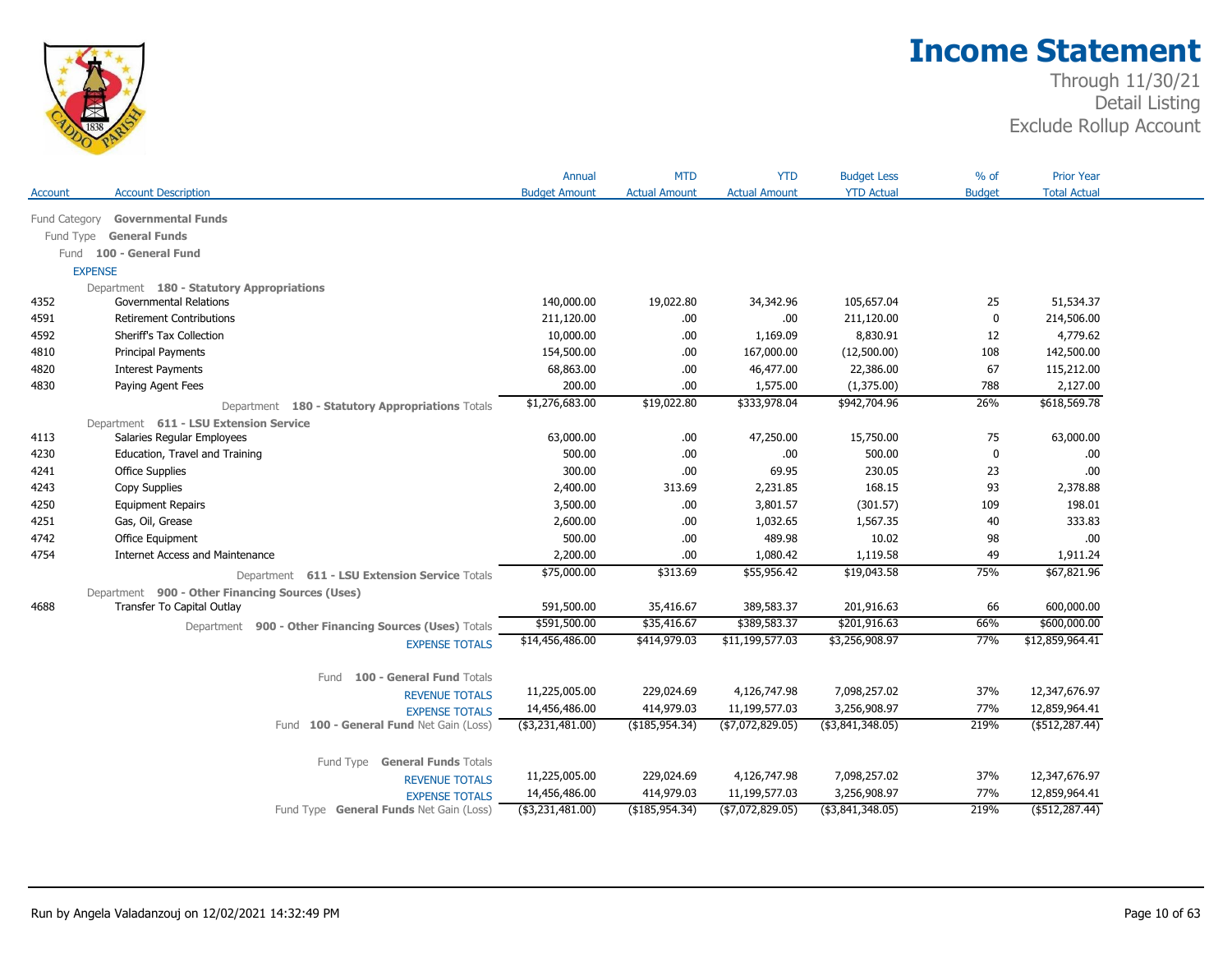# Income Statement

Through 11/30/21
Detail Listing
Exclude Rollup Account

| Account | Account Description | Annual Budget Amount | MTD Actual Amount | YTD Actual Amount | Budget Less YTD Actual | % of Budget | Prior Year Total Actual |
|---|---|---|---|---|---|---|---|
| Fund Category | **Governmental Funds** | | | | | | |
| Fund Type | **General Funds** | | | | | | |
| Fund | **100 - General Fund** | | | | | | |
| EXPENSE | | | | | | | |
| Department | **180 - Statutory Appropriations** | | | | | | |
| 4352 | Governmental Relations | 140,000.00 | 19,022.80 | 34,342.96 | 105,657.04 | 25 | 51,534.37 |
| 4591 | Retirement Contributions | 211,120.00 | .00 | .00 | 211,120.00 | 0 | 214,506.00 |
| 4592 | Sheriff's Tax Collection | 10,000.00 | .00 | 1,169.09 | 8,830.91 | 12 | 4,779.62 |
| 4810 | Principal Payments | 154,500.00 | .00 | 167,000.00 | (12,500.00) | 108 | 142,500.00 |
| 4820 | Interest Payments | 68,863.00 | .00 | 46,477.00 | 22,386.00 | 67 | 115,212.00 |
| 4830 | Paying Agent Fees | 200.00 | .00 | 1,575.00 | (1,375.00) | 788 | 2,127.00 |
| | Department **180 - Statutory Appropriations** Totals | $1,276,683.00 | $19,022.80 | $333,978.04 | $942,704.96 | 26% | $618,569.78 |
| Department | **611 - LSU Extension Service** | | | | | | |
| 4113 | Salaries Regular Employees | 63,000.00 | .00 | 47,250.00 | 15,750.00 | 75 | 63,000.00 |
| 4230 | Education, Travel and Training | 500.00 | .00 | .00 | 500.00 | 0 | .00 |
| 4241 | Office Supplies | 300.00 | .00 | 69.95 | 230.05 | 23 | .00 |
| 4243 | Copy Supplies | 2,400.00 | 313.69 | 2,231.85 | 168.15 | 93 | 2,378.88 |
| 4250 | Equipment Repairs | 3,500.00 | .00 | 3,801.57 | (301.57) | 109 | 198.01 |
| 4251 | Gas, Oil, Grease | 2,600.00 | .00 | 1,032.65 | 1,567.35 | 40 | 333.83 |
| 4742 | Office Equipment | 500.00 | .00 | 489.98 | 10.02 | 98 | .00 |
| 4754 | Internet Access and Maintenance | 2,200.00 | .00 | 1,080.42 | 1,119.58 | 49 | 1,911.24 |
| | Department **611 - LSU Extension Service** Totals | $75,000.00 | $313.69 | $55,956.42 | $19,043.58 | 75% | $67,821.96 |
| Department | **900 - Other Financing Sources (Uses)** | | | | | | |
| 4688 | Transfer To Capital Outlay | 591,500.00 | 35,416.67 | 389,583.37 | 201,916.63 | 66 | 600,000.00 |
| | Department **900 - Other Financing Sources (Uses)** Totals | $591,500.00 | $35,416.67 | $389,583.37 | $201,916.63 | 66% | $600,000.00 |
| | EXPENSE TOTALS | $14,456,486.00 | $414,979.03 | $11,199,577.03 | $3,256,908.97 | 77% | $12,859,964.41 |
| | Fund **100 - General Fund** Totals | | | | | | |
| | REVENUE TOTALS | 11,225,005.00 | 229,024.69 | 4,126,747.98 | 7,098,257.02 | 37% | 12,347,676.97 |
| | EXPENSE TOTALS | 14,456,486.00 | 414,979.03 | 11,199,577.03 | 3,256,908.97 | 77% | 12,859,964.41 |
| | Fund **100 - General Fund** Net Gain (Loss) | ($3,231,481.00) | ($185,954.34) | ($7,072,829.05) | ($3,841,348.05) | 219% | ($512,287.44) |
| | Fund Type **General Funds** Totals | | | | | | |
| | REVENUE TOTALS | 11,225,005.00 | 229,024.69 | 4,126,747.98 | 7,098,257.02 | 37% | 12,347,676.97 |
| | EXPENSE TOTALS | 14,456,486.00 | 414,979.03 | 11,199,577.03 | 3,256,908.97 | 77% | 12,859,964.41 |
| | Fund Type **General Funds** Net Gain (Loss) | ($3,231,481.00) | ($185,954.34) | ($7,072,829.05) | ($3,841,348.05) | 219% | ($512,287.44) |

Run by Angela Valadanzouj on 12/02/2021 14:32:49 PM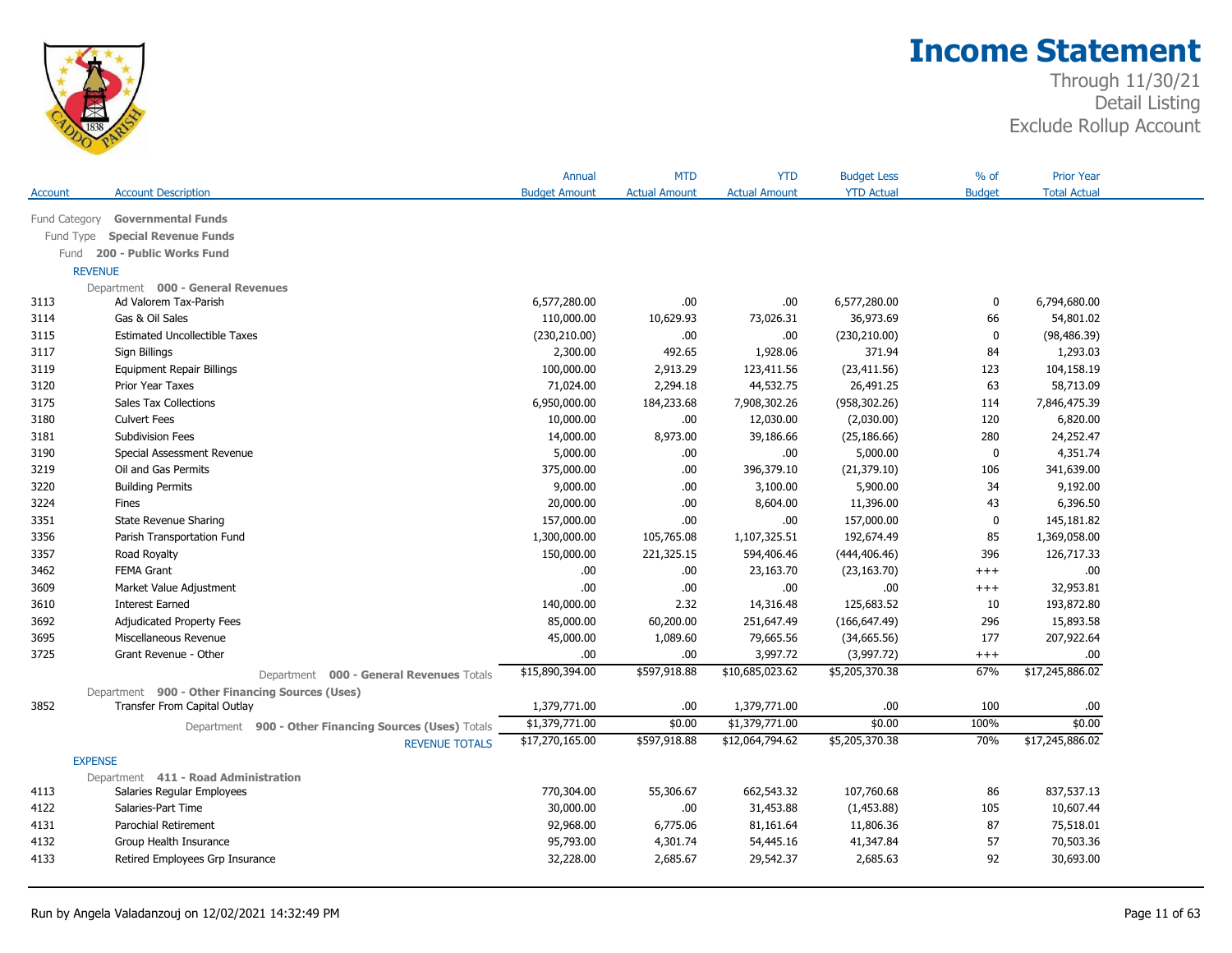# Income Statement

Through 11/30/21
Detail Listing
Exclude Rollup Account

| Account | Account Description | Annual Budget Amount | MTD Actual Amount | YTD Actual Amount | Budget Less YTD Actual | % of Budget | Prior Year Total Actual |
|---|---|---|---|---|---|---|---|
| Fund Category | **Governmental Funds** | | | | | | |
| Fund Type | **Special Revenue Funds** | | | | | | |
| Fund | **200 - Public Works Fund** | | | | | | |
| REVENUE | | | | | | | |
| Department | **000 - General Revenues** | | | | | | |
| 3113 | Ad Valorem Tax-Parish | 6,577,280.00 | .00 | .00 | 6,577,280.00 | 0 | 6,794,680.00 |
| 3114 | Gas & Oil Sales | 110,000.00 | 10,629.93 | 73,026.31 | 36,973.69 | 66 | 54,801.02 |
| 3115 | Estimated Uncollectible Taxes | (230,210.00) | .00 | .00 | (230,210.00) | 0 | (98,486.39) |
| 3117 | Sign Billings | 2,300.00 | 492.65 | 1,928.06 | 371.94 | 84 | 1,293.03 |
| 3119 | Equipment Repair Billings | 100,000.00 | 2,913.29 | 123,411.56 | (23,411.56) | 123 | 104,158.19 |
| 3120 | Prior Year Taxes | 71,024.00 | 2,294.18 | 44,532.75 | 26,491.25 | 63 | 58,713.09 |
| 3175 | Sales Tax Collections | 6,950,000.00 | 184,233.68 | 7,908,302.26 | (958,302.26) | 114 | 7,846,475.39 |
| 3180 | Culvert Fees | 10,000.00 | .00 | 12,030.00 | (2,030.00) | 120 | 6,820.00 |
| 3181 | Subdivision Fees | 14,000.00 | 8,973.00 | 39,186.66 | (25,186.66) | 280 | 24,252.47 |
| 3190 | Special Assessment Revenue | 5,000.00 | .00 | .00 | 5,000.00 | 0 | 4,351.74 |
| 3219 | Oil and Gas Permits | 375,000.00 | .00 | 396,379.10 | (21,379.10) | 106 | 341,639.00 |
| 3220 | Building Permits | 9,000.00 | .00 | 3,100.00 | 5,900.00 | 34 | 9,192.00 |
| 3224 | Fines | 20,000.00 | .00 | 8,604.00 | 11,396.00 | 43 | 6,396.50 |
| 3351 | State Revenue Sharing | 157,000.00 | .00 | .00 | 157,000.00 | 0 | 145,181.82 |
| 3356 | Parish Transportation Fund | 1,300,000.00 | 105,765.08 | 1,107,325.51 | 192,674.49 | 85 | 1,369,058.00 |
| 3357 | Road Royalty | 150,000.00 | 221,325.15 | 594,406.46 | (444,406.46) | 396 | 126,717.33 |
| 3462 | FEMA Grant | .00 | .00 | 23,163.70 | (23,163.70) | +++ | .00 |
| 3609 | Market Value Adjustment | .00 | .00 | .00 | .00 | +++ | 32,953.81 |
| 3610 | Interest Earned | 140,000.00 | 2.32 | 14,316.48 | 125,683.52 | 10 | 193,872.80 |
| 3692 | Adjudicated Property Fees | 85,000.00 | 60,200.00 | 251,647.49 | (166,647.49) | 296 | 15,893.58 |
| 3695 | Miscellaneous Revenue | 45,000.00 | 1,089.60 | 79,665.56 | (34,665.56) | 177 | 207,922.64 |
| 3725 | Grant Revenue - Other | .00 | .00 | 3,997.72 | (3,997.72) | +++ | .00 |
| | Department **000 - General Revenues** Totals | $15,890,394.00 | $597,918.88 | $10,685,023.62 | $5,205,370.38 | 67% | $17,245,886.02 |
| Department | **900 - Other Financing Sources (Uses)** | | | | | | |
| 3852 | Transfer From Capital Outlay | 1,379,771.00 | .00 | 1,379,771.00 | .00 | 100 | .00 |
| | Department **900 - Other Financing Sources (Uses)** Totals | $1,379,771.00 | $0.00 | $1,379,771.00 | $0.00 | 100% | $0.00 |
| | REVENUE TOTALS | $17,270,165.00 | $597,918.88 | $12,064,794.62 | $5,205,370.38 | 70% | $17,245,886.02 |
| EXPENSE | | | | | | | |
| Department | **411 - Road Administration** | | | | | | |
| 4113 | Salaries Regular Employees | 770,304.00 | 55,306.67 | 662,543.32 | 107,760.68 | 86 | 837,537.13 |
| 4122 | Salaries-Part Time | 30,000.00 | .00 | 31,453.88 | (1,453.88) | 105 | 10,607.44 |
| 4131 | Parochial Retirement | 92,968.00 | 6,775.06 | 81,161.64 | 11,806.36 | 87 | 75,518.01 |
| 4132 | Group Health Insurance | 95,793.00 | 4,301.74 | 54,445.16 | 41,347.84 | 57 | 70,503.36 |
| 4133 | Retired Employees Grp Insurance | 32,228.00 | 2,685.67 | 29,542.37 | 2,685.63 | 92 | 30,693.00 |

Run by Angela Valadanzouj on 12/02/2021 14:32:49 PM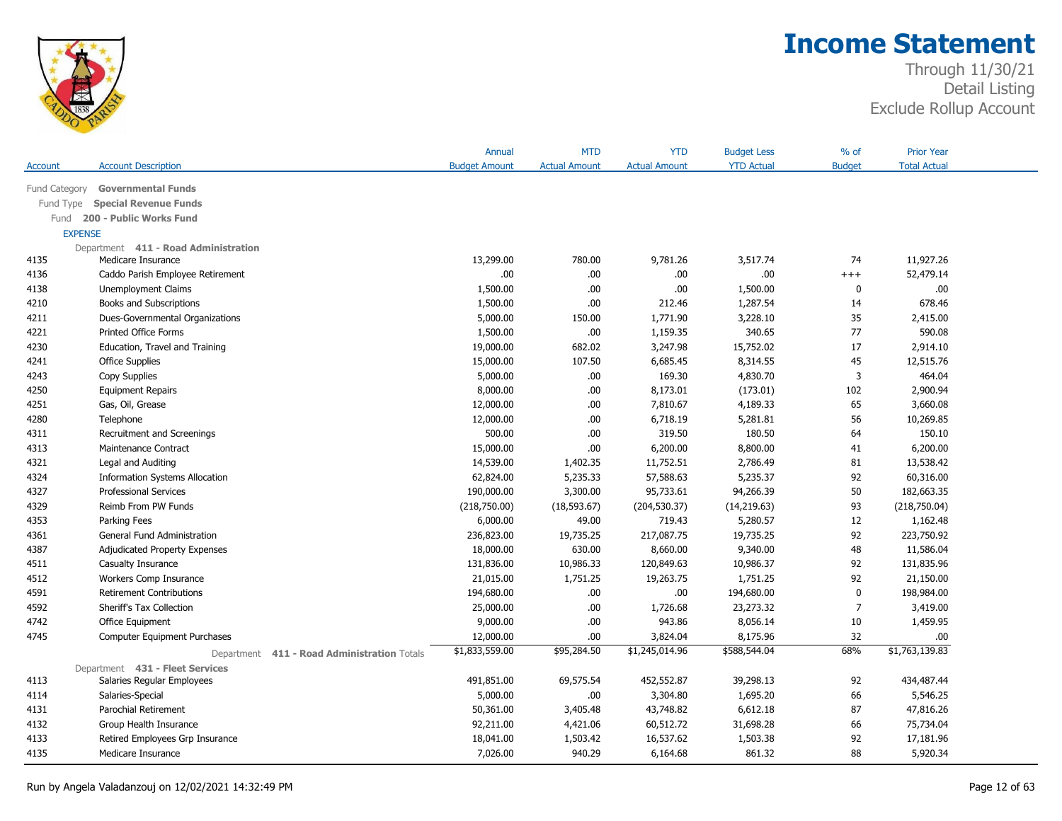# Income Statement

Through 11/30/21
Detail Listing
Exclude Rollup Account

| Account | Account Description | Annual Budget Amount | MTD Actual Amount | YTD Actual Amount | Budget Less YTD Actual | % of Budget | Prior Year Total Actual |
|---|---|---|---|---|---|---|---|
| Fund Category | **Governmental Funds** | | | | | | |
| Fund Type | **Special Revenue Funds** | | | | | | |
| Fund | **200 - Public Works Fund** | | | | | | |
| EXPENSE | | | | | | | |
| Department | **411 - Road Administration** | | | | | | |
| 4135 | Medicare Insurance | 13,299.00 | 780.00 | 9,781.26 | 3,517.74 | 74 | 11,927.26 |
| 4136 | Caddo Parish Employee Retirement | .00 | .00 | .00 | .00 | +++ | 52,479.14 |
| 4138 | Unemployment Claims | 1,500.00 | .00 | .00 | 1,500.00 | 0 | .00 |
| 4210 | Books and Subscriptions | 1,500.00 | .00 | 212.46 | 1,287.54 | 14 | 678.46 |
| 4211 | Dues-Governmental Organizations | 5,000.00 | 150.00 | 1,771.90 | 3,228.10 | 35 | 2,415.00 |
| 4221 | Printed Office Forms | 1,500.00 | .00 | 1,159.35 | 340.65 | 77 | 590.08 |
| 4230 | Education, Travel and Training | 19,000.00 | 682.02 | 3,247.98 | 15,752.02 | 17 | 2,914.10 |
| 4241 | Office Supplies | 15,000.00 | 107.50 | 6,685.45 | 8,314.55 | 45 | 12,515.76 |
| 4243 | Copy Supplies | 5,000.00 | .00 | 169.30 | 4,830.70 | 3 | 464.04 |
| 4250 | Equipment Repairs | 8,000.00 | .00 | 8,173.01 | (173.01) | 102 | 2,900.94 |
| 4251 | Gas, Oil, Grease | 12,000.00 | .00 | 7,810.67 | 4,189.33 | 65 | 3,660.08 |
| 4280 | Telephone | 12,000.00 | .00 | 6,718.19 | 5,281.81 | 56 | 10,269.85 |
| 4311 | Recruitment and Screenings | 500.00 | .00 | 319.50 | 180.50 | 64 | 150.10 |
| 4313 | Maintenance Contract | 15,000.00 | .00 | 6,200.00 | 8,800.00 | 41 | 6,200.00 |
| 4321 | Legal and Auditing | 14,539.00 | 1,402.35 | 11,752.51 | 2,786.49 | 81 | 13,538.42 |
| 4324 | Information Systems Allocation | 62,824.00 | 5,235.33 | 57,588.63 | 5,235.37 | 92 | 60,316.00 |
| 4327 | Professional Services | 190,000.00 | 3,300.00 | 95,733.61 | 94,266.39 | 50 | 182,663.35 |
| 4329 | Reimb From PW Funds | (218,750.00) | (18,593.67) | (204,530.37) | (14,219.63) | 93 | (218,750.04) |
| 4353 | Parking Fees | 6,000.00 | 49.00 | 719.43 | 5,280.57 | 12 | 1,162.48 |
| 4361 | General Fund Administration | 236,823.00 | 19,735.25 | 217,087.75 | 19,735.25 | 92 | 223,750.92 |
| 4387 | Adjudicated Property Expenses | 18,000.00 | 630.00 | 8,660.00 | 9,340.00 | 48 | 11,586.04 |
| 4511 | Casualty Insurance | 131,836.00 | 10,986.33 | 120,849.63 | 10,986.37 | 92 | 131,835.96 |
| 4512 | Workers Comp Insurance | 21,015.00 | 1,751.25 | 19,263.75 | 1,751.25 | 92 | 21,150.00 |
| 4591 | Retirement Contributions | 194,680.00 | .00 | .00 | 194,680.00 | 0 | 198,984.00 |
| 4592 | Sheriff's Tax Collection | 25,000.00 | .00 | 1,726.68 | 23,273.32 | 7 | 3,419.00 |
| 4742 | Office Equipment | 9,000.00 | .00 | 943.86 | 8,056.14 | 10 | 1,459.95 |
| 4745 | Computer Equipment Purchases | 12,000.00 | .00 | 3,824.04 | 8,175.96 | 32 | .00 |
| | Department **411 - Road Administration** Totals | $1,833,559.00 | $95,284.50 | $1,245,014.96 | $588,544.04 | 68% | $1,763,139.83 |
| Department | **431 - Fleet Services** | | | | | | |
| 4113 | Salaries Regular Employees | 491,851.00 | 69,575.54 | 452,552.87 | 39,298.13 | 92 | 434,487.44 |
| 4114 | Salaries-Special | 5,000.00 | .00 | 3,304.80 | 1,695.20 | 66 | 5,546.25 |
| 4131 | Parochial Retirement | 50,361.00 | 3,405.48 | 43,748.82 | 6,612.18 | 87 | 47,816.26 |
| 4132 | Group Health Insurance | 92,211.00 | 4,421.06 | 60,512.72 | 31,698.28 | 66 | 75,734.04 |
| 4133 | Retired Employees Grp Insurance | 18,041.00 | 1,503.42 | 16,537.62 | 1,503.38 | 92 | 17,181.96 |
| 4135 | Medicare Insurance | 7,026.00 | 940.29 | 6,164.68 | 861.32 | 88 | 5,920.34 |

Run by Angela Valadanzouj on 12/02/2021 14:32:49 PM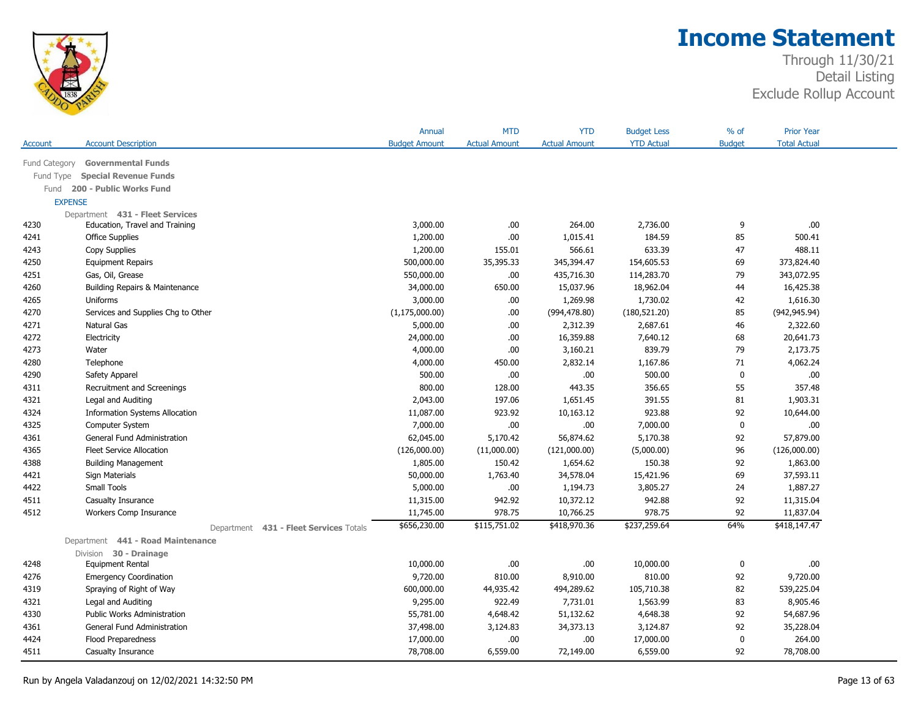# Income Statement

Through 11/30/21
Detail Listing
Exclude Rollup Account

| Account | Account Description | Annual Budget Amount | MTD Actual Amount | YTD Actual Amount | Budget Less YTD Actual | % of Budget | Prior Year Total Actual |
|---|---|---|---|---|---|---|---|
| Fund Category | **Governmental Funds** | | | | | | |
| Fund Type | **Special Revenue Funds** | | | | | | |
| Fund | **200 - Public Works Fund** | | | | | | |
| EXPENSE | | | | | | | |
| Department | **431 - Fleet Services** | | | | | | |
| 4230 | Education, Travel and Training | 3,000.00 | .00 | 264.00 | 2,736.00 | 9 | .00 |
| 4241 | Office Supplies | 1,200.00 | .00 | 1,015.41 | 184.59 | 85 | 500.41 |
| 4243 | Copy Supplies | 1,200.00 | 155.01 | 566.61 | 633.39 | 47 | 488.11 |
| 4250 | Equipment Repairs | 500,000.00 | 35,395.33 | 345,394.47 | 154,605.53 | 69 | 373,824.40 |
| 4251 | Gas, Oil, Grease | 550,000.00 | .00 | 435,716.30 | 114,283.70 | 79 | 343,072.95 |
| 4260 | Building Repairs & Maintenance | 34,000.00 | 650.00 | 15,037.96 | 18,962.04 | 44 | 16,425.38 |
| 4265 | Uniforms | 3,000.00 | .00 | 1,269.98 | 1,730.02 | 42 | 1,616.30 |
| 4270 | Services and Supplies Chg to Other | (1,175,000.00) | .00 | (994,478.80) | (180,521.20) | 85 | (942,945.94) |
| 4271 | Natural Gas | 5,000.00 | .00 | 2,312.39 | 2,687.61 | 46 | 2,322.60 |
| 4272 | Electricity | 24,000.00 | .00 | 16,359.88 | 7,640.12 | 68 | 20,641.73 |
| 4273 | Water | 4,000.00 | .00 | 3,160.21 | 839.79 | 79 | 2,173.75 |
| 4280 | Telephone | 4,000.00 | 450.00 | 2,832.14 | 1,167.86 | 71 | 4,062.24 |
| 4290 | Safety Apparel | 500.00 | .00 | .00 | 500.00 | 0 | .00 |
| 4311 | Recruitment and Screenings | 800.00 | 128.00 | 443.35 | 356.65 | 55 | 357.48 |
| 4321 | Legal and Auditing | 2,043.00 | 197.06 | 1,651.45 | 391.55 | 81 | 1,903.31 |
| 4324 | Information Systems Allocation | 11,087.00 | 923.92 | 10,163.12 | 923.88 | 92 | 10,644.00 |
| 4325 | Computer System | 7,000.00 | .00 | .00 | 7,000.00 | 0 | .00 |
| 4361 | General Fund Administration | 62,045.00 | 5,170.42 | 56,874.62 | 5,170.38 | 92 | 57,879.00 |
| 4365 | Fleet Service Allocation | (126,000.00) | (11,000.00) | (121,000.00) | (5,000.00) | 96 | (126,000.00) |
| 4388 | Building Management | 1,805.00 | 150.42 | 1,654.62 | 150.38 | 92 | 1,863.00 |
| 4421 | Sign Materials | 50,000.00 | 1,763.40 | 34,578.04 | 15,421.96 | 69 | 37,593.11 |
| 4422 | Small Tools | 5,000.00 | .00 | 1,194.73 | 3,805.27 | 24 | 1,887.27 |
| 4511 | Casualty Insurance | 11,315.00 | 942.92 | 10,372.12 | 942.88 | 92 | 11,315.04 |
| 4512 | Workers Comp Insurance | 11,745.00 | 978.75 | 10,766.25 | 978.75 | 92 | 11,837.04 |
| | Department **431 - Fleet Services** Totals | $656,230.00 | $115,751.02 | $418,970.36 | $237,259.64 | 64% | $418,147.47 |
| Department | **441 - Road Maintenance** | | | | | | |
| Division | **30 - Drainage** | | | | | | |
| 4248 | Equipment Rental | 10,000.00 | .00 | .00 | 10,000.00 | 0 | .00 |
| 4276 | Emergency Coordination | 9,720.00 | 810.00 | 8,910.00 | 810.00 | 92 | 9,720.00 |
| 4319 | Spraying of Right of Way | 600,000.00 | 44,935.42 | 494,289.62 | 105,710.38 | 82 | 539,225.04 |
| 4321 | Legal and Auditing | 9,295.00 | 922.49 | 7,731.01 | 1,563.99 | 83 | 8,905.46 |
| 4330 | Public Works Administration | 55,781.00 | 4,648.42 | 51,132.62 | 4,648.38 | 92 | 54,687.96 |
| 4361 | General Fund Administration | 37,498.00 | 3,124.83 | 34,373.13 | 3,124.87 | 92 | 35,228.04 |
| 4424 | Flood Preparedness | 17,000.00 | .00 | .00 | 17,000.00 | 0 | 264.00 |
| 4511 | Casualty Insurance | 78,708.00 | 6,559.00 | 72,149.00 | 6,559.00 | 92 | 78,708.00 |

Run by Angela Valadanzouj on 12/02/2021 14:32:50 PM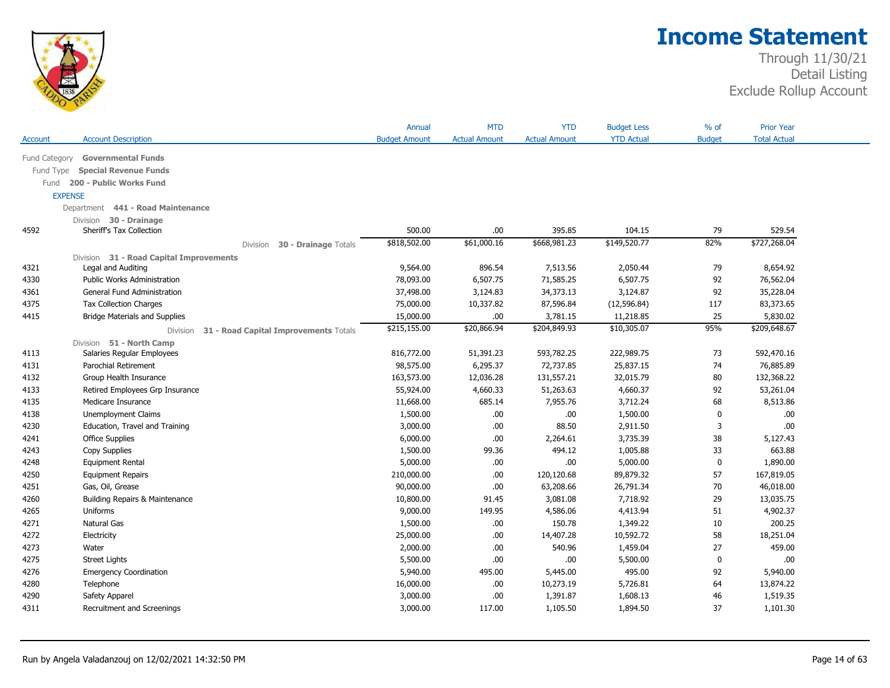# Income Statement

Through 11/30/21
Detail Listing
Exclude Rollup Account

| Account | Account Description | Annual Budget Amount | MTD Actual Amount | YTD Actual Amount | Budget Less YTD Actual | % of Budget | Prior Year Total Actual |
|---|---|---|---|---|---|---|---|
| | Fund Category **Governmental Funds** | | | | | | |
| | Fund Type **Special Revenue Funds** | | | | | | |
| | Fund **200 - Public Works Fund** | | | | | | |
| | EXPENSE | | | | | | |
| | Department **441 - Road Maintenance** | | | | | | |
| | Division **30 - Drainage** | | | | | | |
| 4592 | Sheriff's Tax Collection | 500.00 | .00 | 395.85 | 104.15 | 79 | 529.54 |
| | Division **30 - Drainage** Totals | $818,502.00 | $61,000.16 | $668,981.23 | $149,520.77 | 82% | $727,268.04 |
| | Division **31 - Road Capital Improvements** | | | | | | |
| 4321 | Legal and Auditing | 9,564.00 | 896.54 | 7,513.56 | 2,050.44 | 79 | 8,654.92 |
| 4330 | Public Works Administration | 78,093.00 | 6,507.75 | 71,585.25 | 6,507.75 | 92 | 76,562.04 |
| 4361 | General Fund Administration | 37,498.00 | 3,124.83 | 34,373.13 | 3,124.87 | 92 | 35,228.04 |
| 4375 | Tax Collection Charges | 75,000.00 | 10,337.82 | 87,596.84 | (12,596.84) | 117 | 83,373.65 |
| 4415 | Bridge Materials and Supplies | 15,000.00 | .00 | 3,781.15 | 11,218.85 | 25 | 5,830.02 |
| | Division **31 - Road Capital Improvements** Totals | $215,155.00 | $20,866.94 | $204,849.93 | $10,305.07 | 95% | $209,648.67 |
| | Division **51 - North Camp** | | | | | | |
| 4113 | Salaries Regular Employees | 816,772.00 | 51,391.23 | 593,782.25 | 222,989.75 | 73 | 592,470.16 |
| 4131 | Parochial Retirement | 98,575.00 | 6,295.37 | 72,737.85 | 25,837.15 | 74 | 76,885.89 |
| 4132 | Group Health Insurance | 163,573.00 | 12,036.28 | 131,557.21 | 32,015.79 | 80 | 132,368.22 |
| 4133 | Retired Employees Grp Insurance | 55,924.00 | 4,660.33 | 51,263.63 | 4,660.37 | 92 | 53,261.04 |
| 4135 | Medicare Insurance | 11,668.00 | 685.14 | 7,955.76 | 3,712.24 | 68 | 8,513.86 |
| 4138 | Unemployment Claims | 1,500.00 | .00 | .00 | 1,500.00 | 0 | .00 |
| 4230 | Education, Travel and Training | 3,000.00 | .00 | 88.50 | 2,911.50 | 3 | .00 |
| 4241 | Office Supplies | 6,000.00 | .00 | 2,264.61 | 3,735.39 | 38 | 5,127.43 |
| 4243 | Copy Supplies | 1,500.00 | 99.36 | 494.12 | 1,005.88 | 33 | 663.88 |
| 4248 | Equipment Rental | 5,000.00 | .00 | .00 | 5,000.00 | 0 | 1,890.00 |
| 4250 | Equipment Repairs | 210,000.00 | .00 | 120,120.68 | 89,879.32 | 57 | 167,819.05 |
| 4251 | Gas, Oil, Grease | 90,000.00 | .00 | 63,208.66 | 26,791.34 | 70 | 46,018.00 |
| 4260 | Building Repairs & Maintenance | 10,800.00 | 91.45 | 3,081.08 | 7,718.92 | 29 | 13,035.75 |
| 4265 | Uniforms | 9,000.00 | 149.95 | 4,586.06 | 4,413.94 | 51 | 4,902.37 |
| 4271 | Natural Gas | 1,500.00 | .00 | 150.78 | 1,349.22 | 10 | 200.25 |
| 4272 | Electricity | 25,000.00 | .00 | 14,407.28 | 10,592.72 | 58 | 18,251.04 |
| 4273 | Water | 2,000.00 | .00 | 540.96 | 1,459.04 | 27 | 459.00 |
| 4275 | Street Lights | 5,500.00 | .00 | .00 | 5,500.00 | 0 | .00 |
| 4276 | Emergency Coordination | 5,940.00 | 495.00 | 5,445.00 | 495.00 | 92 | 5,940.00 |
| 4280 | Telephone | 16,000.00 | .00 | 10,273.19 | 5,726.81 | 64 | 13,874.22 |
| 4290 | Safety Apparel | 3,000.00 | .00 | 1,391.87 | 1,608.13 | 46 | 1,519.35 |
| 4311 | Recruitment and Screenings | 3,000.00 | 117.00 | 1,105.50 | 1,894.50 | 37 | 1,101.30 |

Run by Angela Valadanzouj on 12/02/2021 14:32:50 PM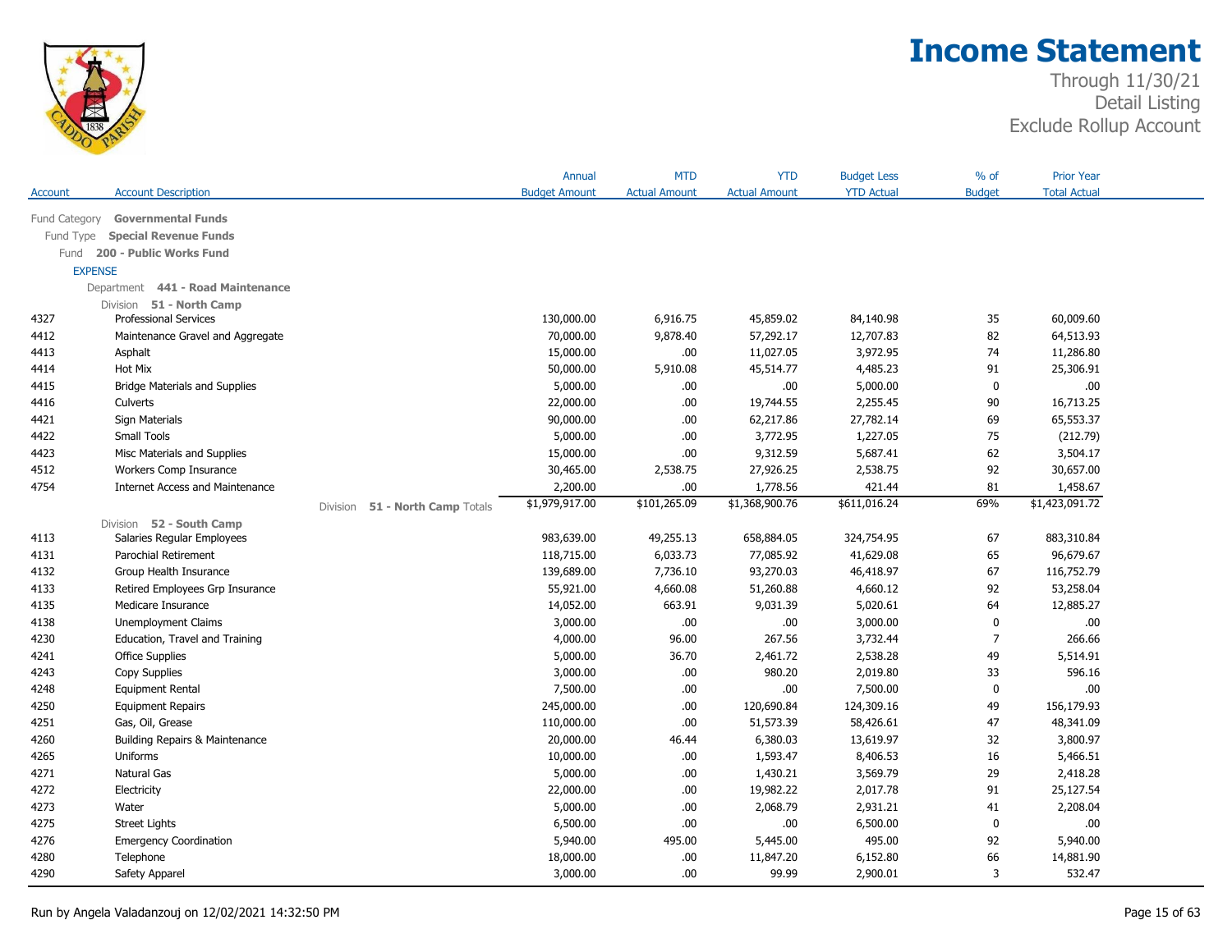# Income Statement

Through 11/30/21
Detail Listing
Exclude Rollup Account

| Account | Account Description | Annual Budget Amount | MTD Actual Amount | YTD Actual Amount | Budget Less YTD Actual | % of Budget | Prior Year Total Actual |
|---|---|---|---|---|---|---|---|
| Fund Category | **Governmental Funds** | | | | | | |
| Fund Type | **Special Revenue Funds** | | | | | | |
| Fund | **200 - Public Works Fund** | | | | | | |
| EXPENSE | | | | | | | |
| Department | **441 - Road Maintenance** | | | | | | |
| Division | **51 - North Camp** | | | | | | |
| 4327 | Professional Services | 130,000.00 | 6,916.75 | 45,859.02 | 84,140.98 | 35 | 60,009.60 |
| 4412 | Maintenance Gravel and Aggregate | 70,000.00 | 9,878.40 | 57,292.17 | 12,707.83 | 82 | 64,513.93 |
| 4413 | Asphalt | 15,000.00 | .00 | 11,027.05 | 3,972.95 | 74 | 11,286.80 |
| 4414 | Hot Mix | 50,000.00 | 5,910.08 | 45,514.77 | 4,485.23 | 91 | 25,306.91 |
| 4415 | Bridge Materials and Supplies | 5,000.00 | .00 | .00 | 5,000.00 | 0 | .00 |
| 4416 | Culverts | 22,000.00 | .00 | 19,744.55 | 2,255.45 | 90 | 16,713.25 |
| 4421 | Sign Materials | 90,000.00 | .00 | 62,217.86 | 27,782.14 | 69 | 65,553.37 |
| 4422 | Small Tools | 5,000.00 | .00 | 3,772.95 | 1,227.05 | 75 | (212.79) |
| 4423 | Misc Materials and Supplies | 15,000.00 | .00 | 9,312.59 | 5,687.41 | 62 | 3,504.17 |
| 4512 | Workers Comp Insurance | 30,465.00 | 2,538.75 | 27,926.25 | 2,538.75 | 92 | 30,657.00 |
| 4754 | Internet Access and Maintenance | 2,200.00 | .00 | 1,778.56 | 421.44 | 81 | 1,458.67 |
| | Division **51 - North Camp** Totals | $1,979,917.00 | $101,265.09 | $1,368,900.76 | $611,016.24 | 69% | $1,423,091.72 |
| Division | **52 - South Camp** | | | | | | |
| 4113 | Salaries Regular Employees | 983,639.00 | 49,255.13 | 658,884.05 | 324,754.95 | 67 | 883,310.84 |
| 4131 | Parochial Retirement | 118,715.00 | 6,033.73 | 77,085.92 | 41,629.08 | 65 | 96,679.67 |
| 4132 | Group Health Insurance | 139,689.00 | 7,736.10 | 93,270.03 | 46,418.97 | 67 | 116,752.79 |
| 4133 | Retired Employees Grp Insurance | 55,921.00 | 4,660.08 | 51,260.88 | 4,660.12 | 92 | 53,258.04 |
| 4135 | Medicare Insurance | 14,052.00 | 663.91 | 9,031.39 | 5,020.61 | 64 | 12,885.27 |
| 4138 | Unemployment Claims | 3,000.00 | .00 | .00 | 3,000.00 | 0 | .00 |
| 4230 | Education, Travel and Training | 4,000.00 | 96.00 | 267.56 | 3,732.44 | 7 | 266.66 |
| 4241 | Office Supplies | 5,000.00 | 36.70 | 2,461.72 | 2,538.28 | 49 | 5,514.91 |
| 4243 | Copy Supplies | 3,000.00 | .00 | 980.20 | 2,019.80 | 33 | 596.16 |
| 4248 | Equipment Rental | 7,500.00 | .00 | .00 | 7,500.00 | 0 | .00 |
| 4250 | Equipment Repairs | 245,000.00 | .00 | 120,690.84 | 124,309.16 | 49 | 156,179.93 |
| 4251 | Gas, Oil, Grease | 110,000.00 | .00 | 51,573.39 | 58,426.61 | 47 | 48,341.09 |
| 4260 | Building Repairs & Maintenance | 20,000.00 | 46.44 | 6,380.03 | 13,619.97 | 32 | 3,800.97 |
| 4265 | Uniforms | 10,000.00 | .00 | 1,593.47 | 8,406.53 | 16 | 5,466.51 |
| 4271 | Natural Gas | 5,000.00 | .00 | 1,430.21 | 3,569.79 | 29 | 2,418.28 |
| 4272 | Electricity | 22,000.00 | .00 | 19,982.22 | 2,017.78 | 91 | 25,127.54 |
| 4273 | Water | 5,000.00 | .00 | 2,068.79 | 2,931.21 | 41 | 2,208.04 |
| 4275 | Street Lights | 6,500.00 | .00 | .00 | 6,500.00 | 0 | .00 |
| 4276 | Emergency Coordination | 5,940.00 | 495.00 | 5,445.00 | 495.00 | 92 | 5,940.00 |
| 4280 | Telephone | 18,000.00 | .00 | 11,847.20 | 6,152.80 | 66 | 14,881.90 |
| 4290 | Safety Apparel | 3,000.00 | .00 | 99.99 | 2,900.01 | 3 | 532.47 |

Run by Angela Valadanzouj on 12/02/2021 14:32:50 PM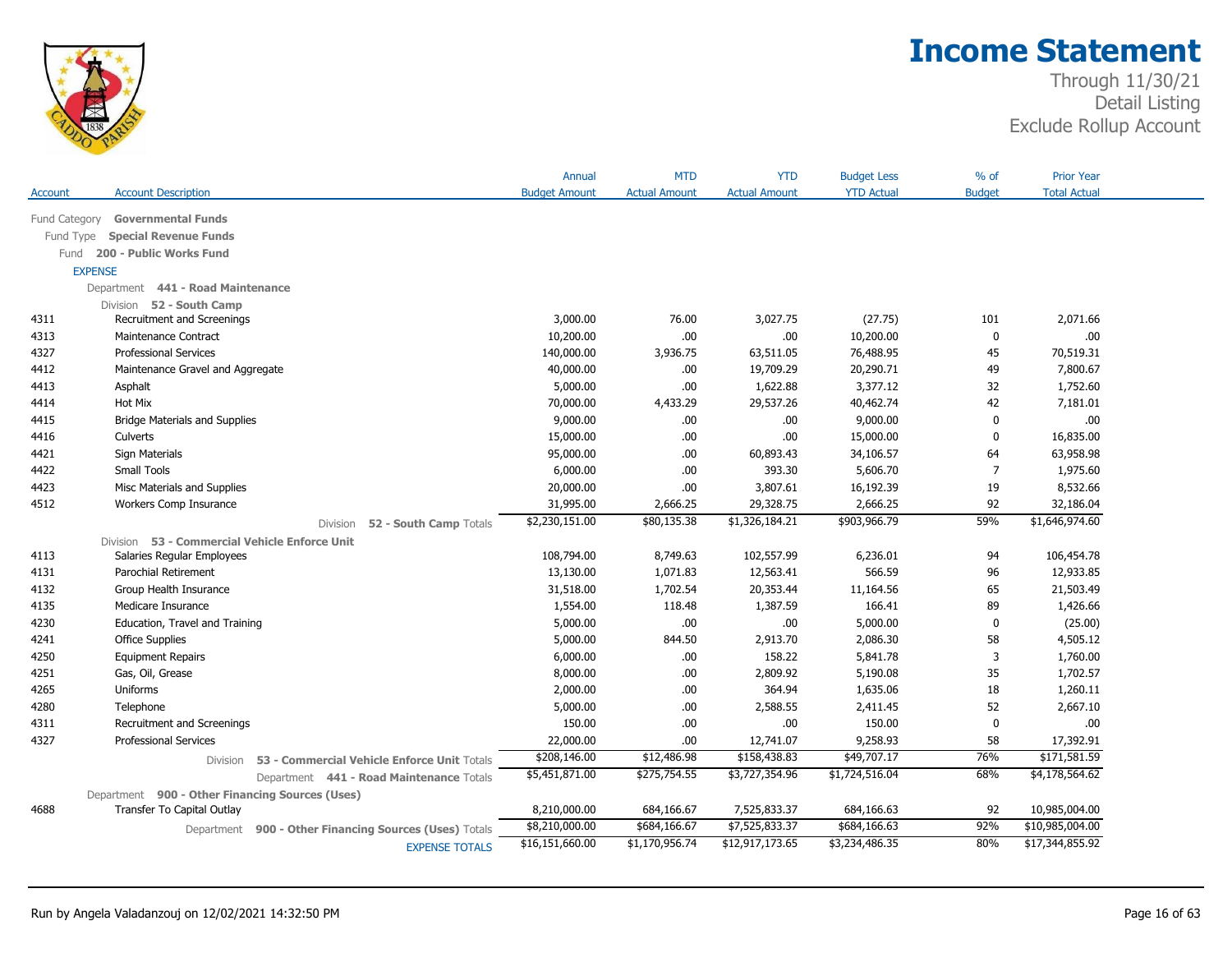# Income Statement

Through 11/30/21
Detail Listing
Exclude Rollup Account

| Account | Account Description | Annual Budget Amount | MTD Actual Amount | YTD Actual Amount | Budget Less YTD Actual | % of Budget | Prior Year Total Actual |
|---|---|---|---|---|---|---|---|
| Fund Category | **Governmental Funds** | | | | | | |
| Fund Type | **Special Revenue Funds** | | | | | | |
| Fund | **200 - Public Works Fund** | | | | | | |
| EXPENSE | | | | | | | |
| Department | **441 - Road Maintenance** | | | | | | |
| Division | **52 - South Camp** | | | | | | |
| 4311 | Recruitment and Screenings | 3,000.00 | 76.00 | 3,027.75 | (27.75) | 101 | 2,071.66 |
| 4313 | Maintenance Contract | 10,200.00 | .00 | .00 | 10,200.00 | 0 | .00 |
| 4327 | Professional Services | 140,000.00 | 3,936.75 | 63,511.05 | 76,488.95 | 45 | 70,519.31 |
| 4412 | Maintenance Gravel and Aggregate | 40,000.00 | .00 | 19,709.29 | 20,290.71 | 49 | 7,800.67 |
| 4413 | Asphalt | 5,000.00 | .00 | 1,622.88 | 3,377.12 | 32 | 1,752.60 |
| 4414 | Hot Mix | 70,000.00 | 4,433.29 | 29,537.26 | 40,462.74 | 42 | 7,181.01 |
| 4415 | Bridge Materials and Supplies | 9,000.00 | .00 | .00 | 9,000.00 | 0 | .00 |
| 4416 | Culverts | 15,000.00 | .00 | .00 | 15,000.00 | 0 | 16,835.00 |
| 4421 | Sign Materials | 95,000.00 | .00 | 60,893.43 | 34,106.57 | 64 | 63,958.98 |
| 4422 | Small Tools | 6,000.00 | .00 | 393.30 | 5,606.70 | 7 | 1,975.60 |
| 4423 | Misc Materials and Supplies | 20,000.00 | .00 | 3,807.61 | 16,192.39 | 19 | 8,532.66 |
| 4512 | Workers Comp Insurance | 31,995.00 | 2,666.25 | 29,328.75 | 2,666.25 | 92 | 32,186.04 |
| | Division **52 - South Camp** Totals | $2,230,151.00 | $80,135.38 | $1,326,184.21 | $903,966.79 | 59% | $1,646,974.60 |
| Division | **53 - Commercial Vehicle Enforce Unit** | | | | | | |
| 4113 | Salaries Regular Employees | 108,794.00 | 8,749.63 | 102,557.99 | 6,236.01 | 94 | 106,454.78 |
| 4131 | Parochial Retirement | 13,130.00 | 1,071.83 | 12,563.41 | 566.59 | 96 | 12,933.85 |
| 4132 | Group Health Insurance | 31,518.00 | 1,702.54 | 20,353.44 | 11,164.56 | 65 | 21,503.49 |
| 4135 | Medicare Insurance | 1,554.00 | 118.48 | 1,387.59 | 166.41 | 89 | 1,426.66 |
| 4230 | Education, Travel and Training | 5,000.00 | .00 | .00 | 5,000.00 | 0 | (25.00) |
| 4241 | Office Supplies | 5,000.00 | 844.50 | 2,913.70 | 2,086.30 | 58 | 4,505.12 |
| 4250 | Equipment Repairs | 6,000.00 | .00 | 158.22 | 5,841.78 | 3 | 1,760.00 |
| 4251 | Gas, Oil, Grease | 8,000.00 | .00 | 2,809.92 | 5,190.08 | 35 | 1,702.57 |
| 4265 | Uniforms | 2,000.00 | .00 | 364.94 | 1,635.06 | 18 | 1,260.11 |
| 4280 | Telephone | 5,000.00 | .00 | 2,588.55 | 2,411.45 | 52 | 2,667.10 |
| 4311 | Recruitment and Screenings | 150.00 | .00 | .00 | 150.00 | 0 | .00 |
| 4327 | Professional Services | 22,000.00 | .00 | 12,741.07 | 9,258.93 | 58 | 17,392.91 |
| | Division **53 - Commercial Vehicle Enforce Unit** Totals | $208,146.00 | $12,486.98 | $158,438.83 | $49,707.17 | 76% | $171,581.59 |
| | Department **441 - Road Maintenance** Totals | $5,451,871.00 | $275,754.55 | $3,727,354.96 | $1,724,516.04 | 68% | $4,178,564.62 |
| Department | **900 - Other Financing Sources (Uses)** | | | | | | |
| 4688 | Transfer To Capital Outlay | 8,210,000.00 | 684,166.67 | 7,525,833.37 | 684,166.63 | 92 | 10,985,004.00 |
| | Department **900 - Other Financing Sources (Uses)** Totals | $8,210,000.00 | $684,166.67 | $7,525,833.37 | $684,166.63 | 92% | $10,985,004.00 |
| | EXPENSE TOTALS | $16,151,660.00 | $1,170,956.74 | $12,917,173.65 | $3,234,486.35 | 80% | $17,344,855.92 |

Run by Angela Valadanzouj on 12/02/2021 14:32:50 PM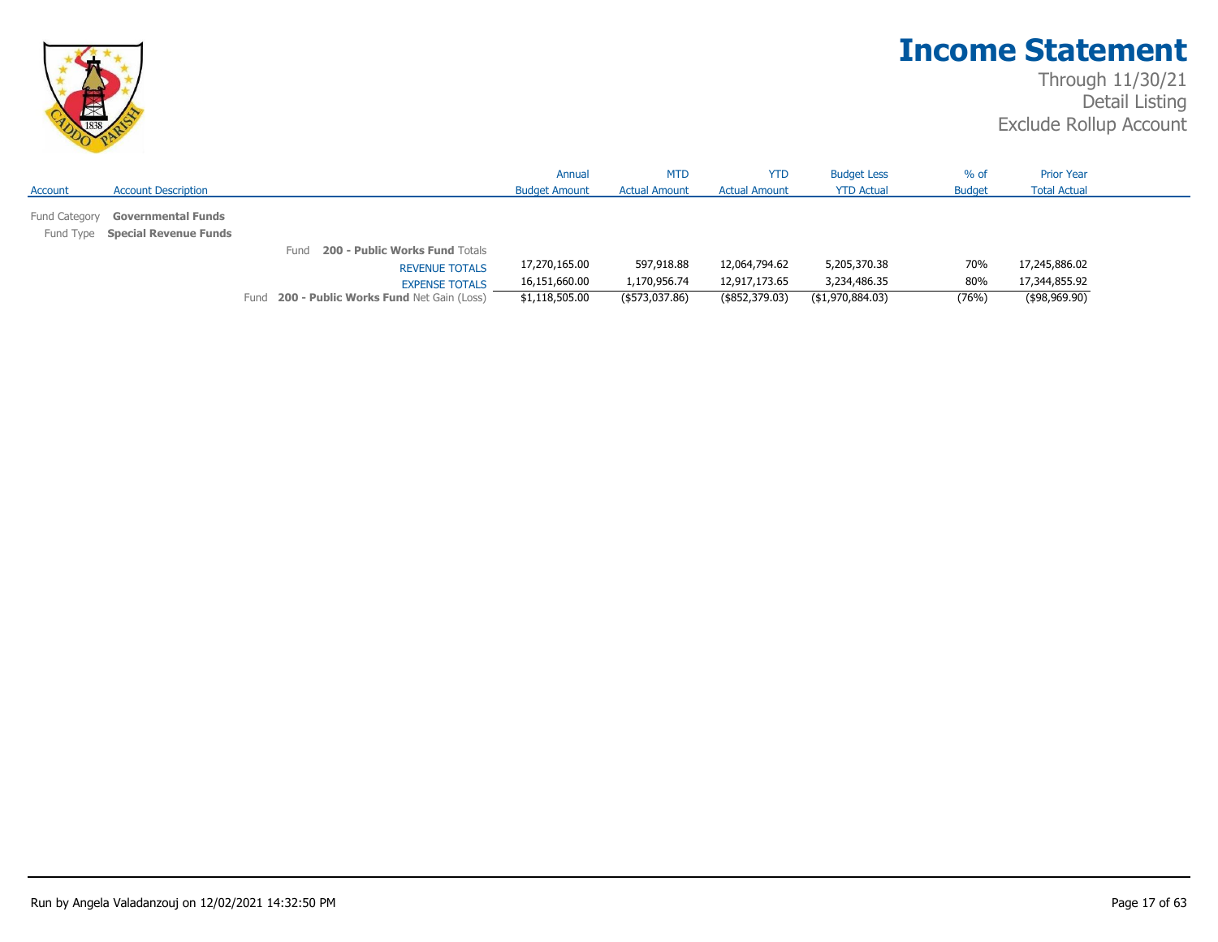# Income Statement

Through 11/30/21
Detail Listing
Exclude Rollup Account

| Account | Account Description | Annual Budget Amount | MTD Actual Amount | YTD Actual Amount | Budget Less YTD Actual | % of Budget | Prior Year Total Actual |
|---|---|---|---|---|---|---|---|
| Fund Category | **Governmental Funds** | | | | | | |
| Fund Type | **Special Revenue Funds** | | | | | | |
| | Fund **200 - Public Works Fund** Totals | | | | | | |
| | REVENUE TOTALS | 17,270,165.00 | 597,918.88 | 12,064,794.62 | 5,205,370.38 | 70% | 17,245,886.02 |
| | EXPENSE TOTALS | 16,151,660.00 | 1,170,956.74 | 12,917,173.65 | 3,234,486.35 | 80% | 17,344,855.92 |
| | Fund **200 - Public Works Fund** Net Gain (Loss) | $1,118,505.00 | ($573,037.86) | ($852,379.03) | ($1,970,884.03) | (76%) | ($98,969.90) |

Run by Angela Valadanzouj on 12/02/2021 14:32:50 PM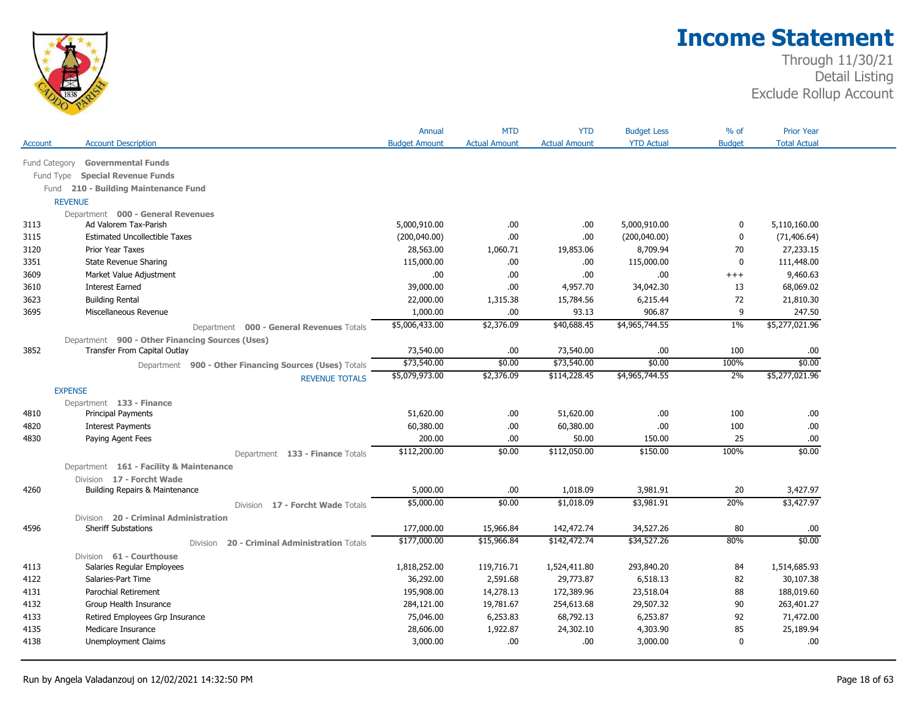# Income Statement

Through 11/30/21
Detail Listing
Exclude Rollup Account

| Account | Account Description | Annual Budget Amount | MTD Actual Amount | YTD Actual Amount | Budget Less YTD Actual | % of Budget | Prior Year Total Actual |
|---|---|---|---|---|---|---|---|
| Fund Category | **Governmental Funds** | | | | | | |
| Fund Type | **Special Revenue Funds** | | | | | | |
| Fund | **210 - Building Maintenance Fund** | | | | | | |
| REVENUE | | | | | | | |
| | Department **000 - General Revenues** | | | | | | |
| 3113 | Ad Valorem Tax-Parish | 5,000,910.00 | .00 | .00 | 5,000,910.00 | 0 | 5,110,160.00 |
| 3115 | Estimated Uncollectible Taxes | (200,040.00) | .00 | .00 | (200,040.00) | 0 | (71,406.64) |
| 3120 | Prior Year Taxes | 28,563.00 | 1,060.71 | 19,853.06 | 8,709.94 | 70 | 27,233.15 |
| 3351 | State Revenue Sharing | 115,000.00 | .00 | .00 | 115,000.00 | 0 | 111,448.00 |
| 3609 | Market Value Adjustment | .00 | .00 | .00 | .00 | +++ | 9,460.63 |
| 3610 | Interest Earned | 39,000.00 | .00 | 4,957.70 | 34,042.30 | 13 | 68,069.02 |
| 3623 | Building Rental | 22,000.00 | 1,315.38 | 15,784.56 | 6,215.44 | 72 | 21,810.30 |
| 3695 | Miscellaneous Revenue | 1,000.00 | .00 | 93.13 | 906.87 | 9 | 247.50 |
| | Department **000 - General Revenues** Totals | $5,006,433.00 | $2,376.09 | $40,688.45 | $4,965,744.55 | 1% | $5,277,021.96 |
| | Department **900 - Other Financing Sources (Uses)** | | | | | | |
| 3852 | Transfer From Capital Outlay | 73,540.00 | .00 | 73,540.00 | .00 | 100 | .00 |
| | Department **900 - Other Financing Sources (Uses)** Totals | $73,540.00 | $0.00 | $73,540.00 | $0.00 | 100% | $0.00 |
| | REVENUE TOTALS | $5,079,973.00 | $2,376.09 | $114,228.45 | $4,965,744.55 | 2% | $5,277,021.96 |
| EXPENSE | | | | | | | |
| | Department **133 - Finance** | | | | | | |
| 4810 | Principal Payments | 51,620.00 | .00 | 51,620.00 | .00 | 100 | .00 |
| 4820 | Interest Payments | 60,380.00 | .00 | 60,380.00 | .00 | 100 | .00 |
| 4830 | Paying Agent Fees | 200.00 | .00 | 50.00 | 150.00 | 25 | .00 |
| | Department **133 - Finance** Totals | $112,200.00 | $0.00 | $112,050.00 | $150.00 | 100% | $0.00 |
| | Department **161 - Facility & Maintenance** | | | | | | |
| | Division **17 - Forcht Wade** | | | | | | |
| 4260 | Building Repairs & Maintenance | 5,000.00 | .00 | 1,018.09 | 3,981.91 | 20 | 3,427.97 |
| | Division **17 - Forcht Wade** Totals | $5,000.00 | $0.00 | $1,018.09 | $3,981.91 | 20% | $3,427.97 |
| | Division **20 - Criminal Administration** | | | | | | |
| 4596 | Sheriff Substations | 177,000.00 | 15,966.84 | 142,472.74 | 34,527.26 | 80 | .00 |
| | Division **20 - Criminal Administration** Totals | $177,000.00 | $15,966.84 | $142,472.74 | $34,527.26 | 80% | $0.00 |
| | Division **61 - Courthouse** | | | | | | |
| 4113 | Salaries Regular Employees | 1,818,252.00 | 119,716.71 | 1,524,411.80 | 293,840.20 | 84 | 1,514,685.93 |
| 4122 | Salaries-Part Time | 36,292.00 | 2,591.68 | 29,773.87 | 6,518.13 | 82 | 30,107.38 |
| 4131 | Parochial Retirement | 195,908.00 | 14,278.13 | 172,389.96 | 23,518.04 | 88 | 188,019.60 |
| 4132 | Group Health Insurance | 284,121.00 | 19,781.67 | 254,613.68 | 29,507.32 | 90 | 263,401.27 |
| 4133 | Retired Employees Grp Insurance | 75,046.00 | 6,253.83 | 68,792.13 | 6,253.87 | 92 | 71,472.00 |
| 4135 | Medicare Insurance | 28,606.00 | 1,922.87 | 24,302.10 | 4,303.90 | 85 | 25,189.94 |
| 4138 | Unemployment Claims | 3,000.00 | .00 | .00 | 3,000.00 | 0 | .00 |

Run by Angela Valadanzouj on 12/02/2021 14:32:50 PM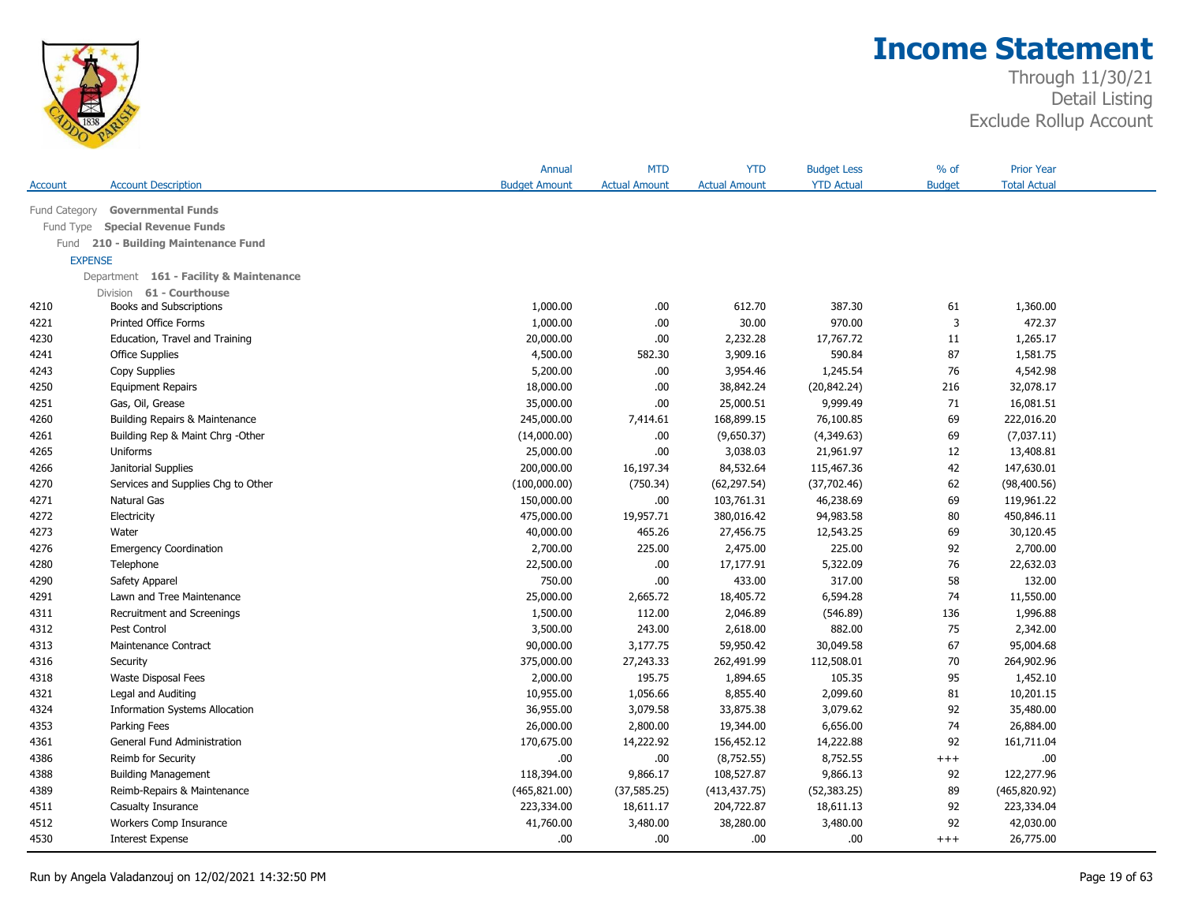# Income Statement

Through 11/30/21
Detail Listing
Exclude Rollup Account

| Account | Account Description | Annual Budget Amount | MTD Actual Amount | YTD Actual Amount | Budget Less YTD Actual | % of Budget | Prior Year Total Actual |
|---|---|---|---|---|---|---|---|
| Fund Category | **Governmental Funds** | | | | | | |
| Fund Type | **Special Revenue Funds** | | | | | | |
| Fund | **210 - Building Maintenance Fund** | | | | | | |
| EXPENSE | | | | | | | |
| Department | **161 - Facility & Maintenance** | | | | | | |
| Division | **61 - Courthouse** | | | | | | |
| 4210 | Books and Subscriptions | 1,000.00 | .00 | 612.70 | 387.30 | 61 | 1,360.00 |
| 4221 | Printed Office Forms | 1,000.00 | .00 | 30.00 | 970.00 | 3 | 472.37 |
| 4230 | Education, Travel and Training | 20,000.00 | .00 | 2,232.28 | 17,767.72 | 11 | 1,265.17 |
| 4241 | Office Supplies | 4,500.00 | 582.30 | 3,909.16 | 590.84 | 87 | 1,581.75 |
| 4243 | Copy Supplies | 5,200.00 | .00 | 3,954.46 | 1,245.54 | 76 | 4,542.98 |
| 4250 | Equipment Repairs | 18,000.00 | .00 | 38,842.24 | (20,842.24) | 216 | 32,078.17 |
| 4251 | Gas, Oil, Grease | 35,000.00 | .00 | 25,000.51 | 9,999.49 | 71 | 16,081.51 |
| 4260 | Building Repairs & Maintenance | 245,000.00 | 7,414.61 | 168,899.15 | 76,100.85 | 69 | 222,016.20 |
| 4261 | Building Rep & Maint Chrg -Other | (14,000.00) | .00 | (9,650.37) | (4,349.63) | 69 | (7,037.11) |
| 4265 | Uniforms | 25,000.00 | .00 | 3,038.03 | 21,961.97 | 12 | 13,408.81 |
| 4266 | Janitorial Supplies | 200,000.00 | 16,197.34 | 84,532.64 | 115,467.36 | 42 | 147,630.01 |
| 4270 | Services and Supplies Chg to Other | (100,000.00) | (750.34) | (62,297.54) | (37,702.46) | 62 | (98,400.56) |
| 4271 | Natural Gas | 150,000.00 | .00 | 103,761.31 | 46,238.69 | 69 | 119,961.22 |
| 4272 | Electricity | 475,000.00 | 19,957.71 | 380,016.42 | 94,983.58 | 80 | 450,846.11 |
| 4273 | Water | 40,000.00 | 465.26 | 27,456.75 | 12,543.25 | 69 | 30,120.45 |
| 4276 | Emergency Coordination | 2,700.00 | 225.00 | 2,475.00 | 225.00 | 92 | 2,700.00 |
| 4280 | Telephone | 22,500.00 | .00 | 17,177.91 | 5,322.09 | 76 | 22,632.03 |
| 4290 | Safety Apparel | 750.00 | .00 | 433.00 | 317.00 | 58 | 132.00 |
| 4291 | Lawn and Tree Maintenance | 25,000.00 | 2,665.72 | 18,405.72 | 6,594.28 | 74 | 11,550.00 |
| 4311 | Recruitment and Screenings | 1,500.00 | 112.00 | 2,046.89 | (546.89) | 136 | 1,996.88 |
| 4312 | Pest Control | 3,500.00 | 243.00 | 2,618.00 | 882.00 | 75 | 2,342.00 |
| 4313 | Maintenance Contract | 90,000.00 | 3,177.75 | 59,950.42 | 30,049.58 | 67 | 95,004.68 |
| 4316 | Security | 375,000.00 | 27,243.33 | 262,491.99 | 112,508.01 | 70 | 264,902.96 |
| 4318 | Waste Disposal Fees | 2,000.00 | 195.75 | 1,894.65 | 105.35 | 95 | 1,452.10 |
| 4321 | Legal and Auditing | 10,955.00 | 1,056.66 | 8,855.40 | 2,099.60 | 81 | 10,201.15 |
| 4324 | Information Systems Allocation | 36,955.00 | 3,079.58 | 33,875.38 | 3,079.62 | 92 | 35,480.00 |
| 4353 | Parking Fees | 26,000.00 | 2,800.00 | 19,344.00 | 6,656.00 | 74 | 26,884.00 |
| 4361 | General Fund Administration | 170,675.00 | 14,222.92 | 156,452.12 | 14,222.88 | 92 | 161,711.04 |
| 4386 | Reimb for Security | .00 | .00 | (8,752.55) | 8,752.55 | +++ | .00 |
| 4388 | Building Management | 118,394.00 | 9,866.17 | 108,527.87 | 9,866.13 | 92 | 122,277.96 |
| 4389 | Reimb-Repairs & Maintenance | (465,821.00) | (37,585.25) | (413,437.75) | (52,383.25) | 89 | (465,820.92) |
| 4511 | Casualty Insurance | 223,334.00 | 18,611.17 | 204,722.87 | 18,611.13 | 92 | 223,334.04 |
| 4512 | Workers Comp Insurance | 41,760.00 | 3,480.00 | 38,280.00 | 3,480.00 | 92 | 42,030.00 |
| 4530 | Interest Expense | .00 | .00 | .00 | .00 | +++ | 26,775.00 |

Run by Angela Valadanzouj on 12/02/2021 14:32:50 PM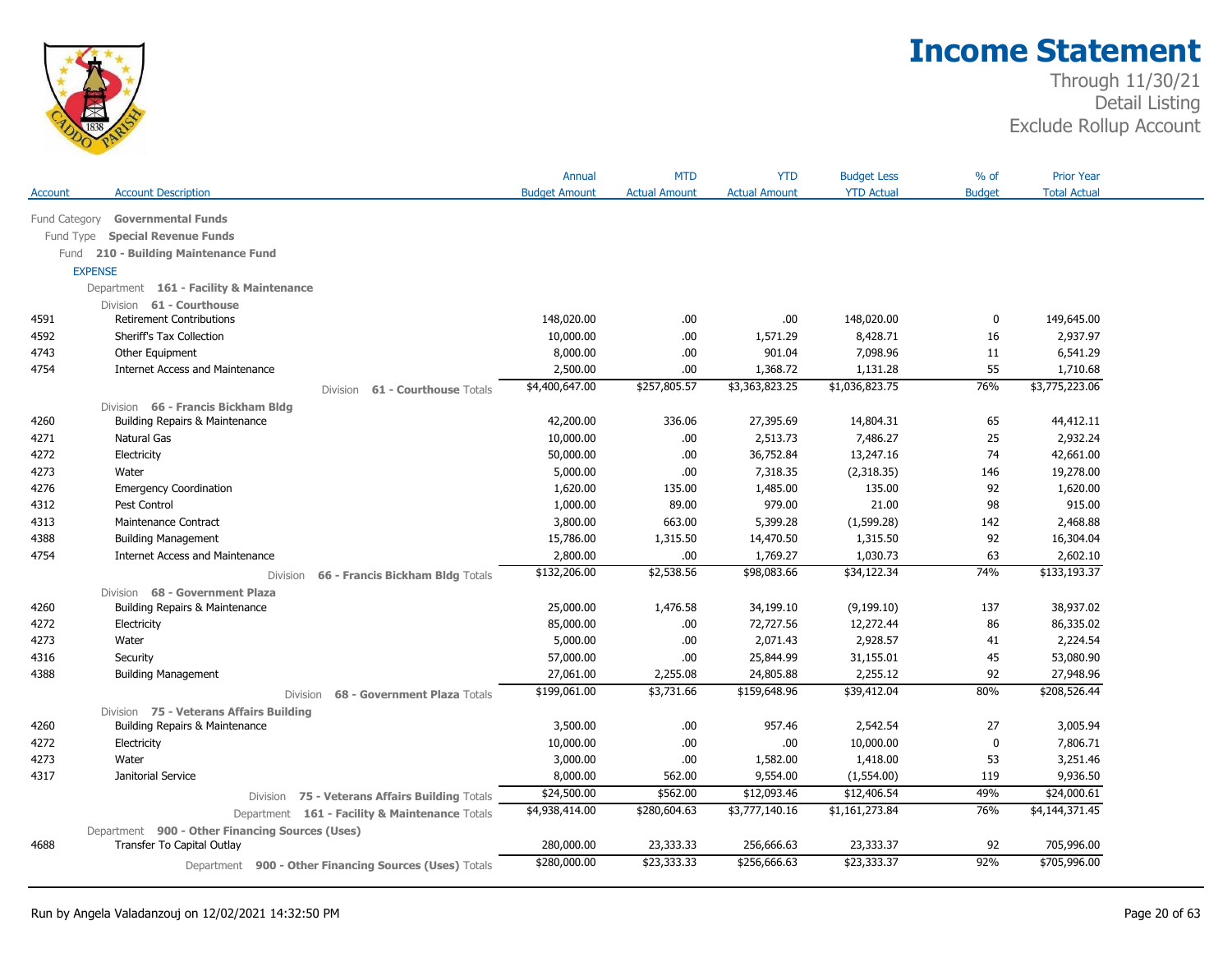# Income Statement

Through 11/30/21
Detail Listing
Exclude Rollup Account

| Account | Account Description | Annual Budget Amount | MTD Actual Amount | YTD Actual Amount | Budget Less YTD Actual | % of Budget | Prior Year Total Actual |
|---|---|---|---|---|---|---|---|
| Fund Category | **Governmental Funds** | | | | | | |
| Fund Type | **Special Revenue Funds** | | | | | | |
| Fund | **210 - Building Maintenance Fund** | | | | | | |
| EXPENSE | | | | | | | |
| Department | **161 - Facility & Maintenance** | | | | | | |
| Division | **61 - Courthouse** | | | | | | |
| 4591 | Retirement Contributions | 148,020.00 | .00 | .00 | 148,020.00 | 0 | 149,645.00 |
| 4592 | Sheriff's Tax Collection | 10,000.00 | .00 | 1,571.29 | 8,428.71 | 16 | 2,937.97 |
| 4743 | Other Equipment | 8,000.00 | .00 | 901.04 | 7,098.96 | 11 | 6,541.29 |
| 4754 | Internet Access and Maintenance | 2,500.00 | .00 | 1,368.72 | 1,131.28 | 55 | 1,710.68 |
| | Division **61 - Courthouse** Totals | $4,400,647.00 | $257,805.57 | $3,363,823.25 | $1,036,823.75 | 76% | $3,775,223.06 |
| Division | **66 - Francis Bickham Bldg** | | | | | | |
| 4260 | Building Repairs & Maintenance | 42,200.00 | 336.06 | 27,395.69 | 14,804.31 | 65 | 44,412.11 |
| 4271 | Natural Gas | 10,000.00 | .00 | 2,513.73 | 7,486.27 | 25 | 2,932.24 |
| 4272 | Electricity | 50,000.00 | .00 | 36,752.84 | 13,247.16 | 74 | 42,661.00 |
| 4273 | Water | 5,000.00 | .00 | 7,318.35 | (2,318.35) | 146 | 19,278.00 |
| 4276 | Emergency Coordination | 1,620.00 | 135.00 | 1,485.00 | 135.00 | 92 | 1,620.00 |
| 4312 | Pest Control | 1,000.00 | 89.00 | 979.00 | 21.00 | 98 | 915.00 |
| 4313 | Maintenance Contract | 3,800.00 | 663.00 | 5,399.28 | (1,599.28) | 142 | 2,468.88 |
| 4388 | Building Management | 15,786.00 | 1,315.50 | 14,470.50 | 1,315.50 | 92 | 16,304.04 |
| 4754 | Internet Access and Maintenance | 2,800.00 | .00 | 1,769.27 | 1,030.73 | 63 | 2,602.10 |
| | Division **66 - Francis Bickham Bldg** Totals | $132,206.00 | $2,538.56 | $98,083.66 | $34,122.34 | 74% | $133,193.37 |
| Division | **68 - Government Plaza** | | | | | | |
| 4260 | Building Repairs & Maintenance | 25,000.00 | 1,476.58 | 34,199.10 | (9,199.10) | 137 | 38,937.02 |
| 4272 | Electricity | 85,000.00 | .00 | 72,727.56 | 12,272.44 | 86 | 86,335.02 |
| 4273 | Water | 5,000.00 | .00 | 2,071.43 | 2,928.57 | 41 | 2,224.54 |
| 4316 | Security | 57,000.00 | .00 | 25,844.99 | 31,155.01 | 45 | 53,080.90 |
| 4388 | Building Management | 27,061.00 | 2,255.08 | 24,805.88 | 2,255.12 | 92 | 27,948.96 |
| | Division **68 - Government Plaza** Totals | $199,061.00 | $3,731.66 | $159,648.96 | $39,412.04 | 80% | $208,526.44 |
| Division | **75 - Veterans Affairs Building** | | | | | | |
| 4260 | Building Repairs & Maintenance | 3,500.00 | .00 | 957.46 | 2,542.54 | 27 | 3,005.94 |
| 4272 | Electricity | 10,000.00 | .00 | .00 | 10,000.00 | 0 | 7,806.71 |
| 4273 | Water | 3,000.00 | .00 | 1,582.00 | 1,418.00 | 53 | 3,251.46 |
| 4317 | Janitorial Service | 8,000.00 | 562.00 | 9,554.00 | (1,554.00) | 119 | 9,936.50 |
| | Division **75 - Veterans Affairs Building** Totals | $24,500.00 | $562.00 | $12,093.46 | $12,406.54 | 49% | $24,000.61 |
| | Department **161 - Facility & Maintenance** Totals | $4,938,414.00 | $280,604.63 | $3,777,140.16 | $1,161,273.84 | 76% | $4,144,371.45 |
| Department | **900 - Other Financing Sources (Uses)** | | | | | | |
| 4688 | Transfer To Capital Outlay | 280,000.00 | 23,333.33 | 256,666.63 | 23,333.37 | 92 | 705,996.00 |
| | Department **900 - Other Financing Sources (Uses)** Totals | $280,000.00 | $23,333.33 | $256,666.63 | $23,333.37 | 92% | $705,996.00 |

Run by Angela Valadanzouj on 12/02/2021 14:32:50 PM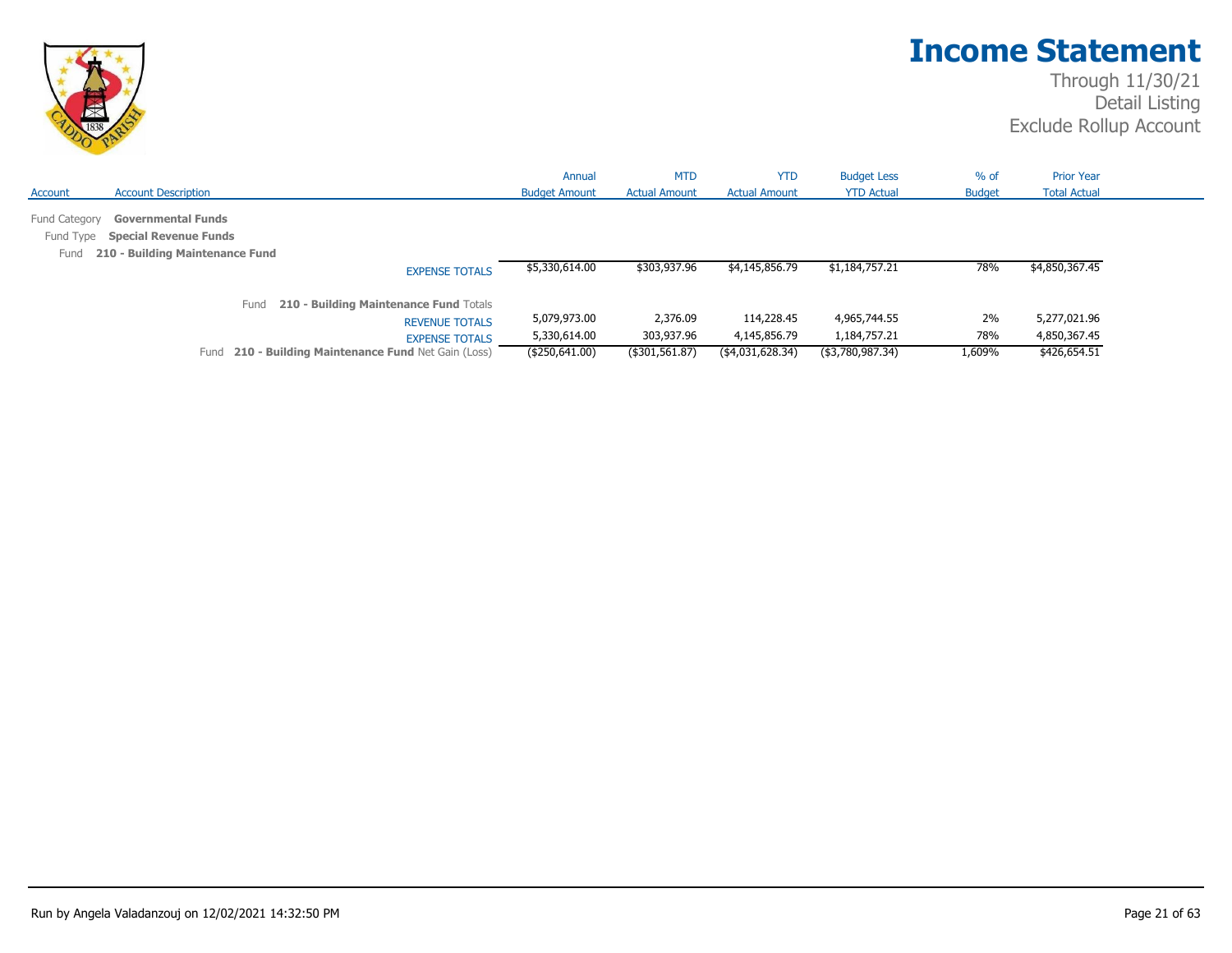# Income Statement

Through 11/30/21
Detail Listing
Exclude Rollup Account

| Account | Account Description | Annual Budget Amount | MTD Actual Amount | YTD Actual Amount | Budget Less YTD Actual | % of Budget | Prior Year Total Actual |
|---|---|---|---|---|---|---|---|
| Fund Category | **Governmental Funds** | | | | | | |
| Fund Type | **Special Revenue Funds** | | | | | | |
| Fund | **210 - Building Maintenance Fund** | | | | | | |
| | EXPENSE TOTALS | $5,330,614.00 | $303,937.96 | $4,145,856.79 | $1,184,757.21 | 78% | $4,850,367.45 |
| | Fund **210 - Building Maintenance Fund** Totals | | | | | | |
| | REVENUE TOTALS | 5,079,973.00 | 2,376.09 | 114,228.45 | 4,965,744.55 | 2% | 5,277,021.96 |
| | EXPENSE TOTALS | 5,330,614.00 | 303,937.96 | 4,145,856.79 | 1,184,757.21 | 78% | 4,850,367.45 |
| | Fund **210 - Building Maintenance Fund** Net Gain (Loss) | ($250,641.00) | ($301,561.87) | ($4,031,628.34) | ($3,780,987.34) | 1,609% | $426,654.51 |

Run by Angela Valadanzouj on 12/02/2021 14:32:50 PM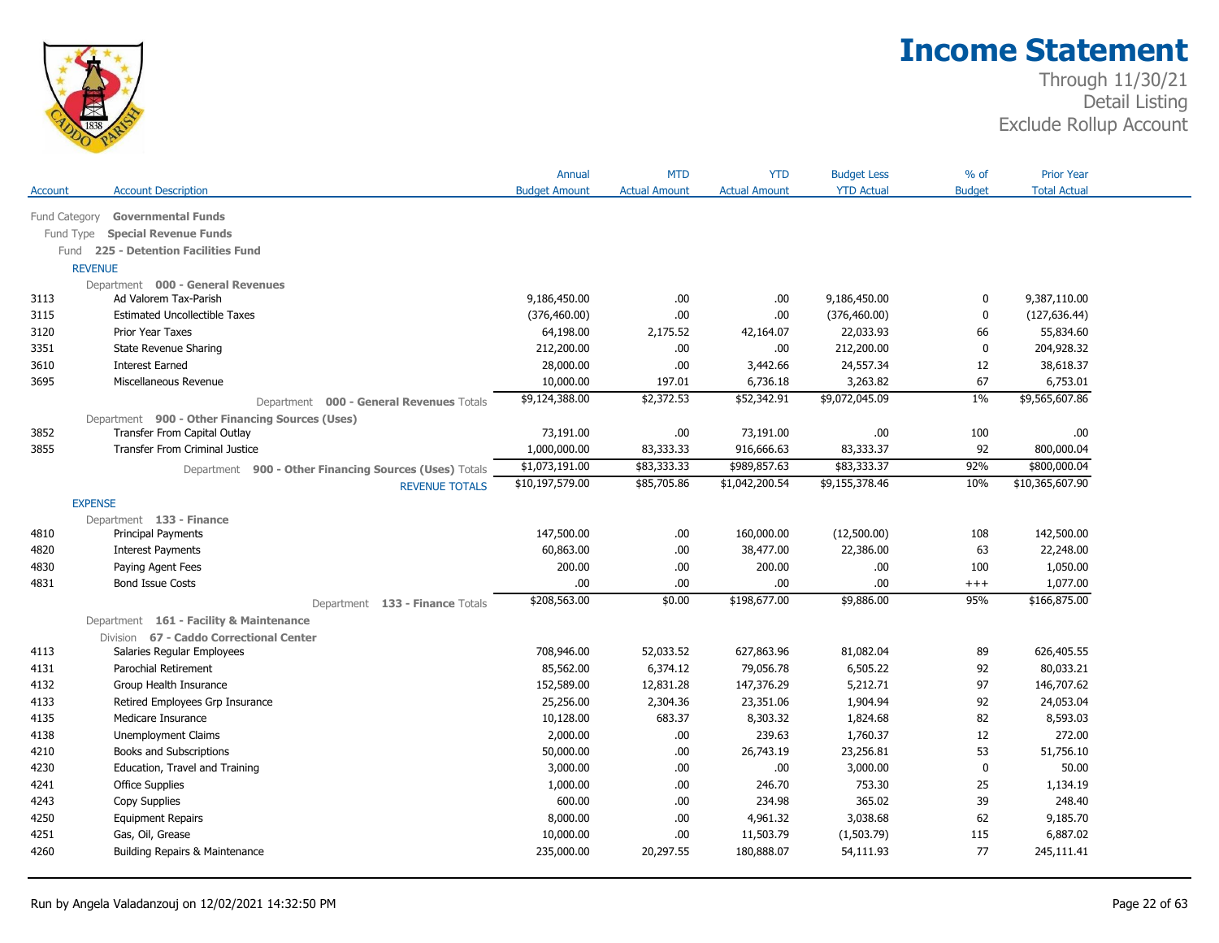# Income Statement

Through 11/30/21
Detail Listing
Exclude Rollup Account

| Account | Account Description | Annual Budget Amount | MTD Actual Amount | YTD Actual Amount | Budget Less YTD Actual | % of Budget | Prior Year Total Actual |
|---|---|---|---|---|---|---|---|
| Fund Category | **Governmental Funds** | | | | | | |
| Fund Type | **Special Revenue Funds** | | | | | | |
| Fund | **225 - Detention Facilities Fund** | | | | | | |
| | REVENUE | | | | | | |
| | Department **000 - General Revenues** | | | | | | |
| 3113 | Ad Valorem Tax-Parish | 9,186,450.00 | .00 | .00 | 9,186,450.00 | 0 | 9,387,110.00 |
| 3115 | Estimated Uncollectible Taxes | (376,460.00) | .00 | .00 | (376,460.00) | 0 | (127,636.44) |
| 3120 | Prior Year Taxes | 64,198.00 | 2,175.52 | 42,164.07 | 22,033.93 | 66 | 55,834.60 |
| 3351 | State Revenue Sharing | 212,200.00 | .00 | .00 | 212,200.00 | 0 | 204,928.32 |
| 3610 | Interest Earned | 28,000.00 | .00 | 3,442.66 | 24,557.34 | 12 | 38,618.37 |
| 3695 | Miscellaneous Revenue | 10,000.00 | 197.01 | 6,736.18 | 3,263.82 | 67 | 6,753.01 |
| | Department **000 - General Revenues** Totals | $9,124,388.00 | $2,372.53 | $52,342.91 | $9,072,045.09 | 1% | $9,565,607.86 |
| | Department **900 - Other Financing Sources (Uses)** | | | | | | |
| 3852 | Transfer From Capital Outlay | 73,191.00 | .00 | 73,191.00 | .00 | 100 | .00 |
| 3855 | Transfer From Criminal Justice | 1,000,000.00 | 83,333.33 | 916,666.63 | 83,333.37 | 92 | 800,000.04 |
| | Department **900 - Other Financing Sources (Uses)** Totals | $1,073,191.00 | $83,333.33 | $989,857.63 | $83,333.37 | 92% | $800,000.04 |
| | REVENUE TOTALS | $10,197,579.00 | $85,705.86 | $1,042,200.54 | $9,155,378.46 | 10% | $10,365,607.90 |
| | EXPENSE | | | | | | |
| | Department **133 - Finance** | | | | | | |
| 4810 | Principal Payments | 147,500.00 | .00 | 160,000.00 | (12,500.00) | 108 | 142,500.00 |
| 4820 | Interest Payments | 60,863.00 | .00 | 38,477.00 | 22,386.00 | 63 | 22,248.00 |
| 4830 | Paying Agent Fees | 200.00 | .00 | 200.00 | .00 | 100 | 1,050.00 |
| 4831 | Bond Issue Costs | .00 | .00 | .00 | .00 | +++ | 1,077.00 |
| | Department **133 - Finance** Totals | $208,563.00 | $0.00 | $198,677.00 | $9,886.00 | 95% | $166,875.00 |
| | Department **161 - Facility & Maintenance** | | | | | | |
| | Division **67 - Caddo Correctional Center** | | | | | | |
| 4113 | Salaries Regular Employees | 708,946.00 | 52,033.52 | 627,863.96 | 81,082.04 | 89 | 626,405.55 |
| 4131 | Parochial Retirement | 85,562.00 | 6,374.12 | 79,056.78 | 6,505.22 | 92 | 80,033.21 |
| 4132 | Group Health Insurance | 152,589.00 | 12,831.28 | 147,376.29 | 5,212.71 | 97 | 146,707.62 |
| 4133 | Retired Employees Grp Insurance | 25,256.00 | 2,304.36 | 23,351.06 | 1,904.94 | 92 | 24,053.04 |
| 4135 | Medicare Insurance | 10,128.00 | 683.37 | 8,303.32 | 1,824.68 | 82 | 8,593.03 |
| 4138 | Unemployment Claims | 2,000.00 | .00 | 239.63 | 1,760.37 | 12 | 272.00 |
| 4210 | Books and Subscriptions | 50,000.00 | .00 | 26,743.19 | 23,256.81 | 53 | 51,756.10 |
| 4230 | Education, Travel and Training | 3,000.00 | .00 | .00 | 3,000.00 | 0 | 50.00 |
| 4241 | Office Supplies | 1,000.00 | .00 | 246.70 | 753.30 | 25 | 1,134.19 |
| 4243 | Copy Supplies | 600.00 | .00 | 234.98 | 365.02 | 39 | 248.40 |
| 4250 | Equipment Repairs | 8,000.00 | .00 | 4,961.32 | 3,038.68 | 62 | 9,185.70 |
| 4251 | Gas, Oil, Grease | 10,000.00 | .00 | 11,503.79 | (1,503.79) | 115 | 6,887.02 |
| 4260 | Building Repairs & Maintenance | 235,000.00 | 20,297.55 | 180,888.07 | 54,111.93 | 77 | 245,111.41 |

Run by Angela Valadanzouj on 12/02/2021 14:32:50 PM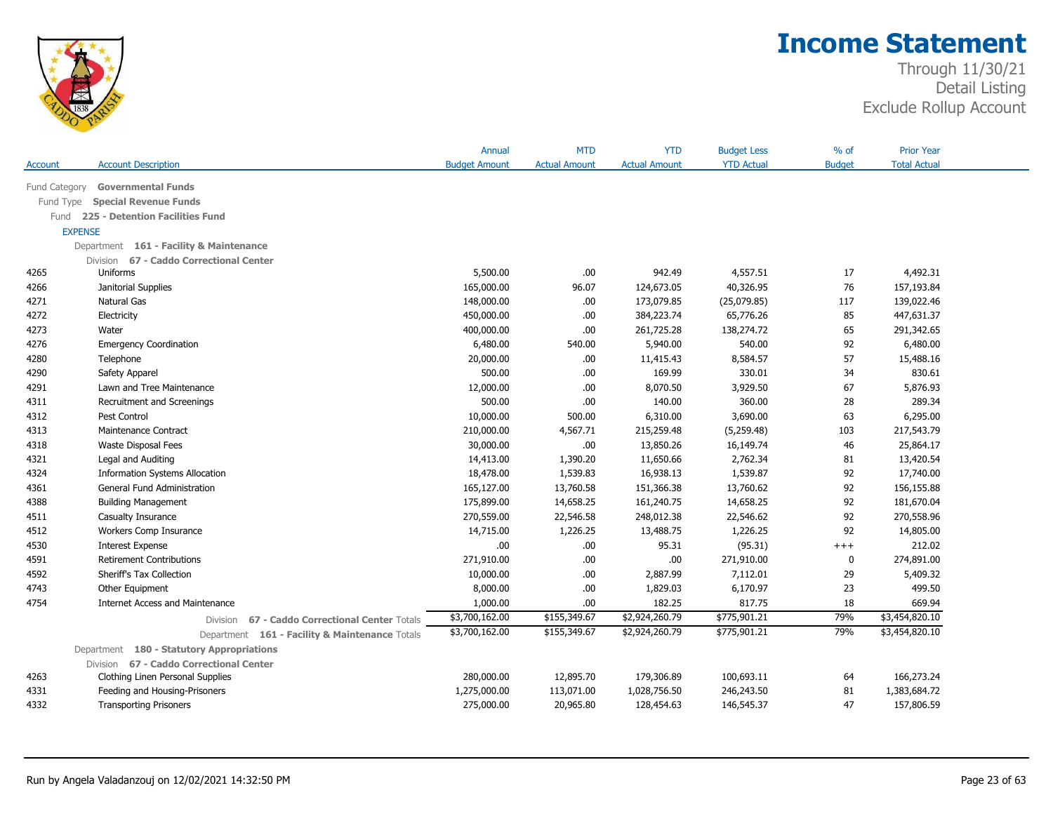# Income Statement

Through 11/30/21
Detail Listing
Exclude Rollup Account

| Account | Account Description | Annual Budget Amount | MTD Actual Amount | YTD Actual Amount | Budget Less YTD Actual | % of Budget | Prior Year Total Actual |
|---|---|---|---|---|---|---|---|
| Fund Category | **Governmental Funds** | | | | | | |
| Fund Type | **Special Revenue Funds** | | | | | | |
| Fund | **225 - Detention Facilities Fund** | | | | | | |
| EXPENSE | | | | | | | |
| Department | **161 - Facility & Maintenance** | | | | | | |
| Division | **67 - Caddo Correctional Center** | | | | | | |
| 4265 | Uniforms | 5,500.00 | .00 | 942.49 | 4,557.51 | 17 | 4,492.31 |
| 4266 | Janitorial Supplies | 165,000.00 | 96.07 | 124,673.05 | 40,326.95 | 76 | 157,193.84 |
| 4271 | Natural Gas | 148,000.00 | .00 | 173,079.85 | (25,079.85) | 117 | 139,022.46 |
| 4272 | Electricity | 450,000.00 | .00 | 384,223.74 | 65,776.26 | 85 | 447,631.37 |
| 4273 | Water | 400,000.00 | .00 | 261,725.28 | 138,274.72 | 65 | 291,342.65 |
| 4276 | Emergency Coordination | 6,480.00 | 540.00 | 5,940.00 | 540.00 | 92 | 6,480.00 |
| 4280 | Telephone | 20,000.00 | .00 | 11,415.43 | 8,584.57 | 57 | 15,488.16 |
| 4290 | Safety Apparel | 500.00 | .00 | 169.99 | 330.01 | 34 | 830.61 |
| 4291 | Lawn and Tree Maintenance | 12,000.00 | .00 | 8,070.50 | 3,929.50 | 67 | 5,876.93 |
| 4311 | Recruitment and Screenings | 500.00 | .00 | 140.00 | 360.00 | 28 | 289.34 |
| 4312 | Pest Control | 10,000.00 | 500.00 | 6,310.00 | 3,690.00 | 63 | 6,295.00 |
| 4313 | Maintenance Contract | 210,000.00 | 4,567.71 | 215,259.48 | (5,259.48) | 103 | 217,543.79 |
| 4318 | Waste Disposal Fees | 30,000.00 | .00 | 13,850.26 | 16,149.74 | 46 | 25,864.17 |
| 4321 | Legal and Auditing | 14,413.00 | 1,390.20 | 11,650.66 | 2,762.34 | 81 | 13,420.54 |
| 4324 | Information Systems Allocation | 18,478.00 | 1,539.83 | 16,938.13 | 1,539.87 | 92 | 17,740.00 |
| 4361 | General Fund Administration | 165,127.00 | 13,760.58 | 151,366.38 | 13,760.62 | 92 | 156,155.88 |
| 4388 | Building Management | 175,899.00 | 14,658.25 | 161,240.75 | 14,658.25 | 92 | 181,670.04 |
| 4511 | Casualty Insurance | 270,559.00 | 22,546.58 | 248,012.38 | 22,546.62 | 92 | 270,558.96 |
| 4512 | Workers Comp Insurance | 14,715.00 | 1,226.25 | 13,488.75 | 1,226.25 | 92 | 14,805.00 |
| 4530 | Interest Expense | .00 | .00 | 95.31 | (95.31) | +++ | 212.02 |
| 4591 | Retirement Contributions | 271,910.00 | .00 | .00 | 271,910.00 | 0 | 274,891.00 |
| 4592 | Sheriff's Tax Collection | 10,000.00 | .00 | 2,887.99 | 7,112.01 | 29 | 5,409.32 |
| 4743 | Other Equipment | 8,000.00 | .00 | 1,829.03 | 6,170.97 | 23 | 499.50 |
| 4754 | Internet Access and Maintenance | 1,000.00 | .00 | 182.25 | 817.75 | 18 | 669.94 |
| | Division **67 - Caddo Correctional Center** Totals | $3,700,162.00 | $155,349.67 | $2,924,260.79 | $775,901.21 | 79% | $3,454,820.10 |
| | Department **161 - Facility & Maintenance** Totals | $3,700,162.00 | $155,349.67 | $2,924,260.79 | $775,901.21 | 79% | $3,454,820.10 |
| Department | **180 - Statutory Appropriations** | | | | | | |
| Division | **67 - Caddo Correctional Center** | | | | | | |
| 4263 | Clothing Linen Personal Supplies | 280,000.00 | 12,895.70 | 179,306.89 | 100,693.11 | 64 | 166,273.24 |
| 4331 | Feeding and Housing-Prisoners | 1,275,000.00 | 113,071.00 | 1,028,756.50 | 246,243.50 | 81 | 1,383,684.72 |
| 4332 | Transporting Prisoners | 275,000.00 | 20,965.80 | 128,454.63 | 146,545.37 | 47 | 157,806.59 |

Run by Angela Valadanzouj on 12/02/2021 14:32:50 PM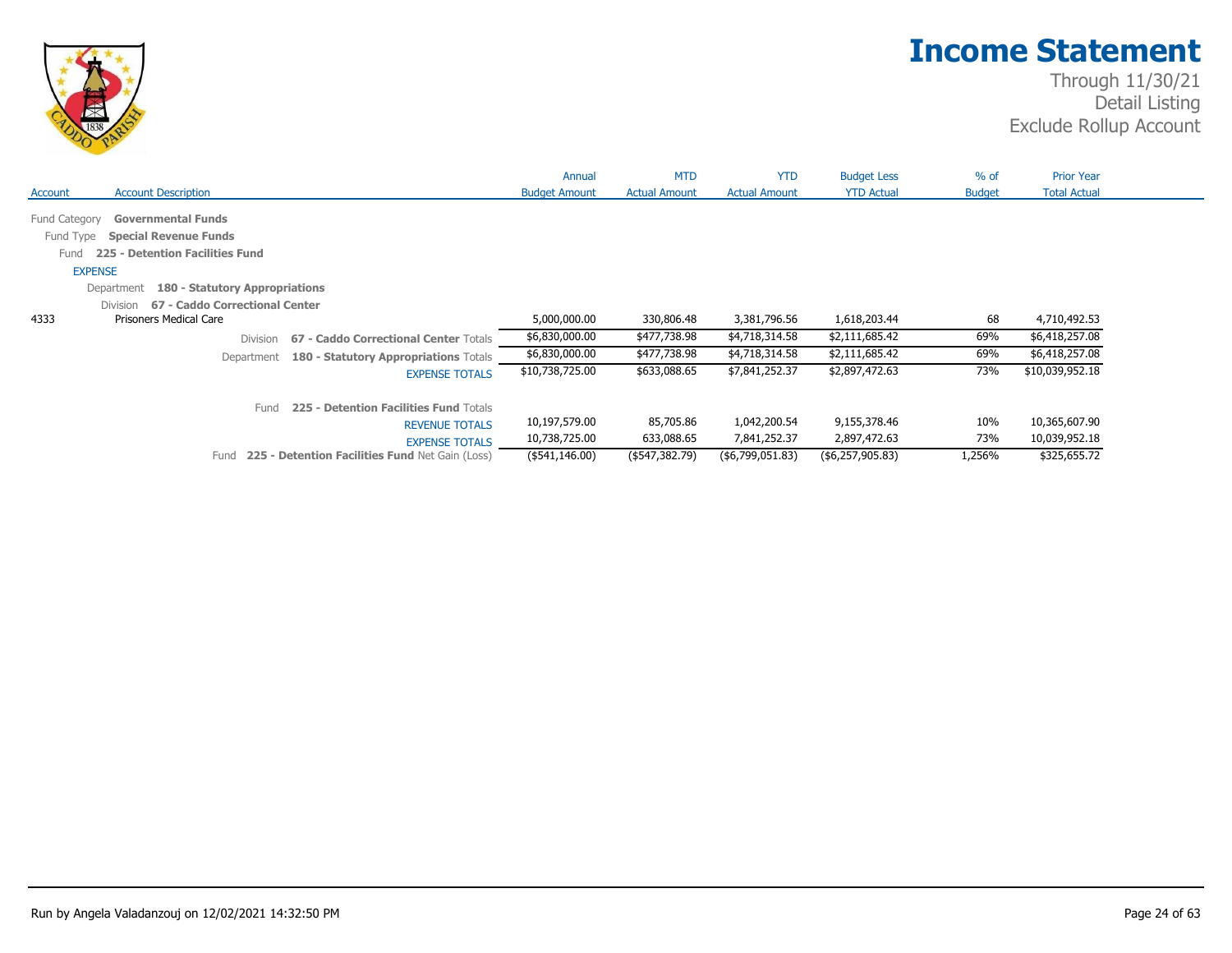# Income Statement

Through 11/30/21
Detail Listing
Exclude Rollup Account

| Account | Account Description | Annual Budget Amount | MTD Actual Amount | YTD Actual Amount | Budget Less YTD Actual | % of Budget | Prior Year Total Actual |
|---|---|---|---|---|---|---|---|
| Fund Category | **Governmental Funds** | | | | | | |
| Fund Type | **Special Revenue Funds** | | | | | | |
| Fund | **225 - Detention Facilities Fund** | | | | | | |
| EXPENSE | | | | | | | |
| Department | **180 - Statutory Appropriations** | | | | | | |
| Division | **67 - Caddo Correctional Center** | | | | | | |
| 4333 | Prisoners Medical Care | 5,000,000.00 | 330,806.48 | 3,381,796.56 | 1,618,203.44 | 68 | 4,710,492.53 |
| | Division **67 - Caddo Correctional Center** Totals | $6,830,000.00 | $477,738.98 | $4,718,314.58 | $2,111,685.42 | 69% | $6,418,257.08 |
| | Department **180 - Statutory Appropriations** Totals | $6,830,000.00 | $477,738.98 | $4,718,314.58 | $2,111,685.42 | 69% | $6,418,257.08 |
| | EXPENSE TOTALS | $10,738,725.00 | $633,088.65 | $7,841,252.37 | $2,897,472.63 | 73% | $10,039,952.18 |
| | Fund **225 - Detention Facilities Fund** Totals | | | | | | |
| | REVENUE TOTALS | 10,197,579.00 | 85,705.86 | 1,042,200.54 | 9,155,378.46 | 10% | 10,365,607.90 |
| | EXPENSE TOTALS | 10,738,725.00 | 633,088.65 | 7,841,252.37 | 2,897,472.63 | 73% | 10,039,952.18 |
| | Fund **225 - Detention Facilities Fund** Net Gain (Loss) | ($541,146.00) | ($547,382.79) | ($6,799,051.83) | ($6,257,905.83) | 1,256% | $325,655.72 |

Run by Angela Valadanzouj on 12/02/2021 14:32:50 PM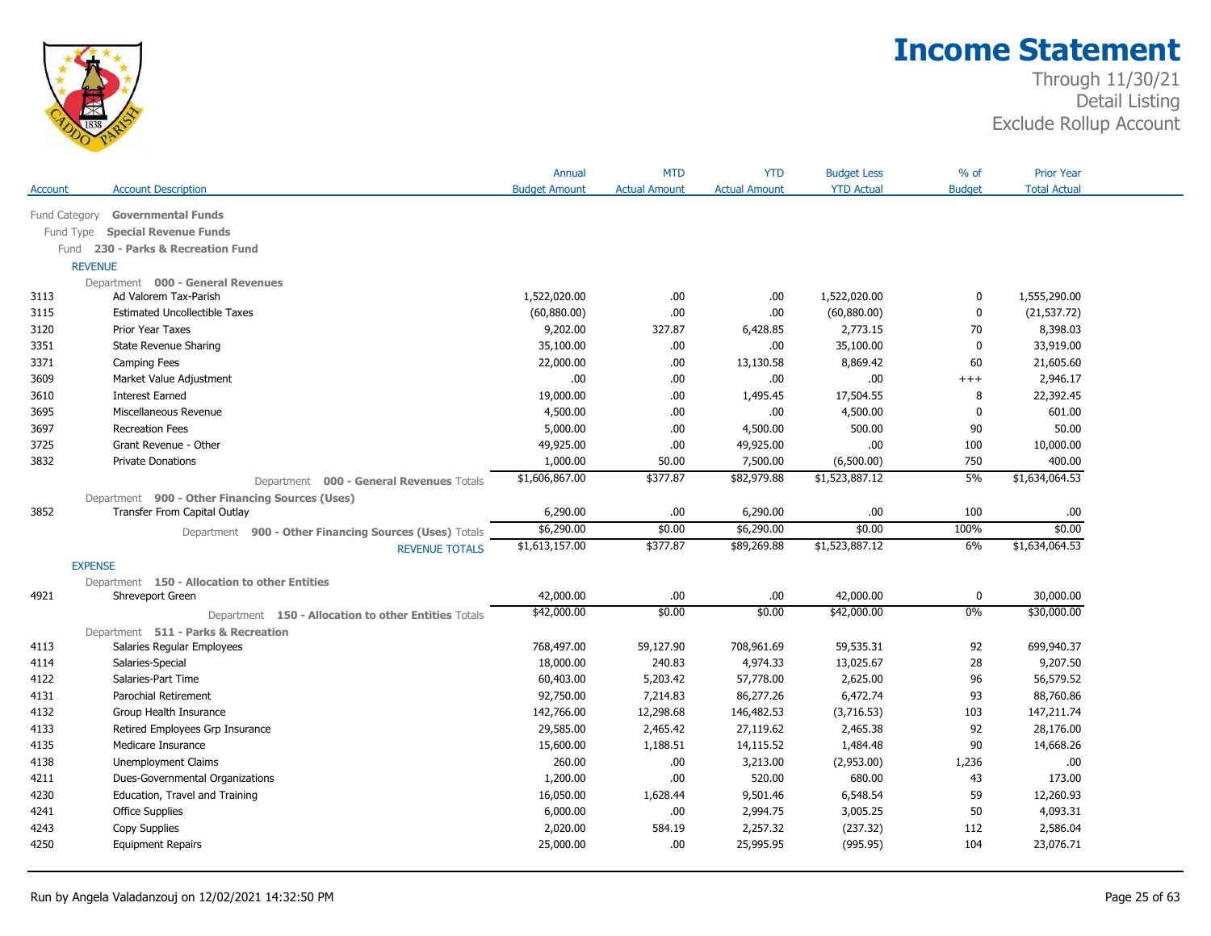# Income Statement

Through 11/30/21
Detail Listing
Exclude Rollup Account

| Account | Account Description | Annual Budget Amount | MTD Actual Amount | YTD Actual Amount | Budget Less YTD Actual | % of Budget | Prior Year Total Actual |
|---|---|---|---|---|---|---|---|
| Fund Category | **Governmental Funds** | | | | | | |
| Fund Type | **Special Revenue Funds** | | | | | | |
| Fund | **230 - Parks & Recreation Fund** | | | | | | |
| REVENUE | | | | | | | |
| Department | **000 - General Revenues** | | | | | | |
| 3113 | Ad Valorem Tax-Parish | 1,522,020.00 | .00 | .00 | 1,522,020.00 | 0 | 1,555,290.00 |
| 3115 | Estimated Uncollectible Taxes | (60,880.00) | .00 | .00 | (60,880.00) | 0 | (21,537.72) |
| 3120 | Prior Year Taxes | 9,202.00 | 327.87 | 6,428.85 | 2,773.15 | 70 | 8,398.03 |
| 3351 | State Revenue Sharing | 35,100.00 | .00 | .00 | 35,100.00 | 0 | 33,919.00 |
| 3371 | Camping Fees | 22,000.00 | .00 | 13,130.58 | 8,869.42 | 60 | 21,605.60 |
| 3609 | Market Value Adjustment | .00 | .00 | .00 | .00 | +++ | 2,946.17 |
| 3610 | Interest Earned | 19,000.00 | .00 | 1,495.45 | 17,504.55 | 8 | 22,392.45 |
| 3695 | Miscellaneous Revenue | 4,500.00 | .00 | .00 | 4,500.00 | 0 | 601.00 |
| 3697 | Recreation Fees | 5,000.00 | .00 | 4,500.00 | 500.00 | 90 | 50.00 |
| 3725 | Grant Revenue - Other | 49,925.00 | .00 | 49,925.00 | .00 | 100 | 10,000.00 |
| 3832 | Private Donations | 1,000.00 | 50.00 | 7,500.00 | (6,500.00) | 750 | 400.00 |
| | Department **000 - General Revenues** Totals | $1,606,867.00 | $377.87 | $82,979.88 | $1,523,887.12 | 5% | $1,634,064.53 |
| Department | **900 - Other Financing Sources (Uses)** | | | | | | |
| 3852 | Transfer From Capital Outlay | 6,290.00 | .00 | 6,290.00 | .00 | 100 | .00 |
| | Department **900 - Other Financing Sources (Uses)** Totals | $6,290.00 | $0.00 | $6,290.00 | $0.00 | 100% | $0.00 |
| | REVENUE TOTALS | $1,613,157.00 | $377.87 | $89,269.88 | $1,523,887.12 | 6% | $1,634,064.53 |
| EXPENSE | | | | | | | |
| Department | **150 - Allocation to other Entities** | | | | | | |
| 4921 | Shreveport Green | 42,000.00 | .00 | .00 | 42,000.00 | 0 | 30,000.00 |
| | Department **150 - Allocation to other Entities** Totals | $42,000.00 | $0.00 | $0.00 | $42,000.00 | 0% | $30,000.00 |
| Department | **511 - Parks & Recreation** | | | | | | |
| 4113 | Salaries Regular Employees | 768,497.00 | 59,127.90 | 708,961.69 | 59,535.31 | 92 | 699,940.37 |
| 4114 | Salaries-Special | 18,000.00 | 240.83 | 4,974.33 | 13,025.67 | 28 | 9,207.50 |
| 4122 | Salaries-Part Time | 60,403.00 | 5,203.42 | 57,778.00 | 2,625.00 | 96 | 56,579.52 |
| 4131 | Parochial Retirement | 92,750.00 | 7,214.83 | 86,277.26 | 6,472.74 | 93 | 88,760.86 |
| 4132 | Group Health Insurance | 142,766.00 | 12,298.68 | 146,482.53 | (3,716.53) | 103 | 147,211.74 |
| 4133 | Retired Employees Grp Insurance | 29,585.00 | 2,465.42 | 27,119.62 | 2,465.38 | 92 | 28,176.00 |
| 4135 | Medicare Insurance | 15,600.00 | 1,188.51 | 14,115.52 | 1,484.48 | 90 | 14,668.26 |
| 4138 | Unemployment Claims | 260.00 | .00 | 3,213.00 | (2,953.00) | 1,236 | .00 |
| 4211 | Dues-Governmental Organizations | 1,200.00 | .00 | 520.00 | 680.00 | 43 | 173.00 |
| 4230 | Education, Travel and Training | 16,050.00 | 1,628.44 | 9,501.46 | 6,548.54 | 59 | 12,260.93 |
| 4241 | Office Supplies | 6,000.00 | .00 | 2,994.75 | 3,005.25 | 50 | 4,093.31 |
| 4243 | Copy Supplies | 2,020.00 | 584.19 | 2,257.32 | (237.32) | 112 | 2,586.04 |
| 4250 | Equipment Repairs | 25,000.00 | .00 | 25,995.95 | (995.95) | 104 | 23,076.71 |

Run by Angela Valadanzouj on 12/02/2021 14:32:50 PM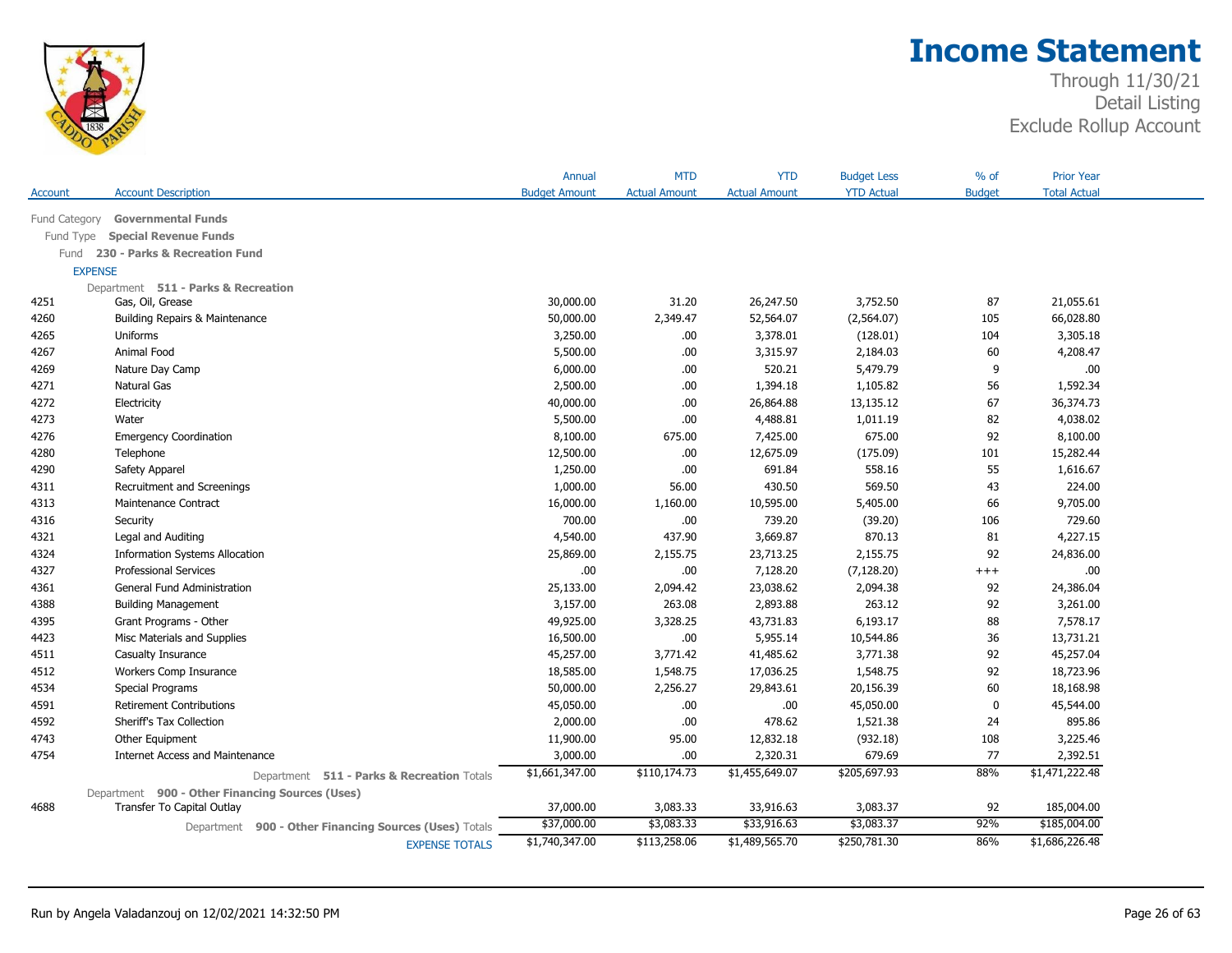# Income Statement

Through 11/30/21
Detail Listing
Exclude Rollup Account

| Account | Account Description | Annual Budget Amount | MTD Actual Amount | YTD Actual Amount | Budget Less YTD Actual | % of Budget | Prior Year Total Actual |
|---|---|---|---|---|---|---|---|
| Fund Category | **Governmental Funds** | | | | | | |
| Fund Type | **Special Revenue Funds** | | | | | | |
| Fund | **230 - Parks & Recreation Fund** | | | | | | |
| EXPENSE | | | | | | | |
| Department | **511 - Parks & Recreation** | | | | | | |
| 4251 | Gas, Oil, Grease | 30,000.00 | 31.20 | 26,247.50 | 3,752.50 | 87 | 21,055.61 |
| 4260 | Building Repairs & Maintenance | 50,000.00 | 2,349.47 | 52,564.07 | (2,564.07) | 105 | 66,028.80 |
| 4265 | Uniforms | 3,250.00 | .00 | 3,378.01 | (128.01) | 104 | 3,305.18 |
| 4267 | Animal Food | 5,500.00 | .00 | 3,315.97 | 2,184.03 | 60 | 4,208.47 |
| 4269 | Nature Day Camp | 6,000.00 | .00 | 520.21 | 5,479.79 | 9 | .00 |
| 4271 | Natural Gas | 2,500.00 | .00 | 1,394.18 | 1,105.82 | 56 | 1,592.34 |
| 4272 | Electricity | 40,000.00 | .00 | 26,864.88 | 13,135.12 | 67 | 36,374.73 |
| 4273 | Water | 5,500.00 | .00 | 4,488.81 | 1,011.19 | 82 | 4,038.02 |
| 4276 | Emergency Coordination | 8,100.00 | 675.00 | 7,425.00 | 675.00 | 92 | 8,100.00 |
| 4280 | Telephone | 12,500.00 | .00 | 12,675.09 | (175.09) | 101 | 15,282.44 |
| 4290 | Safety Apparel | 1,250.00 | .00 | 691.84 | 558.16 | 55 | 1,616.67 |
| 4311 | Recruitment and Screenings | 1,000.00 | 56.00 | 430.50 | 569.50 | 43 | 224.00 |
| 4313 | Maintenance Contract | 16,000.00 | 1,160.00 | 10,595.00 | 5,405.00 | 66 | 9,705.00 |
| 4316 | Security | 700.00 | .00 | 739.20 | (39.20) | 106 | 729.60 |
| 4321 | Legal and Auditing | 4,540.00 | 437.90 | 3,669.87 | 870.13 | 81 | 4,227.15 |
| 4324 | Information Systems Allocation | 25,869.00 | 2,155.75 | 23,713.25 | 2,155.75 | 92 | 24,836.00 |
| 4327 | Professional Services | .00 | .00 | 7,128.20 | (7,128.20) | +++ | .00 |
| 4361 | General Fund Administration | 25,133.00 | 2,094.42 | 23,038.62 | 2,094.38 | 92 | 24,386.04 |
| 4388 | Building Management | 3,157.00 | 263.08 | 2,893.88 | 263.12 | 92 | 3,261.00 |
| 4395 | Grant Programs - Other | 49,925.00 | 3,328.25 | 43,731.83 | 6,193.17 | 88 | 7,578.17 |
| 4423 | Misc Materials and Supplies | 16,500.00 | .00 | 5,955.14 | 10,544.86 | 36 | 13,731.21 |
| 4511 | Casualty Insurance | 45,257.00 | 3,771.42 | 41,485.62 | 3,771.38 | 92 | 45,257.04 |
| 4512 | Workers Comp Insurance | 18,585.00 | 1,548.75 | 17,036.25 | 1,548.75 | 92 | 18,723.96 |
| 4534 | Special Programs | 50,000.00 | 2,256.27 | 29,843.61 | 20,156.39 | 60 | 18,168.98 |
| 4591 | Retirement Contributions | 45,050.00 | .00 | .00 | 45,050.00 | 0 | 45,544.00 |
| 4592 | Sheriff's Tax Collection | 2,000.00 | .00 | 478.62 | 1,521.38 | 24 | 895.86 |
| 4743 | Other Equipment | 11,900.00 | 95.00 | 12,832.18 | (932.18) | 108 | 3,225.46 |
| 4754 | Internet Access and Maintenance | 3,000.00 | .00 | 2,320.31 | 679.69 | 77 | 2,392.51 |
| | Department **511 - Parks & Recreation** Totals | $1,661,347.00 | $110,174.73 | $1,455,649.07 | $205,697.93 | 88% | $1,471,222.48 |
| Department | **900 - Other Financing Sources (Uses)** | | | | | | |
| 4688 | Transfer To Capital Outlay | 37,000.00 | 3,083.33 | 33,916.63 | 3,083.37 | 92 | 185,004.00 |
| | Department **900 - Other Financing Sources (Uses)** Totals | $37,000.00 | $3,083.33 | $33,916.63 | $3,083.37 | 92% | $185,004.00 |
| | EXPENSE TOTALS | $1,740,347.00 | $113,258.06 | $1,489,565.70 | $250,781.30 | 86% | $1,686,226.48 |

Run by Angela Valadanzouj on 12/02/2021 14:32:50 PM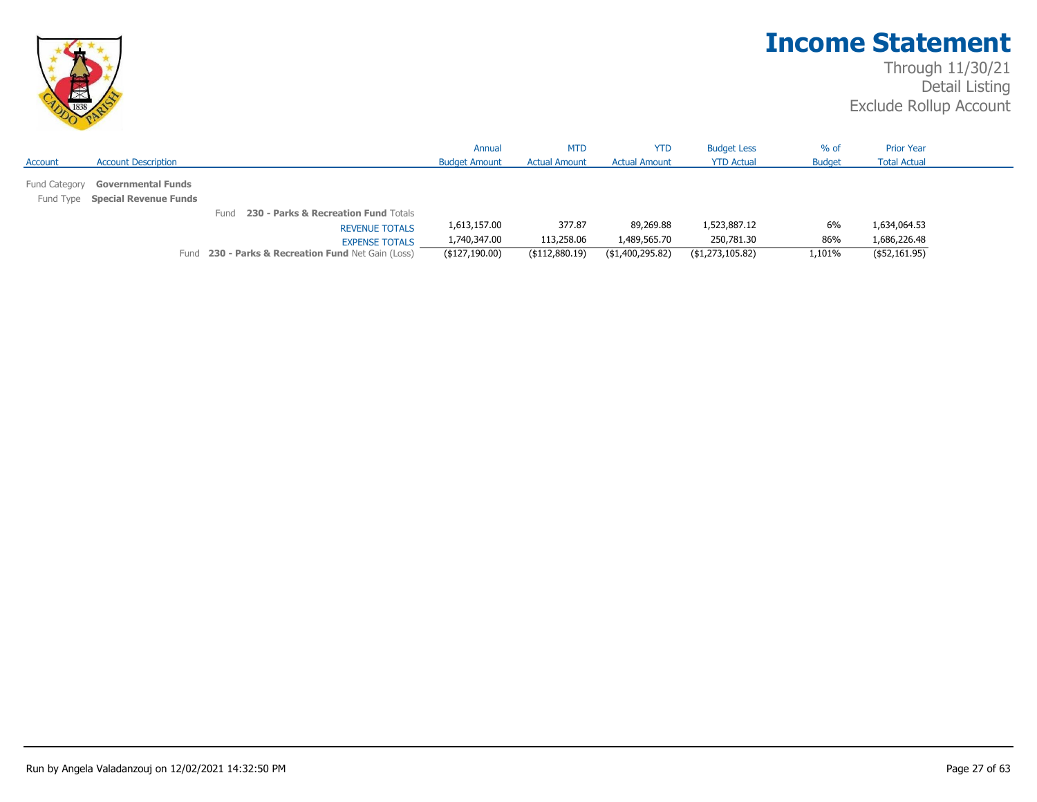# Income Statement

Through 11/30/21
Detail Listing
Exclude Rollup Account

| Account | Account Description | Annual Budget Amount | MTD Actual Amount | YTD Actual Amount | Budget Less YTD Actual | % of Budget | Prior Year Total Actual |
|---|---|---|---|---|---|---|---|
| Fund Category | **Governmental Funds** | | | | | | |
| Fund Type | **Special Revenue Funds** | | | | | | |
| | Fund **230 - Parks & Recreation Fund** Totals | | | | | | |
| | REVENUE TOTALS | 1,613,157.00 | 377.87 | 89,269.88 | 1,523,887.12 | 6% | 1,634,064.53 |
| | EXPENSE TOTALS | 1,740,347.00 | 113,258.06 | 1,489,565.70 | 250,781.30 | 86% | 1,686,226.48 |
| | Fund **230 - Parks & Recreation Fund** Net Gain (Loss) | ($127,190.00) | ($112,880.19) | ($1,400,295.82) | ($1,273,105.82) | 1,101% | ($52,161.95) |

Run by Angela Valadanzouj on 12/02/2021 14:32:50 PM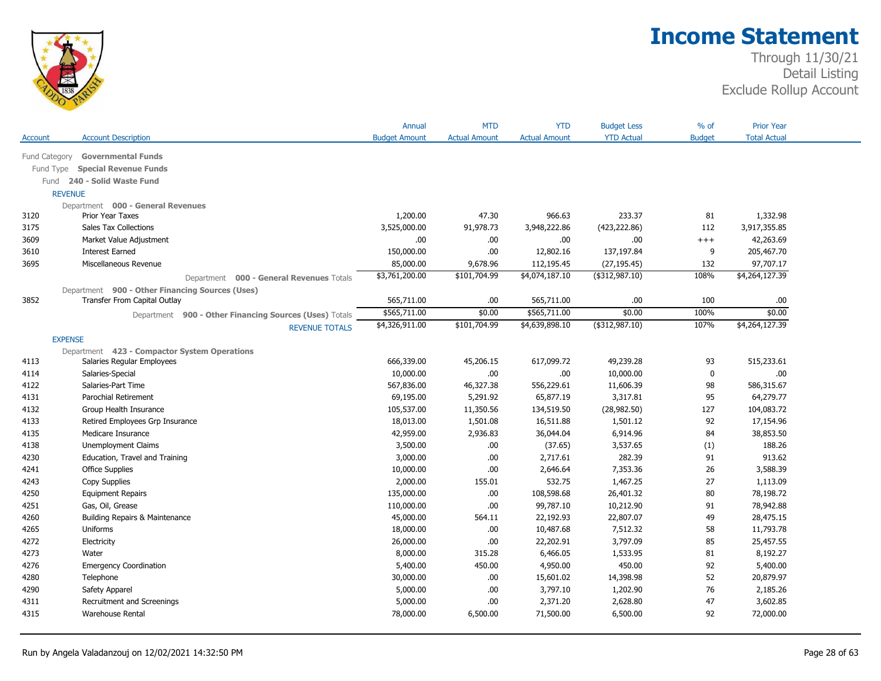# Income Statement

Through 11/30/21
Detail Listing
Exclude Rollup Account

| Account | Account Description | Annual Budget Amount | MTD Actual Amount | YTD Actual Amount | Budget Less YTD Actual | % of Budget | Prior Year Total Actual |
|---|---|---|---|---|---|---|---|
| | Fund Category **Governmental Funds** | | | | | | |
| | Fund Type **Special Revenue Funds** | | | | | | |
| | Fund **240 - Solid Waste Fund** | | | | | | |
| | **REVENUE** | | | | | | |
| | Department **000 - General Revenues** | | | | | | |
| 3120 | Prior Year Taxes | 1,200.00 | 47.30 | 966.63 | 233.37 | 81 | 1,332.98 |
| 3175 | Sales Tax Collections | 3,525,000.00 | 91,978.73 | 3,948,222.86 | (423,222.86) | 112 | 3,917,355.85 |
| 3609 | Market Value Adjustment | .00 | .00 | .00 | .00 | +++ | 42,263.69 |
| 3610 | Interest Earned | 150,000.00 | .00 | 12,802.16 | 137,197.84 | 9 | 205,467.70 |
| 3695 | Miscellaneous Revenue | 85,000.00 | 9,678.96 | 112,195.45 | (27,195.45) | 132 | 97,707.17 |
| | Department **000 - General Revenues** Totals | $3,761,200.00 | $101,704.99 | $4,074,187.10 | ($312,987.10) | 108% | $4,264,127.39 |
| | Department **900 - Other Financing Sources (Uses)** | | | | | | |
| 3852 | Transfer From Capital Outlay | 565,711.00 | .00 | 565,711.00 | .00 | 100 | .00 |
| | Department **900 - Other Financing Sources (Uses)** Totals | $565,711.00 | $0.00 | $565,711.00 | $0.00 | 100% | $0.00 |
| | REVENUE TOTALS | $4,326,911.00 | $101,704.99 | $4,639,898.10 | ($312,987.10) | 107% | $4,264,127.39 |
| | **EXPENSE** | | | | | | |
| | Department **423 - Compactor System Operations** | | | | | | |
| 4113 | Salaries Regular Employees | 666,339.00 | 45,206.15 | 617,099.72 | 49,239.28 | 93 | 515,233.61 |
| 4114 | Salaries-Special | 10,000.00 | .00 | .00 | 10,000.00 | 0 | .00 |
| 4122 | Salaries-Part Time | 567,836.00 | 46,327.38 | 556,229.61 | 11,606.39 | 98 | 586,315.67 |
| 4131 | Parochial Retirement | 69,195.00 | 5,291.92 | 65,877.19 | 3,317.81 | 95 | 64,279.77 |
| 4132 | Group Health Insurance | 105,537.00 | 11,350.56 | 134,519.50 | (28,982.50) | 127 | 104,083.72 |
| 4133 | Retired Employees Grp Insurance | 18,013.00 | 1,501.08 | 16,511.88 | 1,501.12 | 92 | 17,154.96 |
| 4135 | Medicare Insurance | 42,959.00 | 2,936.83 | 36,044.04 | 6,914.96 | 84 | 38,853.50 |
| 4138 | Unemployment Claims | 3,500.00 | .00 | (37.65) | 3,537.65 | (1) | 188.26 |
| 4230 | Education, Travel and Training | 3,000.00 | .00 | 2,717.61 | 282.39 | 91 | 913.62 |
| 4241 | Office Supplies | 10,000.00 | .00 | 2,646.64 | 7,353.36 | 26 | 3,588.39 |
| 4243 | Copy Supplies | 2,000.00 | 155.01 | 532.75 | 1,467.25 | 27 | 1,113.09 |
| 4250 | Equipment Repairs | 135,000.00 | .00 | 108,598.68 | 26,401.32 | 80 | 78,198.72 |
| 4251 | Gas, Oil, Grease | 110,000.00 | .00 | 99,787.10 | 10,212.90 | 91 | 78,942.88 |
| 4260 | Building Repairs & Maintenance | 45,000.00 | 564.11 | 22,192.93 | 22,807.07 | 49 | 28,475.15 |
| 4265 | Uniforms | 18,000.00 | .00 | 10,487.68 | 7,512.32 | 58 | 11,793.78 |
| 4272 | Electricity | 26,000.00 | .00 | 22,202.91 | 3,797.09 | 85 | 25,457.55 |
| 4273 | Water | 8,000.00 | 315.28 | 6,466.05 | 1,533.95 | 81 | 8,192.27 |
| 4276 | Emergency Coordination | 5,400.00 | 450.00 | 4,950.00 | 450.00 | 92 | 5,400.00 |
| 4280 | Telephone | 30,000.00 | .00 | 15,601.02 | 14,398.98 | 52 | 20,879.97 |
| 4290 | Safety Apparel | 5,000.00 | .00 | 3,797.10 | 1,202.90 | 76 | 2,185.26 |
| 4311 | Recruitment and Screenings | 5,000.00 | .00 | 2,371.20 | 2,628.80 | 47 | 3,602.85 |
| 4315 | Warehouse Rental | 78,000.00 | 6,500.00 | 71,500.00 | 6,500.00 | 92 | 72,000.00 |

Run by Angela Valadanzouj on 12/02/2021 14:32:50 PM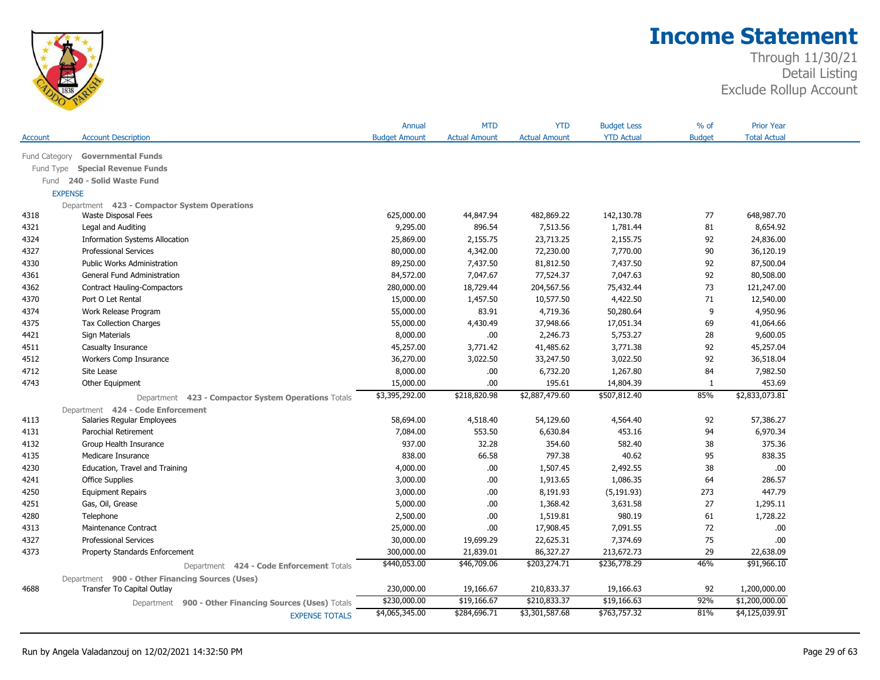# Income Statement

Through 11/30/21
Detail Listing
Exclude Rollup Account

| Account | Account Description | Annual Budget Amount | MTD Actual Amount | YTD Actual Amount | Budget Less YTD Actual | % of Budget | Prior Year Total Actual |
|---|---|---|---|---|---|---|---|
| Fund Category | **Governmental Funds** | | | | | | |
| Fund Type | **Special Revenue Funds** | | | | | | |
| Fund | **240 - Solid Waste Fund** | | | | | | |
| EXPENSE | | | | | | | |
| Department | **423 - Compactor System Operations** | | | | | | |
| 4318 | Waste Disposal Fees | 625,000.00 | 44,847.94 | 482,869.22 | 142,130.78 | 77 | 648,987.70 |
| 4321 | Legal and Auditing | 9,295.00 | 896.54 | 7,513.56 | 1,781.44 | 81 | 8,654.92 |
| 4324 | Information Systems Allocation | 25,869.00 | 2,155.75 | 23,713.25 | 2,155.75 | 92 | 24,836.00 |
| 4327 | Professional Services | 80,000.00 | 4,342.00 | 72,230.00 | 7,770.00 | 90 | 36,120.19 |
| 4330 | Public Works Administration | 89,250.00 | 7,437.50 | 81,812.50 | 7,437.50 | 92 | 87,500.04 |
| 4361 | General Fund Administration | 84,572.00 | 7,047.67 | 77,524.37 | 7,047.63 | 92 | 80,508.00 |
| 4362 | Contract Hauling-Compactors | 280,000.00 | 18,729.44 | 204,567.56 | 75,432.44 | 73 | 121,247.00 |
| 4370 | Port O Let Rental | 15,000.00 | 1,457.50 | 10,577.50 | 4,422.50 | 71 | 12,540.00 |
| 4374 | Work Release Program | 55,000.00 | 83.91 | 4,719.36 | 50,280.64 | 9 | 4,950.96 |
| 4375 | Tax Collection Charges | 55,000.00 | 4,430.49 | 37,948.66 | 17,051.34 | 69 | 41,064.66 |
| 4421 | Sign Materials | 8,000.00 | .00 | 2,246.73 | 5,753.27 | 28 | 9,600.05 |
| 4511 | Casualty Insurance | 45,257.00 | 3,771.42 | 41,485.62 | 3,771.38 | 92 | 45,257.04 |
| 4512 | Workers Comp Insurance | 36,270.00 | 3,022.50 | 33,247.50 | 3,022.50 | 92 | 36,518.04 |
| 4712 | Site Lease | 8,000.00 | .00 | 6,732.20 | 1,267.80 | 84 | 7,982.50 |
| 4743 | Other Equipment | 15,000.00 | .00 | 195.61 | 14,804.39 | 1 | 453.69 |
| | Department **423 - Compactor System Operations** Totals | $3,395,292.00 | $218,820.98 | $2,887,479.60 | $507,812.40 | 85% | $2,833,073.81 |
| Department | **424 - Code Enforcement** | | | | | | |
| 4113 | Salaries Regular Employees | 58,694.00 | 4,518.40 | 54,129.60 | 4,564.40 | 92 | 57,386.27 |
| 4131 | Parochial Retirement | 7,084.00 | 553.50 | 6,630.84 | 453.16 | 94 | 6,970.34 |
| 4132 | Group Health Insurance | 937.00 | 32.28 | 354.60 | 582.40 | 38 | 375.36 |
| 4135 | Medicare Insurance | 838.00 | 66.58 | 797.38 | 40.62 | 95 | 838.35 |
| 4230 | Education, Travel and Training | 4,000.00 | .00 | 1,507.45 | 2,492.55 | 38 | .00 |
| 4241 | Office Supplies | 3,000.00 | .00 | 1,913.65 | 1,086.35 | 64 | 286.57 |
| 4250 | Equipment Repairs | 3,000.00 | .00 | 8,191.93 | (5,191.93) | 273 | 447.79 |
| 4251 | Gas, Oil, Grease | 5,000.00 | .00 | 1,368.42 | 3,631.58 | 27 | 1,295.11 |
| 4280 | Telephone | 2,500.00 | .00 | 1,519.81 | 980.19 | 61 | 1,728.22 |
| 4313 | Maintenance Contract | 25,000.00 | .00 | 17,908.45 | 7,091.55 | 72 | .00 |
| 4327 | Professional Services | 30,000.00 | 19,699.29 | 22,625.31 | 7,374.69 | 75 | .00 |
| 4373 | Property Standards Enforcement | 300,000.00 | 21,839.01 | 86,327.27 | 213,672.73 | 29 | 22,638.09 |
| | Department **424 - Code Enforcement** Totals | $440,053.00 | $46,709.06 | $203,274.71 | $236,778.29 | 46% | $91,966.10 |
| Department | **900 - Other Financing Sources (Uses)** | | | | | | |
| 4688 | Transfer To Capital Outlay | 230,000.00 | 19,166.67 | 210,833.37 | 19,166.63 | 92 | 1,200,000.00 |
| | Department **900 - Other Financing Sources (Uses)** Totals | $230,000.00 | $19,166.67 | $210,833.37 | $19,166.63 | 92% | $1,200,000.00 |
| | EXPENSE TOTALS | $4,065,345.00 | $284,696.71 | $3,301,587.68 | $763,757.32 | 81% | $4,125,039.91 |

Run by Angela Valadanzouj on 12/02/2021 14:32:50 PM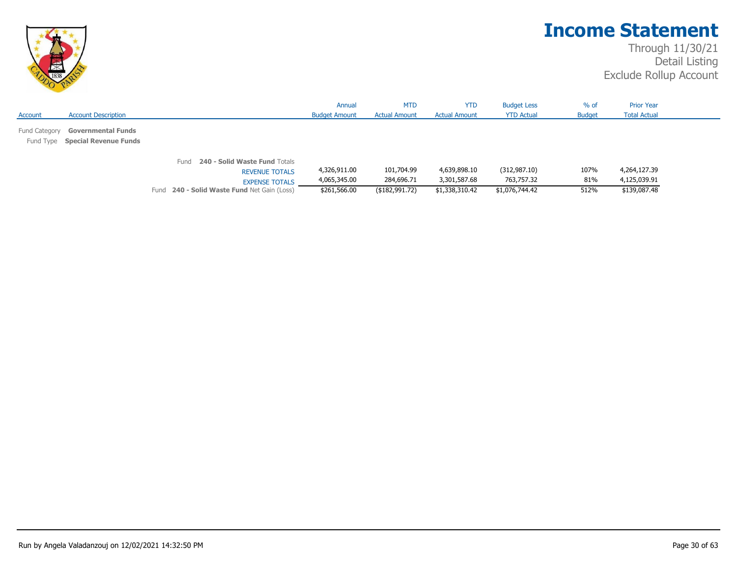# Income Statement

Through 11/30/21
Detail Listing
Exclude Rollup Account

| Account | Account Description | Annual Budget Amount | MTD Actual Amount | YTD Actual Amount | Budget Less YTD Actual | % of Budget | Prior Year Total Actual |
|---|---|---|---|---|---|---|---|
| Fund Category | **Governmental Funds** | | | | | | |
| Fund Type | **Special Revenue Funds** | | | | | | |
| | Fund **240 - Solid Waste Fund** Totals | | | | | | |
| | REVENUE TOTALS | 4,326,911.00 | 101,704.99 | 4,639,898.10 | (312,987.10) | 107% | 4,264,127.39 |
| | EXPENSE TOTALS | 4,065,345.00 | 284,696.71 | 3,301,587.68 | 763,757.32 | 81% | 4,125,039.91 |
| | Fund **240 - Solid Waste Fund** Net Gain (Loss) | $261,566.00 | ($182,991.72) | $1,338,310.42 | $1,076,744.42 | 512% | $139,087.48 |

Run by Angela Valadanzouj on 12/02/2021 14:32:50 PM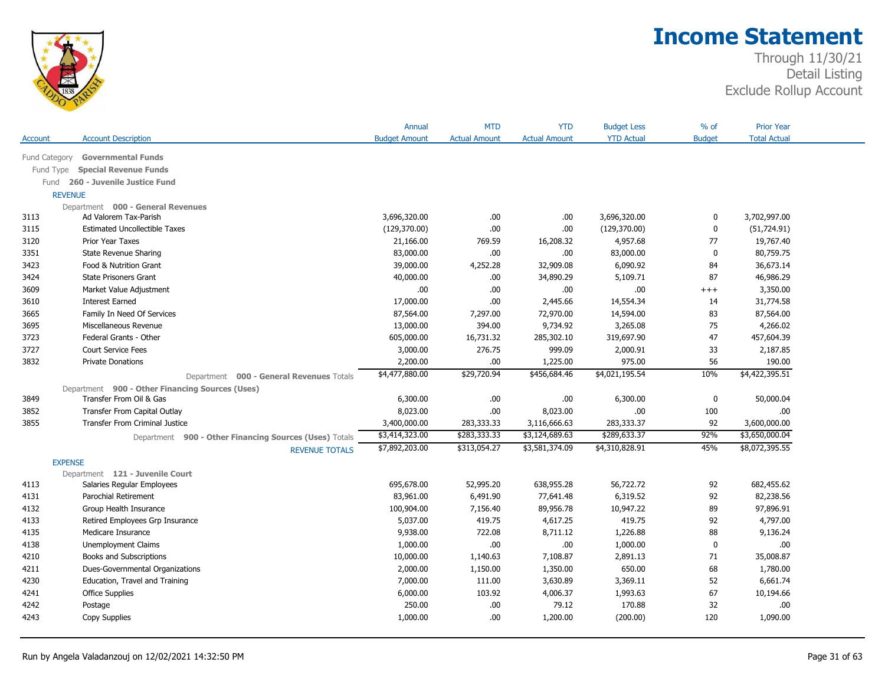# Income Statement

Through 11/30/21
Detail Listing
Exclude Rollup Account

| Account | Account Description | Annual Budget Amount | MTD Actual Amount | YTD Actual Amount | Budget Less YTD Actual | % of Budget | Prior Year Total Actual |
|---|---|---|---|---|---|---|---|
| Fund Category | **Governmental Funds** | | | | | | |
| Fund Type | **Special Revenue Funds** | | | | | | |
| Fund | **260 - Juvenile Justice Fund** | | | | | | |
| REVENUE | | | | | | | |
| Department | **000 - General Revenues** | | | | | | |
| 3113 | Ad Valorem Tax-Parish | 3,696,320.00 | .00 | .00 | 3,696,320.00 | 0 | 3,702,997.00 |
| 3115 | Estimated Uncollectible Taxes | (129,370.00) | .00 | .00 | (129,370.00) | 0 | (51,724.91) |
| 3120 | Prior Year Taxes | 21,166.00 | 769.59 | 16,208.32 | 4,957.68 | 77 | 19,767.40 |
| 3351 | State Revenue Sharing | 83,000.00 | .00 | .00 | 83,000.00 | 0 | 80,759.75 |
| 3423 | Food & Nutrition Grant | 39,000.00 | 4,252.28 | 32,909.08 | 6,090.92 | 84 | 36,673.14 |
| 3424 | State Prisoners Grant | 40,000.00 | .00 | 34,890.29 | 5,109.71 | 87 | 46,986.29 |
| 3609 | Market Value Adjustment | .00 | .00 | .00 | .00 | +++ | 3,350.00 |
| 3610 | Interest Earned | 17,000.00 | .00 | 2,445.66 | 14,554.34 | 14 | 31,774.58 |
| 3665 | Family In Need Of Services | 87,564.00 | 7,297.00 | 72,970.00 | 14,594.00 | 83 | 87,564.00 |
| 3695 | Miscellaneous Revenue | 13,000.00 | 394.00 | 9,734.92 | 3,265.08 | 75 | 4,266.02 |
| 3723 | Federal Grants - Other | 605,000.00 | 16,731.32 | 285,302.10 | 319,697.90 | 47 | 457,604.39 |
| 3727 | Court Service Fees | 3,000.00 | 276.75 | 999.09 | 2,000.91 | 33 | 2,187.85 |
| 3832 | Private Donations | 2,200.00 | .00 | 1,225.00 | 975.00 | 56 | 190.00 |
| | Department **000 - General Revenues** Totals | $4,477,880.00 | $29,720.94 | $456,684.46 | $4,021,195.54 | 10% | $4,422,395.51 |
| Department | **900 - Other Financing Sources (Uses)** | | | | | | |
| 3849 | Transfer From Oil & Gas | 6,300.00 | .00 | .00 | 6,300.00 | 0 | 50,000.04 |
| 3852 | Transfer From Capital Outlay | 8,023.00 | .00 | 8,023.00 | .00 | 100 | .00 |
| 3855 | Transfer From Criminal Justice | 3,400,000.00 | 283,333.33 | 3,116,666.63 | 283,333.37 | 92 | 3,600,000.00 |
| | Department **900 - Other Financing Sources (Uses)** Totals | $3,414,323.00 | $283,333.33 | $3,124,689.63 | $289,633.37 | 92% | $3,650,000.04 |
| | REVENUE TOTALS | $7,892,203.00 | $313,054.27 | $3,581,374.09 | $4,310,828.91 | 45% | $8,072,395.55 |
| EXPENSE | | | | | | | |
| Department | **121 - Juvenile Court** | | | | | | |
| 4113 | Salaries Regular Employees | 695,678.00 | 52,995.20 | 638,955.28 | 56,722.72 | 92 | 682,455.62 |
| 4131 | Parochial Retirement | 83,961.00 | 6,491.90 | 77,641.48 | 6,319.52 | 92 | 82,238.56 |
| 4132 | Group Health Insurance | 100,904.00 | 7,156.40 | 89,956.78 | 10,947.22 | 89 | 97,896.91 |
| 4133 | Retired Employees Grp Insurance | 5,037.00 | 419.75 | 4,617.25 | 419.75 | 92 | 4,797.00 |
| 4135 | Medicare Insurance | 9,938.00 | 722.08 | 8,711.12 | 1,226.88 | 88 | 9,136.24 |
| 4138 | Unemployment Claims | 1,000.00 | .00 | .00 | 1,000.00 | 0 | .00 |
| 4210 | Books and Subscriptions | 10,000.00 | 1,140.63 | 7,108.87 | 2,891.13 | 71 | 35,008.87 |
| 4211 | Dues-Governmental Organizations | 2,000.00 | 1,150.00 | 1,350.00 | 650.00 | 68 | 1,780.00 |
| 4230 | Education, Travel and Training | 7,000.00 | 111.00 | 3,630.89 | 3,369.11 | 52 | 6,661.74 |
| 4241 | Office Supplies | 6,000.00 | 103.92 | 4,006.37 | 1,993.63 | 67 | 10,194.66 |
| 4242 | Postage | 250.00 | .00 | 79.12 | 170.88 | 32 | .00 |
| 4243 | Copy Supplies | 1,000.00 | .00 | 1,200.00 | (200.00) | 120 | 1,090.00 |

Run by Angela Valadanzouj on 12/02/2021 14:32:50 PM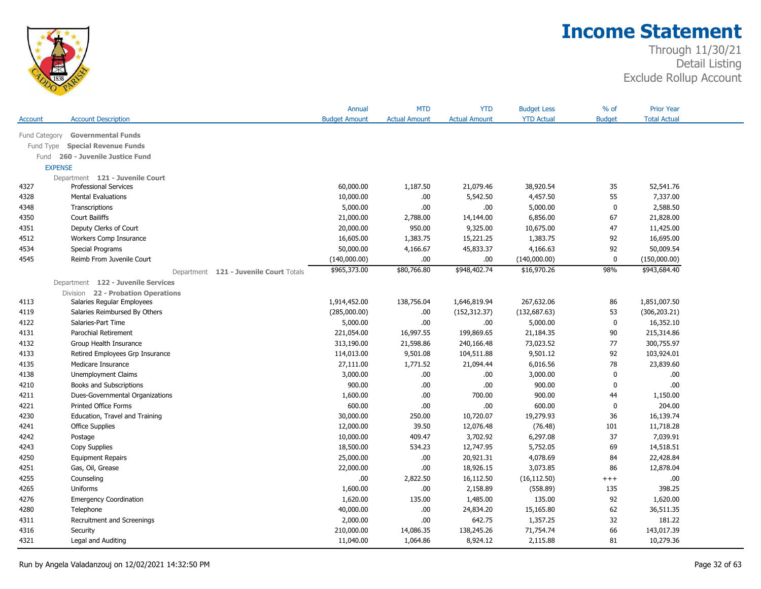# Income Statement

Through 11/30/21
Detail Listing
Exclude Rollup Account

| Account | Account Description | Annual Budget Amount | MTD Actual Amount | YTD Actual Amount | Budget Less YTD Actual | % of Budget | Prior Year Total Actual |
|---|---|---|---|---|---|---|---|
| Fund Category | **Governmental Funds** | | | | | | |
| Fund Type | **Special Revenue Funds** | | | | | | |
| Fund | **260 - Juvenile Justice Fund** | | | | | | |
| EXPENSE | | | | | | | |
| Department | **121 - Juvenile Court** | | | | | | |
| 4327 | Professional Services | 60,000.00 | 1,187.50 | 21,079.46 | 38,920.54 | 35 | 52,541.76 |
| 4328 | Mental Evaluations | 10,000.00 | .00 | 5,542.50 | 4,457.50 | 55 | 7,337.00 |
| 4348 | Transcriptions | 5,000.00 | .00 | .00 | 5,000.00 | 0 | 2,588.50 |
| 4350 | Court Bailiffs | 21,000.00 | 2,788.00 | 14,144.00 | 6,856.00 | 67 | 21,828.00 |
| 4351 | Deputy Clerks of Court | 20,000.00 | 950.00 | 9,325.00 | 10,675.00 | 47 | 11,425.00 |
| 4512 | Workers Comp Insurance | 16,605.00 | 1,383.75 | 15,221.25 | 1,383.75 | 92 | 16,695.00 |
| 4534 | Special Programs | 50,000.00 | 4,166.67 | 45,833.37 | 4,166.63 | 92 | 50,009.54 |
| 4545 | Reimb From Juvenile Court | (140,000.00) | .00 | .00 | (140,000.00) | 0 | (150,000.00) |
| | Department **121 - Juvenile Court** Totals | $965,373.00 | $80,766.80 | $948,402.74 | $16,970.26 | 98% | $943,684.40 |
| Department | **122 - Juvenile Services** | | | | | | |
| Division | **22 - Probation Operations** | | | | | | |
| 4113 | Salaries Regular Employees | 1,914,452.00 | 138,756.04 | 1,646,819.94 | 267,632.06 | 86 | 1,851,007.50 |
| 4119 | Salaries Reimbursed By Others | (285,000.00) | .00 | (152,312.37) | (132,687.63) | 53 | (306,203.21) |
| 4122 | Salaries-Part Time | 5,000.00 | .00 | .00 | 5,000.00 | 0 | 16,352.10 |
| 4131 | Parochial Retirement | 221,054.00 | 16,997.55 | 199,869.65 | 21,184.35 | 90 | 215,314.86 |
| 4132 | Group Health Insurance | 313,190.00 | 21,598.86 | 240,166.48 | 73,023.52 | 77 | 300,755.97 |
| 4133 | Retired Employees Grp Insurance | 114,013.00 | 9,501.08 | 104,511.88 | 9,501.12 | 92 | 103,924.01 |
| 4135 | Medicare Insurance | 27,111.00 | 1,771.52 | 21,094.44 | 6,016.56 | 78 | 23,839.60 |
| 4138 | Unemployment Claims | 3,000.00 | .00 | .00 | 3,000.00 | 0 | .00 |
| 4210 | Books and Subscriptions | 900.00 | .00 | .00 | 900.00 | 0 | .00 |
| 4211 | Dues-Governmental Organizations | 1,600.00 | .00 | 700.00 | 900.00 | 44 | 1,150.00 |
| 4221 | Printed Office Forms | 600.00 | .00 | .00 | 600.00 | 0 | 204.00 |
| 4230 | Education, Travel and Training | 30,000.00 | 250.00 | 10,720.07 | 19,279.93 | 36 | 16,139.74 |
| 4241 | Office Supplies | 12,000.00 | 39.50 | 12,076.48 | (76.48) | 101 | 11,718.28 |
| 4242 | Postage | 10,000.00 | 409.47 | 3,702.92 | 6,297.08 | 37 | 7,039.91 |
| 4243 | Copy Supplies | 18,500.00 | 534.23 | 12,747.95 | 5,752.05 | 69 | 14,518.51 |
| 4250 | Equipment Repairs | 25,000.00 | .00 | 20,921.31 | 4,078.69 | 84 | 22,428.84 |
| 4251 | Gas, Oil, Grease | 22,000.00 | .00 | 18,926.15 | 3,073.85 | 86 | 12,878.04 |
| 4255 | Counseling | .00 | 2,822.50 | 16,112.50 | (16,112.50) | +++ | .00 |
| 4265 | Uniforms | 1,600.00 | .00 | 2,158.89 | (558.89) | 135 | 398.25 |
| 4276 | Emergency Coordination | 1,620.00 | 135.00 | 1,485.00 | 135.00 | 92 | 1,620.00 |
| 4280 | Telephone | 40,000.00 | .00 | 24,834.20 | 15,165.80 | 62 | 36,511.35 |
| 4311 | Recruitment and Screenings | 2,000.00 | .00 | 642.75 | 1,357.25 | 32 | 181.22 |
| 4316 | Security | 210,000.00 | 14,086.35 | 138,245.26 | 71,754.74 | 66 | 143,017.39 |
| 4321 | Legal and Auditing | 11,040.00 | 1,064.86 | 8,924.12 | 2,115.88 | 81 | 10,279.36 |

Run by Angela Valadanzouj on 12/02/2021 14:32:50 PM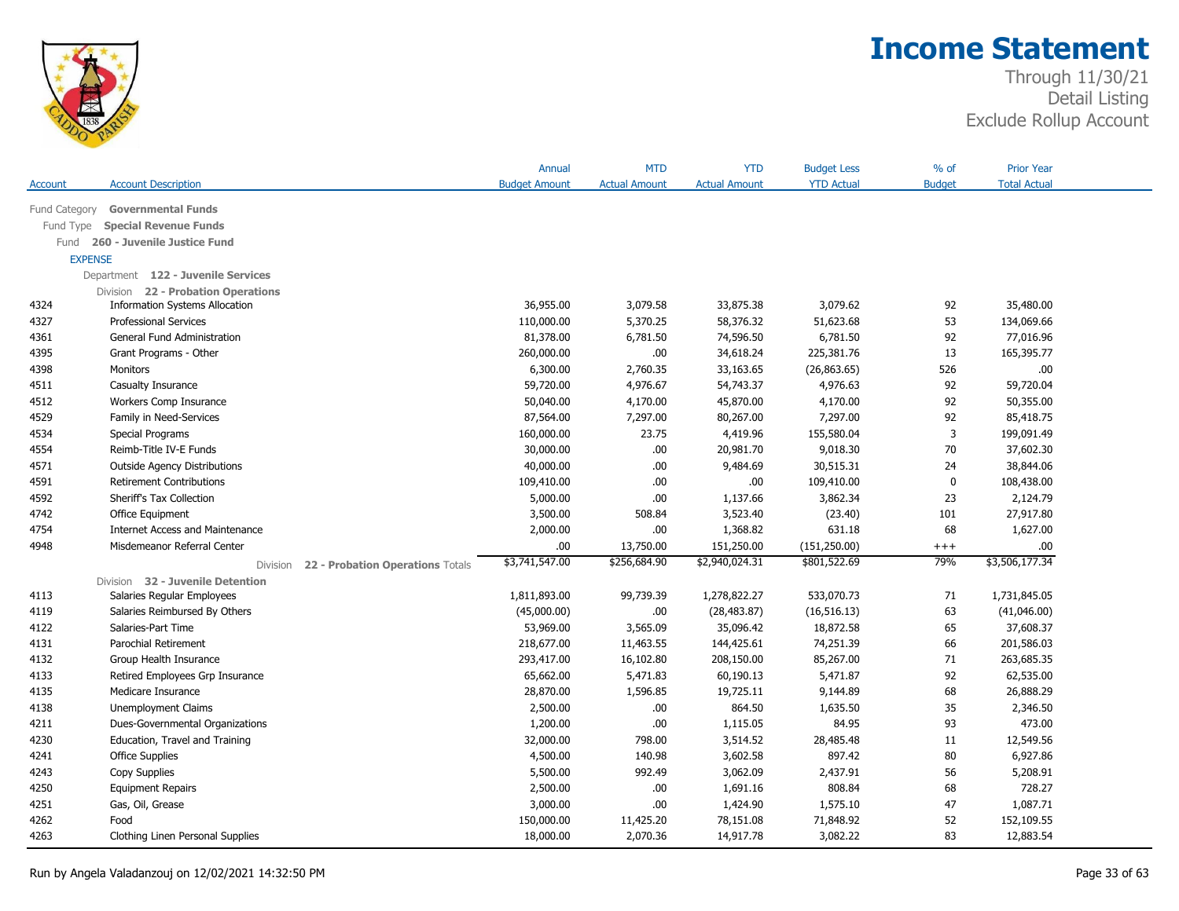# Income Statement

Through 11/30/21
Detail Listing
Exclude Rollup Account

| Account | Account Description | Annual Budget Amount | MTD Actual Amount | YTD Actual Amount | Budget Less YTD Actual | % of Budget | Prior Year Total Actual |
|---|---|---|---|---|---|---|---|
| Fund Category | **Governmental Funds** | | | | | | |
| Fund Type | **Special Revenue Funds** | | | | | | |
| Fund | **260 - Juvenile Justice Fund** | | | | | | |
| EXPENSE | | | | | | | |
| Department | **122 - Juvenile Services** | | | | | | |
| Division | **22 - Probation Operations** | | | | | | |
| 4324 | Information Systems Allocation | 36,955.00 | 3,079.58 | 33,875.38 | 3,079.62 | 92 | 35,480.00 |
| 4327 | Professional Services | 110,000.00 | 5,370.25 | 58,376.32 | 51,623.68 | 53 | 134,069.66 |
| 4361 | General Fund Administration | 81,378.00 | 6,781.50 | 74,596.50 | 6,781.50 | 92 | 77,016.96 |
| 4395 | Grant Programs - Other | 260,000.00 | .00 | 34,618.24 | 225,381.76 | 13 | 165,395.77 |
| 4398 | Monitors | 6,300.00 | 2,760.35 | 33,163.65 | (26,863.65) | 526 | .00 |
| 4511 | Casualty Insurance | 59,720.00 | 4,976.67 | 54,743.37 | 4,976.63 | 92 | 59,720.04 |
| 4512 | Workers Comp Insurance | 50,040.00 | 4,170.00 | 45,870.00 | 4,170.00 | 92 | 50,355.00 |
| 4529 | Family in Need-Services | 87,564.00 | 7,297.00 | 80,267.00 | 7,297.00 | 92 | 85,418.75 |
| 4534 | Special Programs | 160,000.00 | 23.75 | 4,419.96 | 155,580.04 | 3 | 199,091.49 |
| 4554 | Reimb-Title IV-E Funds | 30,000.00 | .00 | 20,981.70 | 9,018.30 | 70 | 37,602.30 |
| 4571 | Outside Agency Distributions | 40,000.00 | .00 | 9,484.69 | 30,515.31 | 24 | 38,844.06 |
| 4591 | Retirement Contributions | 109,410.00 | .00 | .00 | 109,410.00 | 0 | 108,438.00 |
| 4592 | Sheriff's Tax Collection | 5,000.00 | .00 | 1,137.66 | 3,862.34 | 23 | 2,124.79 |
| 4742 | Office Equipment | 3,500.00 | 508.84 | 3,523.40 | (23.40) | 101 | 27,917.80 |
| 4754 | Internet Access and Maintenance | 2,000.00 | .00 | 1,368.82 | 631.18 | 68 | 1,627.00 |
| 4948 | Misdemeanor Referral Center | .00 | 13,750.00 | 151,250.00 | (151,250.00) | +++ | .00 |
| | Division **22 - Probation Operations** Totals | $3,741,547.00 | $256,684.90 | $2,940,024.31 | $801,522.69 | 79% | $3,506,177.34 |
| Division | **32 - Juvenile Detention** | | | | | | |
| 4113 | Salaries Regular Employees | 1,811,893.00 | 99,739.39 | 1,278,822.27 | 533,070.73 | 71 | 1,731,845.05 |
| 4119 | Salaries Reimbursed By Others | (45,000.00) | .00 | (28,483.87) | (16,516.13) | 63 | (41,046.00) |
| 4122 | Salaries-Part Time | 53,969.00 | 3,565.09 | 35,096.42 | 18,872.58 | 65 | 37,608.37 |
| 4131 | Parochial Retirement | 218,677.00 | 11,463.55 | 144,425.61 | 74,251.39 | 66 | 201,586.03 |
| 4132 | Group Health Insurance | 293,417.00 | 16,102.80 | 208,150.00 | 85,267.00 | 71 | 263,685.35 |
| 4133 | Retired Employees Grp Insurance | 65,662.00 | 5,471.83 | 60,190.13 | 5,471.87 | 92 | 62,535.00 |
| 4135 | Medicare Insurance | 28,870.00 | 1,596.85 | 19,725.11 | 9,144.89 | 68 | 26,888.29 |
| 4138 | Unemployment Claims | 2,500.00 | .00 | 864.50 | 1,635.50 | 35 | 2,346.50 |
| 4211 | Dues-Governmental Organizations | 1,200.00 | .00 | 1,115.05 | 84.95 | 93 | 473.00 |
| 4230 | Education, Travel and Training | 32,000.00 | 798.00 | 3,514.52 | 28,485.48 | 11 | 12,549.56 |
| 4241 | Office Supplies | 4,500.00 | 140.98 | 3,602.58 | 897.42 | 80 | 6,927.86 |
| 4243 | Copy Supplies | 5,500.00 | 992.49 | 3,062.09 | 2,437.91 | 56 | 5,208.91 |
| 4250 | Equipment Repairs | 2,500.00 | .00 | 1,691.16 | 808.84 | 68 | 728.27 |
| 4251 | Gas, Oil, Grease | 3,000.00 | .00 | 1,424.90 | 1,575.10 | 47 | 1,087.71 |
| 4262 | Food | 150,000.00 | 11,425.20 | 78,151.08 | 71,848.92 | 52 | 152,109.55 |
| 4263 | Clothing Linen Personal Supplies | 18,000.00 | 2,070.36 | 14,917.78 | 3,082.22 | 83 | 12,883.54 |

Run by Angela Valadanzouj on 12/02/2021 14:32:50 PM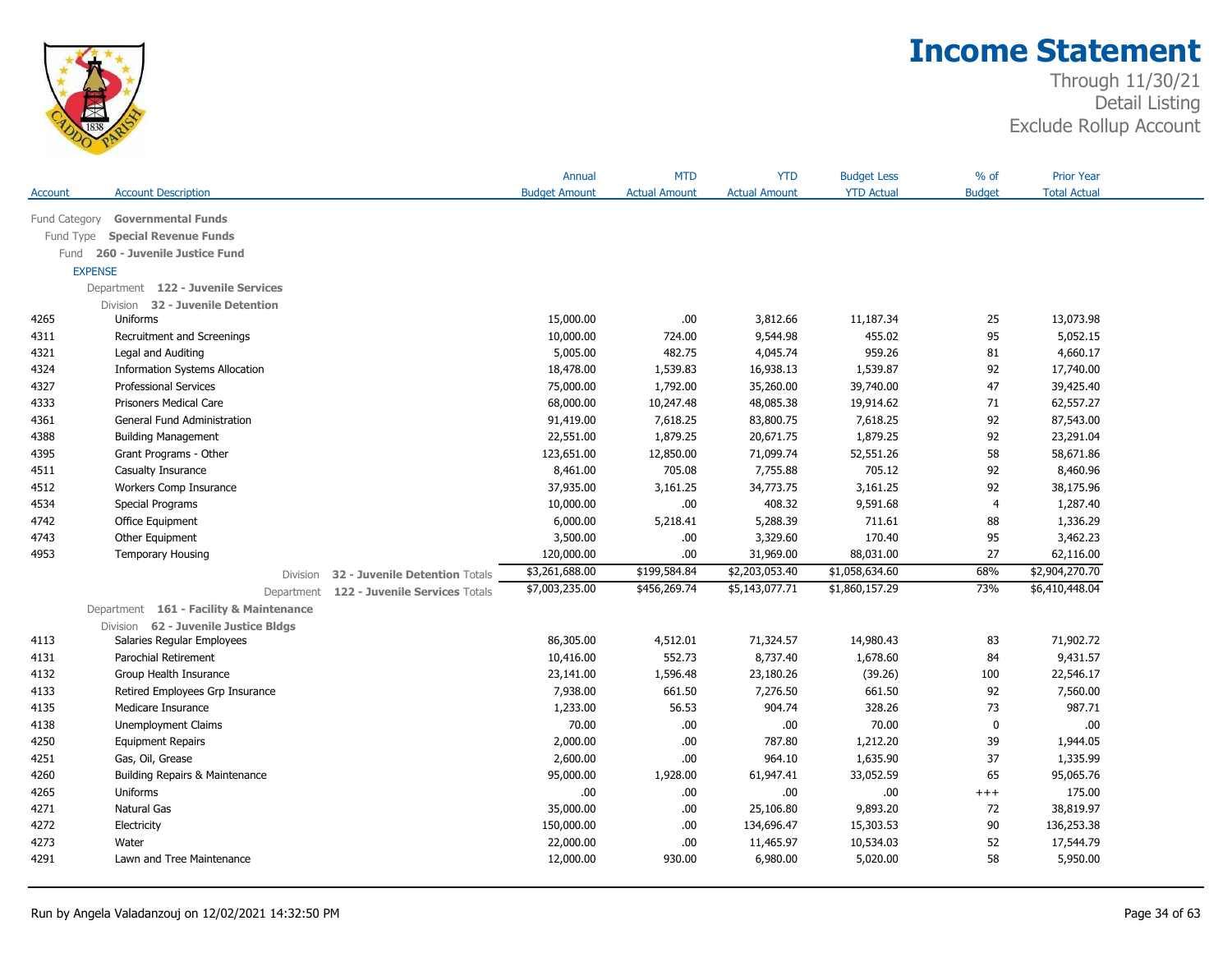# Income Statement

Through 11/30/21
Detail Listing
Exclude Rollup Account

| Account | Account Description | Annual Budget Amount | MTD Actual Amount | YTD Actual Amount | Budget Less YTD Actual | % of Budget | Prior Year Total Actual |
|---|---|---|---|---|---|---|---|
| | Fund Category **Governmental Funds** | | | | | | |
| | Fund Type **Special Revenue Funds** | | | | | | |
| | Fund **260 - Juvenile Justice Fund** | | | | | | |
| | EXPENSE | | | | | | |
| | Department **122 - Juvenile Services** | | | | | | |
| | Division **32 - Juvenile Detention** | | | | | | |
| 4265 | Uniforms | 15,000.00 | .00 | 3,812.66 | 11,187.34 | 25 | 13,073.98 |
| 4311 | Recruitment and Screenings | 10,000.00 | 724.00 | 9,544.98 | 455.02 | 95 | 5,052.15 |
| 4321 | Legal and Auditing | 5,005.00 | 482.75 | 4,045.74 | 959.26 | 81 | 4,660.17 |
| 4324 | Information Systems Allocation | 18,478.00 | 1,539.83 | 16,938.13 | 1,539.87 | 92 | 17,740.00 |
| 4327 | Professional Services | 75,000.00 | 1,792.00 | 35,260.00 | 39,740.00 | 47 | 39,425.40 |
| 4333 | Prisoners Medical Care | 68,000.00 | 10,247.48 | 48,085.38 | 19,914.62 | 71 | 62,557.27 |
| 4361 | General Fund Administration | 91,419.00 | 7,618.25 | 83,800.75 | 7,618.25 | 92 | 87,543.00 |
| 4388 | Building Management | 22,551.00 | 1,879.25 | 20,671.75 | 1,879.25 | 92 | 23,291.04 |
| 4395 | Grant Programs - Other | 123,651.00 | 12,850.00 | 71,099.74 | 52,551.26 | 58 | 58,671.86 |
| 4511 | Casualty Insurance | 8,461.00 | 705.08 | 7,755.88 | 705.12 | 92 | 8,460.96 |
| 4512 | Workers Comp Insurance | 37,935.00 | 3,161.25 | 34,773.75 | 3,161.25 | 92 | 38,175.96 |
| 4534 | Special Programs | 10,000.00 | .00 | 408.32 | 9,591.68 | 4 | 1,287.40 |
| 4742 | Office Equipment | 6,000.00 | 5,218.41 | 5,288.39 | 711.61 | 88 | 1,336.29 |
| 4743 | Other Equipment | 3,500.00 | .00 | 3,329.60 | 170.40 | 95 | 3,462.23 |
| 4953 | Temporary Housing | 120,000.00 | .00 | 31,969.00 | 88,031.00 | 27 | 62,116.00 |
| | Division **32 - Juvenile Detention** Totals | $3,261,688.00 | $199,584.84 | $2,203,053.40 | $1,058,634.60 | 68% | $2,904,270.70 |
| | Department **122 - Juvenile Services** Totals | $7,003,235.00 | $456,269.74 | $5,143,077.71 | $1,860,157.29 | 73% | $6,410,448.04 |
| | Department **161 - Facility & Maintenance** | | | | | | |
| | Division **62 - Juvenile Justice Bldgs** | | | | | | |
| 4113 | Salaries Regular Employees | 86,305.00 | 4,512.01 | 71,324.57 | 14,980.43 | 83 | 71,902.72 |
| 4131 | Parochial Retirement | 10,416.00 | 552.73 | 8,737.40 | 1,678.60 | 84 | 9,431.57 |
| 4132 | Group Health Insurance | 23,141.00 | 1,596.48 | 23,180.26 | (39.26) | 100 | 22,546.17 |
| 4133 | Retired Employees Grp Insurance | 7,938.00 | 661.50 | 7,276.50 | 661.50 | 92 | 7,560.00 |
| 4135 | Medicare Insurance | 1,233.00 | 56.53 | 904.74 | 328.26 | 73 | 987.71 |
| 4138 | Unemployment Claims | 70.00 | .00 | .00 | 70.00 | 0 | .00 |
| 4250 | Equipment Repairs | 2,000.00 | .00 | 787.80 | 1,212.20 | 39 | 1,944.05 |
| 4251 | Gas, Oil, Grease | 2,600.00 | .00 | 964.10 | 1,635.90 | 37 | 1,335.99 |
| 4260 | Building Repairs & Maintenance | 95,000.00 | 1,928.00 | 61,947.41 | 33,052.59 | 65 | 95,065.76 |
| 4265 | Uniforms | .00 | .00 | .00 | .00 | +++ | 175.00 |
| 4271 | Natural Gas | 35,000.00 | .00 | 25,106.80 | 9,893.20 | 72 | 38,819.97 |
| 4272 | Electricity | 150,000.00 | .00 | 134,696.47 | 15,303.53 | 90 | 136,253.38 |
| 4273 | Water | 22,000.00 | .00 | 11,465.97 | 10,534.03 | 52 | 17,544.79 |
| 4291 | Lawn and Tree Maintenance | 12,000.00 | 930.00 | 6,980.00 | 5,020.00 | 58 | 5,950.00 |

Run by Angela Valadanzouj on 12/02/2021 14:32:50 PM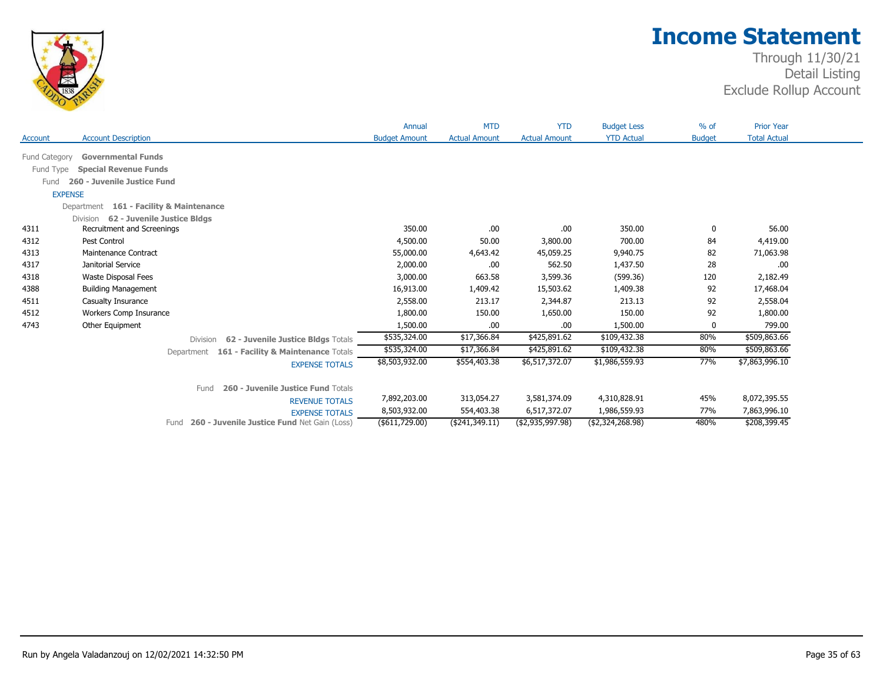# Income Statement

Through 11/30/21
Detail Listing
Exclude Rollup Account

| Account | Account Description | Annual Budget Amount | MTD Actual Amount | YTD Actual Amount | Budget Less YTD Actual | % of Budget | Prior Year Total Actual |
|---|---|---|---|---|---|---|---|
| Fund Category | **Governmental Funds** | | | | | | |
| Fund Type | **Special Revenue Funds** | | | | | | |
| Fund | **260 - Juvenile Justice Fund** | | | | | | |
| EXPENSE | | | | | | | |
| Department | **161 - Facility & Maintenance** | | | | | | |
| Division | **62 - Juvenile Justice Bldgs** | | | | | | |
| 4311 | Recruitment and Screenings | 350.00 | .00 | .00 | 350.00 | 0 | 56.00 |
| 4312 | Pest Control | 4,500.00 | 50.00 | 3,800.00 | 700.00 | 84 | 4,419.00 |
| 4313 | Maintenance Contract | 55,000.00 | 4,643.42 | 45,059.25 | 9,940.75 | 82 | 71,063.98 |
| 4317 | Janitorial Service | 2,000.00 | .00 | 562.50 | 1,437.50 | 28 | .00 |
| 4318 | Waste Disposal Fees | 3,000.00 | 663.58 | 3,599.36 | (599.36) | 120 | 2,182.49 |
| 4388 | Building Management | 16,913.00 | 1,409.42 | 15,503.62 | 1,409.38 | 92 | 17,468.04 |
| 4511 | Casualty Insurance | 2,558.00 | 213.17 | 2,344.87 | 213.13 | 92 | 2,558.04 |
| 4512 | Workers Comp Insurance | 1,800.00 | 150.00 | 1,650.00 | 150.00 | 92 | 1,800.00 |
| 4743 | Other Equipment | 1,500.00 | .00 | .00 | 1,500.00 | 0 | 799.00 |
| | Division **62 - Juvenile Justice Bldgs** Totals | $535,324.00 | $17,366.84 | $425,891.62 | $109,432.38 | 80% | $509,863.66 |
| | Department **161 - Facility & Maintenance** Totals | $535,324.00 | $17,366.84 | $425,891.62 | $109,432.38 | 80% | $509,863.66 |
| | EXPENSE TOTALS | $8,503,932.00 | $554,403.38 | $6,517,372.07 | $1,986,559.93 | 77% | $7,863,996.10 |
| | Fund **260 - Juvenile Justice Fund** Totals | | | | | | |
| | REVENUE TOTALS | 7,892,203.00 | 313,054.27 | 3,581,374.09 | 4,310,828.91 | 45% | 8,072,395.55 |
| | EXPENSE TOTALS | 8,503,932.00 | 554,403.38 | 6,517,372.07 | 1,986,559.93 | 77% | 7,863,996.10 |
| | Fund **260 - Juvenile Justice Fund** Net Gain (Loss) | ($611,729.00) | ($241,349.11) | ($2,935,997.98) | ($2,324,268.98) | 480% | $208,399.45 |

Run by Angela Valadanzouj on 12/02/2021 14:32:50 PM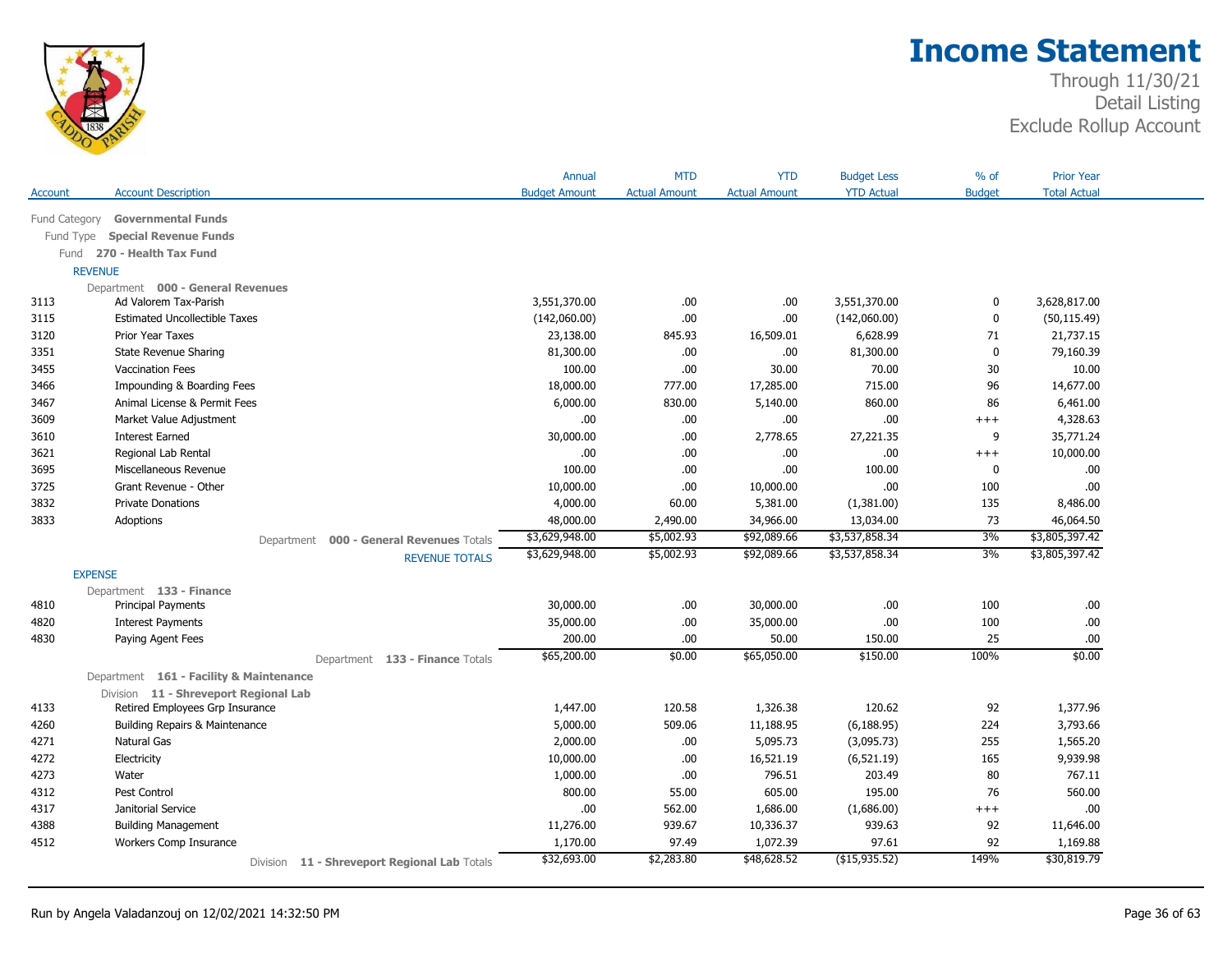# Income Statement

Through 11/30/21
Detail Listing
Exclude Rollup Account

| Account | Account Description | Annual Budget Amount | MTD Actual Amount | YTD Actual Amount | Budget Less YTD Actual | % of Budget | Prior Year Total Actual |
|---|---|---|---|---|---|---|---|
| Fund Category | **Governmental Funds** | | | | | | |
| Fund Type | **Special Revenue Funds** | | | | | | |
| Fund | **270 - Health Tax Fund** | | | | | | |
| REVENUE | | | | | | | |
| Department | **000 - General Revenues** | | | | | | |
| 3113 | Ad Valorem Tax-Parish | 3,551,370.00 | .00 | .00 | 3,551,370.00 | 0 | 3,628,817.00 |
| 3115 | Estimated Uncollectible Taxes | (142,060.00) | .00 | .00 | (142,060.00) | 0 | (50,115.49) |
| 3120 | Prior Year Taxes | 23,138.00 | 845.93 | 16,509.01 | 6,628.99 | 71 | 21,737.15 |
| 3351 | State Revenue Sharing | 81,300.00 | .00 | .00 | 81,300.00 | 0 | 79,160.39 |
| 3455 | Vaccination Fees | 100.00 | .00 | 30.00 | 70.00 | 30 | 10.00 |
| 3466 | Impounding & Boarding Fees | 18,000.00 | 777.00 | 17,285.00 | 715.00 | 96 | 14,677.00 |
| 3467 | Animal License & Permit Fees | 6,000.00 | 830.00 | 5,140.00 | 860.00 | 86 | 6,461.00 |
| 3609 | Market Value Adjustment | .00 | .00 | .00 | .00 | +++ | 4,328.63 |
| 3610 | Interest Earned | 30,000.00 | .00 | 2,778.65 | 27,221.35 | 9 | 35,771.24 |
| 3621 | Regional Lab Rental | .00 | .00 | .00 | .00 | +++ | 10,000.00 |
| 3695 | Miscellaneous Revenue | 100.00 | .00 | .00 | 100.00 | 0 | .00 |
| 3725 | Grant Revenue - Other | 10,000.00 | .00 | 10,000.00 | .00 | 100 | .00 |
| 3832 | Private Donations | 4,000.00 | 60.00 | 5,381.00 | (1,381.00) | 135 | 8,486.00 |
| 3833 | Adoptions | 48,000.00 | 2,490.00 | 34,966.00 | 13,034.00 | 73 | 46,064.50 |
| | Department **000 - General Revenues** Totals | $3,629,948.00 | $5,002.93 | $92,089.66 | $3,537,858.34 | 3% | $3,805,397.42 |
| | REVENUE TOTALS | $3,629,948.00 | $5,002.93 | $92,089.66 | $3,537,858.34 | 3% | $3,805,397.42 |
| EXPENSE | | | | | | | |
| Department | **133 - Finance** | | | | | | |
| 4810 | Principal Payments | 30,000.00 | .00 | 30,000.00 | .00 | 100 | .00 |
| 4820 | Interest Payments | 35,000.00 | .00 | 35,000.00 | .00 | 100 | .00 |
| 4830 | Paying Agent Fees | 200.00 | .00 | 50.00 | 150.00 | 25 | .00 |
| | Department **133 - Finance** Totals | $65,200.00 | $0.00 | $65,050.00 | $150.00 | 100% | $0.00 |
| Department | **161 - Facility & Maintenance** | | | | | | |
| Division | **11 - Shreveport Regional Lab** | | | | | | |
| 4133 | Retired Employees Grp Insurance | 1,447.00 | 120.58 | 1,326.38 | 120.62 | 92 | 1,377.96 |
| 4260 | Building Repairs & Maintenance | 5,000.00 | 509.06 | 11,188.95 | (6,188.95) | 224 | 3,793.66 |
| 4271 | Natural Gas | 2,000.00 | .00 | 5,095.73 | (3,095.73) | 255 | 1,565.20 |
| 4272 | Electricity | 10,000.00 | .00 | 16,521.19 | (6,521.19) | 165 | 9,939.98 |
| 4273 | Water | 1,000.00 | .00 | 796.51 | 203.49 | 80 | 767.11 |
| 4312 | Pest Control | 800.00 | 55.00 | 605.00 | 195.00 | 76 | 560.00 |
| 4317 | Janitorial Service | .00 | 562.00 | 1,686.00 | (1,686.00) | +++ | .00 |
| 4388 | Building Management | 11,276.00 | 939.67 | 10,336.37 | 939.63 | 92 | 11,646.00 |
| 4512 | Workers Comp Insurance | 1,170.00 | 97.49 | 1,072.39 | 97.61 | 92 | 1,169.88 |
| | Division **11 - Shreveport Regional Lab** Totals | $32,693.00 | $2,283.80 | $48,628.52 | ($15,935.52) | 149% | $30,819.79 |

Run by Angela Valadanzouj on 12/02/2021 14:32:50 PM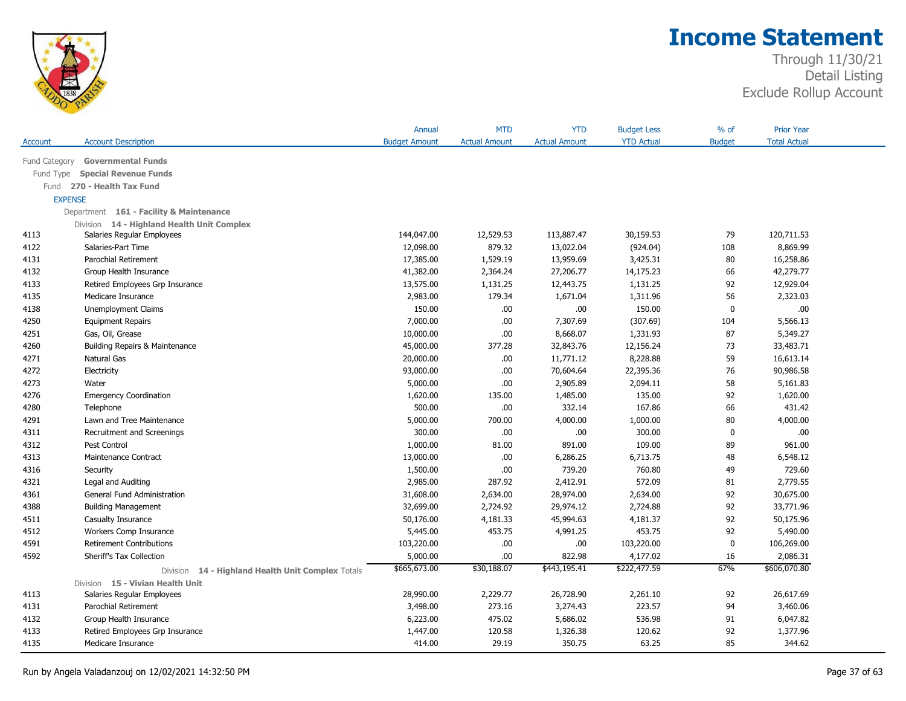# Income Statement

Through 11/30/21
Detail Listing
Exclude Rollup Account

| Account | Account Description | Annual Budget Amount | MTD Actual Amount | YTD Actual Amount | Budget Less YTD Actual | % of Budget | Prior Year Total Actual |
|---|---|---|---|---|---|---|---|
| Fund Category | **Governmental Funds** | | | | | | |
| Fund Type | **Special Revenue Funds** | | | | | | |
| Fund | **270 - Health Tax Fund** | | | | | | |
| EXPENSE | | | | | | | |
| Department | **161 - Facility & Maintenance** | | | | | | |
| Division | **14 - Highland Health Unit Complex** | | | | | | |
| 4113 | Salaries Regular Employees | 144,047.00 | 12,529.53 | 113,887.47 | 30,159.53 | 79 | 120,711.53 |
| 4122 | Salaries-Part Time | 12,098.00 | 879.32 | 13,022.04 | (924.04) | 108 | 8,869.99 |
| 4131 | Parochial Retirement | 17,385.00 | 1,529.19 | 13,959.69 | 3,425.31 | 80 | 16,258.86 |
| 4132 | Group Health Insurance | 41,382.00 | 2,364.24 | 27,206.77 | 14,175.23 | 66 | 42,279.77 |
| 4133 | Retired Employees Grp Insurance | 13,575.00 | 1,131.25 | 12,443.75 | 1,131.25 | 92 | 12,929.04 |
| 4135 | Medicare Insurance | 2,983.00 | 179.34 | 1,671.04 | 1,311.96 | 56 | 2,323.03 |
| 4138 | Unemployment Claims | 150.00 | .00 | .00 | 150.00 | 0 | .00 |
| 4250 | Equipment Repairs | 7,000.00 | .00 | 7,307.69 | (307.69) | 104 | 5,566.13 |
| 4251 | Gas, Oil, Grease | 10,000.00 | .00 | 8,668.07 | 1,331.93 | 87 | 5,349.27 |
| 4260 | Building Repairs & Maintenance | 45,000.00 | 377.28 | 32,843.76 | 12,156.24 | 73 | 33,483.71 |
| 4271 | Natural Gas | 20,000.00 | .00 | 11,771.12 | 8,228.88 | 59 | 16,613.14 |
| 4272 | Electricity | 93,000.00 | .00 | 70,604.64 | 22,395.36 | 76 | 90,986.58 |
| 4273 | Water | 5,000.00 | .00 | 2,905.89 | 2,094.11 | 58 | 5,161.83 |
| 4276 | Emergency Coordination | 1,620.00 | 135.00 | 1,485.00 | 135.00 | 92 | 1,620.00 |
| 4280 | Telephone | 500.00 | .00 | 332.14 | 167.86 | 66 | 431.42 |
| 4291 | Lawn and Tree Maintenance | 5,000.00 | 700.00 | 4,000.00 | 1,000.00 | 80 | 4,000.00 |
| 4311 | Recruitment and Screenings | 300.00 | .00 | .00 | 300.00 | 0 | .00 |
| 4312 | Pest Control | 1,000.00 | 81.00 | 891.00 | 109.00 | 89 | 961.00 |
| 4313 | Maintenance Contract | 13,000.00 | .00 | 6,286.25 | 6,713.75 | 48 | 6,548.12 |
| 4316 | Security | 1,500.00 | .00 | 739.20 | 760.80 | 49 | 729.60 |
| 4321 | Legal and Auditing | 2,985.00 | 287.92 | 2,412.91 | 572.09 | 81 | 2,779.55 |
| 4361 | General Fund Administration | 31,608.00 | 2,634.00 | 28,974.00 | 2,634.00 | 92 | 30,675.00 |
| 4388 | Building Management | 32,699.00 | 2,724.92 | 29,974.12 | 2,724.88 | 92 | 33,771.96 |
| 4511 | Casualty Insurance | 50,176.00 | 4,181.33 | 45,994.63 | 4,181.37 | 92 | 50,175.96 |
| 4512 | Workers Comp Insurance | 5,445.00 | 453.75 | 4,991.25 | 453.75 | 92 | 5,490.00 |
| 4591 | Retirement Contributions | 103,220.00 | .00 | .00 | 103,220.00 | 0 | 106,269.00 |
| 4592 | Sheriff's Tax Collection | 5,000.00 | .00 | 822.98 | 4,177.02 | 16 | 2,086.31 |
| | Division **14 - Highland Health Unit Complex** Totals | $665,673.00 | $30,188.07 | $443,195.41 | $222,477.59 | 67% | $606,070.80 |
| Division | **15 - Vivian Health Unit** | | | | | | |
| 4113 | Salaries Regular Employees | 28,990.00 | 2,229.77 | 26,728.90 | 2,261.10 | 92 | 26,617.69 |
| 4131 | Parochial Retirement | 3,498.00 | 273.16 | 3,274.43 | 223.57 | 94 | 3,460.06 |
| 4132 | Group Health Insurance | 6,223.00 | 475.02 | 5,686.02 | 536.98 | 91 | 6,047.82 |
| 4133 | Retired Employees Grp Insurance | 1,447.00 | 120.58 | 1,326.38 | 120.62 | 92 | 1,377.96 |
| 4135 | Medicare Insurance | 414.00 | 29.19 | 350.75 | 63.25 | 85 | 344.62 |

Run by Angela Valadanzouj on 12/02/2021 14:32:50 PM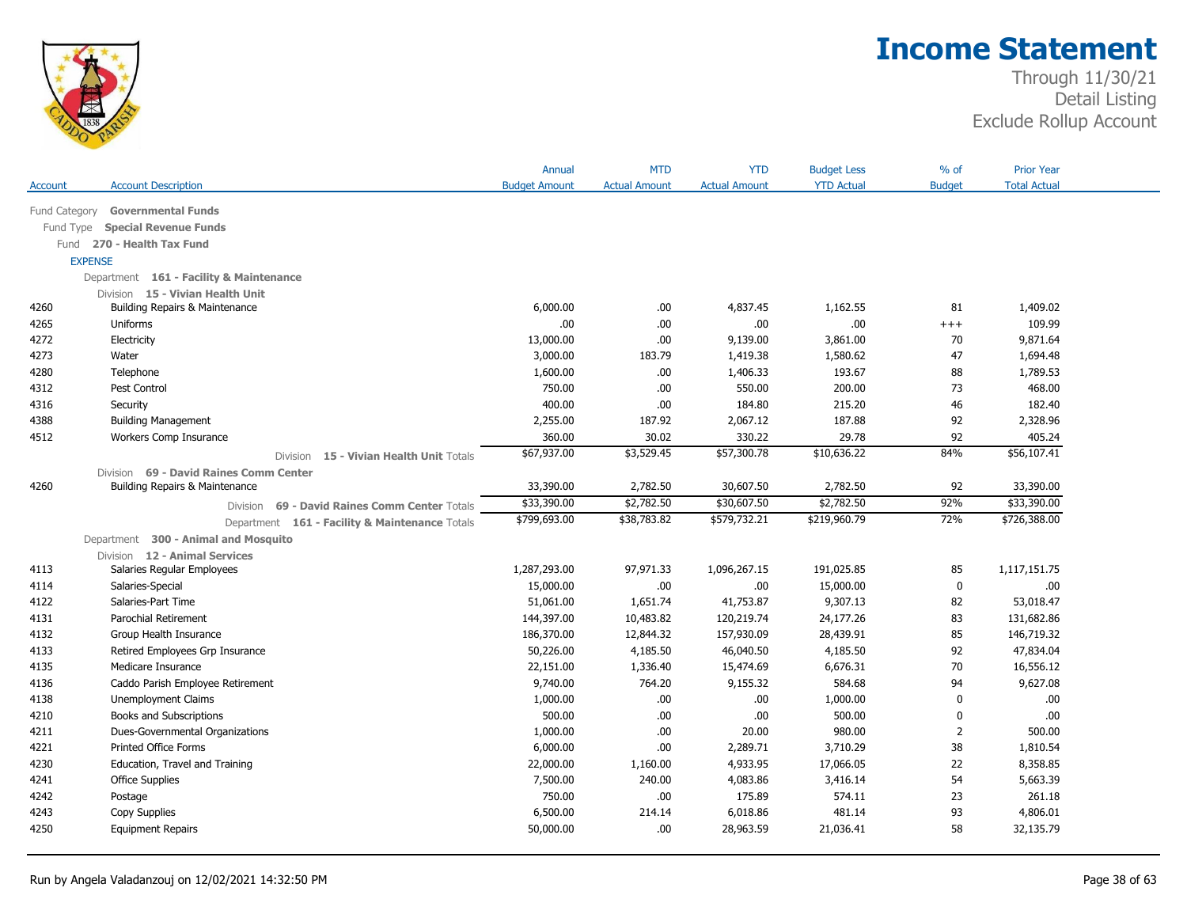# Income Statement

Through 11/30/21
Detail Listing
Exclude Rollup Account

| Account | Account Description | Annual Budget Amount | MTD Actual Amount | YTD Actual Amount | Budget Less YTD Actual | % of Budget | Prior Year Total Actual |
|---|---|---|---|---|---|---|---|
| Fund Category | **Governmental Funds** | | | | | | |
| Fund Type | **Special Revenue Funds** | | | | | | |
| Fund | **270 - Health Tax Fund** | | | | | | |
| EXPENSE | | | | | | | |
| Department | **161 - Facility & Maintenance** | | | | | | |
| Division | **15 - Vivian Health Unit** | | | | | | |
| 4260 | Building Repairs & Maintenance | 6,000.00 | .00 | 4,837.45 | 1,162.55 | 81 | 1,409.02 |
| 4265 | Uniforms | .00 | .00 | .00 | .00 | +++ | 109.99 |
| 4272 | Electricity | 13,000.00 | .00 | 9,139.00 | 3,861.00 | 70 | 9,871.64 |
| 4273 | Water | 3,000.00 | 183.79 | 1,419.38 | 1,580.62 | 47 | 1,694.48 |
| 4280 | Telephone | 1,600.00 | .00 | 1,406.33 | 193.67 | 88 | 1,789.53 |
| 4312 | Pest Control | 750.00 | .00 | 550.00 | 200.00 | 73 | 468.00 |
| 4316 | Security | 400.00 | .00 | 184.80 | 215.20 | 46 | 182.40 |
| 4388 | Building Management | 2,255.00 | 187.92 | 2,067.12 | 187.88 | 92 | 2,328.96 |
| 4512 | Workers Comp Insurance | 360.00 | 30.02 | 330.22 | 29.78 | 92 | 405.24 |
| | Division **15 - Vivian Health Unit** Totals | $67,937.00 | $3,529.45 | $57,300.78 | $10,636.22 | 84% | $56,107.41 |
| Division | **69 - David Raines Comm Center** | | | | | | |
| 4260 | Building Repairs & Maintenance | 33,390.00 | 2,782.50 | 30,607.50 | 2,782.50 | 92 | 33,390.00 |
| | Division **69 - David Raines Comm Center** Totals | $33,390.00 | $2,782.50 | $30,607.50 | $2,782.50 | 92% | $33,390.00 |
| | Department **161 - Facility & Maintenance** Totals | $799,693.00 | $38,783.82 | $579,732.21 | $219,960.79 | 72% | $726,388.00 |
| Department | **300 - Animal and Mosquito** | | | | | | |
| Division | **12 - Animal Services** | | | | | | |
| 4113 | Salaries Regular Employees | 1,287,293.00 | 97,971.33 | 1,096,267.15 | 191,025.85 | 85 | 1,117,151.75 |
| 4114 | Salaries-Special | 15,000.00 | .00 | .00 | 15,000.00 | 0 | .00 |
| 4122 | Salaries-Part Time | 51,061.00 | 1,651.74 | 41,753.87 | 9,307.13 | 82 | 53,018.47 |
| 4131 | Parochial Retirement | 144,397.00 | 10,483.82 | 120,219.74 | 24,177.26 | 83 | 131,682.86 |
| 4132 | Group Health Insurance | 186,370.00 | 12,844.32 | 157,930.09 | 28,439.91 | 85 | 146,719.32 |
| 4133 | Retired Employees Grp Insurance | 50,226.00 | 4,185.50 | 46,040.50 | 4,185.50 | 92 | 47,834.04 |
| 4135 | Medicare Insurance | 22,151.00 | 1,336.40 | 15,474.69 | 6,676.31 | 70 | 16,556.12 |
| 4136 | Caddo Parish Employee Retirement | 9,740.00 | 764.20 | 9,155.32 | 584.68 | 94 | 9,627.08 |
| 4138 | Unemployment Claims | 1,000.00 | .00 | .00 | 1,000.00 | 0 | .00 |
| 4210 | Books and Subscriptions | 500.00 | .00 | .00 | 500.00 | 0 | .00 |
| 4211 | Dues-Governmental Organizations | 1,000.00 | .00 | 20.00 | 980.00 | 2 | 500.00 |
| 4221 | Printed Office Forms | 6,000.00 | .00 | 2,289.71 | 3,710.29 | 38 | 1,810.54 |
| 4230 | Education, Travel and Training | 22,000.00 | 1,160.00 | 4,933.95 | 17,066.05 | 22 | 8,358.85 |
| 4241 | Office Supplies | 7,500.00 | 240.00 | 4,083.86 | 3,416.14 | 54 | 5,663.39 |
| 4242 | Postage | 750.00 | .00 | 175.89 | 574.11 | 23 | 261.18 |
| 4243 | Copy Supplies | 6,500.00 | 214.14 | 6,018.86 | 481.14 | 93 | 4,806.01 |
| 4250 | Equipment Repairs | 50,000.00 | .00 | 28,963.59 | 21,036.41 | 58 | 32,135.79 |

Run by Angela Valadanzouj on 12/02/2021 14:32:50 PM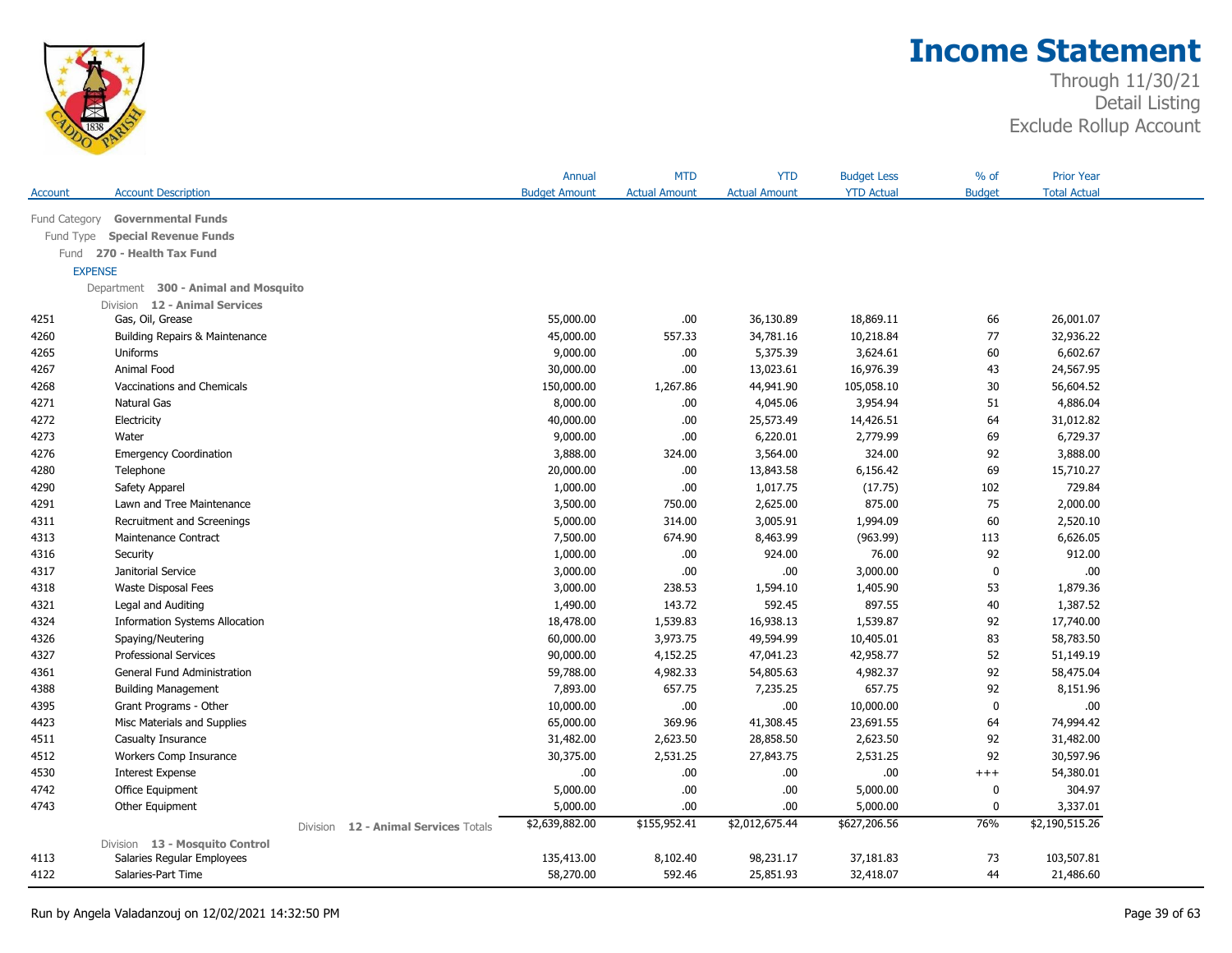# Income Statement

Through 11/30/21
Detail Listing
Exclude Rollup Account

| Account | Account Description | Annual Budget Amount | MTD Actual Amount | YTD Actual Amount | Budget Less YTD Actual | % of Budget | Prior Year Total Actual |
|---|---|---|---|---|---|---|---|
| Fund Category | **Governmental Funds** | | | | | | |
| Fund Type | **Special Revenue Funds** | | | | | | |
| Fund | **270 - Health Tax Fund** | | | | | | |
| EXPENSE | | | | | | | |
| Department | **300 - Animal and Mosquito** | | | | | | |
| Division | **12 - Animal Services** | | | | | | |
| 4251 | Gas, Oil, Grease | 55,000.00 | .00 | 36,130.89 | 18,869.11 | 66 | 26,001.07 |
| 4260 | Building Repairs & Maintenance | 45,000.00 | 557.33 | 34,781.16 | 10,218.84 | 77 | 32,936.22 |
| 4265 | Uniforms | 9,000.00 | .00 | 5,375.39 | 3,624.61 | 60 | 6,602.67 |
| 4267 | Animal Food | 30,000.00 | .00 | 13,023.61 | 16,976.39 | 43 | 24,567.95 |
| 4268 | Vaccinations and Chemicals | 150,000.00 | 1,267.86 | 44,941.90 | 105,058.10 | 30 | 56,604.52 |
| 4271 | Natural Gas | 8,000.00 | .00 | 4,045.06 | 3,954.94 | 51 | 4,886.04 |
| 4272 | Electricity | 40,000.00 | .00 | 25,573.49 | 14,426.51 | 64 | 31,012.82 |
| 4273 | Water | 9,000.00 | .00 | 6,220.01 | 2,779.99 | 69 | 6,729.37 |
| 4276 | Emergency Coordination | 3,888.00 | 324.00 | 3,564.00 | 324.00 | 92 | 3,888.00 |
| 4280 | Telephone | 20,000.00 | .00 | 13,843.58 | 6,156.42 | 69 | 15,710.27 |
| 4290 | Safety Apparel | 1,000.00 | .00 | 1,017.75 | (17.75) | 102 | 729.84 |
| 4291 | Lawn and Tree Maintenance | 3,500.00 | 750.00 | 2,625.00 | 875.00 | 75 | 2,000.00 |
| 4311 | Recruitment and Screenings | 5,000.00 | 314.00 | 3,005.91 | 1,994.09 | 60 | 2,520.10 |
| 4313 | Maintenance Contract | 7,500.00 | 674.90 | 8,463.99 | (963.99) | 113 | 6,626.05 |
| 4316 | Security | 1,000.00 | .00 | 924.00 | 76.00 | 92 | 912.00 |
| 4317 | Janitorial Service | 3,000.00 | .00 | .00 | 3,000.00 | 0 | .00 |
| 4318 | Waste Disposal Fees | 3,000.00 | 238.53 | 1,594.10 | 1,405.90 | 53 | 1,879.36 |
| 4321 | Legal and Auditing | 1,490.00 | 143.72 | 592.45 | 897.55 | 40 | 1,387.52 |
| 4324 | Information Systems Allocation | 18,478.00 | 1,539.83 | 16,938.13 | 1,539.87 | 92 | 17,740.00 |
| 4326 | Spaying/Neutering | 60,000.00 | 3,973.75 | 49,594.99 | 10,405.01 | 83 | 58,783.50 |
| 4327 | Professional Services | 90,000.00 | 4,152.25 | 47,041.23 | 42,958.77 | 52 | 51,149.19 |
| 4361 | General Fund Administration | 59,788.00 | 4,982.33 | 54,805.63 | 4,982.37 | 92 | 58,475.04 |
| 4388 | Building Management | 7,893.00 | 657.75 | 7,235.25 | 657.75 | 92 | 8,151.96 |
| 4395 | Grant Programs - Other | 10,000.00 | .00 | .00 | 10,000.00 | 0 | .00 |
| 4423 | Misc Materials and Supplies | 65,000.00 | 369.96 | 41,308.45 | 23,691.55 | 64 | 74,994.42 |
| 4511 | Casualty Insurance | 31,482.00 | 2,623.50 | 28,858.50 | 2,623.50 | 92 | 31,482.00 |
| 4512 | Workers Comp Insurance | 30,375.00 | 2,531.25 | 27,843.75 | 2,531.25 | 92 | 30,597.96 |
| 4530 | Interest Expense | .00 | .00 | .00 | .00 | +++ | 54,380.01 |
| 4742 | Office Equipment | 5,000.00 | .00 | .00 | 5,000.00 | 0 | 304.97 |
| 4743 | Other Equipment | 5,000.00 | .00 | .00 | 5,000.00 | 0 | 3,337.01 |
| | Division **12 - Animal Services** Totals | $2,639,882.00 | $155,952.41 | $2,012,675.44 | $627,206.56 | 76% | $2,190,515.26 |
| Division | **13 - Mosquito Control** | | | | | | |
| 4113 | Salaries Regular Employees | 135,413.00 | 8,102.40 | 98,231.17 | 37,181.83 | 73 | 103,507.81 |
| 4122 | Salaries-Part Time | 58,270.00 | 592.46 | 25,851.93 | 32,418.07 | 44 | 21,486.60 |

Run by Angela Valadanzouj on 12/02/2021 14:32:50 PM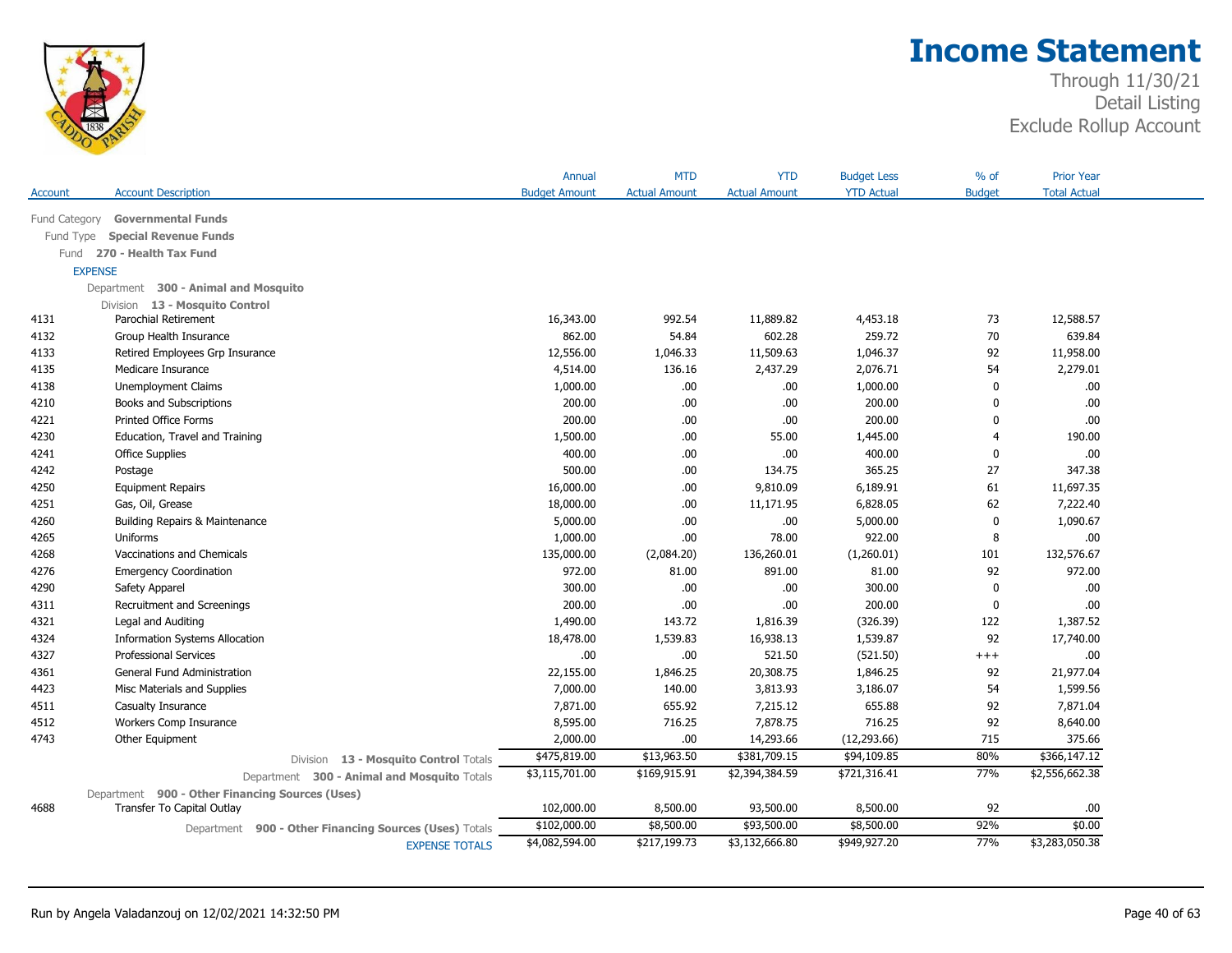# Income Statement

Through 11/30/21
Detail Listing
Exclude Rollup Account

| Account | Account Description | Annual Budget Amount | MTD Actual Amount | YTD Actual Amount | Budget Less YTD Actual | % of Budget | Prior Year Total Actual |
|---|---|---|---|---|---|---|---|
| Fund Category | **Governmental Funds** | | | | | | |
| Fund Type | **Special Revenue Funds** | | | | | | |
| Fund | **270 - Health Tax Fund** | | | | | | |
| EXPENSE | | | | | | | |
| Department | **300 - Animal and Mosquito** | | | | | | |
| Division | **13 - Mosquito Control** | | | | | | |
| 4131 | Parochial Retirement | 16,343.00 | 992.54 | 11,889.82 | 4,453.18 | 73 | 12,588.57 |
| 4132 | Group Health Insurance | 862.00 | 54.84 | 602.28 | 259.72 | 70 | 639.84 |
| 4133 | Retired Employees Grp Insurance | 12,556.00 | 1,046.33 | 11,509.63 | 1,046.37 | 92 | 11,958.00 |
| 4135 | Medicare Insurance | 4,514.00 | 136.16 | 2,437.29 | 2,076.71 | 54 | 2,279.01 |
| 4138 | Unemployment Claims | 1,000.00 | .00 | .00 | 1,000.00 | 0 | .00 |
| 4210 | Books and Subscriptions | 200.00 | .00 | .00 | 200.00 | 0 | .00 |
| 4221 | Printed Office Forms | 200.00 | .00 | .00 | 200.00 | 0 | .00 |
| 4230 | Education, Travel and Training | 1,500.00 | .00 | 55.00 | 1,445.00 | 4 | 190.00 |
| 4241 | Office Supplies | 400.00 | .00 | .00 | 400.00 | 0 | .00 |
| 4242 | Postage | 500.00 | .00 | 134.75 | 365.25 | 27 | 347.38 |
| 4250 | Equipment Repairs | 16,000.00 | .00 | 9,810.09 | 6,189.91 | 61 | 11,697.35 |
| 4251 | Gas, Oil, Grease | 18,000.00 | .00 | 11,171.95 | 6,828.05 | 62 | 7,222.40 |
| 4260 | Building Repairs & Maintenance | 5,000.00 | .00 | .00 | 5,000.00 | 0 | 1,090.67 |
| 4265 | Uniforms | 1,000.00 | .00 | 78.00 | 922.00 | 8 | .00 |
| 4268 | Vaccinations and Chemicals | 135,000.00 | (2,084.20) | 136,260.01 | (1,260.01) | 101 | 132,576.67 |
| 4276 | Emergency Coordination | 972.00 | 81.00 | 891.00 | 81.00 | 92 | 972.00 |
| 4290 | Safety Apparel | 300.00 | .00 | .00 | 300.00 | 0 | .00 |
| 4311 | Recruitment and Screenings | 200.00 | .00 | .00 | 200.00 | 0 | .00 |
| 4321 | Legal and Auditing | 1,490.00 | 143.72 | 1,816.39 | (326.39) | 122 | 1,387.52 |
| 4324 | Information Systems Allocation | 18,478.00 | 1,539.83 | 16,938.13 | 1,539.87 | 92 | 17,740.00 |
| 4327 | Professional Services | .00 | .00 | 521.50 | (521.50) | +++ | .00 |
| 4361 | General Fund Administration | 22,155.00 | 1,846.25 | 20,308.75 | 1,846.25 | 92 | 21,977.04 |
| 4423 | Misc Materials and Supplies | 7,000.00 | 140.00 | 3,813.93 | 3,186.07 | 54 | 1,599.56 |
| 4511 | Casualty Insurance | 7,871.00 | 655.92 | 7,215.12 | 655.88 | 92 | 7,871.04 |
| 4512 | Workers Comp Insurance | 8,595.00 | 716.25 | 7,878.75 | 716.25 | 92 | 8,640.00 |
| 4743 | Other Equipment | 2,000.00 | .00 | 14,293.66 | (12,293.66) | 715 | 375.66 |
| | Division **13 - Mosquito Control** Totals | $475,819.00 | $13,963.50 | $381,709.15 | $94,109.85 | 80% | $366,147.12 |
| | Department **300 - Animal and Mosquito** Totals | $3,115,701.00 | $169,915.91 | $2,394,384.59 | $721,316.41 | 77% | $2,556,662.38 |
| Department | **900 - Other Financing Sources (Uses)** | | | | | | |
| 4688 | Transfer To Capital Outlay | 102,000.00 | 8,500.00 | 93,500.00 | 8,500.00 | 92 | .00 |
| | Department **900 - Other Financing Sources (Uses)** Totals | $102,000.00 | $8,500.00 | $93,500.00 | $8,500.00 | 92% | $0.00 |
| | EXPENSE TOTALS | $4,082,594.00 | $217,199.73 | $3,132,666.80 | $949,927.20 | 77% | $3,283,050.38 |

Run by Angela Valadanzouj on 12/02/2021 14:32:50 PM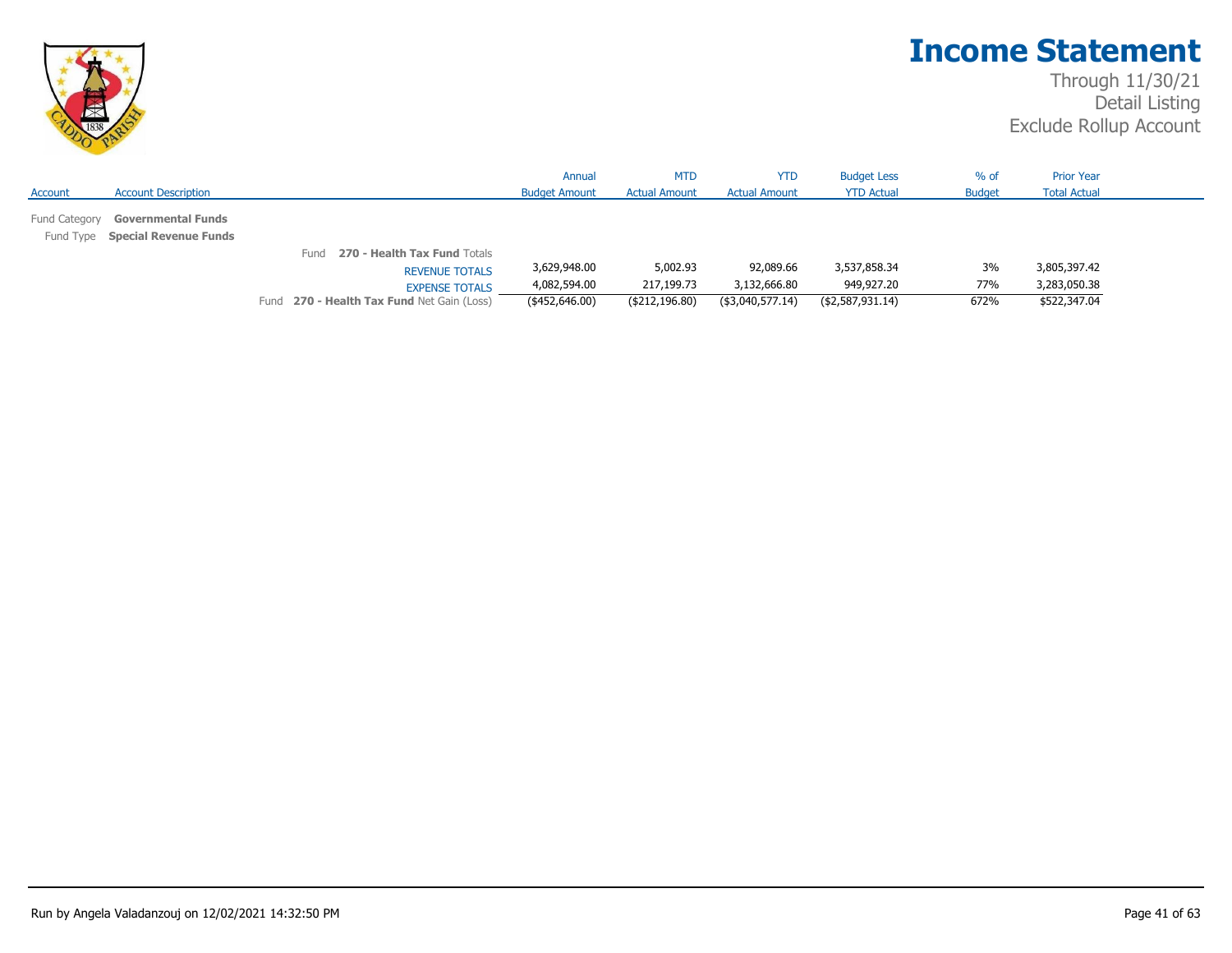# Income Statement

Through 11/30/21
Detail Listing
Exclude Rollup Account

| Account | Account Description | Annual Budget Amount | MTD Actual Amount | YTD Actual Amount | Budget Less YTD Actual | % of Budget | Prior Year Total Actual |
|---|---|---|---|---|---|---|---|
| Fund Category | **Governmental Funds** | | | | | | |
| Fund Type | **Special Revenue Funds** | | | | | | |
| | Fund **270 - Health Tax Fund** Totals | | | | | | |
| | REVENUE TOTALS | 3,629,948.00 | 5,002.93 | 92,089.66 | 3,537,858.34 | 3% | 3,805,397.42 |
| | EXPENSE TOTALS | 4,082,594.00 | 217,199.73 | 3,132,666.80 | 949,927.20 | 77% | 3,283,050.38 |
| | Fund **270 - Health Tax Fund** Net Gain (Loss) | ($452,646.00) | ($212,196.80) | ($3,040,577.14) | ($2,587,931.14) | 672% | $522,347.04 |

Run by Angela Valadanzouj on 12/02/2021 14:32:50 PM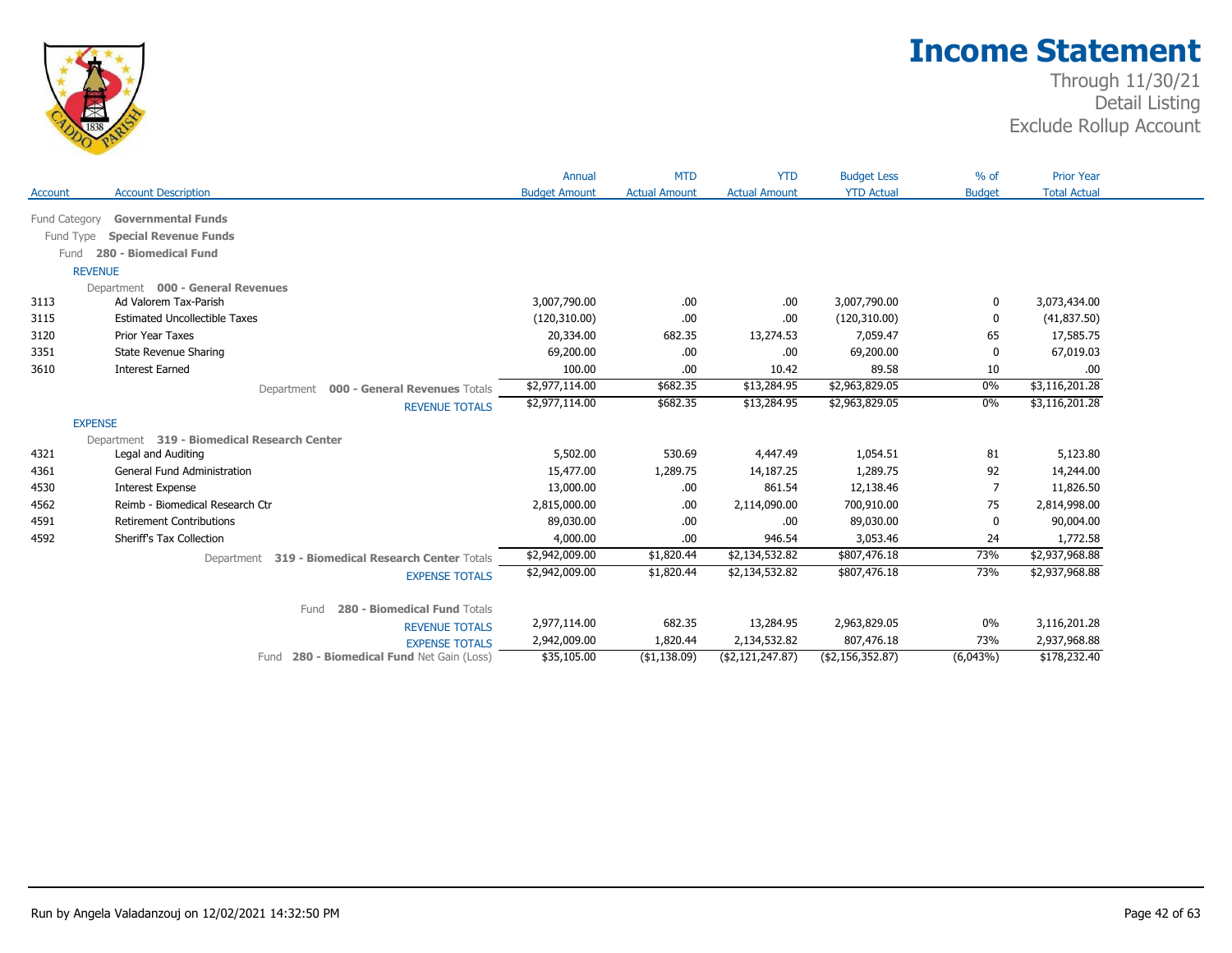# Income Statement

Through 11/30/21
Detail Listing
Exclude Rollup Account

| Account | Account Description | Annual Budget Amount | MTD Actual Amount | YTD Actual Amount | Budget Less YTD Actual | % of Budget | Prior Year Total Actual |
|---|---|---|---|---|---|---|---|
| Fund Category | **Governmental Funds** | | | | | | |
| Fund Type | **Special Revenue Funds** | | | | | | |
| Fund | **280 - Biomedical Fund** | | | | | | |
| REVENUE | | | | | | | |
| Department | **000 - General Revenues** | | | | | | |
| 3113 | Ad Valorem Tax-Parish | 3,007,790.00 | .00 | .00 | 3,007,790.00 | 0 | 3,073,434.00 |
| 3115 | Estimated Uncollectible Taxes | (120,310.00) | .00 | .00 | (120,310.00) | 0 | (41,837.50) |
| 3120 | Prior Year Taxes | 20,334.00 | 682.35 | 13,274.53 | 7,059.47 | 65 | 17,585.75 |
| 3351 | State Revenue Sharing | 69,200.00 | .00 | .00 | 69,200.00 | 0 | 67,019.03 |
| 3610 | Interest Earned | 100.00 | .00 | 10.42 | 89.58 | 10 | .00 |
| | Department **000 - General Revenues** Totals | $2,977,114.00 | $682.35 | $13,284.95 | $2,963,829.05 | 0% | $3,116,201.28 |
| | REVENUE TOTALS | $2,977,114.00 | $682.35 | $13,284.95 | $2,963,829.05 | 0% | $3,116,201.28 |
| EXPENSE | | | | | | | |
| Department | **319 - Biomedical Research Center** | | | | | | |
| 4321 | Legal and Auditing | 5,502.00 | 530.69 | 4,447.49 | 1,054.51 | 81 | 5,123.80 |
| 4361 | General Fund Administration | 15,477.00 | 1,289.75 | 14,187.25 | 1,289.75 | 92 | 14,244.00 |
| 4530 | Interest Expense | 13,000.00 | .00 | 861.54 | 12,138.46 | 7 | 11,826.50 |
| 4562 | Reimb - Biomedical Research Ctr | 2,815,000.00 | .00 | 2,114,090.00 | 700,910.00 | 75 | 2,814,998.00 |
| 4591 | Retirement Contributions | 89,030.00 | .00 | .00 | 89,030.00 | 0 | 90,004.00 |
| 4592 | Sheriff's Tax Collection | 4,000.00 | .00 | 946.54 | 3,053.46 | 24 | 1,772.58 |
| | Department **319 - Biomedical Research Center** Totals | $2,942,009.00 | $1,820.44 | $2,134,532.82 | $807,476.18 | 73% | $2,937,968.88 |
| | EXPENSE TOTALS | $2,942,009.00 | $1,820.44 | $2,134,532.82 | $807,476.18 | 73% | $2,937,968.88 |
| | Fund **280 - Biomedical Fund** Totals | | | | | | |
| | REVENUE TOTALS | 2,977,114.00 | 682.35 | 13,284.95 | 2,963,829.05 | 0% | 3,116,201.28 |
| | EXPENSE TOTALS | 2,942,009.00 | 1,820.44 | 2,134,532.82 | 807,476.18 | 73% | 2,937,968.88 |
| | Fund **280 - Biomedical Fund** Net Gain (Loss) | $35,105.00 | ($1,138.09) | ($2,121,247.87) | ($2,156,352.87) | (6,043%) | $178,232.40 |

Run by Angela Valadanzouj on 12/02/2021 14:32:50 PM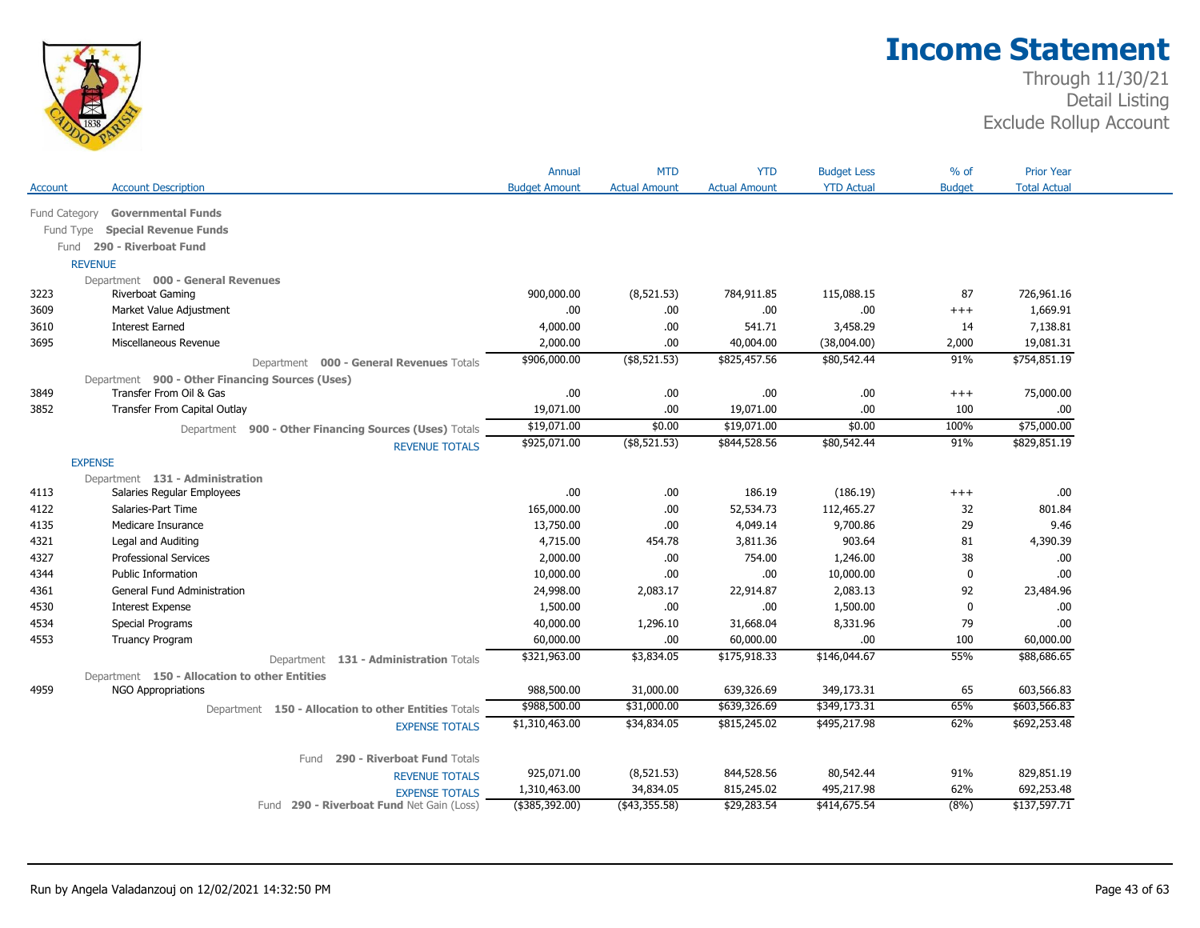# Income Statement

Through 11/30/21
Detail Listing
Exclude Rollup Account

| Account | Account Description | Annual Budget Amount | MTD Actual Amount | YTD Actual Amount | Budget Less YTD Actual | % of Budget | Prior Year Total Actual |
|---|---|---|---|---|---|---|---|
| Fund Category | **Governmental Funds** | | | | | | |
| Fund Type | **Special Revenue Funds** | | | | | | |
| Fund | **290 - Riverboat Fund** | | | | | | |
| REVENUE | | | | | | | |
| Department | **000 - General Revenues** | | | | | | |
| 3223 | Riverboat Gaming | 900,000.00 | (8,521.53) | 784,911.85 | 115,088.15 | 87 | 726,961.16 |
| 3609 | Market Value Adjustment | .00 | .00 | .00 | .00 | +++ | 1,669.91 |
| 3610 | Interest Earned | 4,000.00 | .00 | 541.71 | 3,458.29 | 14 | 7,138.81 |
| 3695 | Miscellaneous Revenue | 2,000.00 | .00 | 40,004.00 | (38,004.00) | 2,000 | 19,081.31 |
| | Department **000 - General Revenues** Totals | $906,000.00 | ($8,521.53) | $825,457.56 | $80,542.44 | 91% | $754,851.19 |
| Department | **900 - Other Financing Sources (Uses)** | | | | | | |
| 3849 | Transfer From Oil & Gas | .00 | .00 | .00 | .00 | +++ | 75,000.00 |
| 3852 | Transfer From Capital Outlay | 19,071.00 | .00 | 19,071.00 | .00 | 100 | .00 |
| | Department **900 - Other Financing Sources (Uses)** Totals | $19,071.00 | $0.00 | $19,071.00 | $0.00 | 100% | $75,000.00 |
| | REVENUE TOTALS | $925,071.00 | ($8,521.53) | $844,528.56 | $80,542.44 | 91% | $829,851.19 |
| EXPENSE | | | | | | | |
| Department | **131 - Administration** | | | | | | |
| 4113 | Salaries Regular Employees | .00 | .00 | 186.19 | (186.19) | +++ | .00 |
| 4122 | Salaries-Part Time | 165,000.00 | .00 | 52,534.73 | 112,465.27 | 32 | 801.84 |
| 4135 | Medicare Insurance | 13,750.00 | .00 | 4,049.14 | 9,700.86 | 29 | 9.46 |
| 4321 | Legal and Auditing | 4,715.00 | 454.78 | 3,811.36 | 903.64 | 81 | 4,390.39 |
| 4327 | Professional Services | 2,000.00 | .00 | 754.00 | 1,246.00 | 38 | .00 |
| 4344 | Public Information | 10,000.00 | .00 | .00 | 10,000.00 | 0 | .00 |
| 4361 | General Fund Administration | 24,998.00 | 2,083.17 | 22,914.87 | 2,083.13 | 92 | 23,484.96 |
| 4530 | Interest Expense | 1,500.00 | .00 | .00 | 1,500.00 | 0 | .00 |
| 4534 | Special Programs | 40,000.00 | 1,296.10 | 31,668.04 | 8,331.96 | 79 | .00 |
| 4553 | Truancy Program | 60,000.00 | .00 | 60,000.00 | .00 | 100 | 60,000.00 |
| | Department **131 - Administration** Totals | $321,963.00 | $3,834.05 | $175,918.33 | $146,044.67 | 55% | $88,686.65 |
| Department | **150 - Allocation to other Entities** | | | | | | |
| 4959 | NGO Appropriations | 988,500.00 | 31,000.00 | 639,326.69 | 349,173.31 | 65 | 603,566.83 |
| | Department **150 - Allocation to other Entities** Totals | $988,500.00 | $31,000.00 | $639,326.69 | $349,173.31 | 65% | $603,566.83 |
| | EXPENSE TOTALS | $1,310,463.00 | $34,834.05 | $815,245.02 | $495,217.98 | 62% | $692,253.48 |
| | Fund **290 - Riverboat Fund** Totals | | | | | | |
| | REVENUE TOTALS | 925,071.00 | (8,521.53) | 844,528.56 | 80,542.44 | 91% | 829,851.19 |
| | EXPENSE TOTALS | 1,310,463.00 | 34,834.05 | 815,245.02 | 495,217.98 | 62% | 692,253.48 |
| | Fund **290 - Riverboat Fund** Net Gain (Loss) | ($385,392.00) | ($43,355.58) | $29,283.54 | $414,675.54 | (8%) | $137,597.71 |

Run by Angela Valadanzouj on 12/02/2021 14:32:50 PM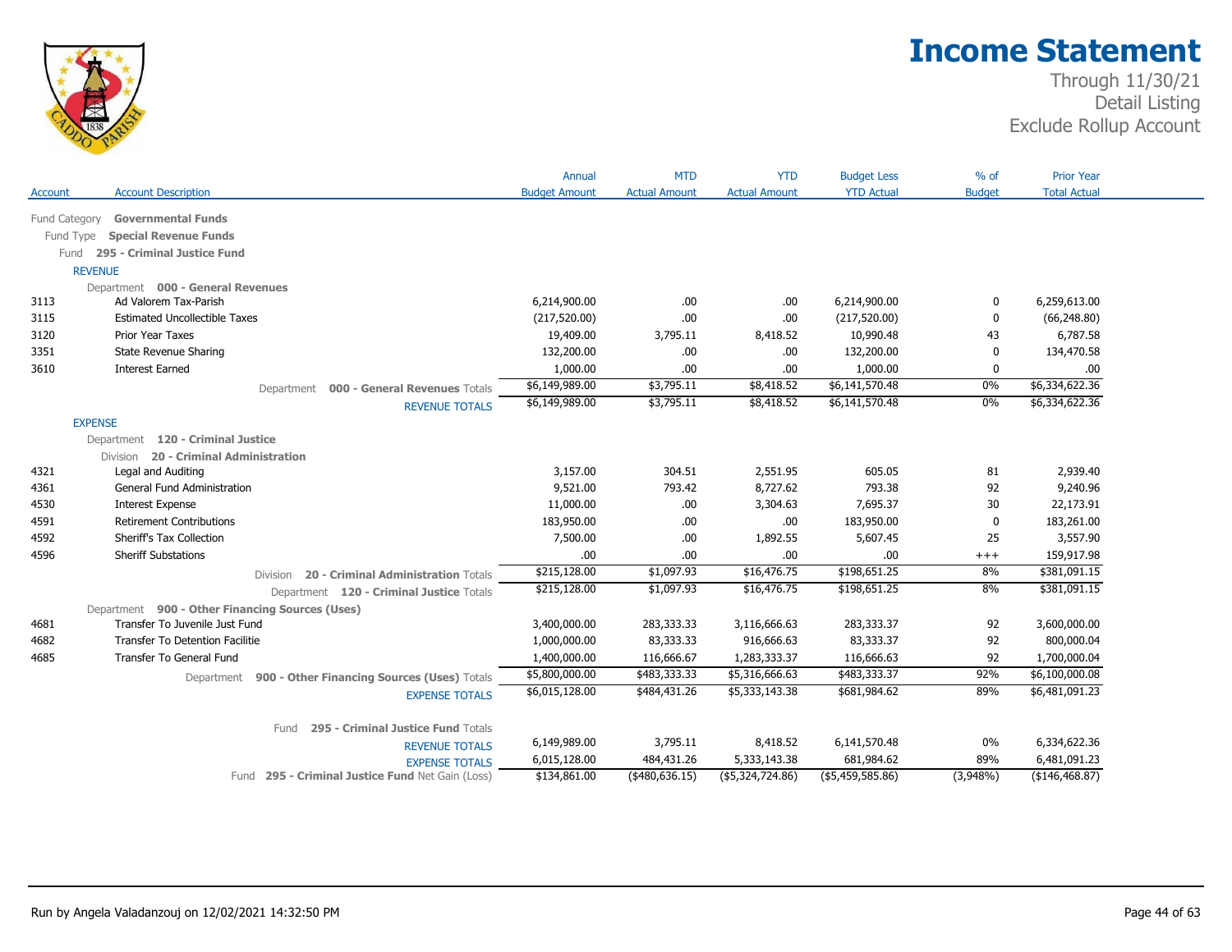# Income Statement

Through 11/30/21
Detail Listing
Exclude Rollup Account

| Account | Account Description | Annual Budget Amount | MTD Actual Amount | YTD Actual Amount | Budget Less YTD Actual | % of Budget | Prior Year Total Actual |
|---|---|---|---|---|---|---|---|
| | **Fund Category Governmental Funds** | | | | | | |
| | **Fund Type Special Revenue Funds** | | | | | | |
| | **Fund 295 - Criminal Justice Fund** | | | | | | |
| | **REVENUE** | | | | | | |
| | **Department 000 - General Revenues** | | | | | | |
| 3113 | Ad Valorem Tax-Parish | 6,214,900.00 | .00 | .00 | 6,214,900.00 | 0 | 6,259,613.00 |
| 3115 | Estimated Uncollectible Taxes | (217,520.00) | .00 | .00 | (217,520.00) | 0 | (66,248.80) |
| 3120 | Prior Year Taxes | 19,409.00 | 3,795.11 | 8,418.52 | 10,990.48 | 43 | 6,787.58 |
| 3351 | State Revenue Sharing | 132,200.00 | .00 | .00 | 132,200.00 | 0 | 134,470.58 |
| 3610 | Interest Earned | 1,000.00 | .00 | .00 | 1,000.00 | 0 | .00 |
| | Department 000 - General Revenues Totals | $6,149,989.00 | $3,795.11 | $8,418.52 | $6,141,570.48 | 0% | $6,334,622.36 |
| | REVENUE TOTALS | $6,149,989.00 | $3,795.11 | $8,418.52 | $6,141,570.48 | 0% | $6,334,622.36 |
| | **EXPENSE** | | | | | | |
| | **Department 120 - Criminal Justice** | | | | | | |
| | **Division 20 - Criminal Administration** | | | | | | |
| 4321 | Legal and Auditing | 3,157.00 | 304.51 | 2,551.95 | 605.05 | 81 | 2,939.40 |
| 4361 | General Fund Administration | 9,521.00 | 793.42 | 8,727.62 | 793.38 | 92 | 9,240.96 |
| 4530 | Interest Expense | 11,000.00 | .00 | 3,304.63 | 7,695.37 | 30 | 22,173.91 |
| 4591 | Retirement Contributions | 183,950.00 | .00 | .00 | 183,950.00 | 0 | 183,261.00 |
| 4592 | Sheriff's Tax Collection | 7,500.00 | .00 | 1,892.55 | 5,607.45 | 25 | 3,557.90 |
| 4596 | Sheriff Substations | .00 | .00 | .00 | .00 | +++ | 159,917.98 |
| | Division 20 - Criminal Administration Totals | $215,128.00 | $1,097.93 | $16,476.75 | $198,651.25 | 8% | $381,091.15 |
| | Department 120 - Criminal Justice Totals | $215,128.00 | $1,097.93 | $16,476.75 | $198,651.25 | 8% | $381,091.15 |
| | **Department 900 - Other Financing Sources (Uses)** | | | | | | |
| 4681 | Transfer To Juvenile Just Fund | 3,400,000.00 | 283,333.33 | 3,116,666.63 | 283,333.37 | 92 | 3,600,000.00 |
| 4682 | Transfer To Detention Facilitie | 1,000,000.00 | 83,333.33 | 916,666.63 | 83,333.37 | 92 | 800,000.04 |
| 4685 | Transfer To General Fund | 1,400,000.00 | 116,666.67 | 1,283,333.37 | 116,666.63 | 92 | 1,700,000.04 |
| | Department 900 - Other Financing Sources (Uses) Totals | $5,800,000.00 | $483,333.33 | $5,316,666.63 | $483,333.37 | 92% | $6,100,000.08 |
| | EXPENSE TOTALS | $6,015,128.00 | $484,431.26 | $5,333,143.38 | $681,984.62 | 89% | $6,481,091.23 |
| | **Fund 295 - Criminal Justice Fund Totals** | | | | | | |
| | REVENUE TOTALS | 6,149,989.00 | 3,795.11 | 8,418.52 | 6,141,570.48 | 0% | 6,334,622.36 |
| | EXPENSE TOTALS | 6,015,128.00 | 484,431.26 | 5,333,143.38 | 681,984.62 | 89% | 6,481,091.23 |
| | Fund 295 - Criminal Justice Fund Net Gain (Loss) | $134,861.00 | ($480,636.15) | ($5,324,724.86) | ($5,459,585.86) | (3,948%) | ($146,468.87) |

Run by Angela Valadanzouj on 12/02/2021 14:32:50 PM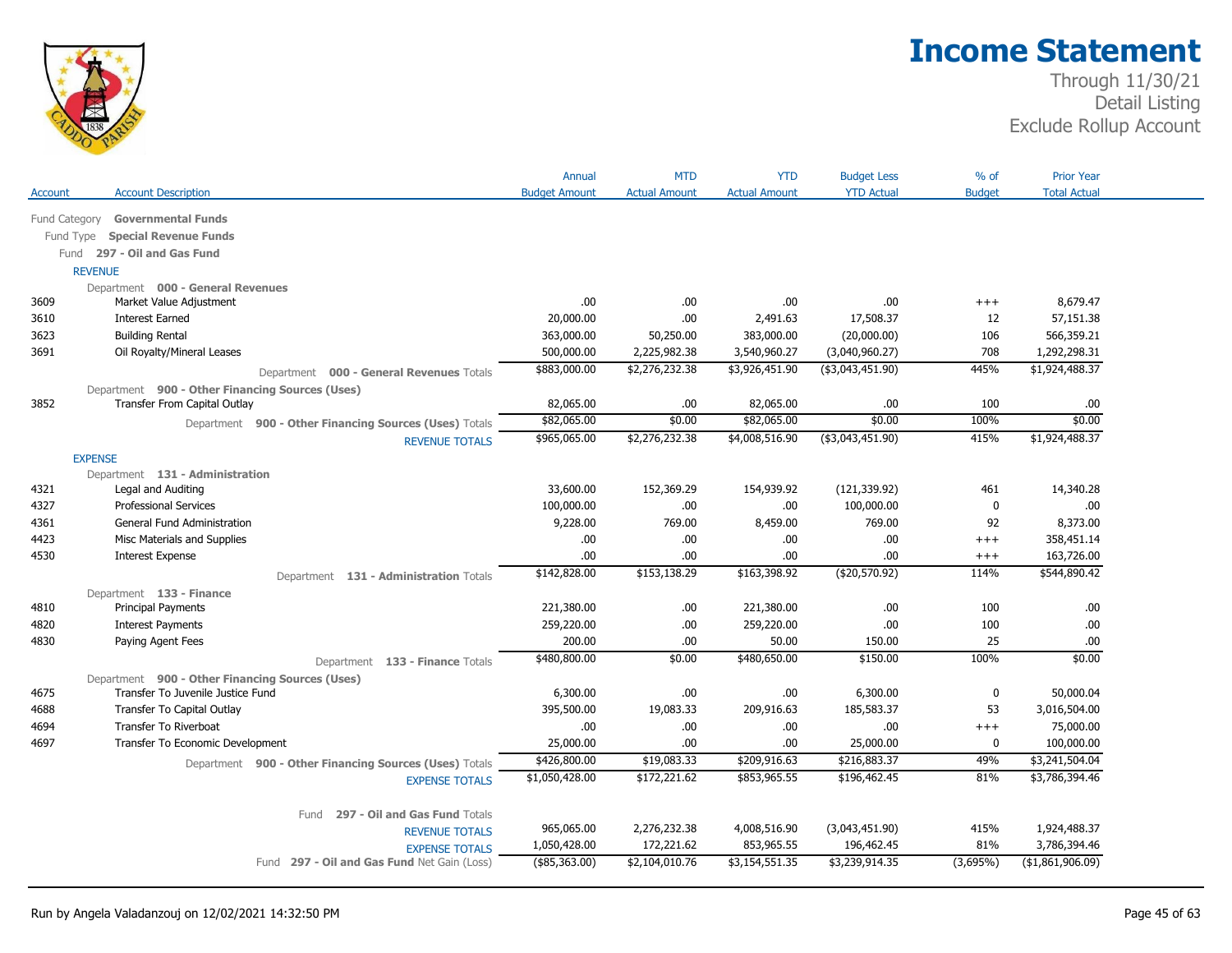# Income Statement

Through 11/30/21
Detail Listing
Exclude Rollup Account

| Account | Account Description | Annual Budget Amount | MTD Actual Amount | YTD Actual Amount | Budget Less YTD Actual | % of Budget | Prior Year Total Actual |
|---|---|---|---|---|---|---|---|
| Fund Category | **Governmental Funds** | | | | | | |
| Fund Type | **Special Revenue Funds** | | | | | | |
| Fund | **297 - Oil and Gas Fund** | | | | | | |
| REVENUE | | | | | | | |
| | Department **000 - General Revenues** | | | | | | |
| 3609 | Market Value Adjustment | .00 | .00 | .00 | .00 | +++ | 8,679.47 |
| 3610 | Interest Earned | 20,000.00 | .00 | 2,491.63 | 17,508.37 | 12 | 57,151.38 |
| 3623 | Building Rental | 363,000.00 | 50,250.00 | 383,000.00 | (20,000.00) | 106 | 566,359.21 |
| 3691 | Oil Royalty/Mineral Leases | 500,000.00 | 2,225,982.38 | 3,540,960.27 | (3,040,960.27) | 708 | 1,292,298.31 |
| | Department **000 - General Revenues** Totals | $883,000.00 | $2,276,232.38 | $3,926,451.90 | ($3,043,451.90) | 445% | $1,924,488.37 |
| | Department **900 - Other Financing Sources (Uses)** | | | | | | |
| 3852 | Transfer From Capital Outlay | 82,065.00 | .00 | 82,065.00 | .00 | 100 | .00 |
| | Department **900 - Other Financing Sources (Uses)** Totals | $82,065.00 | $0.00 | $82,065.00 | $0.00 | 100% | $0.00 |
| | REVENUE TOTALS | $965,065.00 | $2,276,232.38 | $4,008,516.90 | ($3,043,451.90) | 415% | $1,924,488.37 |
| EXPENSE | | | | | | | |
| | Department **131 - Administration** | | | | | | |
| 4321 | Legal and Auditing | 33,600.00 | 152,369.29 | 154,939.92 | (121,339.92) | 461 | 14,340.28 |
| 4327 | Professional Services | 100,000.00 | .00 | .00 | 100,000.00 | 0 | .00 |
| 4361 | General Fund Administration | 9,228.00 | 769.00 | 8,459.00 | 769.00 | 92 | 8,373.00 |
| 4423 | Misc Materials and Supplies | .00 | .00 | .00 | .00 | +++ | 358,451.14 |
| 4530 | Interest Expense | .00 | .00 | .00 | .00 | +++ | 163,726.00 |
| | Department **131 - Administration** Totals | $142,828.00 | $153,138.29 | $163,398.92 | ($20,570.92) | 114% | $544,890.42 |
| | Department **133 - Finance** | | | | | | |
| 4810 | Principal Payments | 221,380.00 | .00 | 221,380.00 | .00 | 100 | .00 |
| 4820 | Interest Payments | 259,220.00 | .00 | 259,220.00 | .00 | 100 | .00 |
| 4830 | Paying Agent Fees | 200.00 | .00 | 50.00 | 150.00 | 25 | .00 |
| | Department **133 - Finance** Totals | $480,800.00 | $0.00 | $480,650.00 | $150.00 | 100% | $0.00 |
| | Department **900 - Other Financing Sources (Uses)** | | | | | | |
| 4675 | Transfer To Juvenile Justice Fund | 6,300.00 | .00 | .00 | 6,300.00 | 0 | 50,000.04 |
| 4688 | Transfer To Capital Outlay | 395,500.00 | 19,083.33 | 209,916.63 | 185,583.37 | 53 | 3,016,504.00 |
| 4694 | Transfer To Riverboat | .00 | .00 | .00 | .00 | +++ | 75,000.00 |
| 4697 | Transfer To Economic Development | 25,000.00 | .00 | .00 | 25,000.00 | 0 | 100,000.00 |
| | Department **900 - Other Financing Sources (Uses)** Totals | $426,800.00 | $19,083.33 | $209,916.63 | $216,883.37 | 49% | $3,241,504.04 |
| | EXPENSE TOTALS | $1,050,428.00 | $172,221.62 | $853,965.55 | $196,462.45 | 81% | $3,786,394.46 |
| | Fund **297 - Oil and Gas Fund** Totals | | | | | | |
| | REVENUE TOTALS | 965,065.00 | 2,276,232.38 | 4,008,516.90 | (3,043,451.90) | 415% | 1,924,488.37 |
| | EXPENSE TOTALS | 1,050,428.00 | 172,221.62 | 853,965.55 | 196,462.45 | 81% | 3,786,394.46 |
| | Fund **297 - Oil and Gas Fund** Net Gain (Loss) | ($85,363.00) | $2,104,010.76 | $3,154,551.35 | $3,239,914.35 | (3,695%) | ($1,861,906.09) |

Run by Angela Valadanzouj on 12/02/2021 14:32:50 PM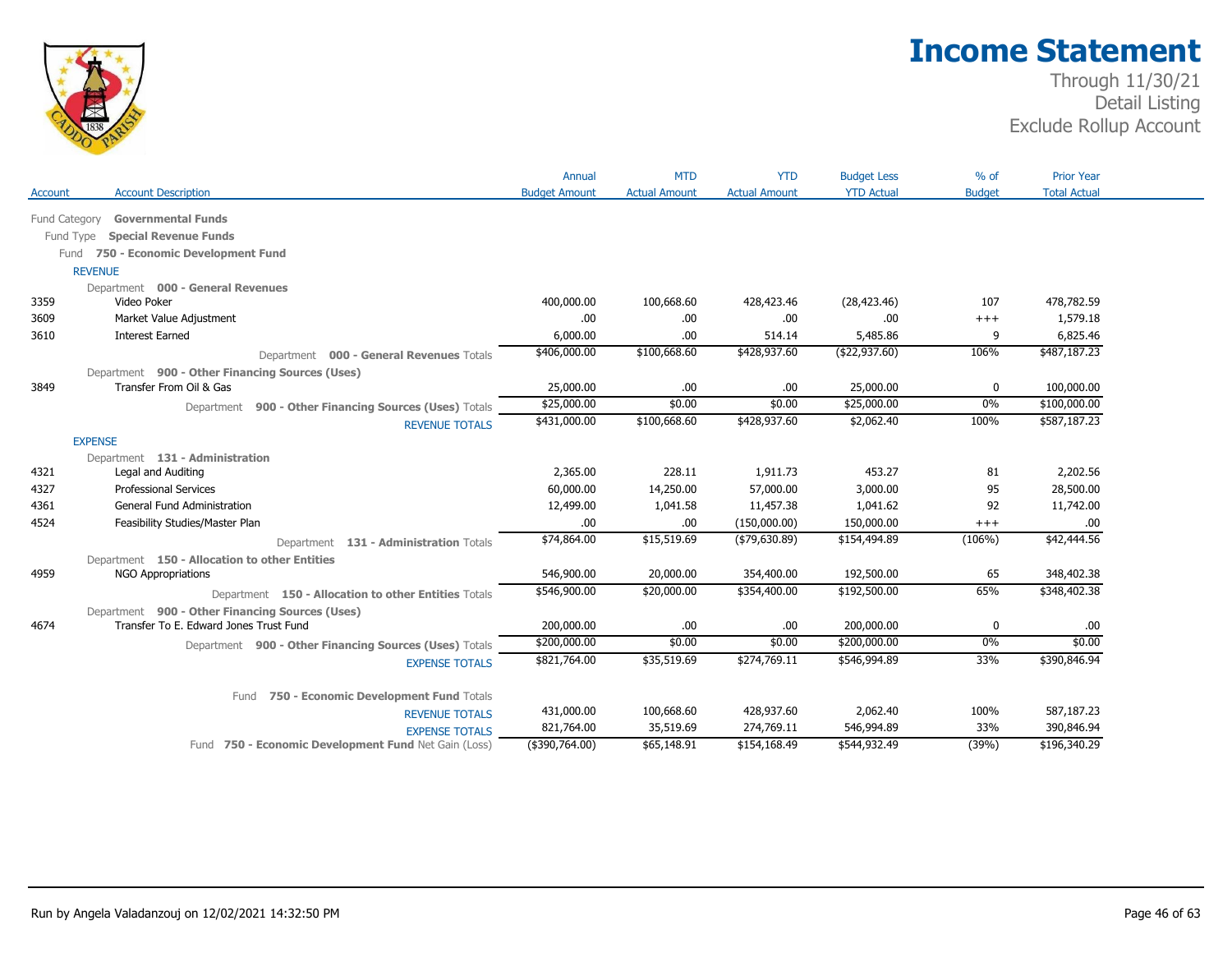# Income Statement

Through 11/30/21
Detail Listing
Exclude Rollup Account

| Account | Account Description | Annual Budget Amount | MTD Actual Amount | YTD Actual Amount | Budget Less YTD Actual | % of Budget | Prior Year Total Actual |
|---|---|---|---|---|---|---|---|
| Fund Category | **Governmental Funds** | | | | | | |
| Fund Type | **Special Revenue Funds** | | | | | | |
| Fund | **750 - Economic Development Fund** | | | | | | |
| REVENUE | | | | | | | |
| Department | **000 - General Revenues** | | | | | | |
| 3359 | Video Poker | 400,000.00 | 100,668.60 | 428,423.46 | (28,423.46) | 107 | 478,782.59 |
| 3609 | Market Value Adjustment | .00 | .00 | .00 | .00 | +++ | 1,579.18 |
| 3610 | Interest Earned | 6,000.00 | .00 | 514.14 | 5,485.86 | 9 | 6,825.46 |
| | Department **000 - General Revenues** Totals | $406,000.00 | $100,668.60 | $428,937.60 | ($22,937.60) | 106% | $487,187.23 |
| Department | **900 - Other Financing Sources (Uses)** | | | | | | |
| 3849 | Transfer From Oil & Gas | 25,000.00 | .00 | .00 | 25,000.00 | 0 | 100,000.00 |
| | Department **900 - Other Financing Sources (Uses)** Totals | $25,000.00 | $0.00 | $0.00 | $25,000.00 | 0% | $100,000.00 |
| | REVENUE TOTALS | $431,000.00 | $100,668.60 | $428,937.60 | $2,062.40 | 100% | $587,187.23 |
| EXPENSE | | | | | | | |
| Department | **131 - Administration** | | | | | | |
| 4321 | Legal and Auditing | 2,365.00 | 228.11 | 1,911.73 | 453.27 | 81 | 2,202.56 |
| 4327 | Professional Services | 60,000.00 | 14,250.00 | 57,000.00 | 3,000.00 | 95 | 28,500.00 |
| 4361 | General Fund Administration | 12,499.00 | 1,041.58 | 11,457.38 | 1,041.62 | 92 | 11,742.00 |
| 4524 | Feasibility Studies/Master Plan | .00 | .00 | (150,000.00) | 150,000.00 | +++ | .00 |
| | Department **131 - Administration** Totals | $74,864.00 | $15,519.69 | ($79,630.89) | $154,494.89 | (106%) | $42,444.56 |
| Department | **150 - Allocation to other Entities** | | | | | | |
| 4959 | NGO Appropriations | 546,900.00 | 20,000.00 | 354,400.00 | 192,500.00 | 65 | 348,402.38 |
| | Department **150 - Allocation to other Entities** Totals | $546,900.00 | $20,000.00 | $354,400.00 | $192,500.00 | 65% | $348,402.38 |
| Department | **900 - Other Financing Sources (Uses)** | | | | | | |
| 4674 | Transfer To E. Edward Jones Trust Fund | 200,000.00 | .00 | .00 | 200,000.00 | 0 | .00 |
| | Department **900 - Other Financing Sources (Uses)** Totals | $200,000.00 | $0.00 | $0.00 | $200,000.00 | 0% | $0.00 |
| | EXPENSE TOTALS | $821,764.00 | $35,519.69 | $274,769.11 | $546,994.89 | 33% | $390,846.94 |
| | Fund **750 - Economic Development Fund** Totals | | | | | | |
| | REVENUE TOTALS | 431,000.00 | 100,668.60 | 428,937.60 | 2,062.40 | 100% | 587,187.23 |
| | EXPENSE TOTALS | 821,764.00 | 35,519.69 | 274,769.11 | 546,994.89 | 33% | 390,846.94 |
| | Fund **750 - Economic Development Fund** Net Gain (Loss) | ($390,764.00) | $65,148.91 | $154,168.49 | $544,932.49 | (39%) | $196,340.29 |

Run by Angela Valadanzouj on 12/02/2021 14:32:50 PM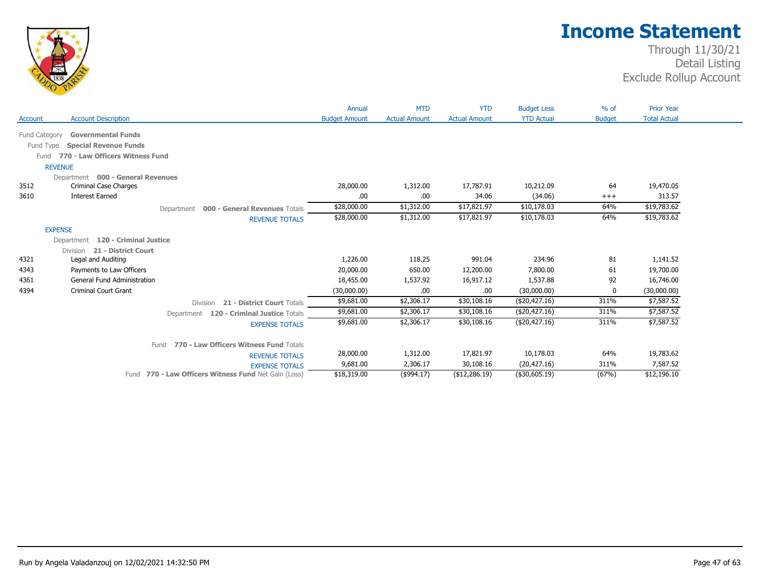# Income Statement

Through 11/30/21
Detail Listing
Exclude Rollup Account

| Account | Account Description | Annual Budget Amount | MTD Actual Amount | YTD Actual Amount | Budget Less YTD Actual | % of Budget | Prior Year Total Actual |
|---|---|---|---|---|---|---|---|
| Fund Category | **Governmental Funds** | | | | | | |
| Fund Type | **Special Revenue Funds** | | | | | | |
| Fund | **770 - Law Officers Witness Fund** | | | | | | |
| REVENUE | | | | | | | |
| Department | **000 - General Revenues** | | | | | | |
| 3512 | Criminal Case Charges | 28,000.00 | 1,312.00 | 17,787.91 | 10,212.09 | 64 | 19,470.05 |
| 3610 | Interest Earned | .00 | .00 | 34.06 | (34.06) | +++ | 313.57 |
| | Department **000 - General Revenues** Totals | $28,000.00 | $1,312.00 | $17,821.97 | $10,178.03 | 64% | $19,783.62 |
| | REVENUE TOTALS | $28,000.00 | $1,312.00 | $17,821.97 | $10,178.03 | 64% | $19,783.62 |
| EXPENSE | | | | | | | |
| Department | **120 - Criminal Justice** | | | | | | |
| Division | **21 - District Court** | | | | | | |
| 4321 | Legal and Auditing | 1,226.00 | 118.25 | 991.04 | 234.96 | 81 | 1,141.52 |
| 4343 | Payments to Law Officers | 20,000.00 | 650.00 | 12,200.00 | 7,800.00 | 61 | 19,700.00 |
| 4361 | General Fund Administration | 18,455.00 | 1,537.92 | 16,917.12 | 1,537.88 | 92 | 16,746.00 |
| 4394 | Criminal Court Grant | (30,000.00) | .00 | .00 | (30,000.00) | 0 | (30,000.00) |
| | Division **21 - District Court** Totals | $9,681.00 | $2,306.17 | $30,108.16 | ($20,427.16) | 311% | $7,587.52 |
| | Department **120 - Criminal Justice** Totals | $9,681.00 | $2,306.17 | $30,108.16 | ($20,427.16) | 311% | $7,587.52 |
| | EXPENSE TOTALS | $9,681.00 | $2,306.17 | $30,108.16 | ($20,427.16) | 311% | $7,587.52 |
| | Fund **770 - Law Officers Witness Fund** Totals | | | | | | |
| | REVENUE TOTALS | 28,000.00 | 1,312.00 | 17,821.97 | 10,178.03 | 64% | 19,783.62 |
| | EXPENSE TOTALS | 9,681.00 | 2,306.17 | 30,108.16 | (20,427.16) | 311% | 7,587.52 |
| | Fund **770 - Law Officers Witness Fund** Net Gain (Loss) | $18,319.00 | ($994.17) | ($12,286.19) | ($30,605.19) | (67%) | $12,196.10 |

Run by Angela Valadanzouj on 12/02/2021 14:32:50 PM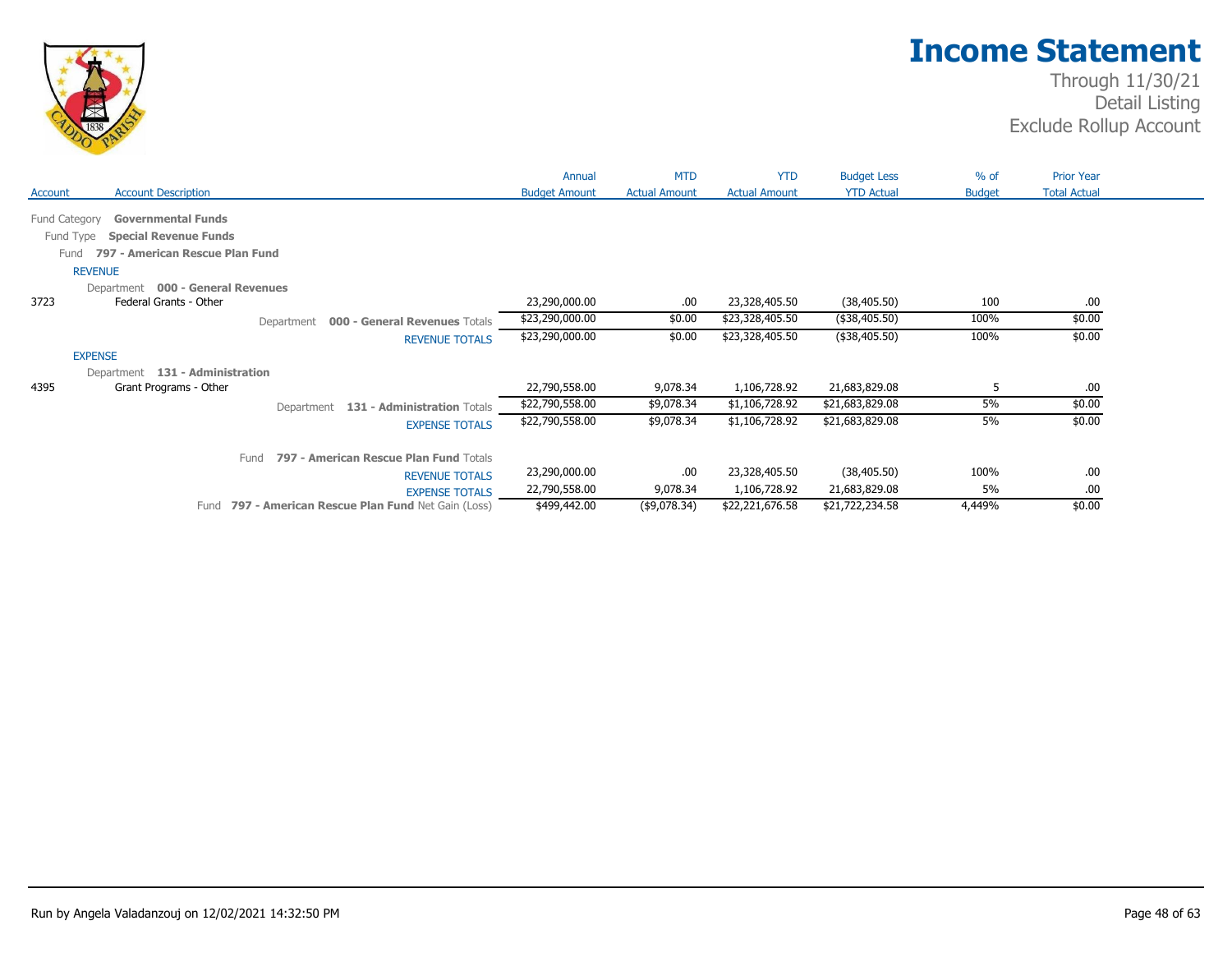# Income Statement

Through 11/30/21
Detail Listing
Exclude Rollup Account

| Account | Account Description | Annual Budget Amount | MTD Actual Amount | YTD Actual Amount | Budget Less YTD Actual | % of Budget | Prior Year Total Actual |
|---|---|---|---|---|---|---|---|
| Fund Category | **Governmental Funds** | | | | | | |
| Fund Type | **Special Revenue Funds** | | | | | | |
| Fund | **797 - American Rescue Plan Fund** | | | | | | |
| REVENUE | | | | | | | |
| Department | **000 - General Revenues** | | | | | | |
| 3723 | Federal Grants - Other | 23,290,000.00 | .00 | 23,328,405.50 | (38,405.50) | 100 | .00 |
| | Department **000 - General Revenues** Totals | $23,290,000.00 | $0.00 | $23,328,405.50 | ($38,405.50) | 100% | $0.00 |
| | REVENUE TOTALS | $23,290,000.00 | $0.00 | $23,328,405.50 | ($38,405.50) | 100% | $0.00 |
| EXPENSE | | | | | | | |
| Department | **131 - Administration** | | | | | | |
| 4395 | Grant Programs - Other | 22,790,558.00 | 9,078.34 | 1,106,728.92 | 21,683,829.08 | 5 | .00 |
| | Department **131 - Administration** Totals | $22,790,558.00 | $9,078.34 | $1,106,728.92 | $21,683,829.08 | 5% | $0.00 |
| | EXPENSE TOTALS | $22,790,558.00 | $9,078.34 | $1,106,728.92 | $21,683,829.08 | 5% | $0.00 |
| | Fund **797 - American Rescue Plan Fund** Totals | | | | | | |
| | REVENUE TOTALS | 23,290,000.00 | .00 | 23,328,405.50 | (38,405.50) | 100% | .00 |
| | EXPENSE TOTALS | 22,790,558.00 | 9,078.34 | 1,106,728.92 | 21,683,829.08 | 5% | .00 |
| | Fund **797 - American Rescue Plan Fund** Net Gain (Loss) | $499,442.00 | ($9,078.34) | $22,221,676.58 | $21,722,234.58 | 4,449% | $0.00 |

Run by Angela Valadanzouj on 12/02/2021 14:32:50 PM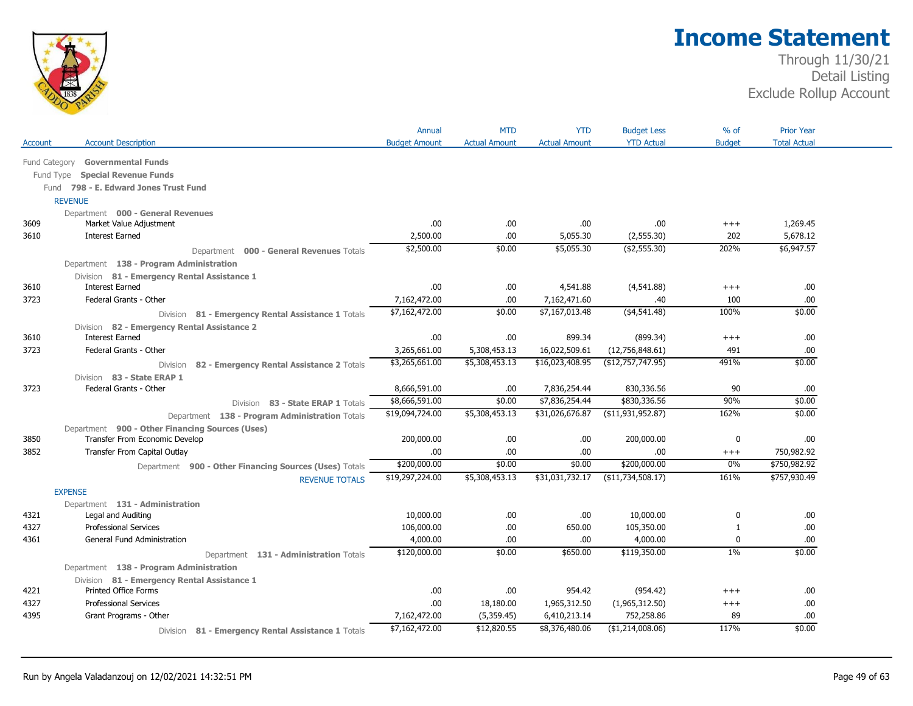# Income Statement

Through 11/30/21
Detail Listing
Exclude Rollup Account

| Account | Account Description | Annual Budget Amount | MTD Actual Amount | YTD Actual Amount | Budget Less YTD Actual | % of Budget | Prior Year Total Actual |
|---|---|---|---|---|---|---|---|
| Fund Category | **Governmental Funds** | | | | | | |
| Fund Type | **Special Revenue Funds** | | | | | | |
| Fund | **798 - E. Edward Jones Trust Fund** | | | | | | |
| | **REVENUE** | | | | | | |
| | Department **000 - General Revenues** | | | | | | |
| 3609 | Market Value Adjustment | .00 | .00 | .00 | .00 | +++ | 1,269.45 |
| 3610 | Interest Earned | 2,500.00 | .00 | 5,055.30 | (2,555.30) | 202 | 5,678.12 |
| | Department **000 - General Revenues** Totals | $2,500.00 | $0.00 | $5,055.30 | ($2,555.30) | 202% | $6,947.57 |
| | Department **138 - Program Administration** | | | | | | |
| | Division **81 - Emergency Rental Assistance 1** | | | | | | |
| 3610 | Interest Earned | .00 | .00 | 4,541.88 | (4,541.88) | +++ | .00 |
| 3723 | Federal Grants - Other | 7,162,472.00 | .00 | 7,162,471.60 | .40 | 100 | .00 |
| | Division **81 - Emergency Rental Assistance 1** Totals | $7,162,472.00 | $0.00 | $7,167,013.48 | ($4,541.48) | 100% | $0.00 |
| | Division **82 - Emergency Rental Assistance 2** | | | | | | |
| 3610 | Interest Earned | .00 | .00 | 899.34 | (899.34) | +++ | .00 |
| 3723 | Federal Grants - Other | 3,265,661.00 | 5,308,453.13 | 16,022,509.61 | (12,756,848.61) | 491 | .00 |
| | Division **82 - Emergency Rental Assistance 2** Totals | $3,265,661.00 | $5,308,453.13 | $16,023,408.95 | ($12,757,747.95) | 491% | $0.00 |
| | Division **83 - State ERAP 1** | | | | | | |
| 3723 | Federal Grants - Other | 8,666,591.00 | .00 | 7,836,254.44 | 830,336.56 | 90 | .00 |
| | Division **83 - State ERAP 1** Totals | $8,666,591.00 | $0.00 | $7,836,254.44 | $830,336.56 | 90% | $0.00 |
| | Department **138 - Program Administration** Totals | $19,094,724.00 | $5,308,453.13 | $31,026,676.87 | ($11,931,952.87) | 162% | $0.00 |
| | Department **900 - Other Financing Sources (Uses)** | | | | | | |
| 3850 | Transfer From Economic Develop | 200,000.00 | .00 | .00 | 200,000.00 | 0 | .00 |
| 3852 | Transfer From Capital Outlay | .00 | .00 | .00 | .00 | +++ | 750,982.92 |
| | Department **900 - Other Financing Sources (Uses)** Totals | $200,000.00 | $0.00 | $0.00 | $200,000.00 | 0% | $750,982.92 |
| | REVENUE TOTALS | $19,297,224.00 | $5,308,453.13 | $31,031,732.17 | ($11,734,508.17) | 161% | $757,930.49 |
| | **EXPENSE** | | | | | | |
| | Department **131 - Administration** | | | | | | |
| 4321 | Legal and Auditing | 10,000.00 | .00 | .00 | 10,000.00 | 0 | .00 |
| 4327 | Professional Services | 106,000.00 | .00 | 650.00 | 105,350.00 | 1 | .00 |
| 4361 | General Fund Administration | 4,000.00 | .00 | .00 | 4,000.00 | 0 | .00 |
| | Department **131 - Administration** Totals | $120,000.00 | $0.00 | $650.00 | $119,350.00 | 1% | $0.00 |
| | Department **138 - Program Administration** | | | | | | |
| | Division **81 - Emergency Rental Assistance 1** | | | | | | |
| 4221 | Printed Office Forms | .00 | .00 | 954.42 | (954.42) | +++ | .00 |
| 4327 | Professional Services | .00 | 18,180.00 | 1,965,312.50 | (1,965,312.50) | +++ | .00 |
| 4395 | Grant Programs - Other | 7,162,472.00 | (5,359.45) | 6,410,213.14 | 752,258.86 | 89 | .00 |
| | Division **81 - Emergency Rental Assistance 1** Totals | $7,162,472.00 | $12,820.55 | $8,376,480.06 | ($1,214,008.06) | 117% | $0.00 |

Run by Angela Valadanzouj on 12/02/2021 14:32:51 PM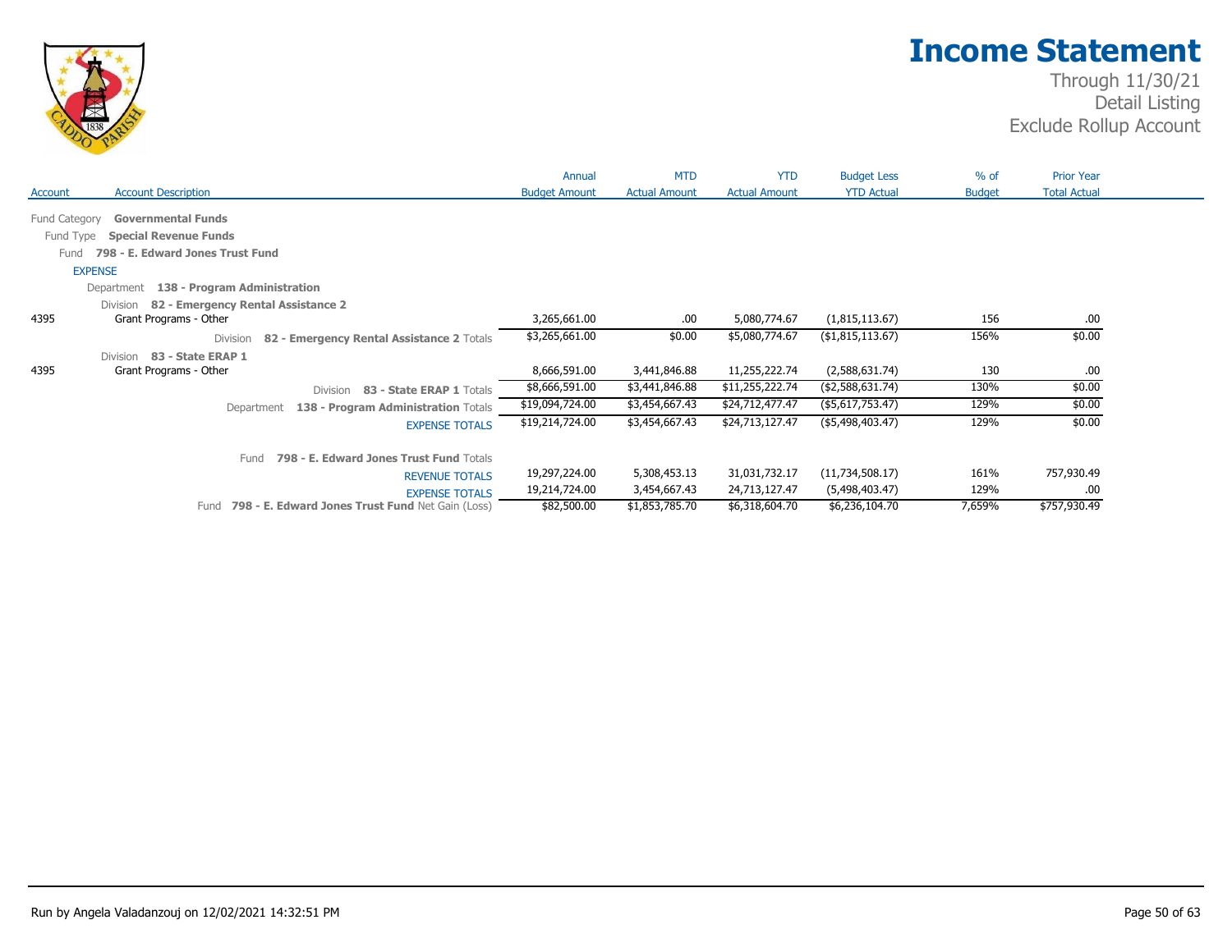# Income Statement

Through 11/30/21
Detail Listing
Exclude Rollup Account

| Account | Account Description | Annual Budget Amount | MTD Actual Amount | YTD Actual Amount | Budget Less YTD Actual | % of Budget | Prior Year Total Actual |
|---|---|---|---|---|---|---|---|
| Fund Category | **Governmental Funds** | | | | | | |
| Fund Type | **Special Revenue Funds** | | | | | | |
| Fund | **798 - E. Edward Jones Trust Fund** | | | | | | |
| EXPENSE | | | | | | | |
| Department | **138 - Program Administration** | | | | | | |
| Division | **82 - Emergency Rental Assistance 2** | | | | | | |
| 4395 | Grant Programs - Other | 3,265,661.00 | .00 | 5,080,774.67 | (1,815,113.67) | 156 | .00 |
| | Division **82 - Emergency Rental Assistance 2** Totals | $3,265,661.00 | $0.00 | $5,080,774.67 | ($1,815,113.67) | 156% | $0.00 |
| Division | **83 - State ERAP 1** | | | | | | |
| 4395 | Grant Programs - Other | 8,666,591.00 | 3,441,846.88 | 11,255,222.74 | (2,588,631.74) | 130 | .00 |
| | Division **83 - State ERAP 1** Totals | $8,666,591.00 | $3,441,846.88 | $11,255,222.74 | ($2,588,631.74) | 130% | $0.00 |
| | Department **138 - Program Administration** Totals | $19,094,724.00 | $3,454,667.43 | $24,712,477.47 | ($5,617,753.47) | 129% | $0.00 |
| | EXPENSE TOTALS | $19,214,724.00 | $3,454,667.43 | $24,713,127.47 | ($5,498,403.47) | 129% | $0.00 |
| | Fund **798 - E. Edward Jones Trust Fund** Totals | | | | | | |
| | REVENUE TOTALS | 19,297,224.00 | 5,308,453.13 | 31,031,732.17 | (11,734,508.17) | 161% | 757,930.49 |
| | EXPENSE TOTALS | 19,214,724.00 | 3,454,667.43 | 24,713,127.47 | (5,498,403.47) | 129% | .00 |
| | Fund **798 - E. Edward Jones Trust Fund** Net Gain (Loss) | $82,500.00 | $1,853,785.70 | $6,318,604.70 | $6,236,104.70 | 7,659% | $757,930.49 |

Run by Angela Valadanzouj on 12/02/2021 14:32:51 PM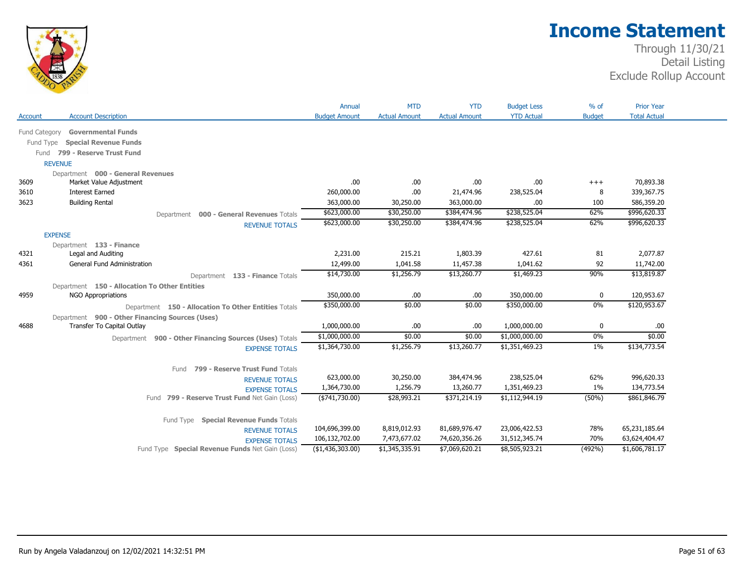# Income Statement

Through 11/30/21
Detail Listing
Exclude Rollup Account

| Account | Account Description | Annual Budget Amount | MTD Actual Amount | YTD Actual Amount | Budget Less YTD Actual | % of Budget | Prior Year Total Actual |
|---|---|---|---|---|---|---|---|
| | Fund Category **Governmental Funds** | | | | | | |
| | Fund Type **Special Revenue Funds** | | | | | | |
| | Fund **799 - Reserve Trust Fund** | | | | | | |
| | REVENUE | | | | | | |
| | Department **000 - General Revenues** | | | | | | |
| 3609 | Market Value Adjustment | .00 | .00 | .00 | .00 | +++ | 70,893.38 |
| 3610 | Interest Earned | 260,000.00 | .00 | 21,474.96 | 238,525.04 | 8 | 339,367.75 |
| 3623 | Building Rental | 363,000.00 | 30,250.00 | 363,000.00 | .00 | 100 | 586,359.20 |
| | Department **000 - General Revenues** Totals | $623,000.00 | $30,250.00 | $384,474.96 | $238,525.04 | 62% | $996,620.33 |
| | REVENUE TOTALS | $623,000.00 | $30,250.00 | $384,474.96 | $238,525.04 | 62% | $996,620.33 |
| | EXPENSE | | | | | | |
| | Department **133 - Finance** | | | | | | |
| 4321 | Legal and Auditing | 2,231.00 | 215.21 | 1,803.39 | 427.61 | 81 | 2,077.87 |
| 4361 | General Fund Administration | 12,499.00 | 1,041.58 | 11,457.38 | 1,041.62 | 92 | 11,742.00 |
| | Department **133 - Finance** Totals | $14,730.00 | $1,256.79 | $13,260.77 | $1,469.23 | 90% | $13,819.87 |
| | Department **150 - Allocation To Other Entities** | | | | | | |
| 4959 | NGO Appropriations | 350,000.00 | .00 | .00 | 350,000.00 | 0 | 120,953.67 |
| | Department **150 - Allocation To Other Entities** Totals | $350,000.00 | $0.00 | $0.00 | $350,000.00 | 0% | $120,953.67 |
| | Department **900 - Other Financing Sources (Uses)** | | | | | | |
| 4688 | Transfer To Capital Outlay | 1,000,000.00 | .00 | .00 | 1,000,000.00 | 0 | .00 |
| | Department **900 - Other Financing Sources (Uses)** Totals | $1,000,000.00 | $0.00 | $0.00 | $1,000,000.00 | 0% | $0.00 |
| | EXPENSE TOTALS | $1,364,730.00 | $1,256.79 | $13,260.77 | $1,351,469.23 | 1% | $134,773.54 |
| | Fund **799 - Reserve Trust Fund** Totals | | | | | | |
| | REVENUE TOTALS | 623,000.00 | 30,250.00 | 384,474.96 | 238,525.04 | 62% | 996,620.33 |
| | EXPENSE TOTALS | 1,364,730.00 | 1,256.79 | 13,260.77 | 1,351,469.23 | 1% | 134,773.54 |
| | Fund **799 - Reserve Trust Fund** Net Gain (Loss) | ($741,730.00) | $28,993.21 | $371,214.19 | $1,112,944.19 | (50%) | $861,846.79 |
| | Fund Type **Special Revenue Funds** Totals | | | | | | |
| | REVENUE TOTALS | 104,696,399.00 | 8,819,012.93 | 81,689,976.47 | 23,006,422.53 | 78% | 65,231,185.64 |
| | EXPENSE TOTALS | 106,132,702.00 | 7,473,677.02 | 74,620,356.26 | 31,512,345.74 | 70% | 63,624,404.47 |
| | Fund Type **Special Revenue Funds** Net Gain (Loss) | ($1,436,303.00) | $1,345,335.91 | $7,069,620.21 | $8,505,923.21 | (492%) | $1,606,781.17 |

Run by Angela Valadanzouj on 12/02/2021 14:32:51 PM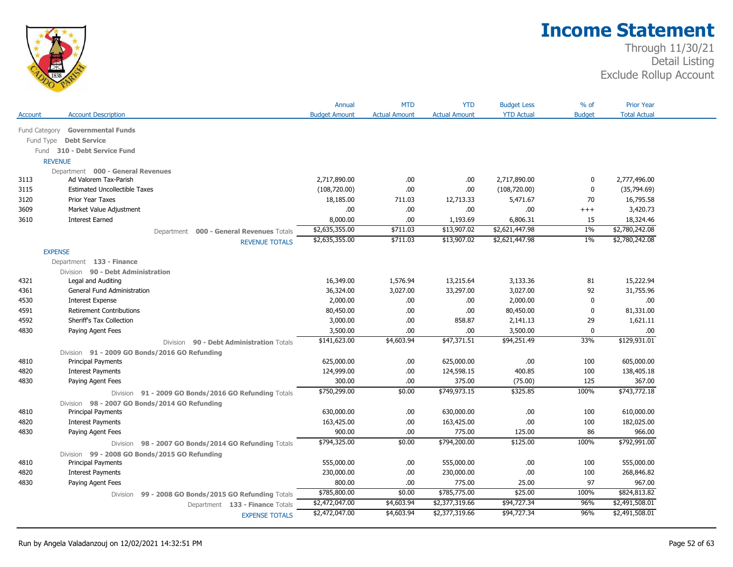# Income Statement

Through 11/30/21
Detail Listing
Exclude Rollup Account

| Account | Account Description | Annual Budget Amount | MTD Actual Amount | YTD Actual Amount | Budget Less YTD Actual | % of Budget | Prior Year Total Actual |
|---|---|---|---|---|---|---|---|
| Fund Category | **Governmental Funds** | | | | | | |
| Fund Type | **Debt Service** | | | | | | |
| Fund | **310 - Debt Service Fund** | | | | | | |
| | REVENUE | | | | | | |
| | Department **000 - General Revenues** | | | | | | |
| 3113 | Ad Valorem Tax-Parish | 2,717,890.00 | .00 | .00 | 2,717,890.00 | 0 | 2,777,496.00 |
| 3115 | Estimated Uncollectible Taxes | (108,720.00) | .00 | .00 | (108,720.00) | 0 | (35,794.69) |
| 3120 | Prior Year Taxes | 18,185.00 | 711.03 | 12,713.33 | 5,471.67 | 70 | 16,795.58 |
| 3609 | Market Value Adjustment | .00 | .00 | .00 | .00 | +++ | 3,420.73 |
| 3610 | Interest Earned | 8,000.00 | .00 | 1,193.69 | 6,806.31 | 15 | 18,324.46 |
| | Department **000 - General Revenues** Totals | $2,635,355.00 | $711.03 | $13,907.02 | $2,621,447.98 | 1% | $2,780,242.08 |
| | REVENUE TOTALS | $2,635,355.00 | $711.03 | $13,907.02 | $2,621,447.98 | 1% | $2,780,242.08 |
| | EXPENSE | | | | | | |
| | Department **133 - Finance** | | | | | | |
| | Division **90 - Debt Administration** | | | | | | |
| 4321 | Legal and Auditing | 16,349.00 | 1,576.94 | 13,215.64 | 3,133.36 | 81 | 15,222.94 |
| 4361 | General Fund Administration | 36,324.00 | 3,027.00 | 33,297.00 | 3,027.00 | 92 | 31,755.96 |
| 4530 | Interest Expense | 2,000.00 | .00 | .00 | 2,000.00 | 0 | .00 |
| 4591 | Retirement Contributions | 80,450.00 | .00 | .00 | 80,450.00 | 0 | 81,331.00 |
| 4592 | Sheriff's Tax Collection | 3,000.00 | .00 | 858.87 | 2,141.13 | 29 | 1,621.11 |
| 4830 | Paying Agent Fees | 3,500.00 | .00 | .00 | 3,500.00 | 0 | .00 |
| | Division **90 - Debt Administration** Totals | $141,623.00 | $4,603.94 | $47,371.51 | $94,251.49 | 33% | $129,931.01 |
| | Division **91 - 2009 GO Bonds/2016 GO Refunding** | | | | | | |
| 4810 | Principal Payments | 625,000.00 | .00 | 625,000.00 | .00 | 100 | 605,000.00 |
| 4820 | Interest Payments | 124,999.00 | .00 | 124,598.15 | 400.85 | 100 | 138,405.18 |
| 4830 | Paying Agent Fees | 300.00 | .00 | 375.00 | (75.00) | 125 | 367.00 |
| | Division **91 - 2009 GO Bonds/2016 GO Refunding** Totals | $750,299.00 | $0.00 | $749,973.15 | $325.85 | 100% | $743,772.18 |
| | Division **98 - 2007 GO Bonds/2014 GO Refunding** | | | | | | |
| 4810 | Principal Payments | 630,000.00 | .00 | 630,000.00 | .00 | 100 | 610,000.00 |
| 4820 | Interest Payments | 163,425.00 | .00 | 163,425.00 | .00 | 100 | 182,025.00 |
| 4830 | Paying Agent Fees | 900.00 | .00 | 775.00 | 125.00 | 86 | 966.00 |
| | Division **98 - 2007 GO Bonds/2014 GO Refunding** Totals | $794,325.00 | $0.00 | $794,200.00 | $125.00 | 100% | $792,991.00 |
| | Division **99 - 2008 GO Bonds/2015 GO Refunding** | | | | | | |
| 4810 | Principal Payments | 555,000.00 | .00 | 555,000.00 | .00 | 100 | 555,000.00 |
| 4820 | Interest Payments | 230,000.00 | .00 | 230,000.00 | .00 | 100 | 268,846.82 |
| 4830 | Paying Agent Fees | 800.00 | .00 | 775.00 | 25.00 | 97 | 967.00 |
| | Division **99 - 2008 GO Bonds/2015 GO Refunding** Totals | $785,800.00 | $0.00 | $785,775.00 | $25.00 | 100% | $824,813.82 |
| | Department **133 - Finance** Totals | $2,472,047.00 | $4,603.94 | $2,377,319.66 | $94,727.34 | 96% | $2,491,508.01 |
| | EXPENSE TOTALS | $2,472,047.00 | $4,603.94 | $2,377,319.66 | $94,727.34 | 96% | $2,491,508.01 |

Run by Angela Valadanzouj on 12/02/2021 14:32:51 PM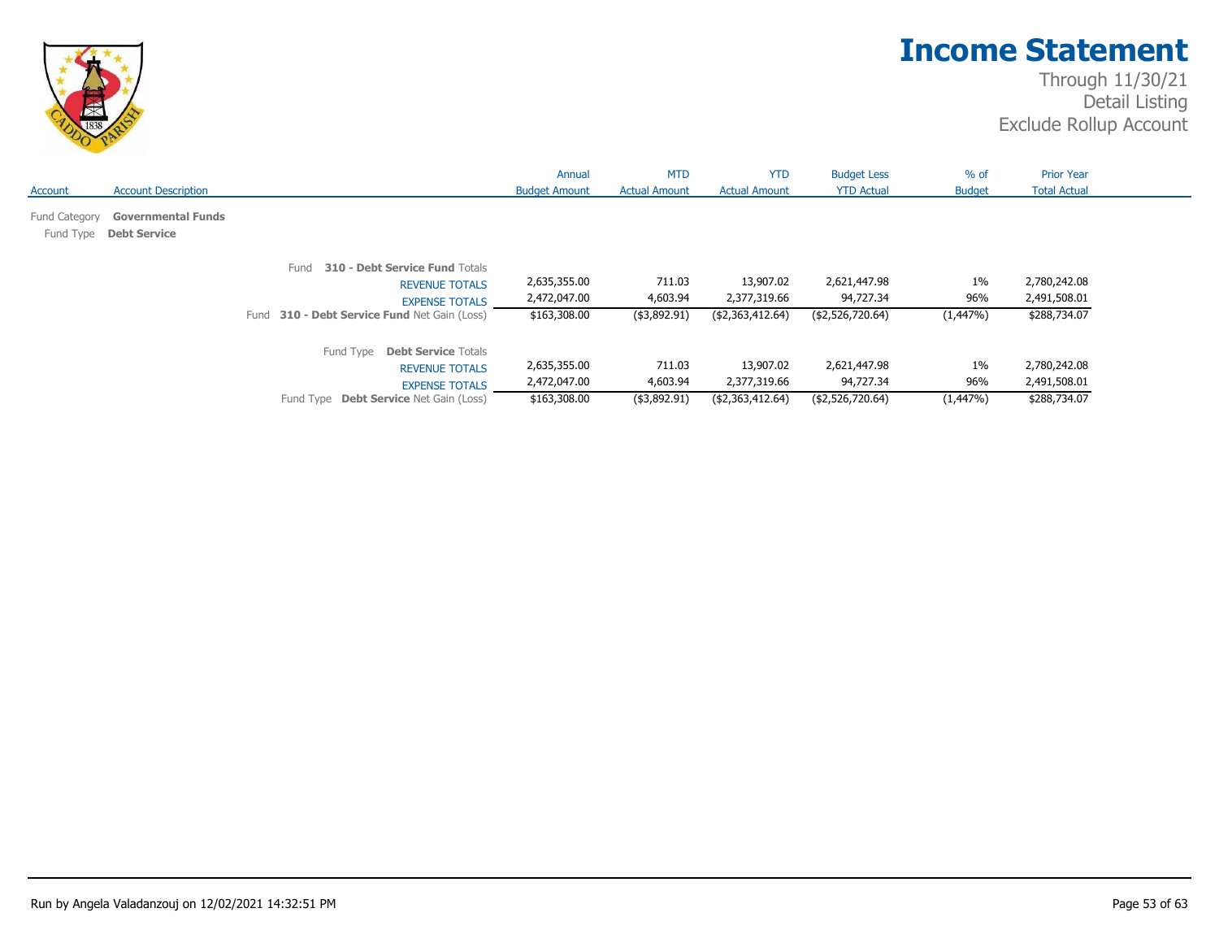# Income Statement

Through 11/30/21
Detail Listing
Exclude Rollup Account

| Account | Account Description | Annual Budget Amount | MTD Actual Amount | YTD Actual Amount | Budget Less YTD Actual | % of Budget | Prior Year Total Actual |
|---|---|---|---|---|---|---|---|
| Fund Category | **Governmental Funds** | | | | | | |
| Fund Type | **Debt Service** | | | | | | |
| | Fund **310 - Debt Service Fund** Totals | | | | | | |
| | REVENUE TOTALS | 2,635,355.00 | 711.03 | 13,907.02 | 2,621,447.98 | 1% | 2,780,242.08 |
| | EXPENSE TOTALS | 2,472,047.00 | 4,603.94 | 2,377,319.66 | 94,727.34 | 96% | 2,491,508.01 |
| | Fund **310 - Debt Service Fund** Net Gain (Loss) | $163,308.00 | ($3,892.91) | ($2,363,412.64) | ($2,526,720.64) | (1,447%) | $288,734.07 |
| | Fund Type **Debt Service** Totals | | | | | | |
| | REVENUE TOTALS | 2,635,355.00 | 711.03 | 13,907.02 | 2,621,447.98 | 1% | 2,780,242.08 |
| | EXPENSE TOTALS | 2,472,047.00 | 4,603.94 | 2,377,319.66 | 94,727.34 | 96% | 2,491,508.01 |
| | Fund Type **Debt Service** Net Gain (Loss) | $163,308.00 | ($3,892.91) | ($2,363,412.64) | ($2,526,720.64) | (1,447%) | $288,734.07 |

Run by Angela Valadanzouj on 12/02/2021 14:32:51 PM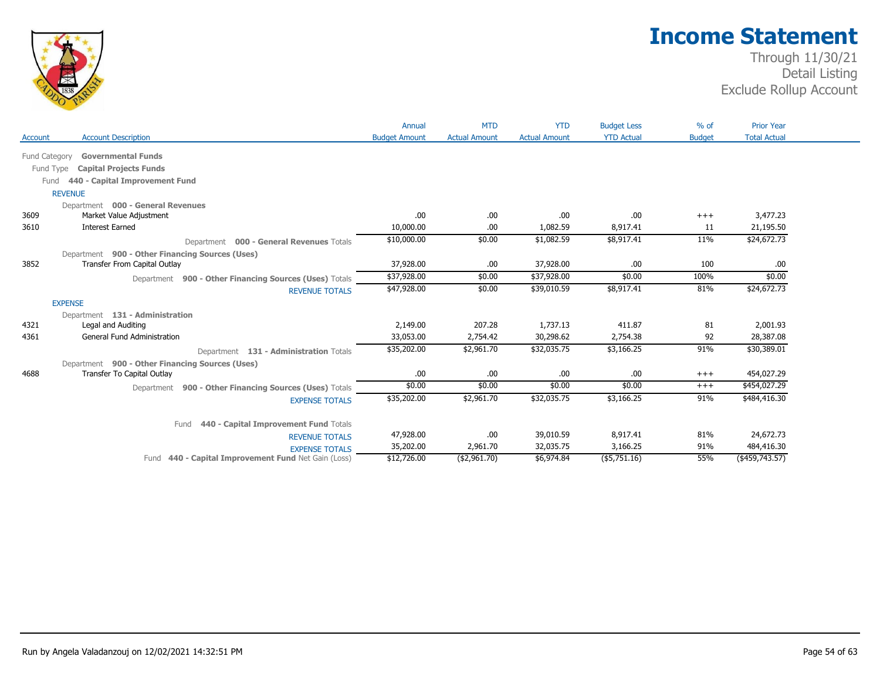# Income Statement

Through 11/30/21
Detail Listing
Exclude Rollup Account

| Account | Account Description | Annual Budget Amount | MTD Actual Amount | YTD Actual Amount | Budget Less YTD Actual | % of Budget | Prior Year Total Actual |
|---|---|---|---|---|---|---|---|
| Fund Category | **Governmental Funds** | | | | | | |
| Fund Type | **Capital Projects Funds** | | | | | | |
| Fund | **440 - Capital Improvement Fund** | | | | | | |
| | REVENUE | | | | | | |
| | Department **000 - General Revenues** | | | | | | |
| 3609 | Market Value Adjustment | .00 | .00 | .00 | .00 | +++ | 3,477.23 |
| 3610 | Interest Earned | 10,000.00 | .00 | 1,082.59 | 8,917.41 | 11 | 21,195.50 |
| | Department **000 - General Revenues** Totals | $10,000.00 | $0.00 | $1,082.59 | $8,917.41 | 11% | $24,672.73 |
| | Department **900 - Other Financing Sources (Uses)** | | | | | | |
| 3852 | Transfer From Capital Outlay | 37,928.00 | .00 | 37,928.00 | .00 | 100 | .00 |
| | Department **900 - Other Financing Sources (Uses)** Totals | $37,928.00 | $0.00 | $37,928.00 | $0.00 | 100% | $0.00 |
| | REVENUE TOTALS | $47,928.00 | $0.00 | $39,010.59 | $8,917.41 | 81% | $24,672.73 |
| | EXPENSE | | | | | | |
| | Department **131 - Administration** | | | | | | |
| 4321 | Legal and Auditing | 2,149.00 | 207.28 | 1,737.13 | 411.87 | 81 | 2,001.93 |
| 4361 | General Fund Administration | 33,053.00 | 2,754.42 | 30,298.62 | 2,754.38 | 92 | 28,387.08 |
| | Department **131 - Administration** Totals | $35,202.00 | $2,961.70 | $32,035.75 | $3,166.25 | 91% | $30,389.01 |
| | Department **900 - Other Financing Sources (Uses)** | | | | | | |
| 4688 | Transfer To Capital Outlay | .00 | .00 | .00 | .00 | +++ | 454,027.29 |
| | Department **900 - Other Financing Sources (Uses)** Totals | $0.00 | $0.00 | $0.00 | $0.00 | +++ | $454,027.29 |
| | EXPENSE TOTALS | $35,202.00 | $2,961.70 | $32,035.75 | $3,166.25 | 91% | $484,416.30 |
| | Fund **440 - Capital Improvement Fund** Totals | | | | | | |
| | REVENUE TOTALS | 47,928.00 | .00 | 39,010.59 | 8,917.41 | 81% | 24,672.73 |
| | EXPENSE TOTALS | 35,202.00 | 2,961.70 | 32,035.75 | 3,166.25 | 91% | 484,416.30 |
| | Fund **440 - Capital Improvement Fund** Net Gain (Loss) | $12,726.00 | ($2,961.70) | $6,974.84 | ($5,751.16) | 55% | ($459,743.57) |

Run by Angela Valadanzouj on 12/02/2021 14:32:51 PM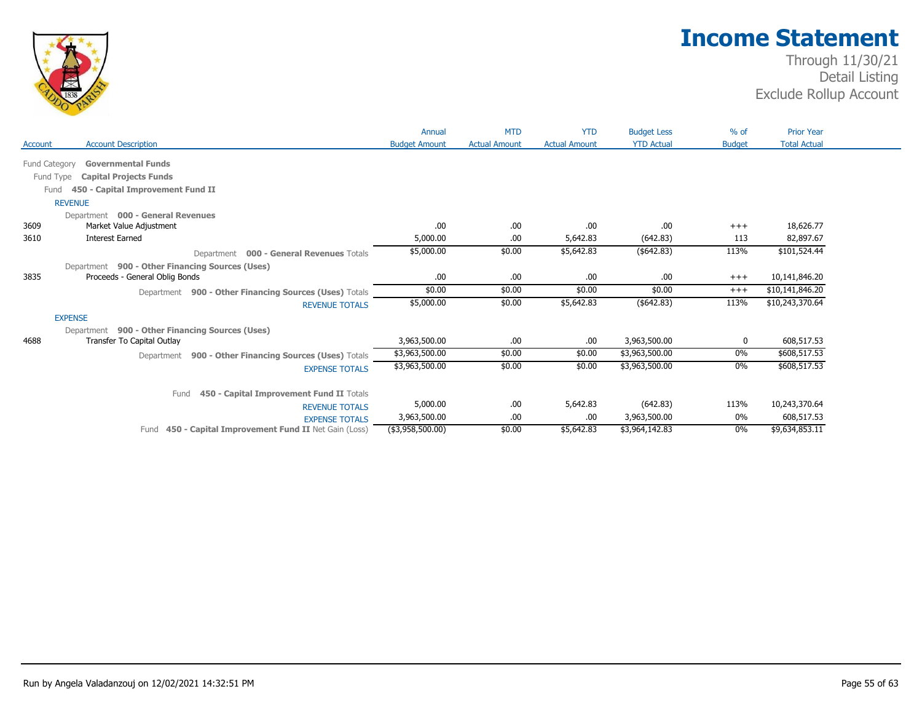# Income Statement

Through 11/30/21
Detail Listing
Exclude Rollup Account

| Account | Account Description | Annual Budget Amount | MTD Actual Amount | YTD Actual Amount | Budget Less YTD Actual | % of Budget | Prior Year Total Actual |
|---|---|---|---|---|---|---|---|
| Fund Category | **Governmental Funds** | | | | | | |
| Fund Type | **Capital Projects Funds** | | | | | | |
| Fund | **450 - Capital Improvement Fund II** | | | | | | |
| REVENUE | | | | | | | |
| | Department **000 - General Revenues** | | | | | | |
| 3609 | Market Value Adjustment | .00 | .00 | .00 | .00 | +++ | 18,626.77 |
| 3610 | Interest Earned | 5,000.00 | .00 | 5,642.83 | (642.83) | 113 | 82,897.67 |
| | Department **000 - General Revenues** Totals | $5,000.00 | $0.00 | $5,642.83 | ($642.83) | 113% | $101,524.44 |
| | Department **900 - Other Financing Sources (Uses)** | | | | | | |
| 3835 | Proceeds - General Oblig Bonds | .00 | .00 | .00 | .00 | +++ | 10,141,846.20 |
| | Department **900 - Other Financing Sources (Uses)** Totals | $0.00 | $0.00 | $0.00 | $0.00 | +++ | $10,141,846.20 |
| | REVENUE TOTALS | $5,000.00 | $0.00 | $5,642.83 | ($642.83) | 113% | $10,243,370.64 |
| EXPENSE | | | | | | | |
| | Department **900 - Other Financing Sources (Uses)** | | | | | | |
| 4688 | Transfer To Capital Outlay | 3,963,500.00 | .00 | .00 | 3,963,500.00 | 0 | 608,517.53 |
| | Department **900 - Other Financing Sources (Uses)** Totals | $3,963,500.00 | $0.00 | $0.00 | $3,963,500.00 | 0% | $608,517.53 |
| | EXPENSE TOTALS | $3,963,500.00 | $0.00 | $0.00 | $3,963,500.00 | 0% | $608,517.53 |
| | Fund **450 - Capital Improvement Fund II** Totals | | | | | | |
| | REVENUE TOTALS | 5,000.00 | .00 | 5,642.83 | (642.83) | 113% | 10,243,370.64 |
| | EXPENSE TOTALS | 3,963,500.00 | .00 | .00 | 3,963,500.00 | 0% | 608,517.53 |
| | Fund **450 - Capital Improvement Fund II** Net Gain (Loss) | ($3,958,500.00) | $0.00 | $5,642.83 | $3,964,142.83 | 0% | $9,634,853.11 |

Run by Angela Valadanzouj on 12/02/2021 14:32:51 PM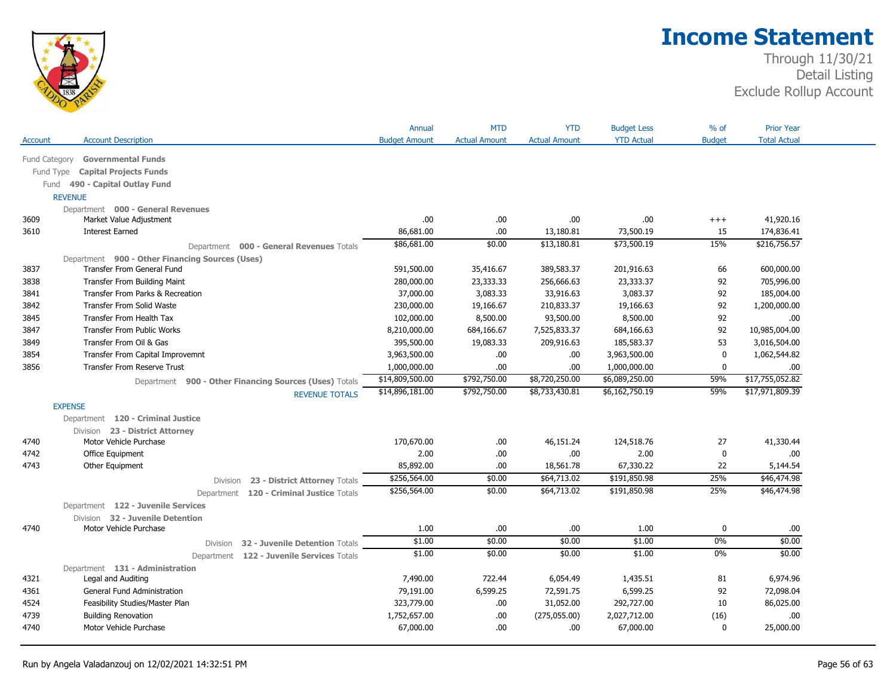# Income Statement

Through 11/30/21
Detail Listing
Exclude Rollup Account

| Account | Account Description | Annual Budget Amount | MTD Actual Amount | YTD Actual Amount | Budget Less YTD Actual | % of Budget | Prior Year Total Actual |
|---|---|---|---|---|---|---|---|
| | **Fund Category Governmental Funds** | | | | | | |
| | **Fund Type Capital Projects Funds** | | | | | | |
| | **Fund 490 - Capital Outlay Fund** | | | | | | |
| | **REVENUE** | | | | | | |
| | **Department 000 - General Revenues** | | | | | | |
| 3609 | Market Value Adjustment | .00 | .00 | .00 | .00 | +++ | 41,920.16 |
| 3610 | Interest Earned | 86,681.00 | .00 | 13,180.81 | 73,500.19 | 15 | 174,836.41 |
| | Department 000 - General Revenues Totals | $86,681.00 | $0.00 | $13,180.81 | $73,500.19 | 15% | $216,756.57 |
| | **Department 900 - Other Financing Sources (Uses)** | | | | | | |
| 3837 | Transfer From General Fund | 591,500.00 | 35,416.67 | 389,583.37 | 201,916.63 | 66 | 600,000.00 |
| 3838 | Transfer From Building Maint | 280,000.00 | 23,333.33 | 256,666.63 | 23,333.37 | 92 | 705,996.00 |
| 3841 | Transfer From Parks & Recreation | 37,000.00 | 3,083.33 | 33,916.63 | 3,083.37 | 92 | 185,004.00 |
| 3842 | Transfer From Solid Waste | 230,000.00 | 19,166.67 | 210,833.37 | 19,166.63 | 92 | 1,200,000.00 |
| 3845 | Transfer From Health Tax | 102,000.00 | 8,500.00 | 93,500.00 | 8,500.00 | 92 | .00 |
| 3847 | Transfer From Public Works | 8,210,000.00 | 684,166.67 | 7,525,833.37 | 684,166.63 | 92 | 10,985,004.00 |
| 3849 | Transfer From Oil & Gas | 395,500.00 | 19,083.33 | 209,916.63 | 185,583.37 | 53 | 3,016,504.00 |
| 3854 | Transfer From Capital Improvemnt | 3,963,500.00 | .00 | .00 | 3,963,500.00 | 0 | 1,062,544.82 |
| 3856 | Transfer From Reserve Trust | 1,000,000.00 | .00 | .00 | 1,000,000.00 | 0 | .00 |
| | Department 900 - Other Financing Sources (Uses) Totals | $14,809,500.00 | $792,750.00 | $8,720,250.00 | $6,089,250.00 | 59% | $17,755,052.82 |
| | REVENUE TOTALS | $14,896,181.00 | $792,750.00 | $8,733,430.81 | $6,162,750.19 | 59% | $17,971,809.39 |
| | **EXPENSE** | | | | | | |
| | **Department 120 - Criminal Justice** | | | | | | |
| | **Division 23 - District Attorney** | | | | | | |
| 4740 | Motor Vehicle Purchase | 170,670.00 | .00 | 46,151.24 | 124,518.76 | 27 | 41,330.44 |
| 4742 | Office Equipment | 2.00 | .00 | .00 | 2.00 | 0 | .00 |
| 4743 | Other Equipment | 85,892.00 | .00 | 18,561.78 | 67,330.22 | 22 | 5,144.54 |
| | Division 23 - District Attorney Totals | $256,564.00 | $0.00 | $64,713.02 | $191,850.98 | 25% | $46,474.98 |
| | Department 120 - Criminal Justice Totals | $256,564.00 | $0.00 | $64,713.02 | $191,850.98 | 25% | $46,474.98 |
| | **Department 122 - Juvenile Services** | | | | | | |
| | **Division 32 - Juvenile Detention** | | | | | | |
| 4740 | Motor Vehicle Purchase | 1.00 | .00 | .00 | 1.00 | 0 | .00 |
| | Division 32 - Juvenile Detention Totals | $1.00 | $0.00 | $0.00 | $1.00 | 0% | $0.00 |
| | Department 122 - Juvenile Services Totals | $1.00 | $0.00 | $0.00 | $1.00 | 0% | $0.00 |
| | **Department 131 - Administration** | | | | | | |
| 4321 | Legal and Auditing | 7,490.00 | 722.44 | 6,054.49 | 1,435.51 | 81 | 6,974.96 |
| 4361 | General Fund Administration | 79,191.00 | 6,599.25 | 72,591.75 | 6,599.25 | 92 | 72,098.04 |
| 4524 | Feasibility Studies/Master Plan | 323,779.00 | .00 | 31,052.00 | 292,727.00 | 10 | 86,025.00 |
| 4739 | Building Renovation | 1,752,657.00 | .00 | (275,055.00) | 2,027,712.00 | (16) | .00 |
| 4740 | Motor Vehicle Purchase | 67,000.00 | .00 | .00 | 67,000.00 | 0 | 25,000.00 |

Run by Angela Valadanzouj on 12/02/2021 14:32:51 PM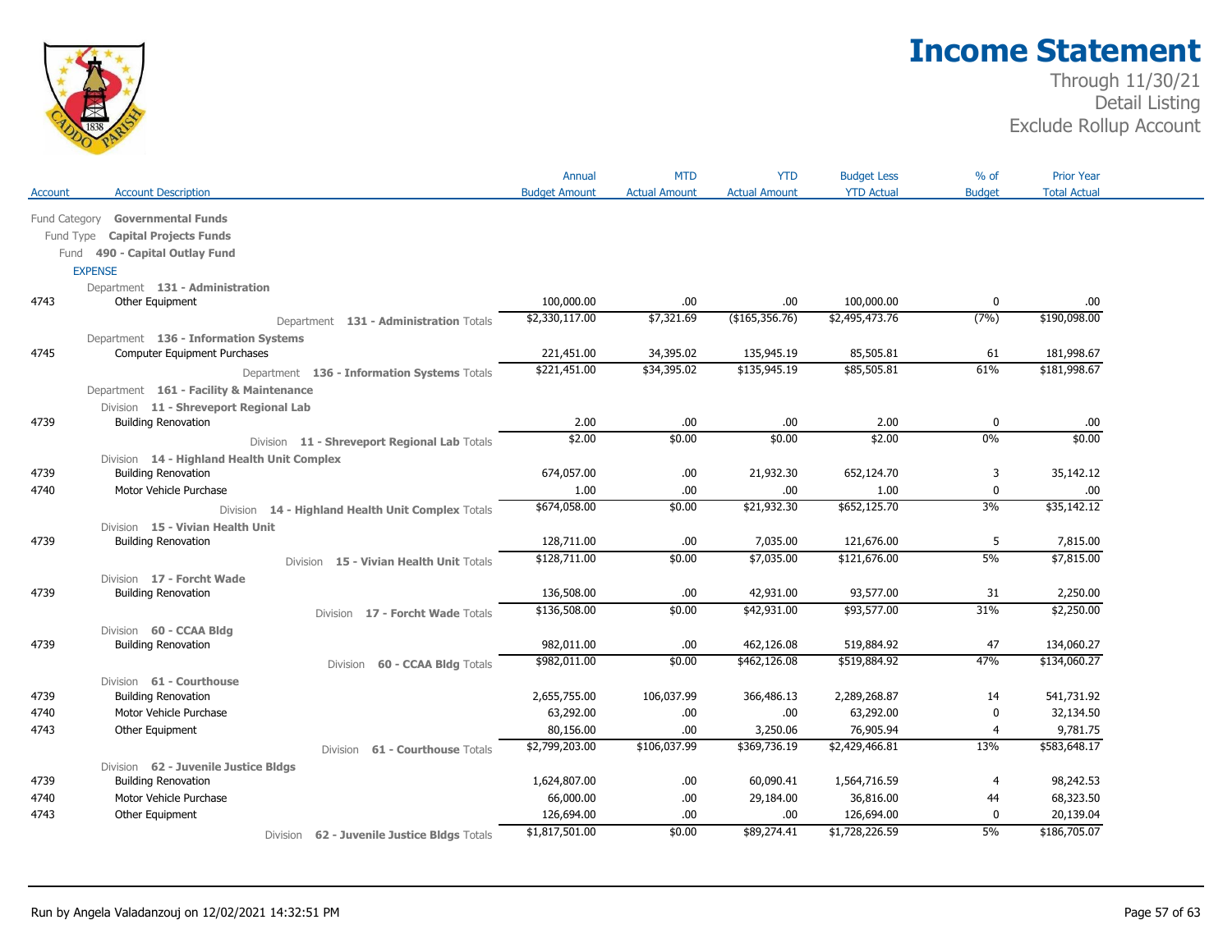# Income Statement

Through 11/30/21
Detail Listing
Exclude Rollup Account

| Account | Account Description | Annual Budget Amount | MTD Actual Amount | YTD Actual Amount | Budget Less YTD Actual | % of Budget | Prior Year Total Actual |
|---|---|---|---|---|---|---|---|
| | Fund Category **Governmental Funds** | | | | | | |
| | Fund Type **Capital Projects Funds** | | | | | | |
| | Fund **490 - Capital Outlay Fund** | | | | | | |
| | EXPENSE | | | | | | |
| | Department **131 - Administration** | | | | | | |
| 4743 | Other Equipment | 100,000.00 | .00 | .00 | 100,000.00 | 0 | .00 |
| | Department **131 - Administration** Totals | $2,330,117.00 | $7,321.69 | ($165,356.76) | $2,495,473.76 | (7%) | $190,098.00 |
| | Department **136 - Information Systems** | | | | | | |
| 4745 | Computer Equipment Purchases | 221,451.00 | 34,395.02 | 135,945.19 | 85,505.81 | 61 | 181,998.67 |
| | Department **136 - Information Systems** Totals | $221,451.00 | $34,395.02 | $135,945.19 | $85,505.81 | 61% | $181,998.67 |
| | Department **161 - Facility & Maintenance** | | | | | | |
| | Division **11 - Shreveport Regional Lab** | | | | | | |
| 4739 | Building Renovation | 2.00 | .00 | .00 | 2.00 | 0 | .00 |
| | Division **11 - Shreveport Regional Lab** Totals | $2.00 | $0.00 | $0.00 | $2.00 | 0% | $0.00 |
| | Division **14 - Highland Health Unit Complex** | | | | | | |
| 4739 | Building Renovation | 674,057.00 | .00 | 21,932.30 | 652,124.70 | 3 | 35,142.12 |
| 4740 | Motor Vehicle Purchase | 1.00 | .00 | .00 | 1.00 | 0 | .00 |
| | Division **14 - Highland Health Unit Complex** Totals | $674,058.00 | $0.00 | $21,932.30 | $652,125.70 | 3% | $35,142.12 |
| | Division **15 - Vivian Health Unit** | | | | | | |
| 4739 | Building Renovation | 128,711.00 | .00 | 7,035.00 | 121,676.00 | 5 | 7,815.00 |
| | Division **15 - Vivian Health Unit** Totals | $128,711.00 | $0.00 | $7,035.00 | $121,676.00 | 5% | $7,815.00 |
| | Division **17 - Forcht Wade** | | | | | | |
| 4739 | Building Renovation | 136,508.00 | .00 | 42,931.00 | 93,577.00 | 31 | 2,250.00 |
| | Division **17 - Forcht Wade** Totals | $136,508.00 | $0.00 | $42,931.00 | $93,577.00 | 31% | $2,250.00 |
| | Division **60 - CCAA Bldg** | | | | | | |
| 4739 | Building Renovation | 982,011.00 | .00 | 462,126.08 | 519,884.92 | 47 | 134,060.27 |
| | Division **60 - CCAA Bldg** Totals | $982,011.00 | $0.00 | $462,126.08 | $519,884.92 | 47% | $134,060.27 |
| | Division **61 - Courthouse** | | | | | | |
| 4739 | Building Renovation | 2,655,755.00 | 106,037.99 | 366,486.13 | 2,289,268.87 | 14 | 541,731.92 |
| 4740 | Motor Vehicle Purchase | 63,292.00 | .00 | .00 | 63,292.00 | 0 | 32,134.50 |
| 4743 | Other Equipment | 80,156.00 | .00 | 3,250.06 | 76,905.94 | 4 | 9,781.75 |
| | Division **61 - Courthouse** Totals | $2,799,203.00 | $106,037.99 | $369,736.19 | $2,429,466.81 | 13% | $583,648.17 |
| | Division **62 - Juvenile Justice Bldgs** | | | | | | |
| 4739 | Building Renovation | 1,624,807.00 | .00 | 60,090.41 | 1,564,716.59 | 4 | 98,242.53 |
| 4740 | Motor Vehicle Purchase | 66,000.00 | .00 | 29,184.00 | 36,816.00 | 44 | 68,323.50 |
| 4743 | Other Equipment | 126,694.00 | .00 | .00 | 126,694.00 | 0 | 20,139.04 |
| | Division **62 - Juvenile Justice Bldgs** Totals | $1,817,501.00 | $0.00 | $89,274.41 | $1,728,226.59 | 5% | $186,705.07 |

Run by Angela Valadanzouj on 12/02/2021 14:32:51 PM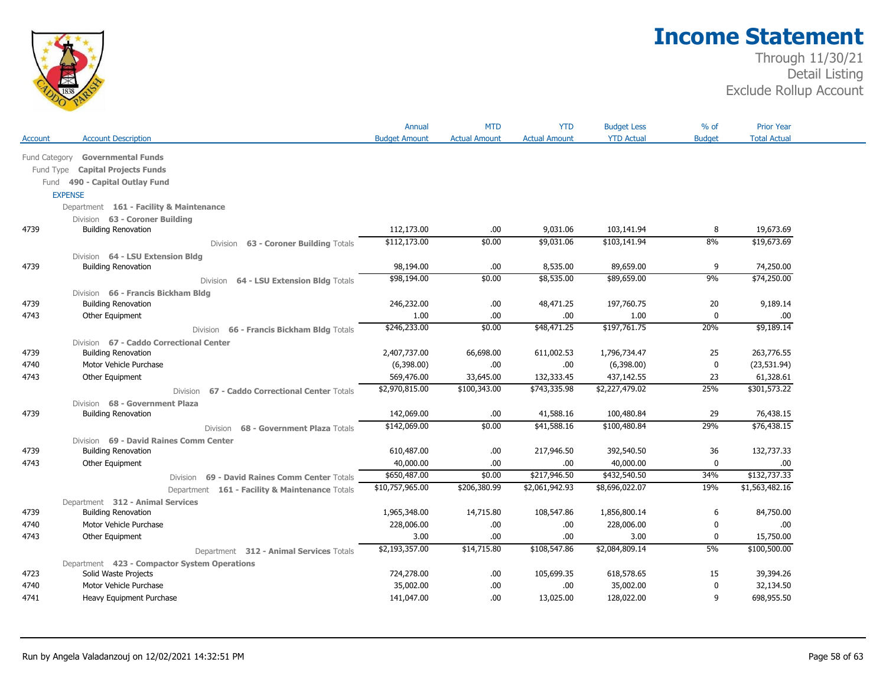# Income Statement

Through 11/30/21
Detail Listing
Exclude Rollup Account

| Account | Account Description | Annual Budget Amount | MTD Actual Amount | YTD Actual Amount | Budget Less YTD Actual | % of Budget | Prior Year Total Actual |
|---|---|---|---|---|---|---|---|
| Fund Category | **Governmental Funds** | | | | | | |
| Fund Type | **Capital Projects Funds** | | | | | | |
| Fund | **490 - Capital Outlay Fund** | | | | | | |
| | EXPENSE | | | | | | |
| | Department **161 - Facility & Maintenance** | | | | | | |
| | Division **63 - Coroner Building** | | | | | | |
| 4739 | Building Renovation | 112,173.00 | .00 | 9,031.06 | 103,141.94 | 8 | 19,673.69 |
| | Division **63 - Coroner Building** Totals | $112,173.00 | $0.00 | $9,031.06 | $103,141.94 | 8% | $19,673.69 |
| | Division **64 - LSU Extension Bldg** | | | | | | |
| 4739 | Building Renovation | 98,194.00 | .00 | 8,535.00 | 89,659.00 | 9 | 74,250.00 |
| | Division **64 - LSU Extension Bldg** Totals | $98,194.00 | $0.00 | $8,535.00 | $89,659.00 | 9% | $74,250.00 |
| | Division **66 - Francis Bickham Bldg** | | | | | | |
| 4739 | Building Renovation | 246,232.00 | .00 | 48,471.25 | 197,760.75 | 20 | 9,189.14 |
| 4743 | Other Equipment | 1.00 | .00 | .00 | 1.00 | 0 | .00 |
| | Division **66 - Francis Bickham Bldg** Totals | $246,233.00 | $0.00 | $48,471.25 | $197,761.75 | 20% | $9,189.14 |
| | Division **67 - Caddo Correctional Center** | | | | | | |
| 4739 | Building Renovation | 2,407,737.00 | 66,698.00 | 611,002.53 | 1,796,734.47 | 25 | 263,776.55 |
| 4740 | Motor Vehicle Purchase | (6,398.00) | .00 | .00 | (6,398.00) | 0 | (23,531.94) |
| 4743 | Other Equipment | 569,476.00 | 33,645.00 | 132,333.45 | 437,142.55 | 23 | 61,328.61 |
| | Division **67 - Caddo Correctional Center** Totals | $2,970,815.00 | $100,343.00 | $743,335.98 | $2,227,479.02 | 25% | $301,573.22 |
| | Division **68 - Government Plaza** | | | | | | |
| 4739 | Building Renovation | 142,069.00 | .00 | 41,588.16 | 100,480.84 | 29 | 76,438.15 |
| | Division **68 - Government Plaza** Totals | $142,069.00 | $0.00 | $41,588.16 | $100,480.84 | 29% | $76,438.15 |
| | Division **69 - David Raines Comm Center** | | | | | | |
| 4739 | Building Renovation | 610,487.00 | .00 | 217,946.50 | 392,540.50 | 36 | 132,737.33 |
| 4743 | Other Equipment | 40,000.00 | .00 | .00 | 40,000.00 | 0 | .00 |
| | Division **69 - David Raines Comm Center** Totals | $650,487.00 | $0.00 | $217,946.50 | $432,540.50 | 34% | $132,737.33 |
| | Department **161 - Facility & Maintenance** Totals | $10,757,965.00 | $206,380.99 | $2,061,942.93 | $8,696,022.07 | 19% | $1,563,482.16 |
| | Department **312 - Animal Services** | | | | | | |
| 4739 | Building Renovation | 1,965,348.00 | 14,715.80 | 108,547.86 | 1,856,800.14 | 6 | 84,750.00 |
| 4740 | Motor Vehicle Purchase | 228,006.00 | .00 | .00 | 228,006.00 | 0 | .00 |
| 4743 | Other Equipment | 3.00 | .00 | .00 | 3.00 | 0 | 15,750.00 |
| | Department **312 - Animal Services** Totals | $2,193,357.00 | $14,715.80 | $108,547.86 | $2,084,809.14 | 5% | $100,500.00 |
| | Department **423 - Compactor System Operations** | | | | | | |
| 4723 | Solid Waste Projects | 724,278.00 | .00 | 105,699.35 | 618,578.65 | 15 | 39,394.26 |
| 4740 | Motor Vehicle Purchase | 35,002.00 | .00 | .00 | 35,002.00 | 0 | 32,134.50 |
| 4741 | Heavy Equipment Purchase | 141,047.00 | .00 | 13,025.00 | 128,022.00 | 9 | 698,955.50 |

Run by Angela Valadanzouj on 12/02/2021 14:32:51 PM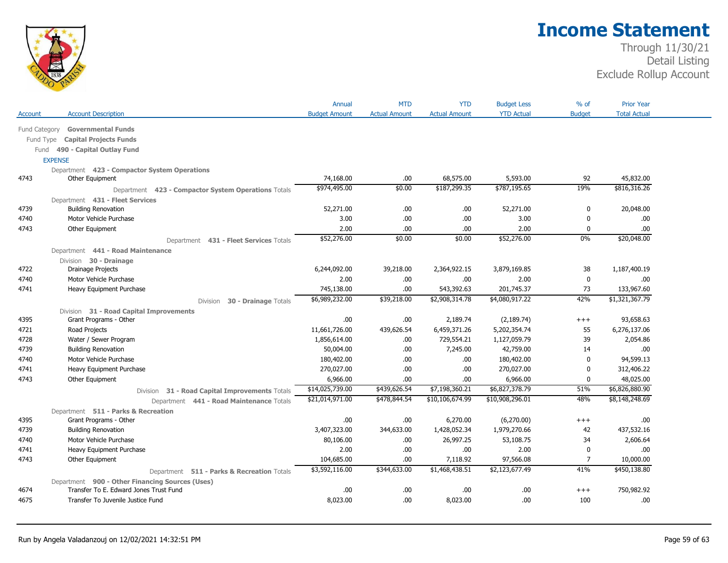# Income Statement

Through 11/30/21
Detail Listing
Exclude Rollup Account

| Account | Account Description | Annual Budget Amount | MTD Actual Amount | YTD Actual Amount | Budget Less YTD Actual | % of Budget | Prior Year Total Actual |
|---|---|---|---|---|---|---|---|
| Fund Category | **Governmental Funds** | | | | | | |
| Fund Type | **Capital Projects Funds** | | | | | | |
| Fund | **490 - Capital Outlay Fund** | | | | | | |
| | **EXPENSE** | | | | | | |
| | Department **423 - Compactor System Operations** | | | | | | |
| 4743 | Other Equipment | 74,168.00 | .00 | 68,575.00 | 5,593.00 | 92 | 45,832.00 |
| | Department **423 - Compactor System Operations** Totals | $974,495.00 | $0.00 | $187,299.35 | $787,195.65 | 19% | $816,316.26 |
| | Department **431 - Fleet Services** | | | | | | |
| 4739 | Building Renovation | 52,271.00 | .00 | .00 | 52,271.00 | 0 | 20,048.00 |
| 4740 | Motor Vehicle Purchase | 3.00 | .00 | .00 | 3.00 | 0 | .00 |
| 4743 | Other Equipment | 2.00 | .00 | .00 | 2.00 | 0 | .00 |
| | Department **431 - Fleet Services** Totals | $52,276.00 | $0.00 | $0.00 | $52,276.00 | 0% | $20,048.00 |
| | Department **441 - Road Maintenance** | | | | | | |
| | Division **30 - Drainage** | | | | | | |
| 4722 | Drainage Projects | 6,244,092.00 | 39,218.00 | 2,364,922.15 | 3,879,169.85 | 38 | 1,187,400.19 |
| 4740 | Motor Vehicle Purchase | 2.00 | .00 | .00 | 2.00 | 0 | .00 |
| 4741 | Heavy Equipment Purchase | 745,138.00 | .00 | 543,392.63 | 201,745.37 | 73 | 133,967.60 |
| | Division **30 - Drainage** Totals | $6,989,232.00 | $39,218.00 | $2,908,314.78 | $4,080,917.22 | 42% | $1,321,367.79 |
| | Division **31 - Road Capital Improvements** | | | | | | |
| 4395 | Grant Programs - Other | .00 | .00 | 2,189.74 | (2,189.74) | +++ | 93,658.63 |
| 4721 | Road Projects | 11,661,726.00 | 439,626.54 | 6,459,371.26 | 5,202,354.74 | 55 | 6,276,137.06 |
| 4728 | Water / Sewer Program | 1,856,614.00 | .00 | 729,554.21 | 1,127,059.79 | 39 | 2,054.86 |
| 4739 | Building Renovation | 50,004.00 | .00 | 7,245.00 | 42,759.00 | 14 | .00 |
| 4740 | Motor Vehicle Purchase | 180,402.00 | .00 | .00 | 180,402.00 | 0 | 94,599.13 |
| 4741 | Heavy Equipment Purchase | 270,027.00 | .00 | .00 | 270,027.00 | 0 | 312,406.22 |
| 4743 | Other Equipment | 6,966.00 | .00 | .00 | 6,966.00 | 0 | 48,025.00 |
| | Division **31 - Road Capital Improvements** Totals | $14,025,739.00 | $439,626.54 | $7,198,360.21 | $6,827,378.79 | 51% | $6,826,880.90 |
| | Department **441 - Road Maintenance** Totals | $21,014,971.00 | $478,844.54 | $10,106,674.99 | $10,908,296.01 | 48% | $8,148,248.69 |
| | Department **511 - Parks & Recreation** | | | | | | |
| 4395 | Grant Programs - Other | .00 | .00 | 6,270.00 | (6,270.00) | +++ | .00 |
| 4739 | Building Renovation | 3,407,323.00 | 344,633.00 | 1,428,052.34 | 1,979,270.66 | 42 | 437,532.16 |
| 4740 | Motor Vehicle Purchase | 80,106.00 | .00 | 26,997.25 | 53,108.75 | 34 | 2,606.64 |
| 4741 | Heavy Equipment Purchase | 2.00 | .00 | .00 | 2.00 | 0 | .00 |
| 4743 | Other Equipment | 104,685.00 | .00 | 7,118.92 | 97,566.08 | 7 | 10,000.00 |
| | Department **511 - Parks & Recreation** Totals | $3,592,116.00 | $344,633.00 | $1,468,438.51 | $2,123,677.49 | 41% | $450,138.80 |
| | Department **900 - Other Financing Sources (Uses)** | | | | | | |
| 4674 | Transfer To E. Edward Jones Trust Fund | .00 | .00 | .00 | .00 | +++ | 750,982.92 |
| 4675 | Transfer To Juvenile Justice Fund | 8,023.00 | .00 | 8,023.00 | .00 | 100 | .00 |

Run by Angela Valadanzouj on 12/02/2021 14:32:51 PM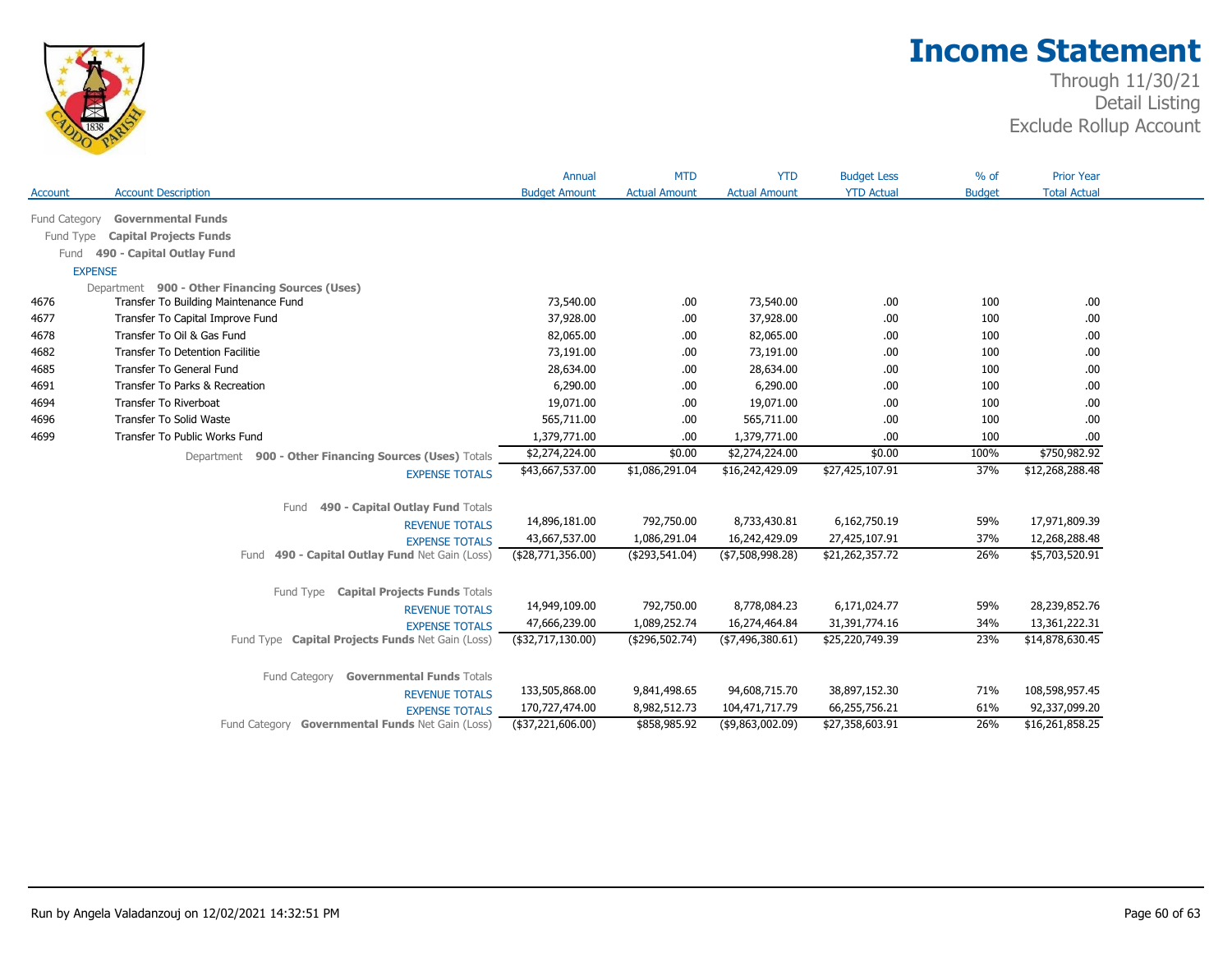# Income Statement

Through 11/30/21
Detail Listing
Exclude Rollup Account

| Account | Account Description | Annual Budget Amount | MTD Actual Amount | YTD Actual Amount | Budget Less YTD Actual | % of Budget | Prior Year Total Actual |
|---|---|---|---|---|---|---|---|
| Fund Category | **Governmental Funds** | | | | | | |
| Fund Type | **Capital Projects Funds** | | | | | | |
| Fund | **490 - Capital Outlay Fund** | | | | | | |
| EXPENSE | | | | | | | |
| Department | **900 - Other Financing Sources (Uses)** | | | | | | |
| 4676 | Transfer To Building Maintenance Fund | 73,540.00 | .00 | 73,540.00 | .00 | 100 | .00 |
| 4677 | Transfer To Capital Improve Fund | 37,928.00 | .00 | 37,928.00 | .00 | 100 | .00 |
| 4678 | Transfer To Oil & Gas Fund | 82,065.00 | .00 | 82,065.00 | .00 | 100 | .00 |
| 4682 | Transfer To Detention Facilitie | 73,191.00 | .00 | 73,191.00 | .00 | 100 | .00 |
| 4685 | Transfer To General Fund | 28,634.00 | .00 | 28,634.00 | .00 | 100 | .00 |
| 4691 | Transfer To Parks & Recreation | 6,290.00 | .00 | 6,290.00 | .00 | 100 | .00 |
| 4694 | Transfer To Riverboat | 19,071.00 | .00 | 19,071.00 | .00 | 100 | .00 |
| 4696 | Transfer To Solid Waste | 565,711.00 | .00 | 565,711.00 | .00 | 100 | .00 |
| 4699 | Transfer To Public Works Fund | 1,379,771.00 | .00 | 1,379,771.00 | .00 | 100 | .00 |
| | Department **900 - Other Financing Sources (Uses)** Totals | $2,274,224.00 | $0.00 | $2,274,224.00 | $0.00 | 100% | $750,982.92 |
| | EXPENSE TOTALS | $43,667,537.00 | $1,086,291.04 | $16,242,429.09 | $27,425,107.91 | 37% | $12,268,288.48 |
| | Fund **490 - Capital Outlay Fund** Totals | | | | | | |
| | REVENUE TOTALS | 14,896,181.00 | 792,750.00 | 8,733,430.81 | 6,162,750.19 | 59% | 17,971,809.39 |
| | EXPENSE TOTALS | 43,667,537.00 | 1,086,291.04 | 16,242,429.09 | 27,425,107.91 | 37% | 12,268,288.48 |
| | Fund **490 - Capital Outlay Fund** Net Gain (Loss) | ($28,771,356.00) | ($293,541.04) | ($7,508,998.28) | $21,262,357.72 | 26% | $5,703,520.91 |
| | Fund Type **Capital Projects Funds** Totals | | | | | | |
| | REVENUE TOTALS | 14,949,109.00 | 792,750.00 | 8,778,084.23 | 6,171,024.77 | 59% | 28,239,852.76 |
| | EXPENSE TOTALS | 47,666,239.00 | 1,089,252.74 | 16,274,464.84 | 31,391,774.16 | 34% | 13,361,222.31 |
| | Fund Type **Capital Projects Funds** Net Gain (Loss) | ($32,717,130.00) | ($296,502.74) | ($7,496,380.61) | $25,220,749.39 | 23% | $14,878,630.45 |
| | Fund Category **Governmental Funds** Totals | | | | | | |
| | REVENUE TOTALS | 133,505,868.00 | 9,841,498.65 | 94,608,715.70 | 38,897,152.30 | 71% | 108,598,957.45 |
| | EXPENSE TOTALS | 170,727,474.00 | 8,982,512.73 | 104,471,717.79 | 66,255,756.21 | 61% | 92,337,099.20 |
| | Fund Category **Governmental Funds** Net Gain (Loss) | ($37,221,606.00) | $858,985.92 | ($9,863,002.09) | $27,358,603.91 | 26% | $16,261,858.25 |

Run by Angela Valadanzouj on 12/02/2021 14:32:51 PM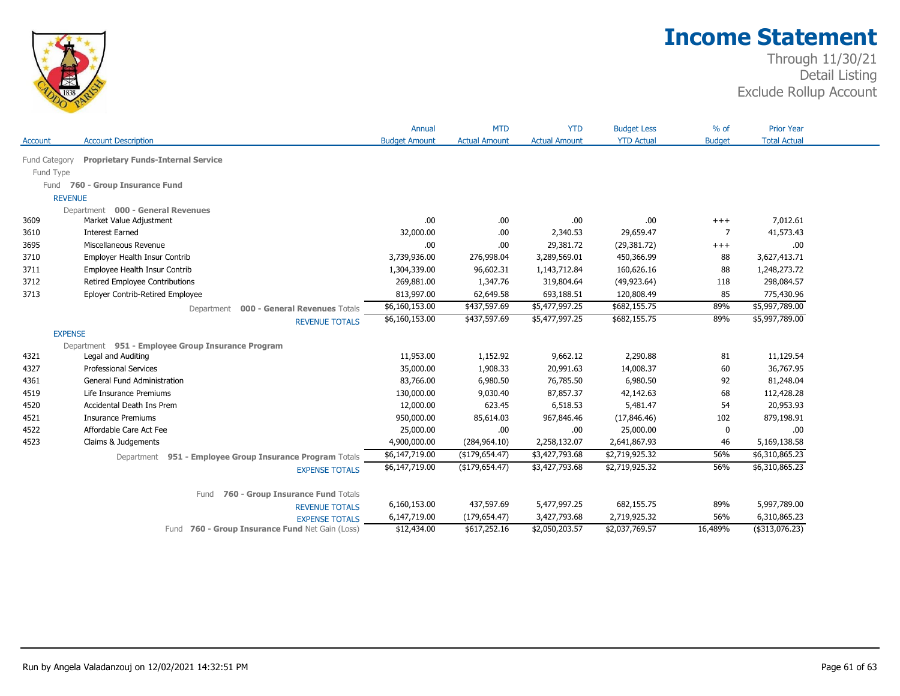# Income Statement

Through 11/30/21
Detail Listing
Exclude Rollup Account

| Account | Account Description | Annual Budget Amount | MTD Actual Amount | YTD Actual Amount | Budget Less YTD Actual | % of Budget | Prior Year Total Actual |
|---|---|---|---|---|---|---|---|
| Fund Category | **Proprietary Funds-Internal Service** | | | | | | |
| Fund Type | | | | | | | |
| Fund | **760 - Group Insurance Fund** | | | | | | |
| REVENUE | | | | | | | |
| | Department **000 - General Revenues** | | | | | | |
| 3609 | Market Value Adjustment | .00 | .00 | .00 | .00 | +++ | 7,012.61 |
| 3610 | Interest Earned | 32,000.00 | .00 | 2,340.53 | 29,659.47 | 7 | 41,573.43 |
| 3695 | Miscellaneous Revenue | .00 | .00 | 29,381.72 | (29,381.72) | +++ | .00 |
| 3710 | Employer Health Insur Contrib | 3,739,936.00 | 276,998.04 | 3,289,569.01 | 450,366.99 | 88 | 3,627,413.71 |
| 3711 | Employee Health Insur Contrib | 1,304,339.00 | 96,602.31 | 1,143,712.84 | 160,626.16 | 88 | 1,248,273.72 |
| 3712 | Retired Employee Contributions | 269,881.00 | 1,347.76 | 319,804.64 | (49,923.64) | 118 | 298,084.57 |
| 3713 | Eployer Contrib-Retired Employee | 813,997.00 | 62,649.58 | 693,188.51 | 120,808.49 | 85 | 775,430.96 |
| | Department **000 - General Revenues** Totals | $6,160,153.00 | $437,597.69 | $5,477,997.25 | $682,155.75 | 89% | $5,997,789.00 |
| | REVENUE TOTALS | $6,160,153.00 | $437,597.69 | $5,477,997.25 | $682,155.75 | 89% | $5,997,789.00 |
| EXPENSE | | | | | | | |
| | Department **951 - Employee Group Insurance Program** | | | | | | |
| 4321 | Legal and Auditing | 11,953.00 | 1,152.92 | 9,662.12 | 2,290.88 | 81 | 11,129.54 |
| 4327 | Professional Services | 35,000.00 | 1,908.33 | 20,991.63 | 14,008.37 | 60 | 36,767.95 |
| 4361 | General Fund Administration | 83,766.00 | 6,980.50 | 76,785.50 | 6,980.50 | 92 | 81,248.04 |
| 4519 | Life Insurance Premiums | 130,000.00 | 9,030.40 | 87,857.37 | 42,142.63 | 68 | 112,428.28 |
| 4520 | Accidental Death Ins Prem | 12,000.00 | 623.45 | 6,518.53 | 5,481.47 | 54 | 20,953.93 |
| 4521 | Insurance Premiums | 950,000.00 | 85,614.03 | 967,846.46 | (17,846.46) | 102 | 879,198.91 |
| 4522 | Affordable Care Act Fee | 25,000.00 | .00 | .00 | 25,000.00 | 0 | .00 |
| 4523 | Claims & Judgements | 4,900,000.00 | (284,964.10) | 2,258,132.07 | 2,641,867.93 | 46 | 5,169,138.58 |
| | Department **951 - Employee Group Insurance Program** Totals | $6,147,719.00 | ($179,654.47) | $3,427,793.68 | $2,719,925.32 | 56% | $6,310,865.23 |
| | EXPENSE TOTALS | $6,147,719.00 | ($179,654.47) | $3,427,793.68 | $2,719,925.32 | 56% | $6,310,865.23 |
| | Fund **760 - Group Insurance Fund** Totals | | | | | | |
| | REVENUE TOTALS | 6,160,153.00 | 437,597.69 | 5,477,997.25 | 682,155.75 | 89% | 5,997,789.00 |
| | EXPENSE TOTALS | 6,147,719.00 | (179,654.47) | 3,427,793.68 | 2,719,925.32 | 56% | 6,310,865.23 |
| | Fund **760 - Group Insurance Fund** Net Gain (Loss) | $12,434.00 | $617,252.16 | $2,050,203.57 | $2,037,769.57 | 16,489% | ($313,076.23) |

Run by Angela Valadanzouj on 12/02/2021 14:32:51 PM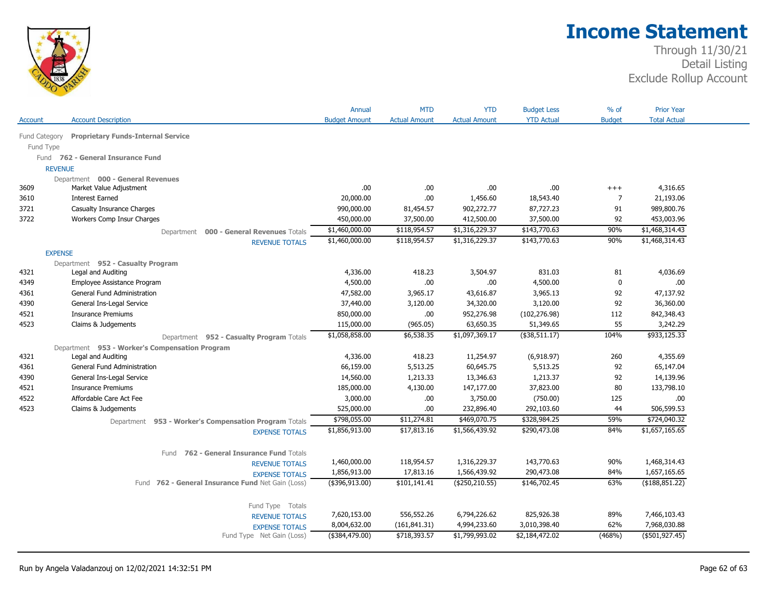# Income Statement

Through 11/30/21
Detail Listing
Exclude Rollup Account

| Account | Account Description | Annual Budget Amount | MTD Actual Amount | YTD Actual Amount | Budget Less YTD Actual | % of Budget | Prior Year Total Actual |
|---|---|---|---|---|---|---|---|
| Fund Category | **Proprietary Funds-Internal Service** | | | | | | |
| Fund Type | | | | | | | |
| Fund | **762 - General Insurance Fund** | | | | | | |
| REVENUE | | | | | | | |
| Department | **000 - General Revenues** | | | | | | |
| 3609 | Market Value Adjustment | .00 | .00 | .00 | .00 | +++ | 4,316.65 |
| 3610 | Interest Earned | 20,000.00 | .00 | 1,456.60 | 18,543.40 | 7 | 21,193.06 |
| 3721 | Casualty Insurance Charges | 990,000.00 | 81,454.57 | 902,272.77 | 87,727.23 | 91 | 989,800.76 |
| 3722 | Workers Comp Insur Charges | 450,000.00 | 37,500.00 | 412,500.00 | 37,500.00 | 92 | 453,003.96 |
| | Department **000 - General Revenues** Totals | $1,460,000.00 | $118,954.57 | $1,316,229.37 | $143,770.63 | 90% | $1,468,314.43 |
| | REVENUE TOTALS | $1,460,000.00 | $118,954.57 | $1,316,229.37 | $143,770.63 | 90% | $1,468,314.43 |
| EXPENSE | | | | | | | |
| Department | **952 - Casualty Program** | | | | | | |
| 4321 | Legal and Auditing | 4,336.00 | 418.23 | 3,504.97 | 831.03 | 81 | 4,036.69 |
| 4349 | Employee Assistance Program | 4,500.00 | .00 | .00 | 4,500.00 | 0 | .00 |
| 4361 | General Fund Administration | 47,582.00 | 3,965.17 | 43,616.87 | 3,965.13 | 92 | 47,137.92 |
| 4390 | General Ins-Legal Service | 37,440.00 | 3,120.00 | 34,320.00 | 3,120.00 | 92 | 36,360.00 |
| 4521 | Insurance Premiums | 850,000.00 | .00 | 952,276.98 | (102,276.98) | 112 | 842,348.43 |
| 4523 | Claims & Judgements | 115,000.00 | (965.05) | 63,650.35 | 51,349.65 | 55 | 3,242.29 |
| | Department **952 - Casualty Program** Totals | $1,058,858.00 | $6,538.35 | $1,097,369.17 | ($38,511.17) | 104% | $933,125.33 |
| Department | **953 - Worker's Compensation Program** | | | | | | |
| 4321 | Legal and Auditing | 4,336.00 | 418.23 | 11,254.97 | (6,918.97) | 260 | 4,355.69 |
| 4361 | General Fund Administration | 66,159.00 | 5,513.25 | 60,645.75 | 5,513.25 | 92 | 65,147.04 |
| 4390 | General Ins-Legal Service | 14,560.00 | 1,213.33 | 13,346.63 | 1,213.37 | 92 | 14,139.96 |
| 4521 | Insurance Premiums | 185,000.00 | 4,130.00 | 147,177.00 | 37,823.00 | 80 | 133,798.10 |
| 4522 | Affordable Care Act Fee | 3,000.00 | .00 | 3,750.00 | (750.00) | 125 | .00 |
| 4523 | Claims & Judgements | 525,000.00 | .00 | 232,896.40 | 292,103.60 | 44 | 506,599.53 |
| | Department **953 - Worker's Compensation Program** Totals | $798,055.00 | $11,274.81 | $469,070.75 | $328,984.25 | 59% | $724,040.32 |
| | EXPENSE TOTALS | $1,856,913.00 | $17,813.16 | $1,566,439.92 | $290,473.08 | 84% | $1,657,165.65 |
| | Fund **762 - General Insurance Fund** Totals | | | | | | |
| | REVENUE TOTALS | 1,460,000.00 | 118,954.57 | 1,316,229.37 | 143,770.63 | 90% | 1,468,314.43 |
| | EXPENSE TOTALS | 1,856,913.00 | 17,813.16 | 1,566,439.92 | 290,473.08 | 84% | 1,657,165.65 |
| | Fund **762 - General Insurance Fund** Net Gain (Loss) | ($396,913.00) | $101,141.41 | ($250,210.55) | $146,702.45 | 63% | ($188,851.22) |
| | Fund Type Totals | | | | | | |
| | REVENUE TOTALS | 7,620,153.00 | 556,552.26 | 6,794,226.62 | 825,926.38 | 89% | 7,466,103.43 |
| | EXPENSE TOTALS | 8,004,632.00 | (161,841.31) | 4,994,233.60 | 3,010,398.40 | 62% | 7,968,030.88 |
| | Fund Type Net Gain (Loss) | ($384,479.00) | $718,393.57 | $1,799,993.02 | $2,184,472.02 | (468%) | ($501,927.45) |

Run by Angela Valadanzouj on 12/02/2021 14:32:51 PM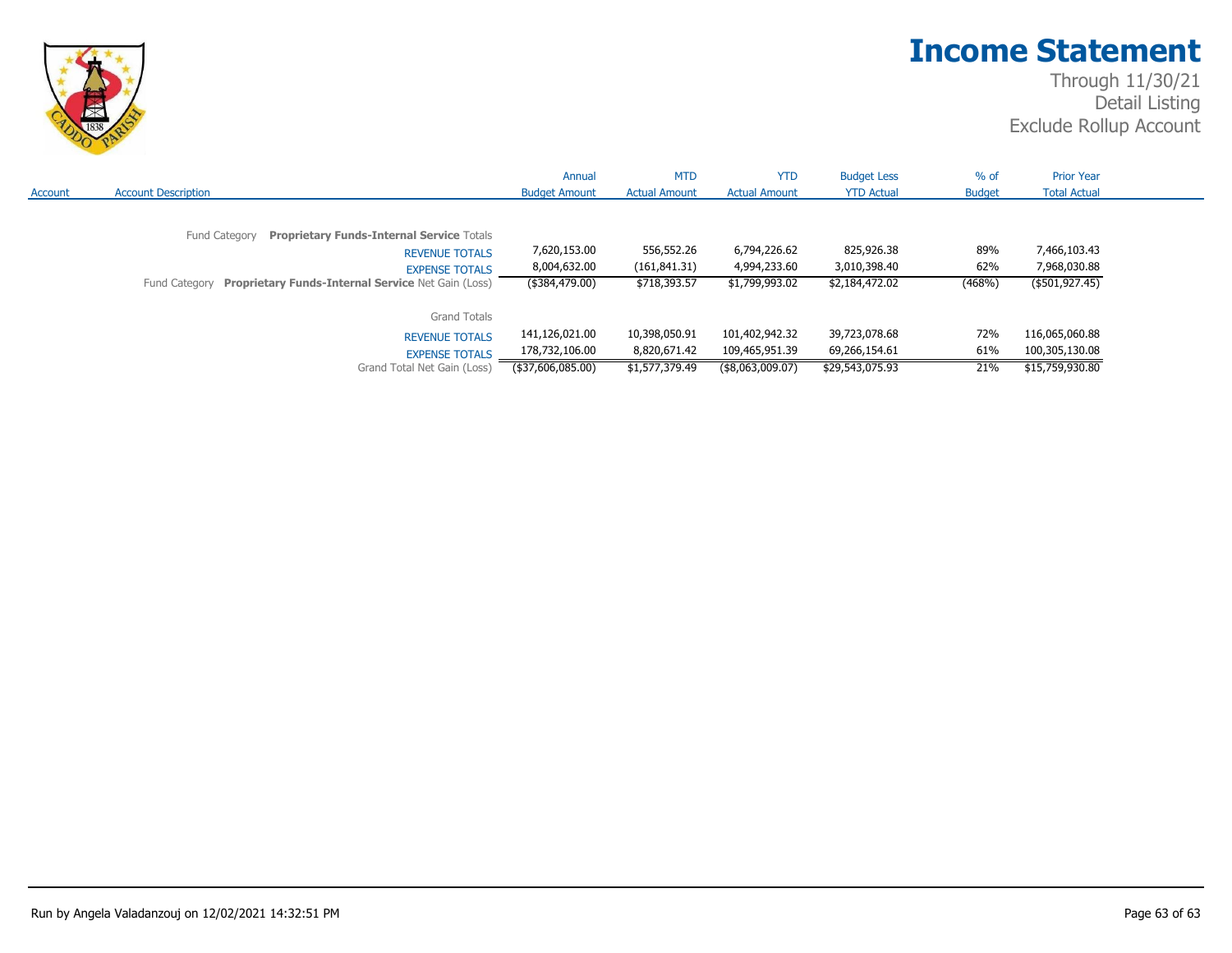# Income Statement

Through 11/30/21
Detail Listing
Exclude Rollup Account

| Account | Account Description | Annual Budget Amount | MTD Actual Amount | YTD Actual Amount | Budget Less YTD Actual | % of Budget | Prior Year Total Actual |
|---|---|---|---|---|---|---|---|
| | Fund Category **Proprietary Funds-Internal Service** Totals | | | | | | |
| | REVENUE TOTALS | 7,620,153.00 | 556,552.26 | 6,794,226.62 | 825,926.38 | 89% | 7,466,103.43 |
| | EXPENSE TOTALS | 8,004,632.00 | (161,841.31) | 4,994,233.60 | 3,010,398.40 | 62% | 7,968,030.88 |
| | Fund Category **Proprietary Funds-Internal Service** Net Gain (Loss) | ($384,479.00) | $718,393.57 | $1,799,993.02 | $2,184,472.02 | (468%) | ($501,927.45) |
| | Grand Totals | | | | | | |
| | REVENUE TOTALS | 141,126,021.00 | 10,398,050.91 | 101,402,942.32 | 39,723,078.68 | 72% | 116,065,060.88 |
| | EXPENSE TOTALS | 178,732,106.00 | 8,820,671.42 | 109,465,951.39 | 69,266,154.61 | 61% | 100,305,130.08 |
| | Grand Total Net Gain (Loss) | ($37,606,085.00) | $1,577,379.49 | ($8,063,009.07) | $29,543,075.93 | 21% | $15,759,930.80 |

Run by Angela Valadanzouj on 12/02/2021 14:32:51 PM